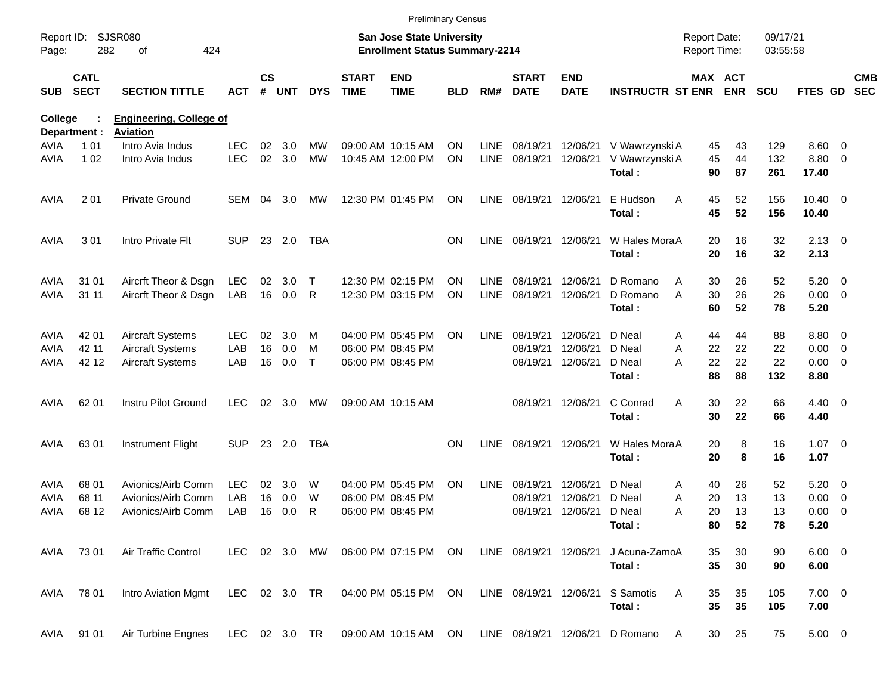Preliminary Census

Report ID: SJSR080
Page: 282 of 424

**San Jose State University**
**Enrollment Status Summary-2214**

Report Date: 09/17/21
Report Time: 03:55:58

**College : Engineering, College of**
**Department : Aviation**

| SUB | CATL SECT | SECTION TITTLE | ACT | CS # | UNT | DYS | START TIME | END TIME | BLD | RM# | START DATE | END DATE | INSTRUCTR | ST | MAX ENR | ACT ENR | SCU | FTES | GD | CMB SEC |
|---|---|---|---|---|---|---|---|---|---|---|---|---|---|---|---|---|---|---|---|---|
| AVIA | 1 01 | Intro Avia Indus | LEC | 02 | 3.0 | MW | 09:00 AM | 10:15 AM | ON | LINE | 08/19/21 | 12/06/21 | V Wawrzynski | A | 45 | 43 | 129 | 8.60 | 0 | |
| AVIA | 1 02 | Intro Avia Indus | LEC | 02 | 3.0 | MW | 10:45 AM | 12:00 PM | ON | LINE | 08/19/21 | 12/06/21 | V Wawrzynski | A | 45 | 44 | 132 | 8.80 | 0 | |
| | | | | | | | | | | | | | **Total :** | | **90** | **87** | **261** | **17.40** | | |
| AVIA | 2 01 | Private Ground | SEM | 04 | 3.0 | MW | 12:30 PM | 01:45 PM | ON | LINE | 08/19/21 | 12/06/21 | E Hudson | A | 45 | 52 | 156 | 10.40 | 0 | |
| | | | | | | | | | | | | | **Total :** | | **45** | **52** | **156** | **10.40** | | |
| AVIA | 3 01 | Intro Private Flt | SUP | 23 | 2.0 | TBA | | | ON | LINE | 08/19/21 | 12/06/21 | W Hales Mora | A | 20 | 16 | 32 | 2.13 | 0 | |
| | | | | | | | | | | | | | **Total :** | | **20** | **16** | **32** | **2.13** | | |
| AVIA | 31 01 | Aircrft Theor & Dsgn | LEC | 02 | 3.0 | T | 12:30 PM | 02:15 PM | ON | LINE | 08/19/21 | 12/06/21 | D Romano | A | 30 | 26 | 52 | 5.20 | 0 | |
| AVIA | 31 11 | Aircrft Theor & Dsgn | LAB | 16 | 0.0 | R | 12:30 PM | 03:15 PM | ON | LINE | 08/19/21 | 12/06/21 | D Romano | A | 30 | 26 | 26 | 0.00 | 0 | |
| | | | | | | | | | | | | | **Total :** | | **60** | **52** | **78** | **5.20** | | |
| AVIA | 42 01 | Aircraft Systems | LEC | 02 | 3.0 | M | 04:00 PM | 05:45 PM | ON | LINE | 08/19/21 | 12/06/21 | D Neal | A | 44 | 44 | 88 | 8.80 | 0 | |
| AVIA | 42 11 | Aircraft Systems | LAB | 16 | 0.0 | M | 06:00 PM | 08:45 PM | | | 08/19/21 | 12/06/21 | D Neal | A | 22 | 22 | 22 | 0.00 | 0 | |
| AVIA | 42 12 | Aircraft Systems | LAB | 16 | 0.0 | T | 06:00 PM | 08:45 PM | | | 08/19/21 | 12/06/21 | D Neal | A | 22 | 22 | 22 | 0.00 | 0 | |
| | | | | | | | | | | | | | **Total :** | | **88** | **88** | **132** | **8.80** | | |
| AVIA | 62 01 | Instru Pilot Ground | LEC | 02 | 3.0 | MW | 09:00 AM | 10:15 AM | | | 08/19/21 | 12/06/21 | C Conrad | A | 30 | 22 | 66 | 4.40 | 0 | |
| | | | | | | | | | | | | | **Total :** | | **30** | **22** | **66** | **4.40** | | |
| AVIA | 63 01 | Instrument Flight | SUP | 23 | 2.0 | TBA | | | ON | LINE | 08/19/21 | 12/06/21 | W Hales Mora | A | 20 | 8 | 16 | 1.07 | 0 | |
| | | | | | | | | | | | | | **Total :** | | **20** | **8** | **16** | **1.07** | | |
| AVIA | 68 01 | Avionics/Airb Comm | LEC | 02 | 3.0 | W | 04:00 PM | 05:45 PM | ON | LINE | 08/19/21 | 12/06/21 | D Neal | A | 40 | 26 | 52 | 5.20 | 0 | |
| AVIA | 68 11 | Avionics/Airb Comm | LAB | 16 | 0.0 | W | 06:00 PM | 08:45 PM | | | 08/19/21 | 12/06/21 | D Neal | A | 20 | 13 | 13 | 0.00 | 0 | |
| AVIA | 68 12 | Avionics/Airb Comm | LAB | 16 | 0.0 | R | 06:00 PM | 08:45 PM | | | 08/19/21 | 12/06/21 | D Neal | A | 20 | 13 | 13 | 0.00 | 0 | |
| | | | | | | | | | | | | | **Total :** | | **80** | **52** | **78** | **5.20** | | |
| AVIA | 73 01 | Air Traffic Control | LEC | 02 | 3.0 | MW | 06:00 PM | 07:15 PM | ON | LINE | 08/19/21 | 12/06/21 | J Acuna-Zamo | A | 35 | 30 | 90 | 6.00 | 0 | |
| | | | | | | | | | | | | | **Total :** | | **35** | **30** | **90** | **6.00** | | |
| AVIA | 78 01 | Intro Aviation Mgmt | LEC | 02 | 3.0 | TR | 04:00 PM | 05:15 PM | ON | LINE | 08/19/21 | 12/06/21 | S Samotis | A | 35 | 35 | 105 | 7.00 | 0 | |
| | | | | | | | | | | | | | **Total :** | | **35** | **35** | **105** | **7.00** | | |
| AVIA | 91 01 | Air Turbine Engnes | LEC | 02 | 3.0 | TR | 09:00 AM | 10:15 AM | ON | LINE | 08/19/21 | 12/06/21 | D Romano | A | 30 | 25 | 75 | 5.00 | 0 | |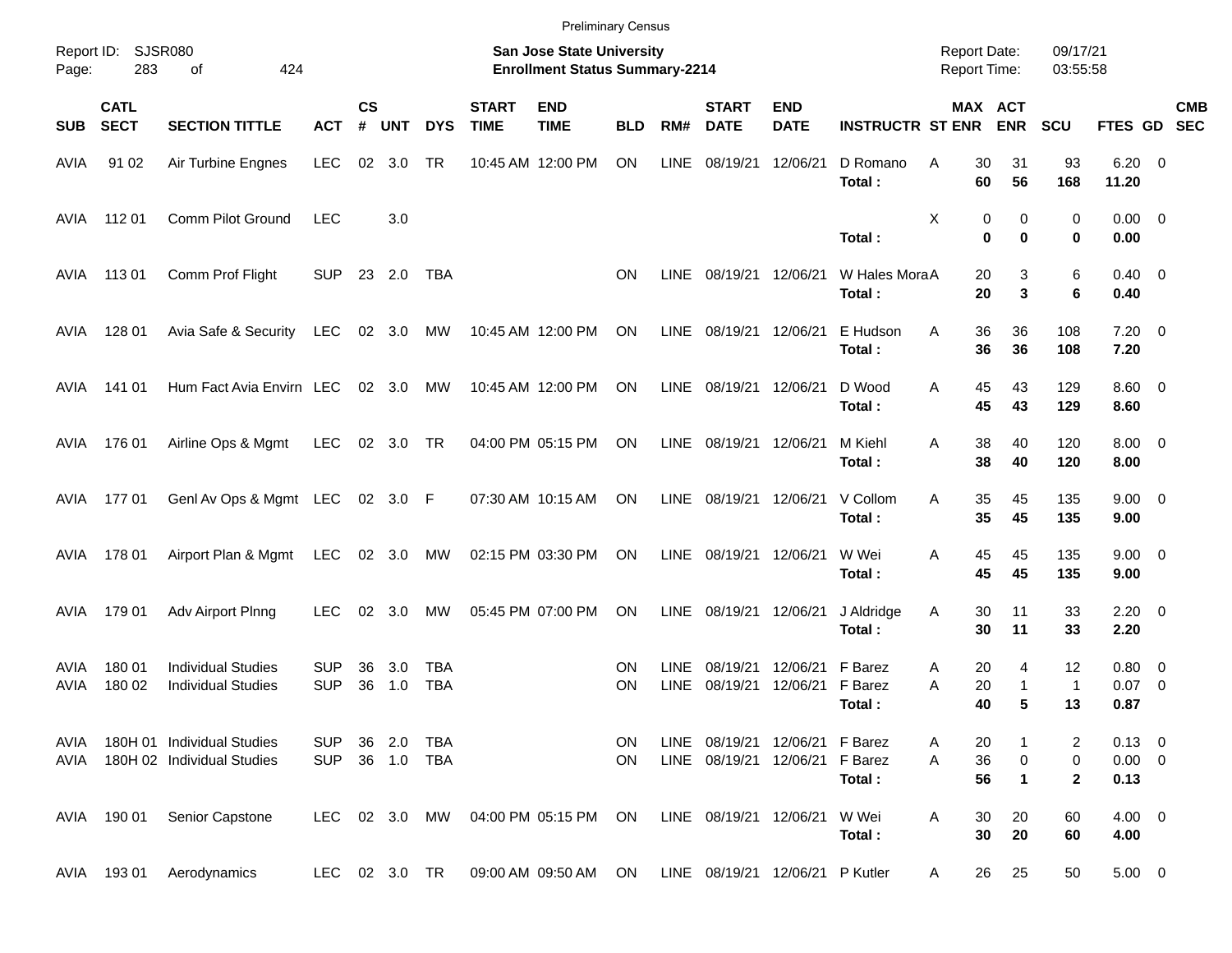Preliminary Census

Report ID: SJSR080
Page: 283 of 424

**San Jose State University**
**Enrollment Status Summary-2214**

Report Date: 09/17/21
Report Time: 03:55:58

| SUB | CATL SECT | SECTION TITTLE | ACT | CS # | UNT | DYS | START TIME | END TIME | BLD | RM# | START DATE | END DATE | INSTRUCTR | ST | MAX ENR | ACT ENR | SCU | FTES | GD | CMB SEC |
|---|---|---|---|---|---|---|---|---|---|---|---|---|---|---|---|---|---|---|---|---|
| AVIA | 91 02 | Air Turbine Engnes | LEC | 02 | 3.0 | TR | 10:45 AM | 12:00 PM | ON | LINE | 08/19/21 | 12/06/21 | D Romano | A | 30 | 31 | 93 | 6.20 | 0 | |
| | | | | | | | | | | | | | **Total :** | | **60** | **56** | **168** | **11.20** | | |
| AVIA | 112 01 | Comm Pilot Ground | LEC | | 3.0 | | | | | | | | | X | 0 | 0 | 0 | 0.00 | 0 | |
| | | | | | | | | | | | | | **Total :** | | **0** | **0** | **0** | **0.00** | | |
| AVIA | 113 01 | Comm Prof Flight | SUP | 23 | 2.0 | TBA | | | ON | LINE | 08/19/21 | 12/06/21 | W Hales Mora | A | 20 | 3 | 6 | 0.40 | 0 | |
| | | | | | | | | | | | | | **Total :** | | **20** | **3** | **6** | **0.40** | | |
| AVIA | 128 01 | Avia Safe & Security | LEC | 02 | 3.0 | MW | 10:45 AM | 12:00 PM | ON | LINE | 08/19/21 | 12/06/21 | E Hudson | A | 36 | 36 | 108 | 7.20 | 0 | |
| | | | | | | | | | | | | | **Total :** | | **36** | **36** | **108** | **7.20** | | |
| AVIA | 141 01 | Hum Fact Avia Envirn | LEC | 02 | 3.0 | MW | 10:45 AM | 12:00 PM | ON | LINE | 08/19/21 | 12/06/21 | D Wood | A | 45 | 43 | 129 | 8.60 | 0 | |
| | | | | | | | | | | | | | **Total :** | | **45** | **43** | **129** | **8.60** | | |
| AVIA | 176 01 | Airline Ops & Mgmt | LEC | 02 | 3.0 | TR | 04:00 PM | 05:15 PM | ON | LINE | 08/19/21 | 12/06/21 | M Kiehl | A | 38 | 40 | 120 | 8.00 | 0 | |
| | | | | | | | | | | | | | **Total :** | | **38** | **40** | **120** | **8.00** | | |
| AVIA | 177 01 | Genl Av Ops & Mgmt | LEC | 02 | 3.0 | F | 07:30 AM | 10:15 AM | ON | LINE | 08/19/21 | 12/06/21 | V Collom | A | 35 | 45 | 135 | 9.00 | 0 | |
| | | | | | | | | | | | | | **Total :** | | **35** | **45** | **135** | **9.00** | | |
| AVIA | 178 01 | Airport Plan & Mgmt | LEC | 02 | 3.0 | MW | 02:15 PM | 03:30 PM | ON | LINE | 08/19/21 | 12/06/21 | W Wei | A | 45 | 45 | 135 | 9.00 | 0 | |
| | | | | | | | | | | | | | **Total :** | | **45** | **45** | **135** | **9.00** | | |
| AVIA | 179 01 | Adv Airport Plnng | LEC | 02 | 3.0 | MW | 05:45 PM | 07:00 PM | ON | LINE | 08/19/21 | 12/06/21 | J Aldridge | A | 30 | 11 | 33 | 2.20 | 0 | |
| | | | | | | | | | | | | | **Total :** | | **30** | **11** | **33** | **2.20** | | |
| AVIA | 180 01 | Individual Studies | SUP | 36 | 3.0 | TBA | | | ON | LINE | 08/19/21 | 12/06/21 | F Barez | A | 20 | 4 | 12 | 0.80 | 0 | |
| AVIA | 180 02 | Individual Studies | SUP | 36 | 1.0 | TBA | | | ON | LINE | 08/19/21 | 12/06/21 | F Barez | A | 20 | 1 | 1 | 0.07 | 0 | |
| | | | | | | | | | | | | | **Total :** | | **40** | **5** | **13** | **0.87** | | |
| AVIA | 180H 01 | Individual Studies | SUP | 36 | 2.0 | TBA | | | ON | LINE | 08/19/21 | 12/06/21 | F Barez | A | 20 | 1 | 2 | 0.13 | 0 | |
| AVIA | 180H 02 | Individual Studies | SUP | 36 | 1.0 | TBA | | | ON | LINE | 08/19/21 | 12/06/21 | F Barez | A | 36 | 0 | 0 | 0.00 | 0 | |
| | | | | | | | | | | | | | **Total :** | | **56** | **1** | **2** | **0.13** | | |
| AVIA | 190 01 | Senior Capstone | LEC | 02 | 3.0 | MW | 04:00 PM | 05:15 PM | ON | LINE | 08/19/21 | 12/06/21 | W Wei | A | 30 | 20 | 60 | 4.00 | 0 | |
| | | | | | | | | | | | | | **Total :** | | **30** | **20** | **60** | **4.00** | | |
| AVIA | 193 01 | Aerodynamics | LEC | 02 | 3.0 | TR | 09:00 AM | 09:50 AM | ON | LINE | 08/19/21 | 12/06/21 | P Kutler | A | 26 | 25 | 50 | 5.00 | 0 | |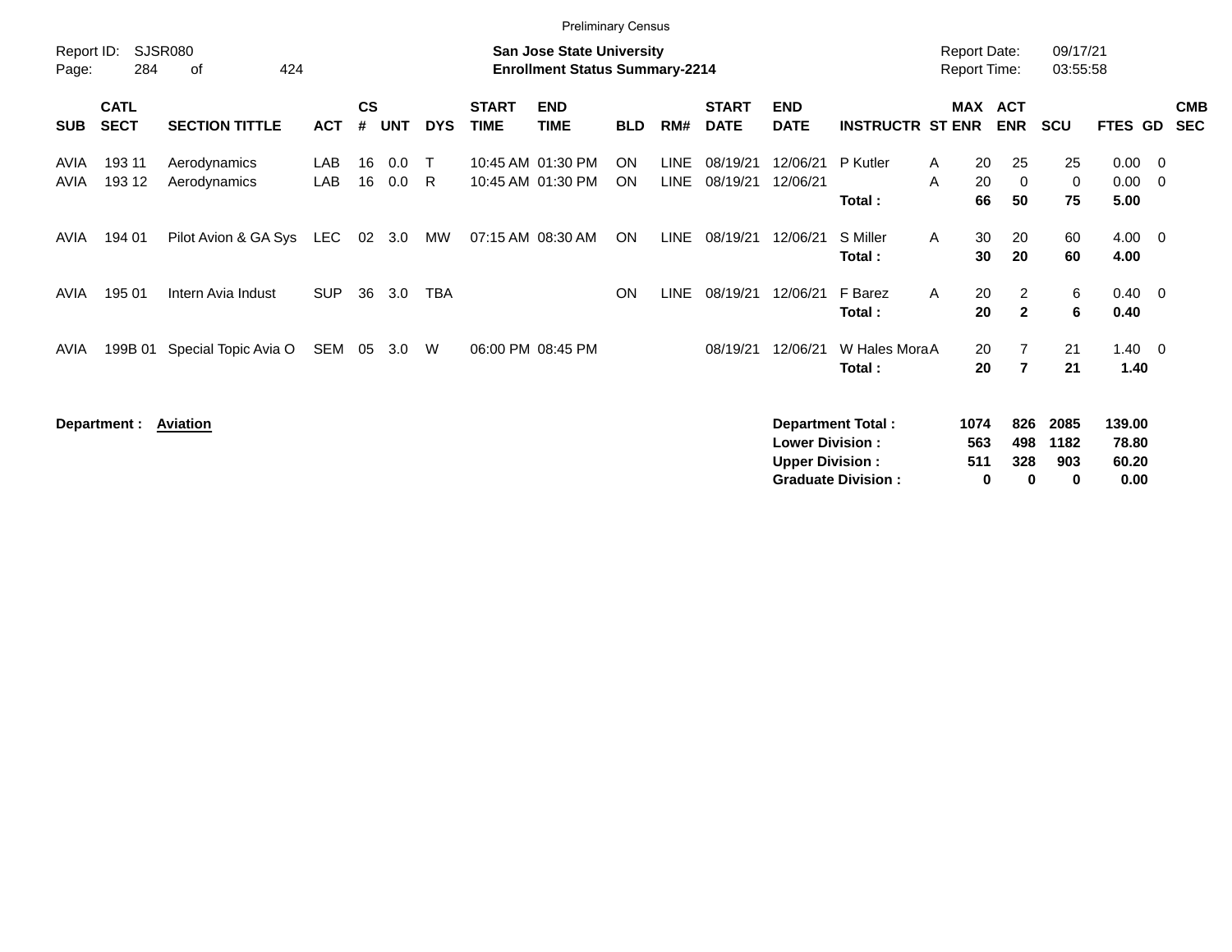Preliminary Census

Report ID: SJSR080
Page: 284 of 424

**San Jose State University**
**Enrollment Status Summary-2214**

Report Date: 09/17/21
Report Time: 03:55:58

| SUB | CATL SECT | SECTION TITTLE | ACT | CS # | UNT | DYS | START TIME | END TIME | BLD | RM# | START DATE | END DATE | INSTRUCTR | ST | MAX ENR | ACT ENR | SCU | FTES | GD | CMB SEC |
|---|---|---|---|---|---|---|---|---|---|---|---|---|---|---|---|---|---|---|---|---|
| AVIA | 193 11 | Aerodynamics | LAB | 16 | 0.0 | T | 10:45 AM | 01:30 PM | ON | LINE | 08/19/21 | 12/06/21 | P Kutler | A | 20 | 25 | 25 | 0.00 | 0 | |
| AVIA | 193 12 | Aerodynamics | LAB | 16 | 0.0 | R | 10:45 AM | 01:30 PM | ON | LINE | 08/19/21 | 12/06/21 | | A | 20 | 0 | 0 | 0.00 | 0 | |
| | | | | | | | | | | | | | **Total :** | | **66** | **50** | **75** | **5.00** | | |
| AVIA | 194 01 | Pilot Avion & GA Sys | LEC | 02 | 3.0 | MW | 07:15 AM | 08:30 AM | ON | LINE | 08/19/21 | 12/06/21 | S Miller | A | 30 | 20 | 60 | 4.00 | 0 | |
| | | | | | | | | | | | | | **Total :** | | **30** | **20** | **60** | **4.00** | | |
| AVIA | 195 01 | Intern Avia Indust | SUP | 36 | 3.0 | TBA | | | ON | LINE | 08/19/21 | 12/06/21 | F Barez | A | 20 | 2 | 6 | 0.40 | 0 | |
| | | | | | | | | | | | | | **Total :** | | **20** | **2** | **6** | **0.40** | | |
| AVIA | 199B 01 | Special Topic Avia O | SEM | 05 | 3.0 | W | 06:00 PM | 08:45 PM | | | 08/19/21 | 12/06/21 | W Hales Mora | A | 20 | 7 | 21 | 1.40 | 0 | |
| | | | | | | | | | | | | | **Total :** | | **20** | **7** | **21** | **1.40** | | |

**Department :** **Aviation**

| | MAX ENR | ACT ENR | SCU | FTES |
|---|---|---|---|---|
| **Department Total :** | **1074** | **826** | **2085** | **139.00** |
| **Lower Division :** | **563** | **498** | **1182** | **78.80** |
| **Upper Division :** | **511** | **328** | **903** | **60.20** |
| **Graduate Division :** | **0** | **0** | **0** | **0.00** |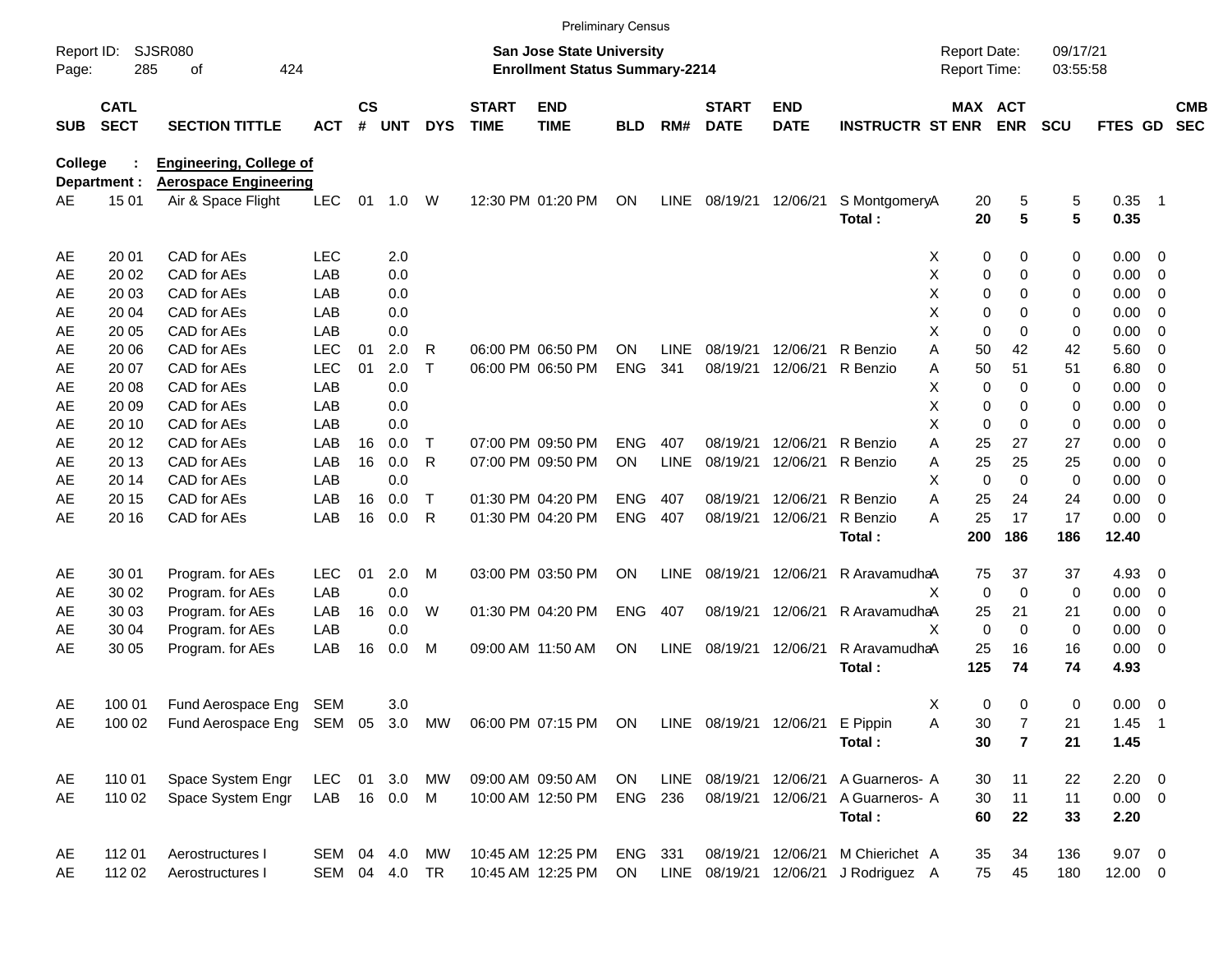Preliminary Census

Report ID: SJSR080
Page: 285 of 424

**San Jose State University**
**Enrollment Status Summary-2214**

Report Date: 09/17/21
Report Time: 03:55:58

**College : Engineering, College of**
**Department : Aerospace Engineering**

| SUB | CATL SECT | SECTION TITTLE | ACT | CS # | UNT | DYS | START TIME | END TIME | BLD | RM# | START DATE | END DATE | INSTRUCTR | ST | MAX ENR | ACT ENR | SCU | FTES | GD | CMB SEC |
|---|---|---|---|---|---|---|---|---|---|---|---|---|---|---|---|---|---|---|---|---|
| AE | 15 01 | Air & Space Flight | LEC | 01 | 1.0 | W | 12:30 PM | 01:20 PM | ON | LINE | 08/19/21 | 12/06/21 | S Montgomery | A | 20 | 5 | 5 | 0.35 | 1 | |
| | | | | | | | | | | | | | **Total :** | | **20** | **5** | **5** | **0.35** | | |
| AE | 20 01 | CAD for AEs | LEC | | 2.0 | | | | | | | | | X | 0 | 0 | 0 | 0.00 | 0 | |
| AE | 20 02 | CAD for AEs | LAB | | 0.0 | | | | | | | | | X | 0 | 0 | 0 | 0.00 | 0 | |
| AE | 20 03 | CAD for AEs | LAB | | 0.0 | | | | | | | | | X | 0 | 0 | 0 | 0.00 | 0 | |
| AE | 20 04 | CAD for AEs | LAB | | 0.0 | | | | | | | | | X | 0 | 0 | 0 | 0.00 | 0 | |
| AE | 20 05 | CAD for AEs | LAB | | 0.0 | | | | | | | | | X | 0 | 0 | 0 | 0.00 | 0 | |
| AE | 20 06 | CAD for AEs | LEC | 01 | 2.0 | R | 06:00 PM | 06:50 PM | ON | LINE | 08/19/21 | 12/06/21 | R Benzio | A | 50 | 42 | 42 | 5.60 | 0 | |
| AE | 20 07 | CAD for AEs | LEC | 01 | 2.0 | T | 06:00 PM | 06:50 PM | ENG | 341 | 08/19/21 | 12/06/21 | R Benzio | A | 50 | 51 | 51 | 6.80 | 0 | |
| AE | 20 08 | CAD for AEs | LAB | | 0.0 | | | | | | | | | X | 0 | 0 | 0 | 0.00 | 0 | |
| AE | 20 09 | CAD for AEs | LAB | | 0.0 | | | | | | | | | X | 0 | 0 | 0 | 0.00 | 0 | |
| AE | 20 10 | CAD for AEs | LAB | | 0.0 | | | | | | | | | X | 0 | 0 | 0 | 0.00 | 0 | |
| AE | 20 12 | CAD for AEs | LAB | 16 | 0.0 | T | 07:00 PM | 09:50 PM | ENG | 407 | 08/19/21 | 12/06/21 | R Benzio | A | 25 | 27 | 27 | 0.00 | 0 | |
| AE | 20 13 | CAD for AEs | LAB | 16 | 0.0 | R | 07:00 PM | 09:50 PM | ON | LINE | 08/19/21 | 12/06/21 | R Benzio | A | 25 | 25 | 25 | 0.00 | 0 | |
| AE | 20 14 | CAD for AEs | LAB | | 0.0 | | | | | | | | | X | 0 | 0 | 0 | 0.00 | 0 | |
| AE | 20 15 | CAD for AEs | LAB | 16 | 0.0 | T | 01:30 PM | 04:20 PM | ENG | 407 | 08/19/21 | 12/06/21 | R Benzio | A | 25 | 24 | 24 | 0.00 | 0 | |
| AE | 20 16 | CAD for AEs | LAB | 16 | 0.0 | R | 01:30 PM | 04:20 PM | ENG | 407 | 08/19/21 | 12/06/21 | R Benzio | A | 25 | 17 | 17 | 0.00 | 0 | |
| | | | | | | | | | | | | | **Total :** | | **200** | **186** | **186** | **12.40** | | |
| AE | 30 01 | Program. for AEs | LEC | 01 | 2.0 | M | 03:00 PM | 03:50 PM | ON | LINE | 08/19/21 | 12/06/21 | R Aravamudha | A | 75 | 37 | 37 | 4.93 | 0 | |
| AE | 30 02 | Program. for AEs | LAB | | 0.0 | | | | | | | | | X | 0 | 0 | 0 | 0.00 | 0 | |
| AE | 30 03 | Program. for AEs | LAB | 16 | 0.0 | W | 01:30 PM | 04:20 PM | ENG | 407 | 08/19/21 | 12/06/21 | R Aravamudha | A | 25 | 21 | 21 | 0.00 | 0 | |
| AE | 30 04 | Program. for AEs | LAB | | 0.0 | | | | | | | | | X | 0 | 0 | 0 | 0.00 | 0 | |
| AE | 30 05 | Program. for AEs | LAB | 16 | 0.0 | M | 09:00 AM | 11:50 AM | ON | LINE | 08/19/21 | 12/06/21 | R Aravamudha | A | 25 | 16 | 16 | 0.00 | 0 | |
| | | | | | | | | | | | | | **Total :** | | **125** | **74** | **74** | **4.93** | | |
| AE | 100 01 | Fund Aerospace Eng | SEM | | 3.0 | | | | | | | | | X | 0 | 0 | 0 | 0.00 | 0 | |
| AE | 100 02 | Fund Aerospace Eng | SEM | 05 | 3.0 | MW | 06:00 PM | 07:15 PM | ON | LINE | 08/19/21 | 12/06/21 | E Pippin | A | 30 | 7 | 21 | 1.45 | 1 | |
| | | | | | | | | | | | | | **Total :** | | **30** | **7** | **21** | **1.45** | | |
| AE | 110 01 | Space System Engr | LEC | 01 | 3.0 | MW | 09:00 AM | 09:50 AM | ON | LINE | 08/19/21 | 12/06/21 | A Guarneros- | A | 30 | 11 | 22 | 2.20 | 0 | |
| AE | 110 02 | Space System Engr | LAB | 16 | 0.0 | M | 10:00 AM | 12:50 PM | ENG | 236 | 08/19/21 | 12/06/21 | A Guarneros- | A | 30 | 11 | 11 | 0.00 | 0 | |
| | | | | | | | | | | | | | **Total :** | | **60** | **22** | **33** | **2.20** | | |
| AE | 112 01 | Aerostructures I | SEM | 04 | 4.0 | MW | 10:45 AM | 12:25 PM | ENG | 331 | 08/19/21 | 12/06/21 | M Chierichet | A | 35 | 34 | 136 | 9.07 | 0 | |
| AE | 112 02 | Aerostructures I | SEM | 04 | 4.0 | TR | 10:45 AM | 12:25 PM | ON | LINE | 08/19/21 | 12/06/21 | J Rodriguez | A | 75 | 45 | 180 | 12.00 | 0 | |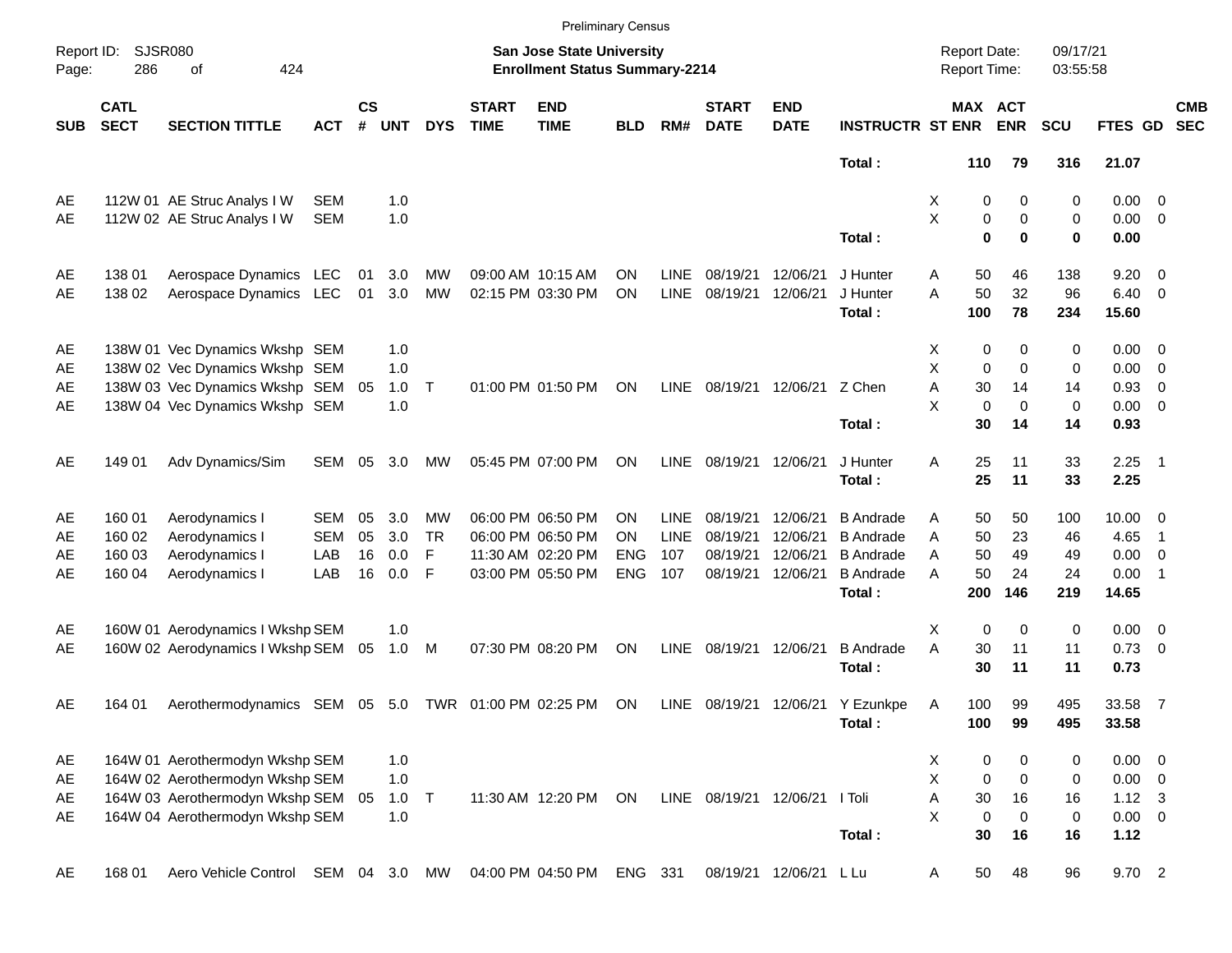Preliminary Census

Report ID: SJSR080
Page: 286 of 424

**San Jose State University**
**Enrollment Status Summary-2214**

Report Date: 09/17/21
Report Time: 03:55:58

| SUB | CATL SECT | SECTION TITTLE | ACT | CS # | UNT | DYS | START TIME | END TIME | BLD | RM# | START DATE | END DATE | INSTRUCTR | ST | MAX ENR | ACT ENR | SCU | FTES | GD | CMB SEC |
|---|---|---|---|---|---|---|---|---|---|---|---|---|---|---|---|---|---|---|---|---|
| | | | | | | | | | | | | | **Total :** | | **110** | **79** | **316** | **21.07** | | |
| AE | 112W 01 | AE Struc Analys I W | SEM | | 1.0 | | | | | | | | | X | 0 | 0 | 0 | 0.00 | 0 | |
| AE | 112W 02 | AE Struc Analys I W | SEM | | 1.0 | | | | | | | | | X | 0 | 0 | 0 | 0.00 | 0 | |
| | | | | | | | | | | | | | **Total :** | | **0** | **0** | **0** | **0.00** | | |
| AE | 138 01 | Aerospace Dynamics | LEC | 01 | 3.0 | MW | 09:00 AM | 10:15 AM | ON | LINE | 08/19/21 | 12/06/21 | J Hunter | A | 50 | 46 | 138 | 9.20 | 0 | |
| AE | 138 02 | Aerospace Dynamics | LEC | 01 | 3.0 | MW | 02:15 PM | 03:30 PM | ON | LINE | 08/19/21 | 12/06/21 | J Hunter | A | 50 | 32 | 96 | 6.40 | 0 | |
| | | | | | | | | | | | | | **Total :** | | **100** | **78** | **234** | **15.60** | | |
| AE | 138W 01 | Vec Dynamics Wkshp | SEM | | 1.0 | | | | | | | | | X | 0 | 0 | 0 | 0.00 | 0 | |
| AE | 138W 02 | Vec Dynamics Wkshp | SEM | | 1.0 | | | | | | | | | X | 0 | 0 | 0 | 0.00 | 0 | |
| AE | 138W 03 | Vec Dynamics Wkshp | SEM | 05 | 1.0 | T | 01:00 PM | 01:50 PM | ON | LINE | 08/19/21 | 12/06/21 | Z Chen | A | 30 | 14 | 14 | 0.93 | 0 | |
| AE | 138W 04 | Vec Dynamics Wkshp | SEM | | 1.0 | | | | | | | | | X | 0 | 0 | 0 | 0.00 | 0 | |
| | | | | | | | | | | | | | **Total :** | | **30** | **14** | **14** | **0.93** | | |
| AE | 149 01 | Adv Dynamics/Sim | SEM | 05 | 3.0 | MW | 05:45 PM | 07:00 PM | ON | LINE | 08/19/21 | 12/06/21 | J Hunter | A | 25 | 11 | 33 | 2.25 | 1 | |
| | | | | | | | | | | | | | **Total :** | | **25** | **11** | **33** | **2.25** | | |
| AE | 160 01 | Aerodynamics I | SEM | 05 | 3.0 | MW | 06:00 PM | 06:50 PM | ON | LINE | 08/19/21 | 12/06/21 | B Andrade | A | 50 | 50 | 100 | 10.00 | 0 | |
| AE | 160 02 | Aerodynamics I | SEM | 05 | 3.0 | TR | 06:00 PM | 06:50 PM | ON | LINE | 08/19/21 | 12/06/21 | B Andrade | A | 50 | 23 | 46 | 4.65 | 1 | |
| AE | 160 03 | Aerodynamics I | LAB | 16 | 0.0 | F | 11:30 AM | 02:20 PM | ENG | 107 | 08/19/21 | 12/06/21 | B Andrade | A | 50 | 49 | 49 | 0.00 | 0 | |
| AE | 160 04 | Aerodynamics I | LAB | 16 | 0.0 | F | 03:00 PM | 05:50 PM | ENG | 107 | 08/19/21 | 12/06/21 | B Andrade | A | 50 | 24 | 24 | 0.00 | 1 | |
| | | | | | | | | | | | | | **Total :** | | **200** | **146** | **219** | **14.65** | | |
| AE | 160W 01 | Aerodynamics I Wkshp | SEM | | 1.0 | | | | | | | | | X | 0 | 0 | 0 | 0.00 | 0 | |
| AE | 160W 02 | Aerodynamics I Wkshp | SEM | 05 | 1.0 | M | 07:30 PM | 08:20 PM | ON | LINE | 08/19/21 | 12/06/21 | B Andrade | A | 30 | 11 | 11 | 0.73 | 0 | |
| | | | | | | | | | | | | | **Total :** | | **30** | **11** | **11** | **0.73** | | |
| AE | 164 01 | Aerothermodynamics | SEM | 05 | 5.0 | TWR | 01:00 PM | 02:25 PM | ON | LINE | 08/19/21 | 12/06/21 | Y Ezunkpe | A | 100 | 99 | 495 | 33.58 | 7 | |
| | | | | | | | | | | | | | **Total :** | | **100** | **99** | **495** | **33.58** | | |
| AE | 164W 01 | Aerothermodyn Wkshp | SEM | | 1.0 | | | | | | | | | X | 0 | 0 | 0 | 0.00 | 0 | |
| AE | 164W 02 | Aerothermodyn Wkshp | SEM | | 1.0 | | | | | | | | | X | 0 | 0 | 0 | 0.00 | 0 | |
| AE | 164W 03 | Aerothermodyn Wkshp | SEM | 05 | 1.0 | T | 11:30 AM | 12:20 PM | ON | LINE | 08/19/21 | 12/06/21 | I Toli | A | 30 | 16 | 16 | 1.12 | 3 | |
| AE | 164W 04 | Aerothermodyn Wkshp | SEM | | 1.0 | | | | | | | | | X | 0 | 0 | 0 | 0.00 | 0 | |
| | | | | | | | | | | | | | **Total :** | | **30** | **16** | **16** | **1.12** | | |
| AE | 168 01 | Aero Vehicle Control | SEM | 04 | 3.0 | MW | 04:00 PM | 04:50 PM | ENG | 331 | 08/19/21 | 12/06/21 | L Lu | A | 50 | 48 | 96 | 9.70 | 2 | |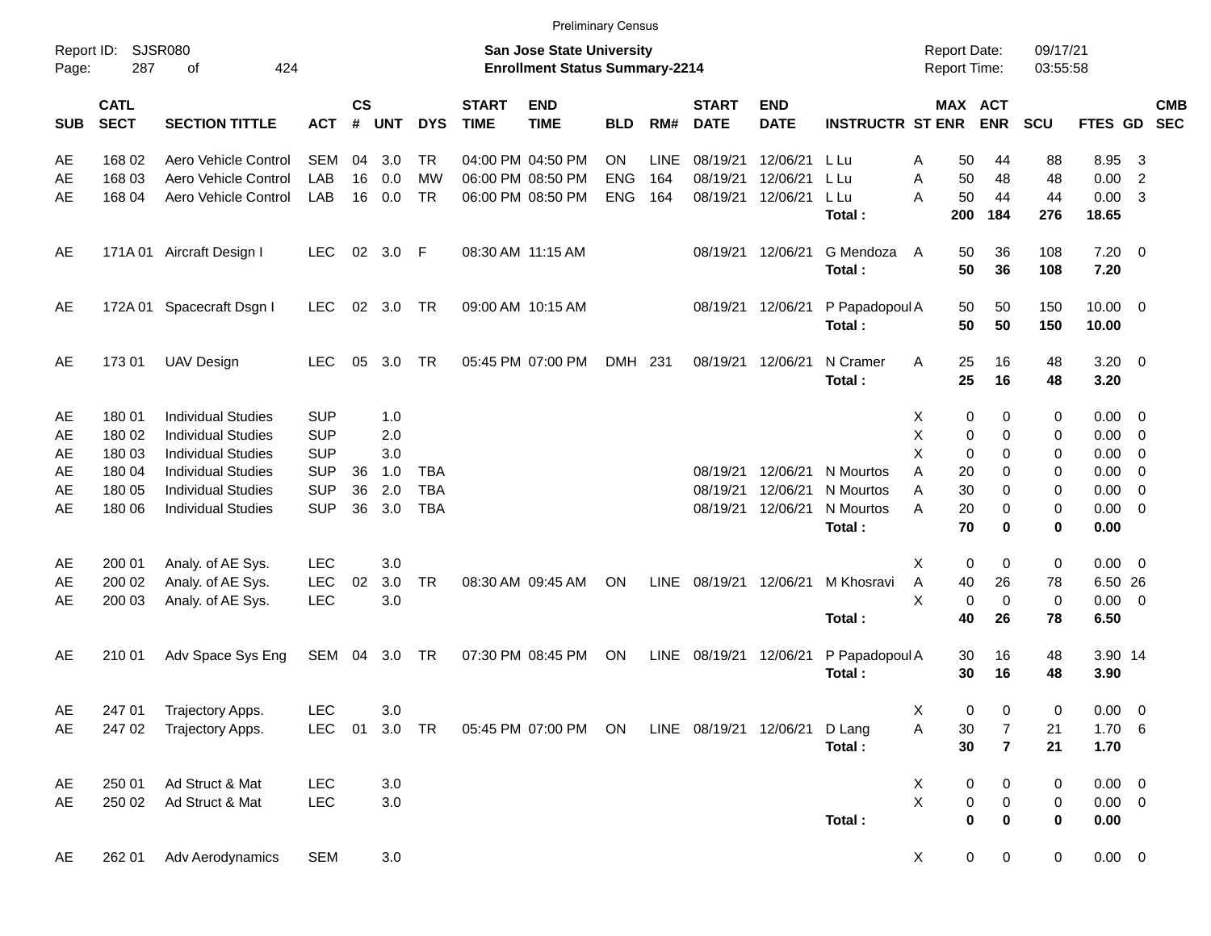Preliminary Census

Report ID: SJSR080
Page: 287 of 424

**San Jose State University**
**Enrollment Status Summary-2214**

Report Date: 09/17/21
Report Time: 03:55:58

| SUB | CATL SECT | SECTION TITTLE | ACT | CS # | UNT | DYS | START TIME | END TIME | BLD | RM# | START DATE | END DATE | INSTRUCTR | ST | MAX ENR | ACT ENR | SCU | FTES | GD | CMB SEC |
|---|---|---|---|---|---|---|---|---|---|---|---|---|---|---|---|---|---|---|---|---|
| AE | 168 02 | Aero Vehicle Control | SEM | 04 | 3.0 | TR | 04:00 PM | 04:50 PM | ON | LINE | 08/19/21 | 12/06/21 | L Lu | A | 50 | 44 | 88 | 8.95 | 3 | |
| AE | 168 03 | Aero Vehicle Control | LAB | 16 | 0.0 | MW | 06:00 PM | 08:50 PM | ENG | 164 | 08/19/21 | 12/06/21 | L Lu | A | 50 | 48 | 48 | 0.00 | 2 | |
| AE | 168 04 | Aero Vehicle Control | LAB | 16 | 0.0 | TR | 06:00 PM | 08:50 PM | ENG | 164 | 08/19/21 | 12/06/21 | L Lu | A | 50 | 44 | 44 | 0.00 | 3 | |
| | | | | | | | | | | | | | **Total :** | | **200** | **184** | **276** | **18.65** | | |
| AE | 171A 01 | Aircraft Design I | LEC | 02 | 3.0 | F | 08:30 AM | 11:15 AM | | | 08/19/21 | 12/06/21 | G Mendoza | A | 50 | 36 | 108 | 7.20 | 0 | |
| | | | | | | | | | | | | | **Total :** | | **50** | **36** | **108** | **7.20** | | |
| AE | 172A 01 | Spacecraft Dsgn I | LEC | 02 | 3.0 | TR | 09:00 AM | 10:15 AM | | | 08/19/21 | 12/06/21 | P Papadopoul | A | 50 | 50 | 150 | 10.00 | 0 | |
| | | | | | | | | | | | | | **Total :** | | **50** | **50** | **150** | **10.00** | | |
| AE | 173 01 | UAV Design | LEC | 05 | 3.0 | TR | 05:45 PM | 07:00 PM | DMH | 231 | 08/19/21 | 12/06/21 | N Cramer | A | 25 | 16 | 48 | 3.20 | 0 | |
| | | | | | | | | | | | | | **Total :** | | **25** | **16** | **48** | **3.20** | | |
| AE | 180 01 | Individual Studies | SUP | | 1.0 | | | | | | | | | X | 0 | 0 | 0 | 0.00 | 0 | |
| AE | 180 02 | Individual Studies | SUP | | 2.0 | | | | | | | | | X | 0 | 0 | 0 | 0.00 | 0 | |
| AE | 180 03 | Individual Studies | SUP | | 3.0 | | | | | | | | | X | 0 | 0 | 0 | 0.00 | 0 | |
| AE | 180 04 | Individual Studies | SUP | 36 | 1.0 | TBA | | | | | 08/19/21 | 12/06/21 | N Mourtos | A | 20 | 0 | 0 | 0.00 | 0 | |
| AE | 180 05 | Individual Studies | SUP | 36 | 2.0 | TBA | | | | | 08/19/21 | 12/06/21 | N Mourtos | A | 30 | 0 | 0 | 0.00 | 0 | |
| AE | 180 06 | Individual Studies | SUP | 36 | 3.0 | TBA | | | | | 08/19/21 | 12/06/21 | N Mourtos | A | 20 | 0 | 0 | 0.00 | 0 | |
| | | | | | | | | | | | | | **Total :** | | **70** | **0** | **0** | **0.00** | | |
| AE | 200 01 | Analy. of AE Sys. | LEC | | 3.0 | | | | | | | | | X | 0 | 0 | 0 | 0.00 | 0 | |
| AE | 200 02 | Analy. of AE Sys. | LEC | 02 | 3.0 | TR | 08:30 AM | 09:45 AM | ON | LINE | 08/19/21 | 12/06/21 | M Khosravi | A | 40 | 26 | 78 | 6.50 | 26 | |
| AE | 200 03 | Analy. of AE Sys. | LEC | | 3.0 | | | | | | | | | X | 0 | 0 | 0 | 0.00 | 0 | |
| | | | | | | | | | | | | | **Total :** | | **40** | **26** | **78** | **6.50** | | |
| AE | 210 01 | Adv Space Sys Eng | SEM | 04 | 3.0 | TR | 07:30 PM | 08:45 PM | ON | LINE | 08/19/21 | 12/06/21 | P Papadopoul | A | 30 | 16 | 48 | 3.90 | 14 | |
| | | | | | | | | | | | | | **Total :** | | **30** | **16** | **48** | **3.90** | | |
| AE | 247 01 | Trajectory Apps. | LEC | | 3.0 | | | | | | | | | X | 0 | 0 | 0 | 0.00 | 0 | |
| AE | 247 02 | Trajectory Apps. | LEC | 01 | 3.0 | TR | 05:45 PM | 07:00 PM | ON | LINE | 08/19/21 | 12/06/21 | D Lang | A | 30 | 7 | 21 | 1.70 | 6 | |
| | | | | | | | | | | | | | **Total :** | | **30** | **7** | **21** | **1.70** | | |
| AE | 250 01 | Ad Struct & Mat | LEC | | 3.0 | | | | | | | | | X | 0 | 0 | 0 | 0.00 | 0 | |
| AE | 250 02 | Ad Struct & Mat | LEC | | 3.0 | | | | | | | | | X | 0 | 0 | 0 | 0.00 | 0 | |
| | | | | | | | | | | | | | **Total :** | | **0** | **0** | **0** | **0.00** | | |
| AE | 262 01 | Adv Aerodynamics | SEM | | 3.0 | | | | | | | | | X | 0 | 0 | 0 | 0.00 | 0 | |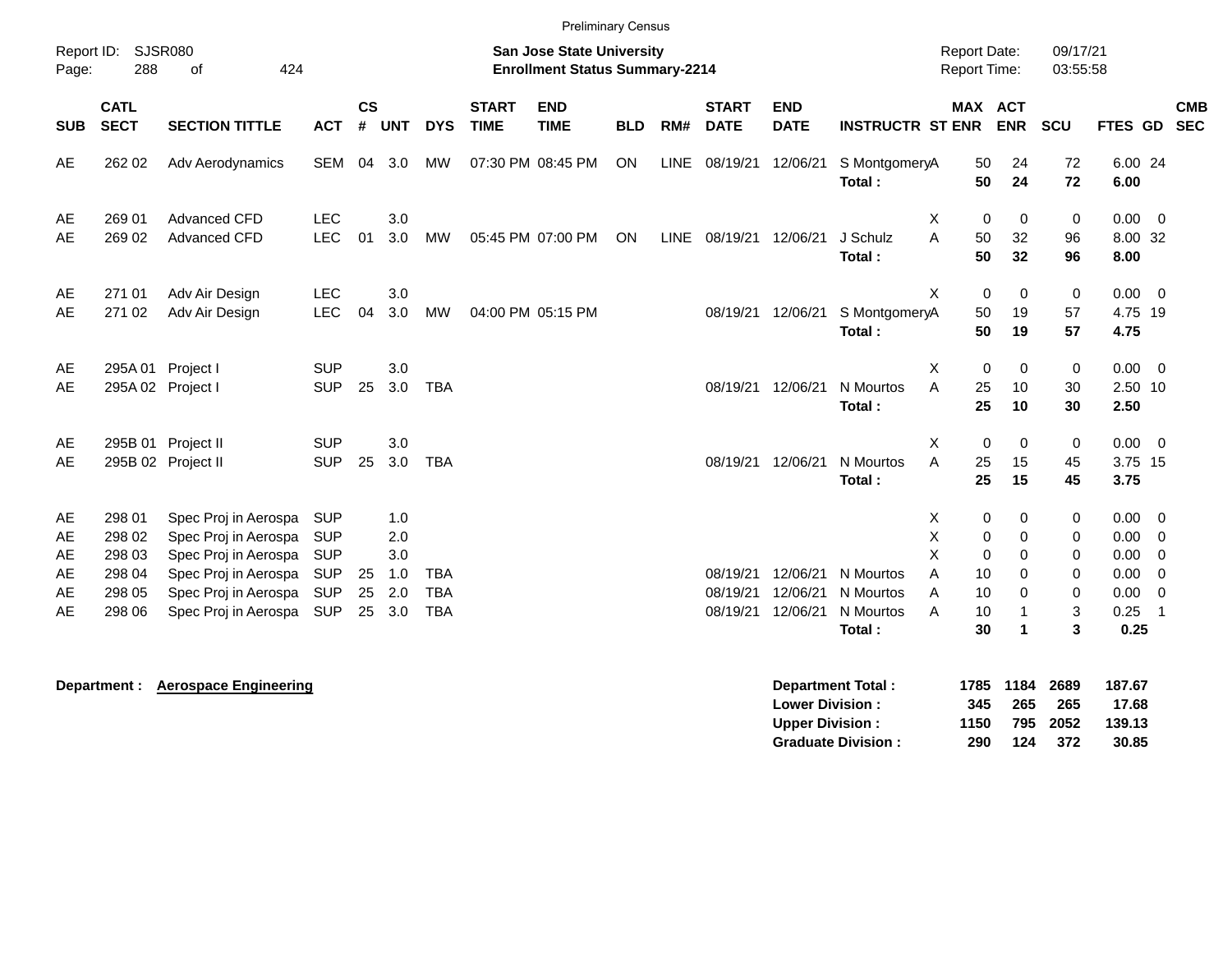Preliminary Census

Report ID: SJSR080

**San Jose State University**
**Enrollment Status Summary-2214**

Report Date: 09/17/21
Report Time: 03:55:58

| SUB | CATL SECT | SECTION TITTLE | ACT | CS # | UNT | DYS | START TIME | END TIME | BLD | RM# | START DATE | END DATE | INSTRUCTR | ST | MAX ENR | ACT ENR | SCU | FTES | GD | CMB SEC |
|---|---|---|---|---|---|---|---|---|---|---|---|---|---|---|---|---|---|---|---|---|
| AE | 262 02 | Adv Aerodynamics | SEM | 04 | 3.0 | MW | 07:30 PM | 08:45 PM | ON | LINE | 08/19/21 | 12/06/21 | S Montgomery | A | 50 | 24 | 72 | 6.00 | 24 | |
| | | | | | | | | | | | | | **Total :** | | **50** | **24** | **72** | **6.00** | | |
| AE | 269 01 | Advanced CFD | LEC | | 3.0 | | | | | | | | | X | 0 | 0 | 0 | 0.00 | 0 | |
| AE | 269 02 | Advanced CFD | LEC | 01 | 3.0 | MW | 05:45 PM | 07:00 PM | ON | LINE | 08/19/21 | 12/06/21 | J Schulz | A | 50 | 32 | 96 | 8.00 | 32 | |
| | | | | | | | | | | | | | **Total :** | | **50** | **32** | **96** | **8.00** | | |
| AE | 271 01 | Adv Air Design | LEC | | 3.0 | | | | | | | | | X | 0 | 0 | 0 | 0.00 | 0 | |
| AE | 271 02 | Adv Air Design | LEC | 04 | 3.0 | MW | 04:00 PM | 05:15 PM | | | 08/19/21 | 12/06/21 | S Montgomery | A | 50 | 19 | 57 | 4.75 | 19 | |
| | | | | | | | | | | | | | **Total :** | | **50** | **19** | **57** | **4.75** | | |
| AE | 295A 01 | Project I | SUP | | 3.0 | | | | | | | | | X | 0 | 0 | 0 | 0.00 | 0 | |
| AE | 295A 02 | Project I | SUP | 25 | 3.0 | TBA | | | | | 08/19/21 | 12/06/21 | N Mourtos | A | 25 | 10 | 30 | 2.50 | 10 | |
| | | | | | | | | | | | | | **Total :** | | **25** | **10** | **30** | **2.50** | | |
| AE | 295B 01 | Project II | SUP | | 3.0 | | | | | | | | | X | 0 | 0 | 0 | 0.00 | 0 | |
| AE | 295B 02 | Project II | SUP | 25 | 3.0 | TBA | | | | | 08/19/21 | 12/06/21 | N Mourtos | A | 25 | 15 | 45 | 3.75 | 15 | |
| | | | | | | | | | | | | | **Total :** | | **25** | **15** | **45** | **3.75** | | |
| AE | 298 01 | Spec Proj in Aerospa | SUP | | 1.0 | | | | | | | | | X | 0 | 0 | 0 | 0.00 | 0 | |
| AE | 298 02 | Spec Proj in Aerospa | SUP | | 2.0 | | | | | | | | | X | 0 | 0 | 0 | 0.00 | 0 | |
| AE | 298 03 | Spec Proj in Aerospa | SUP | | 3.0 | | | | | | | | | X | 0 | 0 | 0 | 0.00 | 0 | |
| AE | 298 04 | Spec Proj in Aerospa | SUP | 25 | 1.0 | TBA | | | | | 08/19/21 | 12/06/21 | N Mourtos | A | 10 | 0 | 0 | 0.00 | 0 | |
| AE | 298 05 | Spec Proj in Aerospa | SUP | 25 | 2.0 | TBA | | | | | 08/19/21 | 12/06/21 | N Mourtos | A | 10 | 0 | 0 | 0.00 | 0 | |
| AE | 298 06 | Spec Proj in Aerospa | SUP | 25 | 3.0 | TBA | | | | | 08/19/21 | 12/06/21 | N Mourtos | A | 10 | 1 | 3 | 0.25 | 1 | |
| | | | | | | | | | | | | | **Total :** | | **30** | **1** | **3** | **0.25** | | |

**Department :** **Aerospace Engineering**

| | MAX ENR | ACT ENR | SCU | FTES |
|---|---|---|---|---|
| **Department Total :** | **1785** | **1184** | **2689** | **187.67** |
| **Lower Division :** | **345** | **265** | **265** | **17.68** |
| **Upper Division :** | **1150** | **795** | **2052** | **139.13** |
| **Graduate Division :** | **290** | **124** | **372** | **30.85** |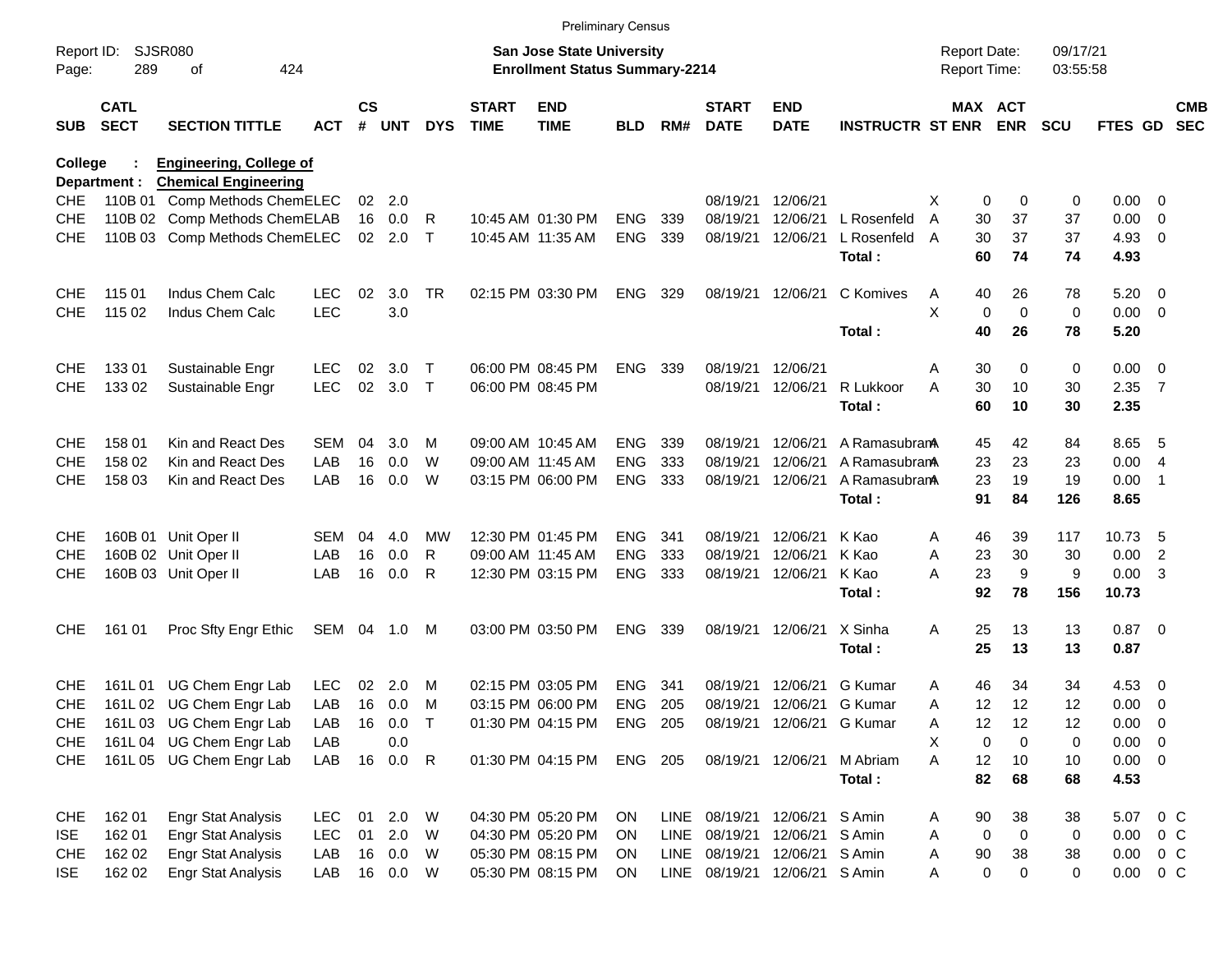Preliminary Census

Report ID: SJSR080
Page: 289 of 424

**San Jose State University**
**Enrollment Status Summary-2214**

Report Date: 09/17/21
Report Time: 03:55:58

**College : Engineering, College of**
**Department : Chemical Engineering**

| SUB | CATL SECT | SECTION TITTLE | ACT | CS # | UNT | DYS | START TIME | END TIME | BLD | RM# | START DATE | END DATE | INSTRUCTR | ST | MAX ENR | ACT ENR | SCU | FTES | GD | CMB SEC |
|---|---|---|---|---|---|---|---|---|---|---|---|---|---|---|---|---|---|---|---|---|
| CHE | 110B 01 | Comp Methods Chem | ELEC | 02 | 2.0 | | | | | | 08/19/21 | 12/06/21 | | X | 0 | 0 | 0 | 0.00 | 0 | |
| CHE | 110B 02 | Comp Methods Chem | ELAB | 16 | 0.0 | R | 10:45 AM | 01:30 PM | ENG | 339 | 08/19/21 | 12/06/21 | L Rosenfeld | A | 30 | 37 | 37 | 0.00 | 0 | |
| CHE | 110B 03 | Comp Methods Chem | ELEC | 02 | 2.0 | T | 10:45 AM | 11:35 AM | ENG | 339 | 08/19/21 | 12/06/21 | L Rosenfeld | A | 30 | 37 | 37 | 4.93 | 0 | |
| | | | | | | | | | | | | | **Total :** | | **60** | **74** | **74** | **4.93** | | |
| CHE | 115 01 | Indus Chem Calc | LEC | 02 | 3.0 | TR | 02:15 PM | 03:30 PM | ENG | 329 | 08/19/21 | 12/06/21 | C Komives | A | 40 | 26 | 78 | 5.20 | 0 | |
| CHE | 115 02 | Indus Chem Calc | LEC | | 3.0 | | | | | | | | | X | 0 | 0 | 0 | 0.00 | 0 | |
| | | | | | | | | | | | | | **Total :** | | **40** | **26** | **78** | **5.20** | | |
| CHE | 133 01 | Sustainable Engr | LEC | 02 | 3.0 | T | 06:00 PM | 08:45 PM | ENG | 339 | 08/19/21 | 12/06/21 | | A | 30 | 0 | 0 | 0.00 | 0 | |
| CHE | 133 02 | Sustainable Engr | LEC | 02 | 3.0 | T | 06:00 PM | 08:45 PM | | | 08/19/21 | 12/06/21 | R Lukkoor | A | 30 | 10 | 30 | 2.35 | 7 | |
| | | | | | | | | | | | | | **Total :** | | **60** | **10** | **30** | **2.35** | | |
| CHE | 158 01 | Kin and React Des | SEM | 04 | 3.0 | M | 09:00 AM | 10:45 AM | ENG | 339 | 08/19/21 | 12/06/21 | A Ramasubram | A | 45 | 42 | 84 | 8.65 | 5 | |
| CHE | 158 02 | Kin and React Des | LAB | 16 | 0.0 | W | 09:00 AM | 11:45 AM | ENG | 333 | 08/19/21 | 12/06/21 | A Ramasubram | A | 23 | 23 | 23 | 0.00 | 4 | |
| CHE | 158 03 | Kin and React Des | LAB | 16 | 0.0 | W | 03:15 PM | 06:00 PM | ENG | 333 | 08/19/21 | 12/06/21 | A Ramasubram | A | 23 | 19 | 19 | 0.00 | 1 | |
| | | | | | | | | | | | | | **Total :** | | **91** | **84** | **126** | **8.65** | | |
| CHE | 160B 01 | Unit Oper II | SEM | 04 | 4.0 | MW | 12:30 PM | 01:45 PM | ENG | 341 | 08/19/21 | 12/06/21 | K Kao | A | 46 | 39 | 117 | 10.73 | 5 | |
| CHE | 160B 02 | Unit Oper II | LAB | 16 | 0.0 | R | 09:00 AM | 11:45 AM | ENG | 333 | 08/19/21 | 12/06/21 | K Kao | A | 23 | 30 | 30 | 0.00 | 2 | |
| CHE | 160B 03 | Unit Oper II | LAB | 16 | 0.0 | R | 12:30 PM | 03:15 PM | ENG | 333 | 08/19/21 | 12/06/21 | K Kao | A | 23 | 9 | 9 | 0.00 | 3 | |
| | | | | | | | | | | | | | **Total :** | | **92** | **78** | **156** | **10.73** | | |
| CHE | 161 01 | Proc Sfty Engr Ethic | SEM | 04 | 1.0 | M | 03:00 PM | 03:50 PM | ENG | 339 | 08/19/21 | 12/06/21 | X Sinha | A | 25 | 13 | 13 | 0.87 | 0 | |
| | | | | | | | | | | | | | **Total :** | | **25** | **13** | **13** | **0.87** | | |
| CHE | 161L 01 | UG Chem Engr Lab | LEC | 02 | 2.0 | M | 02:15 PM | 03:05 PM | ENG | 341 | 08/19/21 | 12/06/21 | G Kumar | A | 46 | 34 | 34 | 4.53 | 0 | |
| CHE | 161L 02 | UG Chem Engr Lab | LAB | 16 | 0.0 | M | 03:15 PM | 06:00 PM | ENG | 205 | 08/19/21 | 12/06/21 | G Kumar | A | 12 | 12 | 12 | 0.00 | 0 | |
| CHE | 161L 03 | UG Chem Engr Lab | LAB | 16 | 0.0 | T | 01:30 PM | 04:15 PM | ENG | 205 | 08/19/21 | 12/06/21 | G Kumar | A | 12 | 12 | 12 | 0.00 | 0 | |
| CHE | 161L 04 | UG Chem Engr Lab | LAB | | 0.0 | | | | | | | | | X | 0 | 0 | 0 | 0.00 | 0 | |
| CHE | 161L 05 | UG Chem Engr Lab | LAB | 16 | 0.0 | R | 01:30 PM | 04:15 PM | ENG | 205 | 08/19/21 | 12/06/21 | M Abriam | A | 12 | 10 | 10 | 0.00 | 0 | |
| | | | | | | | | | | | | | **Total :** | | **82** | **68** | **68** | **4.53** | | |
| CHE | 162 01 | Engr Stat Analysis | LEC | 01 | 2.0 | W | 04:30 PM | 05:20 PM | ON | LINE | 08/19/21 | 12/06/21 | S Amin | A | 90 | 38 | 38 | 5.07 | 0 | C |
| ISE | 162 01 | Engr Stat Analysis | LEC | 01 | 2.0 | W | 04:30 PM | 05:20 PM | ON | LINE | 08/19/21 | 12/06/21 | S Amin | A | 0 | 0 | 0 | 0.00 | 0 | C |
| CHE | 162 02 | Engr Stat Analysis | LAB | 16 | 0.0 | W | 05:30 PM | 08:15 PM | ON | LINE | 08/19/21 | 12/06/21 | S Amin | A | 90 | 38 | 38 | 0.00 | 0 | C |
| ISE | 162 02 | Engr Stat Analysis | LAB | 16 | 0.0 | W | 05:30 PM | 08:15 PM | ON | LINE | 08/19/21 | 12/06/21 | S Amin | A | 0 | 0 | 0 | 0.00 | 0 | C |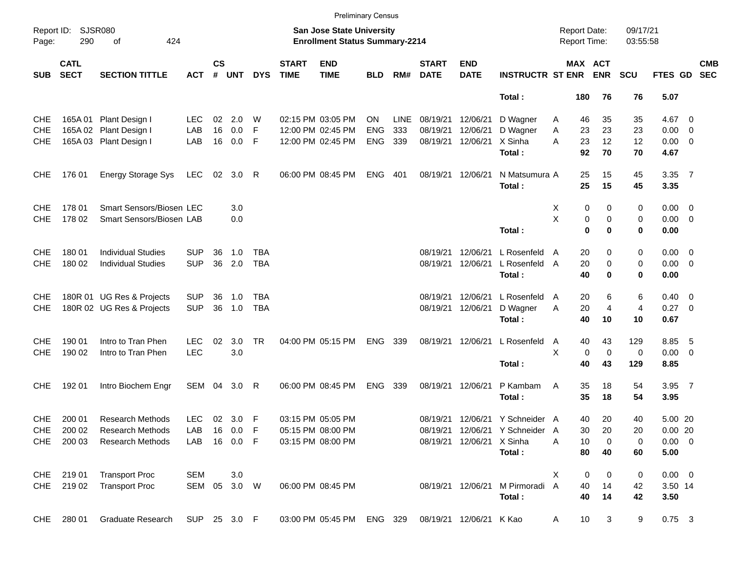Preliminary Census

Report ID: SJSR080
Page: 290 of 424

**San Jose State University**
**Enrollment Status Summary-2214**

Report Date: 09/17/21
Report Time: 03:55:58

| SUB | CATL SECT | SECTION TITTLE | ACT | CS # | UNT | DYS | START TIME | END TIME | BLD | RM# | START DATE | END DATE | INSTRUCTR | ST | MAX ENR | ACT ENR | SCU | FTES | GD | CMB SEC |
|---|---|---|---|---|---|---|---|---|---|---|---|---|---|---|---|---|---|---|---|---|
| | | | | | | | | | | | | | **Total :** | | **180** | **76** | **76** | **5.07** | | |
| CHE | 165A 01 | Plant Design I | LEC | 02 | 2.0 | W | 02:15 PM | 03:05 PM | ON | LINE | 08/19/21 | 12/06/21 | D Wagner | A | 46 | 35 | 35 | 4.67 | 0 | |
| CHE | 165A 02 | Plant Design I | LAB | 16 | 0.0 | F | 12:00 PM | 02:45 PM | ENG | 333 | 08/19/21 | 12/06/21 | D Wagner | A | 23 | 23 | 23 | 0.00 | 0 | |
| CHE | 165A 03 | Plant Design I | LAB | 16 | 0.0 | F | 12:00 PM | 02:45 PM | ENG | 339 | 08/19/21 | 12/06/21 | X Sinha | A | 23 | 12 | 12 | 0.00 | 0 | |
| | | | | | | | | | | | | | **Total :** | | **92** | **70** | **70** | **4.67** | | |
| CHE | 176 01 | Energy Storage Sys | LEC | 02 | 3.0 | R | 06:00 PM | 08:45 PM | ENG | 401 | 08/19/21 | 12/06/21 | N Matsumura | A | 25 | 15 | 45 | 3.35 | 7 | |
| | | | | | | | | | | | | | **Total :** | | **25** | **15** | **45** | **3.35** | | |
| CHE | 178 01 | Smart Sensors/Biosen | LEC | | 3.0 | | | | | | | | | X | 0 | 0 | 0 | 0.00 | 0 | |
| CHE | 178 02 | Smart Sensors/Biosen | LAB | | 0.0 | | | | | | | | | X | 0 | 0 | 0 | 0.00 | 0 | |
| | | | | | | | | | | | | | **Total :** | | **0** | **0** | **0** | **0.00** | | |
| CHE | 180 01 | Individual Studies | SUP | 36 | 1.0 | TBA | | | | | 08/19/21 | 12/06/21 | L Rosenfeld | A | 20 | 0 | 0 | 0.00 | 0 | |
| CHE | 180 02 | Individual Studies | SUP | 36 | 2.0 | TBA | | | | | 08/19/21 | 12/06/21 | L Rosenfeld | A | 20 | 0 | 0 | 0.00 | 0 | |
| | | | | | | | | | | | | | **Total :** | | **40** | **0** | **0** | **0.00** | | |
| CHE | 180R 01 | UG Res & Projects | SUP | 36 | 1.0 | TBA | | | | | 08/19/21 | 12/06/21 | L Rosenfeld | A | 20 | 6 | 6 | 0.40 | 0 | |
| CHE | 180R 02 | UG Res & Projects | SUP | 36 | 1.0 | TBA | | | | | 08/19/21 | 12/06/21 | D Wagner | A | 20 | 4 | 4 | 0.27 | 0 | |
| | | | | | | | | | | | | | **Total :** | | **40** | **10** | **10** | **0.67** | | |
| CHE | 190 01 | Intro to Tran Phen | LEC | 02 | 3.0 | TR | 04:00 PM | 05:15 PM | ENG | 339 | 08/19/21 | 12/06/21 | L Rosenfeld | A | 40 | 43 | 129 | 8.85 | 5 | |
| CHE | 190 02 | Intro to Tran Phen | LEC | | 3.0 | | | | | | | | | X | 0 | 0 | 0 | 0.00 | 0 | |
| | | | | | | | | | | | | | **Total :** | | **40** | **43** | **129** | **8.85** | | |
| CHE | 192 01 | Intro Biochem Engr | SEM | 04 | 3.0 | R | 06:00 PM | 08:45 PM | ENG | 339 | 08/19/21 | 12/06/21 | P Kambam | A | 35 | 18 | 54 | 3.95 | 7 | |
| | | | | | | | | | | | | | **Total :** | | **35** | **18** | **54** | **3.95** | | |
| CHE | 200 01 | Research Methods | LEC | 02 | 3.0 | F | 03:15 PM | 05:05 PM | | | 08/19/21 | 12/06/21 | Y Schneider | A | 40 | 20 | 40 | 5.00 | 20 | |
| CHE | 200 02 | Research Methods | LAB | 16 | 0.0 | F | 05:15 PM | 08:00 PM | | | 08/19/21 | 12/06/21 | Y Schneider | A | 30 | 20 | 20 | 0.00 | 20 | |
| CHE | 200 03 | Research Methods | LAB | 16 | 0.0 | F | 03:15 PM | 08:00 PM | | | 08/19/21 | 12/06/21 | X Sinha | A | 10 | 0 | 0 | 0.00 | 0 | |
| | | | | | | | | | | | | | **Total :** | | **80** | **40** | **60** | **5.00** | | |
| CHE | 219 01 | Transport Proc | SEM | | 3.0 | | | | | | | | | X | 0 | 0 | 0 | 0.00 | 0 | |
| CHE | 219 02 | Transport Proc | SEM | 05 | 3.0 | W | 06:00 PM | 08:45 PM | | | 08/19/21 | 12/06/21 | M Pirmoradi | A | 40 | 14 | 42 | 3.50 | 14 | |
| | | | | | | | | | | | | | **Total :** | | **40** | **14** | **42** | **3.50** | | |
| CHE | 280 01 | Graduate Research | SUP | 25 | 3.0 | F | 03:00 PM | 05:45 PM | ENG | 329 | 08/19/21 | 12/06/21 | K Kao | A | 10 | 3 | 9 | 0.75 | 3 | |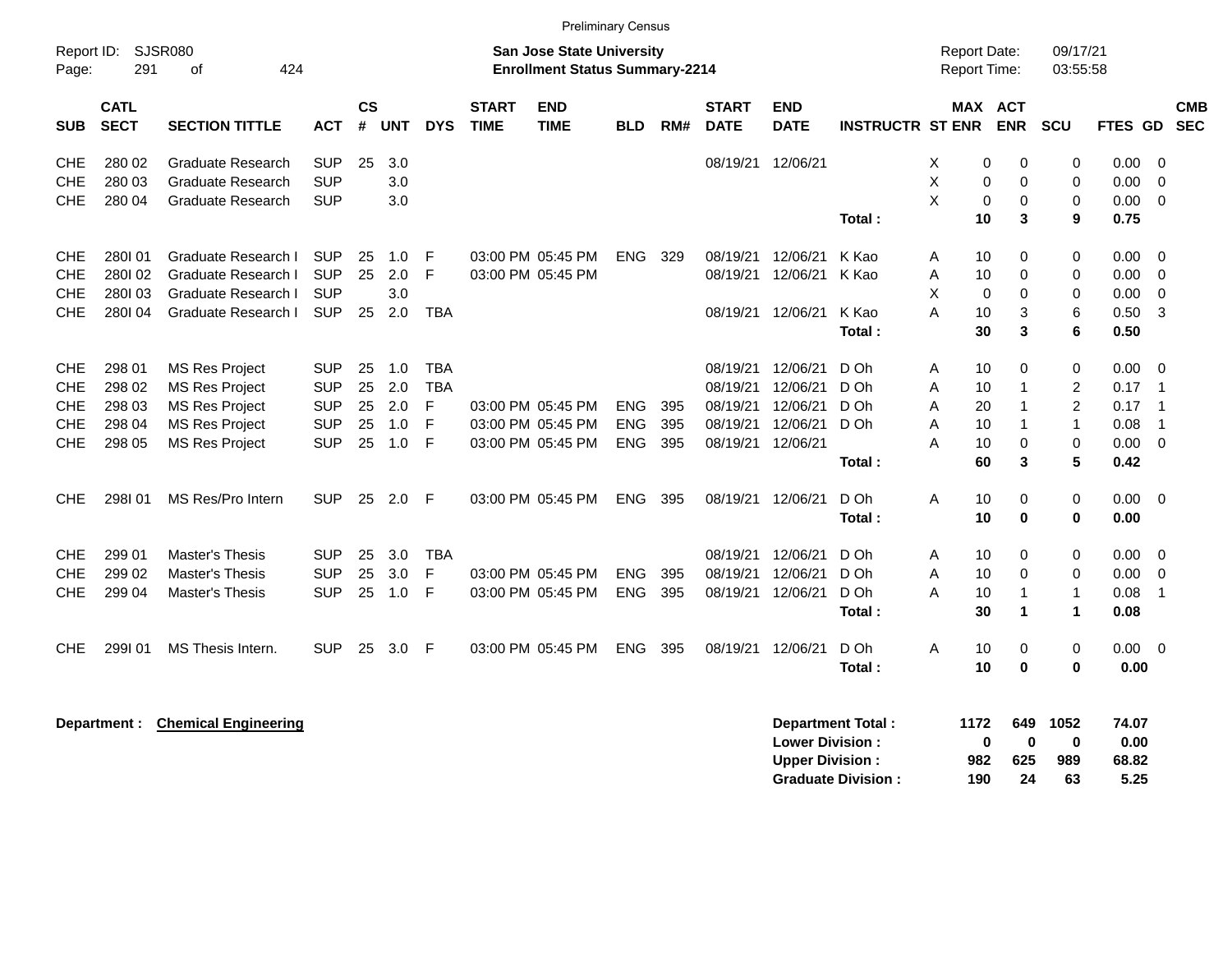Preliminary Census

Report ID: SJSR080
Page: 291 of 424

**San Jose State University**
**Enrollment Status Summary-2214**

Report Date: 09/17/21
Report Time: 03:55:58

| SUB | CATL SECT | SECTION TITTLE | ACT | CS # | UNT | DYS | START TIME | END TIME | BLD | RM# | START DATE | END DATE | INSTRUCTR | ST | MAX ENR | ACT ENR | SCU | FTES | GD | CMB SEC |
|---|---|---|---|---|---|---|---|---|---|---|---|---|---|---|---|---|---|---|---|---|
| CHE | 280 02 | Graduate Research | SUP | 25 | 3.0 | | | | | | 08/19/21 | 12/06/21 | | X | 0 | 0 | 0 | 0.00 | 0 | |
| CHE | 280 03 | Graduate Research | SUP | | 3.0 | | | | | | | | | X | 0 | 0 | 0 | 0.00 | 0 | |
| CHE | 280 04 | Graduate Research | SUP | | 3.0 | | | | | | | | | X | 0 | 0 | 0 | 0.00 | 0 | |
| | | | | | | | | | | | | | **Total :** | | **10** | **3** | **9** | **0.75** | | |
| CHE | 280I 01 | Graduate Research I | SUP | 25 | 1.0 | F | 03:00 PM | 05:45 PM | ENG | 329 | 08/19/21 | 12/06/21 | K Kao | A | 10 | 0 | 0 | 0.00 | 0 | |
| CHE | 280I 02 | Graduate Research I | SUP | 25 | 2.0 | F | 03:00 PM | 05:45 PM | | | 08/19/21 | 12/06/21 | K Kao | A | 10 | 0 | 0 | 0.00 | 0 | |
| CHE | 280I 03 | Graduate Research I | SUP | | 3.0 | | | | | | | | | X | 0 | 0 | 0 | 0.00 | 0 | |
| CHE | 280I 04 | Graduate Research I | SUP | 25 | 2.0 | TBA | | | | | 08/19/21 | 12/06/21 | K Kao | A | 10 | 3 | 6 | 0.50 | 3 | |
| | | | | | | | | | | | | | **Total :** | | **30** | **3** | **6** | **0.50** | | |
| CHE | 298 01 | MS Res Project | SUP | 25 | 1.0 | TBA | | | | | 08/19/21 | 12/06/21 | D Oh | A | 10 | 0 | 0 | 0.00 | 0 | |
| CHE | 298 02 | MS Res Project | SUP | 25 | 2.0 | TBA | | | | | 08/19/21 | 12/06/21 | D Oh | A | 10 | 1 | 2 | 0.17 | 1 | |
| CHE | 298 03 | MS Res Project | SUP | 25 | 2.0 | F | 03:00 PM | 05:45 PM | ENG | 395 | 08/19/21 | 12/06/21 | D Oh | A | 20 | 1 | 2 | 0.17 | 1 | |
| CHE | 298 04 | MS Res Project | SUP | 25 | 1.0 | F | 03:00 PM | 05:45 PM | ENG | 395 | 08/19/21 | 12/06/21 | D Oh | A | 10 | 1 | 1 | 0.08 | 1 | |
| CHE | 298 05 | MS Res Project | SUP | 25 | 1.0 | F | 03:00 PM | 05:45 PM | ENG | 395 | 08/19/21 | 12/06/21 | | A | 10 | 0 | 0 | 0.00 | 0 | |
| | | | | | | | | | | | | | **Total :** | | **60** | **3** | **5** | **0.42** | | |
| CHE | 298I 01 | MS Res/Pro Intern | SUP | 25 | 2.0 | F | 03:00 PM | 05:45 PM | ENG | 395 | 08/19/21 | 12/06/21 | D Oh | A | 10 | 0 | 0 | 0.00 | 0 | |
| | | | | | | | | | | | | | **Total :** | | **10** | **0** | **0** | **0.00** | | |
| CHE | 299 01 | Master's Thesis | SUP | 25 | 3.0 | TBA | | | | | 08/19/21 | 12/06/21 | D Oh | A | 10 | 0 | 0 | 0.00 | 0 | |
| CHE | 299 02 | Master's Thesis | SUP | 25 | 3.0 | F | 03:00 PM | 05:45 PM | ENG | 395 | 08/19/21 | 12/06/21 | D Oh | A | 10 | 0 | 0 | 0.00 | 0 | |
| CHE | 299 04 | Master's Thesis | SUP | 25 | 1.0 | F | 03:00 PM | 05:45 PM | ENG | 395 | 08/19/21 | 12/06/21 | D Oh | A | 10 | 1 | 1 | 0.08 | 1 | |
| | | | | | | | | | | | | | **Total :** | | **30** | **1** | **1** | **0.08** | | |
| CHE | 299I 01 | MS Thesis Intern. | SUP | 25 | 3.0 | F | 03:00 PM | 05:45 PM | ENG | 395 | 08/19/21 | 12/06/21 | D Oh | A | 10 | 0 | 0 | 0.00 | 0 | |
| | | | | | | | | | | | | | **Total :** | | **10** | **0** | **0** | **0.00** | | |

**Department : Chemical Engineering**

| | MAX ENR | ACT ENR | SCU | FTES |
|---|---|---|---|---|
| **Department Total :** | **1172** | **649** | **1052** | **74.07** |
| **Lower Division :** | **0** | **0** | **0** | **0.00** |
| **Upper Division :** | **982** | **625** | **989** | **68.82** |
| **Graduate Division :** | **190** | **24** | **63** | **5.25** |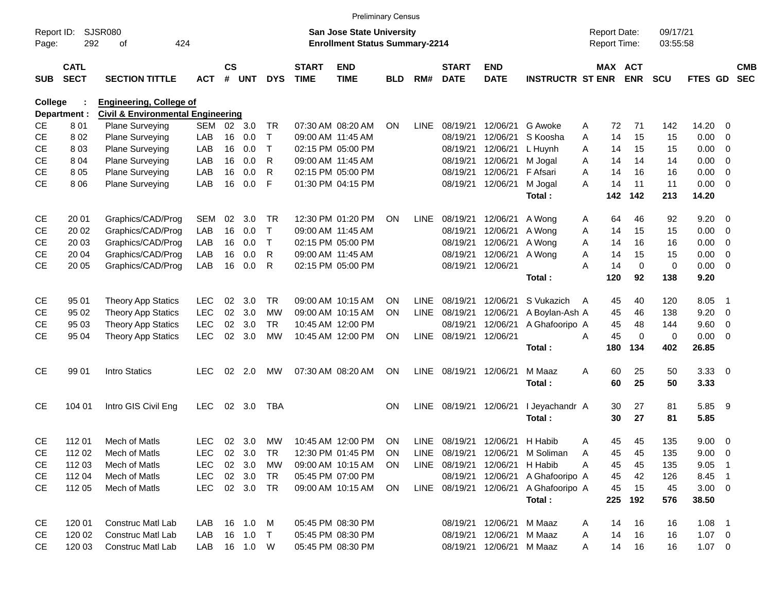Preliminary Census

Report ID: SJSR080
Page: 292 of 424

**San Jose State University**
**Enrollment Status Summary-2214**

Report Date: 09/17/21
Report Time: 03:55:58

College : **Engineering, College of**
Department : **Civil & Environmental Engineering**

| SUB | CATL SECT | SECTION TITTLE | ACT | CS # | UNT | DYS | START TIME | END TIME | BLD | RM# | START DATE | END DATE | INSTRUCTR | ST | MAX ENR | ACT ENR | SCU | FTES | GD | CMB SEC |
|---|---|---|---|---|---|---|---|---|---|---|---|---|---|---|---|---|---|---|---|---|
| CE | 8 01 | Plane Surveying | SEM | 02 | 3.0 | TR | 07:30 AM | 08:20 AM | ON | LINE | 08/19/21 | 12/06/21 | G Awoke | A | 72 | 71 | 142 | 14.20 | 0 | |
| CE | 8 02 | Plane Surveying | LAB | 16 | 0.0 | T | 09:00 AM | 11:45 AM | | | 08/19/21 | 12/06/21 | S Koosha | A | 14 | 15 | 15 | 0.00 | 0 | |
| CE | 8 03 | Plane Surveying | LAB | 16 | 0.0 | T | 02:15 PM | 05:00 PM | | | 08/19/21 | 12/06/21 | L Huynh | A | 14 | 15 | 15 | 0.00 | 0 | |
| CE | 8 04 | Plane Surveying | LAB | 16 | 0.0 | R | 09:00 AM | 11:45 AM | | | 08/19/21 | 12/06/21 | M Jogal | A | 14 | 14 | 14 | 0.00 | 0 | |
| CE | 8 05 | Plane Surveying | LAB | 16 | 0.0 | R | 02:15 PM | 05:00 PM | | | 08/19/21 | 12/06/21 | F Afsari | A | 14 | 16 | 16 | 0.00 | 0 | |
| CE | 8 06 | Plane Surveying | LAB | 16 | 0.0 | F | 01:30 PM | 04:15 PM | | | 08/19/21 | 12/06/21 | M Jogal | A | 14 | 11 | 11 | 0.00 | 0 | |
| | | | | | | | | | | | | | **Total :** | | **142** | **142** | **213** | **14.20** | | |
| CE | 20 01 | Graphics/CAD/Prog | SEM | 02 | 3.0 | TR | 12:30 PM | 01:20 PM | ON | LINE | 08/19/21 | 12/06/21 | A Wong | A | 64 | 46 | 92 | 9.20 | 0 | |
| CE | 20 02 | Graphics/CAD/Prog | LAB | 16 | 0.0 | T | 09:00 AM | 11:45 AM | | | 08/19/21 | 12/06/21 | A Wong | A | 14 | 15 | 15 | 0.00 | 0 | |
| CE | 20 03 | Graphics/CAD/Prog | LAB | 16 | 0.0 | T | 02:15 PM | 05:00 PM | | | 08/19/21 | 12/06/21 | A Wong | A | 14 | 16 | 16 | 0.00 | 0 | |
| CE | 20 04 | Graphics/CAD/Prog | LAB | 16 | 0.0 | R | 09:00 AM | 11:45 AM | | | 08/19/21 | 12/06/21 | A Wong | A | 14 | 15 | 15 | 0.00 | 0 | |
| CE | 20 05 | Graphics/CAD/Prog | LAB | 16 | 0.0 | R | 02:15 PM | 05:00 PM | | | 08/19/21 | 12/06/21 | | A | 14 | 0 | 0 | 0.00 | 0 | |
| | | | | | | | | | | | | | **Total :** | | **120** | **92** | **138** | **9.20** | | |
| CE | 95 01 | Theory App Statics | LEC | 02 | 3.0 | TR | 09:00 AM | 10:15 AM | ON | LINE | 08/19/21 | 12/06/21 | S Vukazich | A | 45 | 40 | 120 | 8.05 | 1 | |
| CE | 95 02 | Theory App Statics | LEC | 02 | 3.0 | MW | 09:00 AM | 10:15 AM | ON | LINE | 08/19/21 | 12/06/21 | A Boylan-Ash | A | 45 | 46 | 138 | 9.20 | 0 | |
| CE | 95 03 | Theory App Statics | LEC | 02 | 3.0 | TR | 10:45 AM | 12:00 PM | | | 08/19/21 | 12/06/21 | A Ghafooripo | A | 45 | 48 | 144 | 9.60 | 0 | |
| CE | 95 04 | Theory App Statics | LEC | 02 | 3.0 | MW | 10:45 AM | 12:00 PM | ON | LINE | 08/19/21 | 12/06/21 | | A | 45 | 0 | 0 | 0.00 | 0 | |
| | | | | | | | | | | | | | **Total :** | | **180** | **134** | **402** | **26.85** | | |
| CE | 99 01 | Intro Statics | LEC | 02 | 2.0 | MW | 07:30 AM | 08:20 AM | ON | LINE | 08/19/21 | 12/06/21 | M Maaz | A | 60 | 25 | 50 | 3.33 | 0 | |
| | | | | | | | | | | | | | **Total :** | | **60** | **25** | **50** | **3.33** | | |
| CE | 104 01 | Intro GIS Civil Eng | LEC | 02 | 3.0 | TBA | | | ON | LINE | 08/19/21 | 12/06/21 | I Jeyachandr | A | 30 | 27 | 81 | 5.85 | 9 | |
| | | | | | | | | | | | | | **Total :** | | **30** | **27** | **81** | **5.85** | | |
| CE | 112 01 | Mech of Matls | LEC | 02 | 3.0 | MW | 10:45 AM | 12:00 PM | ON | LINE | 08/19/21 | 12/06/21 | H Habib | A | 45 | 45 | 135 | 9.00 | 0 | |
| CE | 112 02 | Mech of Matls | LEC | 02 | 3.0 | TR | 12:30 PM | 01:45 PM | ON | LINE | 08/19/21 | 12/06/21 | M Soliman | A | 45 | 45 | 135 | 9.00 | 0 | |
| CE | 112 03 | Mech of Matls | LEC | 02 | 3.0 | MW | 09:00 AM | 10:15 AM | ON | LINE | 08/19/21 | 12/06/21 | H Habib | A | 45 | 45 | 135 | 9.05 | 1 | |
| CE | 112 04 | Mech of Matls | LEC | 02 | 3.0 | TR | 05:45 PM | 07:00 PM | | | 08/19/21 | 12/06/21 | A Ghafooripo | A | 45 | 42 | 126 | 8.45 | 1 | |
| CE | 112 05 | Mech of Matls | LEC | 02 | 3.0 | TR | 09:00 AM | 10:15 AM | ON | LINE | 08/19/21 | 12/06/21 | A Ghafooripo | A | 45 | 15 | 45 | 3.00 | 0 | |
| | | | | | | | | | | | | | **Total :** | | **225** | **192** | **576** | **38.50** | | |
| CE | 120 01 | Construc Matl Lab | LAB | 16 | 1.0 | M | 05:45 PM | 08:30 PM | | | 08/19/21 | 12/06/21 | M Maaz | A | 14 | 16 | 16 | 1.08 | 1 | |
| CE | 120 02 | Construc Matl Lab | LAB | 16 | 1.0 | T | 05:45 PM | 08:30 PM | | | 08/19/21 | 12/06/21 | M Maaz | A | 14 | 16 | 16 | 1.07 | 0 | |
| CE | 120 03 | Construc Matl Lab | LAB | 16 | 1.0 | W | 05:45 PM | 08:30 PM | | | 08/19/21 | 12/06/21 | M Maaz | A | 14 | 16 | 16 | 1.07 | 0 | |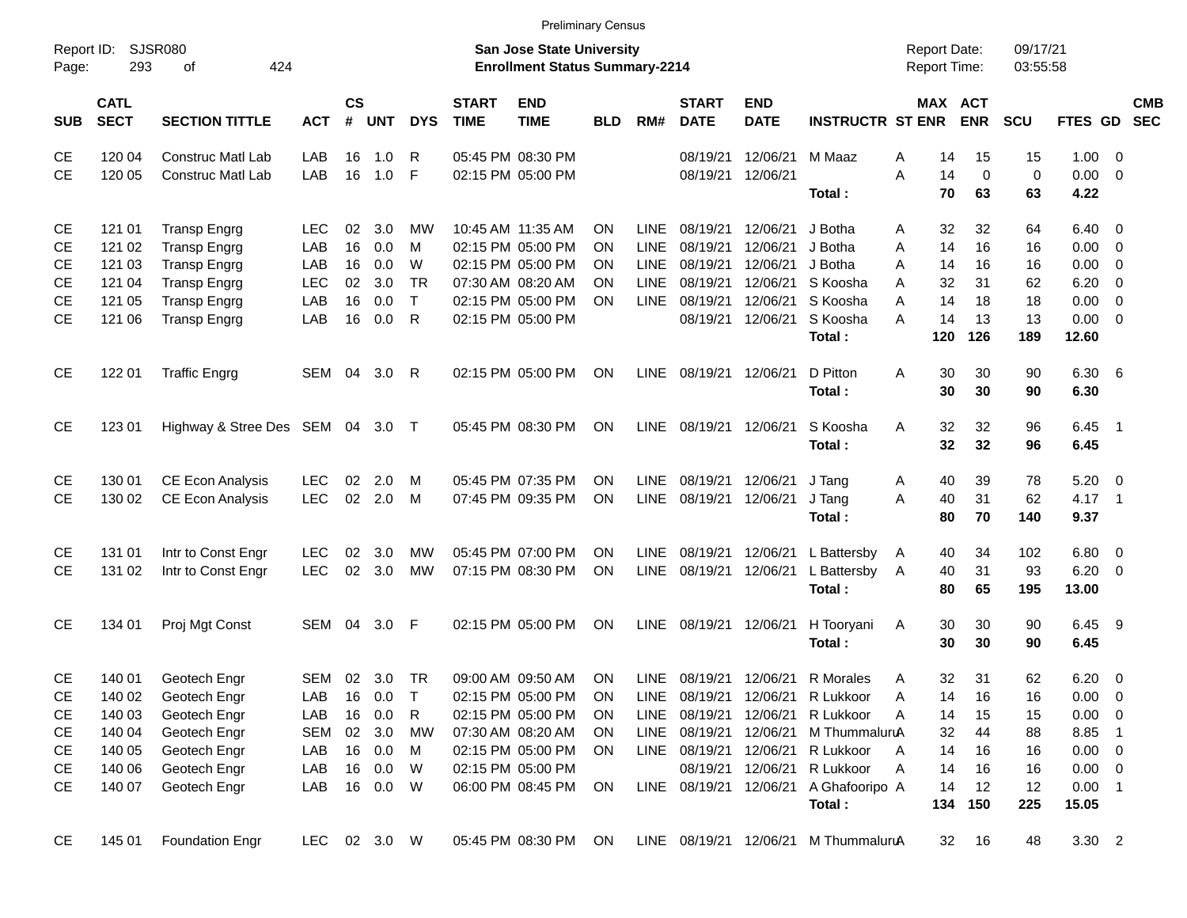Preliminary Census

Report ID: SJSR080
Page: 293 of 424

**San Jose State University**
**Enrollment Status Summary-2214**

Report Date: 09/17/21
Report Time: 03:55:58

| SUB | CATL SECT | SECTION TITTLE | ACT | CS # | UNT | DYS | START TIME | END TIME | BLD | RM# | START DATE | END DATE | INSTRUCTR | ST | MAX ENR | ACT ENR | SCU | FTES | GD | CMB SEC |
|---|---|---|---|---|---|---|---|---|---|---|---|---|---|---|---|---|---|---|---|---|
| CE | 120 04 | Construc Matl Lab | LAB | 16 | 1.0 | R | 05:45 PM | 08:30 PM | | | 08/19/21 | 12/06/21 | M Maaz | A | 14 | 15 | 15 | 1.00 | 0 | |
| CE | 120 05 | Construc Matl Lab | LAB | 16 | 1.0 | F | 02:15 PM | 05:00 PM | | | 08/19/21 | 12/06/21 | | A | 14 | 0 | 0 | 0.00 | 0 | |
| | | | | | | | | | | | | | **Total :** | | **70** | **63** | **63** | **4.22** | | |
| CE | 121 01 | Transp Engrg | LEC | 02 | 3.0 | MW | 10:45 AM | 11:35 AM | ON | LINE | 08/19/21 | 12/06/21 | J Botha | A | 32 | 32 | 64 | 6.40 | 0 | |
| CE | 121 02 | Transp Engrg | LAB | 16 | 0.0 | M | 02:15 PM | 05:00 PM | ON | LINE | 08/19/21 | 12/06/21 | J Botha | A | 14 | 16 | 16 | 0.00 | 0 | |
| CE | 121 03 | Transp Engrg | LAB | 16 | 0.0 | W | 02:15 PM | 05:00 PM | ON | LINE | 08/19/21 | 12/06/21 | J Botha | A | 14 | 16 | 16 | 0.00 | 0 | |
| CE | 121 04 | Transp Engrg | LEC | 02 | 3.0 | TR | 07:30 AM | 08:20 AM | ON | LINE | 08/19/21 | 12/06/21 | S Koosha | A | 32 | 31 | 62 | 6.20 | 0 | |
| CE | 121 05 | Transp Engrg | LAB | 16 | 0.0 | T | 02:15 PM | 05:00 PM | ON | LINE | 08/19/21 | 12/06/21 | S Koosha | A | 14 | 18 | 18 | 0.00 | 0 | |
| CE | 121 06 | Transp Engrg | LAB | 16 | 0.0 | R | 02:15 PM | 05:00 PM | | | 08/19/21 | 12/06/21 | S Koosha | A | 14 | 13 | 13 | 0.00 | 0 | |
| | | | | | | | | | | | | | **Total :** | | **120** | **126** | **189** | **12.60** | | |
| CE | 122 01 | Traffic Engrg | SEM | 04 | 3.0 | R | 02:15 PM | 05:00 PM | ON | LINE | 08/19/21 | 12/06/21 | D Pitton | A | 30 | 30 | 90 | 6.30 | 6 | |
| | | | | | | | | | | | | | **Total :** | | **30** | **30** | **90** | **6.30** | | |
| CE | 123 01 | Highway & Stree Des | SEM | 04 | 3.0 | T | 05:45 PM | 08:30 PM | ON | LINE | 08/19/21 | 12/06/21 | S Koosha | A | 32 | 32 | 96 | 6.45 | 1 | |
| | | | | | | | | | | | | | **Total :** | | **32** | **32** | **96** | **6.45** | | |
| CE | 130 01 | CE Econ Analysis | LEC | 02 | 2.0 | M | 05:45 PM | 07:35 PM | ON | LINE | 08/19/21 | 12/06/21 | J Tang | A | 40 | 39 | 78 | 5.20 | 0 | |
| CE | 130 02 | CE Econ Analysis | LEC | 02 | 2.0 | M | 07:45 PM | 09:35 PM | ON | LINE | 08/19/21 | 12/06/21 | J Tang | A | 40 | 31 | 62 | 4.17 | 1 | |
| | | | | | | | | | | | | | **Total :** | | **80** | **70** | **140** | **9.37** | | |
| CE | 131 01 | Intr to Const Engr | LEC | 02 | 3.0 | MW | 05:45 PM | 07:00 PM | ON | LINE | 08/19/21 | 12/06/21 | L Battersby | A | 40 | 34 | 102 | 6.80 | 0 | |
| CE | 131 02 | Intr to Const Engr | LEC | 02 | 3.0 | MW | 07:15 PM | 08:30 PM | ON | LINE | 08/19/21 | 12/06/21 | L Battersby | A | 40 | 31 | 93 | 6.20 | 0 | |
| | | | | | | | | | | | | | **Total :** | | **80** | **65** | **195** | **13.00** | | |
| CE | 134 01 | Proj Mgt Const | SEM | 04 | 3.0 | F | 02:15 PM | 05:00 PM | ON | LINE | 08/19/21 | 12/06/21 | H Tooryani | A | 30 | 30 | 90 | 6.45 | 9 | |
| | | | | | | | | | | | | | **Total :** | | **30** | **30** | **90** | **6.45** | | |
| CE | 140 01 | Geotech Engr | SEM | 02 | 3.0 | TR | 09:00 AM | 09:50 AM | ON | LINE | 08/19/21 | 12/06/21 | R Morales | A | 32 | 31 | 62 | 6.20 | 0 | |
| CE | 140 02 | Geotech Engr | LAB | 16 | 0.0 | T | 02:15 PM | 05:00 PM | ON | LINE | 08/19/21 | 12/06/21 | R Lukkoor | A | 14 | 16 | 16 | 0.00 | 0 | |
| CE | 140 03 | Geotech Engr | LAB | 16 | 0.0 | R | 02:15 PM | 05:00 PM | ON | LINE | 08/19/21 | 12/06/21 | R Lukkoor | A | 14 | 15 | 15 | 0.00 | 0 | |
| CE | 140 04 | Geotech Engr | SEM | 02 | 3.0 | MW | 07:30 AM | 08:20 AM | ON | LINE | 08/19/21 | 12/06/21 | M Thummaluru | A | 32 | 44 | 88 | 8.85 | 1 | |
| CE | 140 05 | Geotech Engr | LAB | 16 | 0.0 | M | 02:15 PM | 05:00 PM | ON | LINE | 08/19/21 | 12/06/21 | R Lukkoor | A | 14 | 16 | 16 | 0.00 | 0 | |
| CE | 140 06 | Geotech Engr | LAB | 16 | 0.0 | W | 02:15 PM | 05:00 PM | | | 08/19/21 | 12/06/21 | R Lukkoor | A | 14 | 16 | 16 | 0.00 | 0 | |
| CE | 140 07 | Geotech Engr | LAB | 16 | 0.0 | W | 06:00 PM | 08:45 PM | ON | LINE | 08/19/21 | 12/06/21 | A Ghafooripo | A | 14 | 12 | 12 | 0.00 | 1 | |
| | | | | | | | | | | | | | **Total :** | | **134** | **150** | **225** | **15.05** | | |
| CE | 145 01 | Foundation Engr | LEC | 02 | 3.0 | W | 05:45 PM | 08:30 PM | ON | LINE | 08/19/21 | 12/06/21 | M Thummaluru | A | 32 | 16 | 48 | 3.30 | 2 | |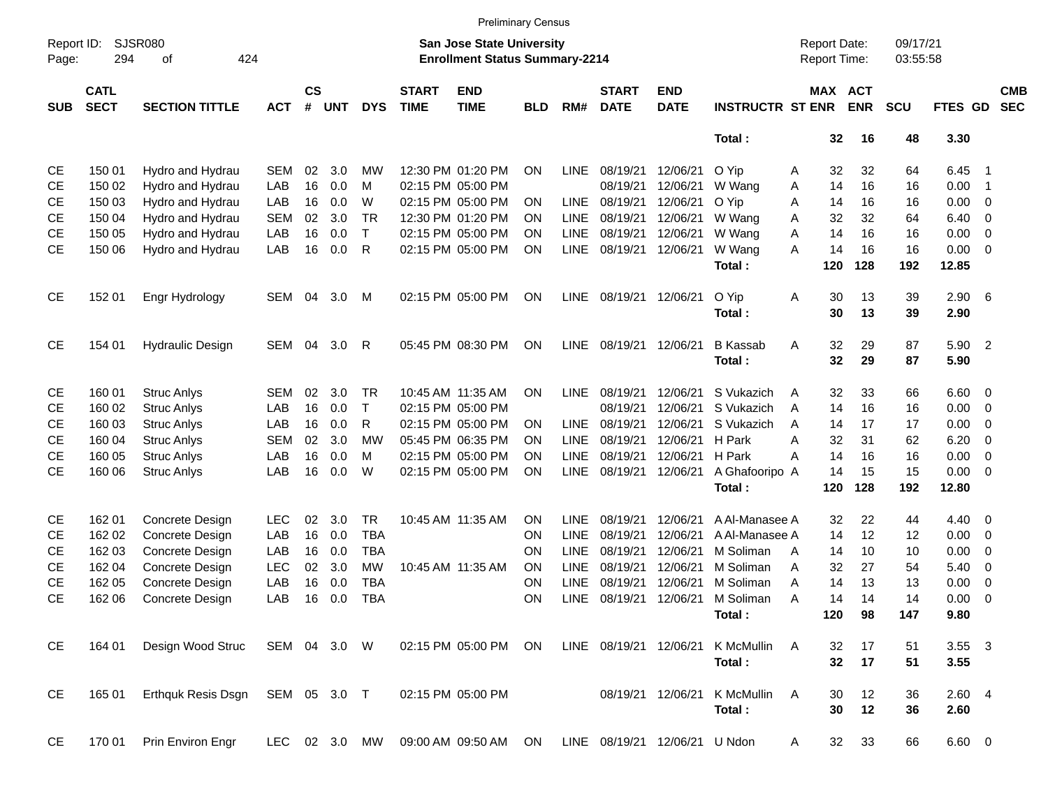Preliminary Census

Report ID: SJSR080
Page: 294 of 424

**San Jose State University**
**Enrollment Status Summary-2214**

Report Date: 09/17/21
Report Time: 03:55:58

| SUB | CATL SECT | SECTION TITTLE | ACT | CS # | UNT | DYS | START TIME | END TIME | BLD | RM# | START DATE | END DATE | INSTRUCTR | ST | MAX ENR | ACT ENR | SCU | FTES | GD | CMB SEC |
|---|---|---|---|---|---|---|---|---|---|---|---|---|---|---|---|---|---|---|---|---|
| | | | | | | | | | | | | | **Total :** | | **32** | **16** | **48** | **3.30** | | |
| CE | 150 01 | Hydro and Hydrau | SEM | 02 | 3.0 | MW | 12:30 PM | 01:20 PM | ON | LINE | 08/19/21 | 12/06/21 | O Yip | A | 32 | 32 | 64 | 6.45 | 1 | |
| CE | 150 02 | Hydro and Hydrau | LAB | 16 | 0.0 | M | 02:15 PM | 05:00 PM | | | 08/19/21 | 12/06/21 | W Wang | A | 14 | 16 | 16 | 0.00 | 1 | |
| CE | 150 03 | Hydro and Hydrau | LAB | 16 | 0.0 | W | 02:15 PM | 05:00 PM | ON | LINE | 08/19/21 | 12/06/21 | O Yip | A | 14 | 16 | 16 | 0.00 | 0 | |
| CE | 150 04 | Hydro and Hydrau | SEM | 02 | 3.0 | TR | 12:30 PM | 01:20 PM | ON | LINE | 08/19/21 | 12/06/21 | W Wang | A | 32 | 32 | 64 | 6.40 | 0 | |
| CE | 150 05 | Hydro and Hydrau | LAB | 16 | 0.0 | T | 02:15 PM | 05:00 PM | ON | LINE | 08/19/21 | 12/06/21 | W Wang | A | 14 | 16 | 16 | 0.00 | 0 | |
| CE | 150 06 | Hydro and Hydrau | LAB | 16 | 0.0 | R | 02:15 PM | 05:00 PM | ON | LINE | 08/19/21 | 12/06/21 | W Wang | A | 14 | 16 | 16 | 0.00 | 0 | |
| | | | | | | | | | | | | | **Total :** | | **120** | **128** | **192** | **12.85** | | |
| CE | 152 01 | Engr Hydrology | SEM | 04 | 3.0 | M | 02:15 PM | 05:00 PM | ON | LINE | 08/19/21 | 12/06/21 | O Yip | A | 30 | 13 | 39 | 2.90 | 6 | |
| | | | | | | | | | | | | | **Total :** | | **30** | **13** | **39** | **2.90** | | |
| CE | 154 01 | Hydraulic Design | SEM | 04 | 3.0 | R | 05:45 PM | 08:30 PM | ON | LINE | 08/19/21 | 12/06/21 | B Kassab | A | 32 | 29 | 87 | 5.90 | 2 | |
| | | | | | | | | | | | | | **Total :** | | **32** | **29** | **87** | **5.90** | | |
| CE | 160 01 | Struc Anlys | SEM | 02 | 3.0 | TR | 10:45 AM | 11:35 AM | ON | LINE | 08/19/21 | 12/06/21 | S Vukazich | A | 32 | 33 | 66 | 6.60 | 0 | |
| CE | 160 02 | Struc Anlys | LAB | 16 | 0.0 | T | 02:15 PM | 05:00 PM | | | 08/19/21 | 12/06/21 | S Vukazich | A | 14 | 16 | 16 | 0.00 | 0 | |
| CE | 160 03 | Struc Anlys | LAB | 16 | 0.0 | R | 02:15 PM | 05:00 PM | ON | LINE | 08/19/21 | 12/06/21 | S Vukazich | A | 14 | 17 | 17 | 0.00 | 0 | |
| CE | 160 04 | Struc Anlys | SEM | 02 | 3.0 | MW | 05:45 PM | 06:35 PM | ON | LINE | 08/19/21 | 12/06/21 | H Park | A | 32 | 31 | 62 | 6.20 | 0 | |
| CE | 160 05 | Struc Anlys | LAB | 16 | 0.0 | M | 02:15 PM | 05:00 PM | ON | LINE | 08/19/21 | 12/06/21 | H Park | A | 14 | 16 | 16 | 0.00 | 0 | |
| CE | 160 06 | Struc Anlys | LAB | 16 | 0.0 | W | 02:15 PM | 05:00 PM | ON | LINE | 08/19/21 | 12/06/21 | A Ghafooripo | A | 14 | 15 | 15 | 0.00 | 0 | |
| | | | | | | | | | | | | | **Total :** | | **120** | **128** | **192** | **12.80** | | |
| CE | 162 01 | Concrete Design | LEC | 02 | 3.0 | TR | 10:45 AM | 11:35 AM | ON | LINE | 08/19/21 | 12/06/21 | A Al-Manasee | A | 32 | 22 | 44 | 4.40 | 0 | |
| CE | 162 02 | Concrete Design | LAB | 16 | 0.0 | TBA | | | ON | LINE | 08/19/21 | 12/06/21 | A Al-Manasee | A | 14 | 12 | 12 | 0.00 | 0 | |
| CE | 162 03 | Concrete Design | LAB | 16 | 0.0 | TBA | | | ON | LINE | 08/19/21 | 12/06/21 | M Soliman | A | 14 | 10 | 10 | 0.00 | 0 | |
| CE | 162 04 | Concrete Design | LEC | 02 | 3.0 | MW | 10:45 AM | 11:35 AM | ON | LINE | 08/19/21 | 12/06/21 | M Soliman | A | 32 | 27 | 54 | 5.40 | 0 | |
| CE | 162 05 | Concrete Design | LAB | 16 | 0.0 | TBA | | | ON | LINE | 08/19/21 | 12/06/21 | M Soliman | A | 14 | 13 | 13 | 0.00 | 0 | |
| CE | 162 06 | Concrete Design | LAB | 16 | 0.0 | TBA | | | ON | LINE | 08/19/21 | 12/06/21 | M Soliman | A | 14 | 14 | 14 | 0.00 | 0 | |
| | | | | | | | | | | | | | **Total :** | | **120** | **98** | **147** | **9.80** | | |
| CE | 164 01 | Design Wood Struc | SEM | 04 | 3.0 | W | 02:15 PM | 05:00 PM | ON | LINE | 08/19/21 | 12/06/21 | K McMullin | A | 32 | 17 | 51 | 3.55 | 3 | |
| | | | | | | | | | | | | | **Total :** | | **32** | **17** | **51** | **3.55** | | |
| CE | 165 01 | Erthquk Resis Dsgn | SEM | 05 | 3.0 | T | 02:15 PM | 05:00 PM | | | 08/19/21 | 12/06/21 | K McMullin | A | 30 | 12 | 36 | 2.60 | 4 | |
| | | | | | | | | | | | | | **Total :** | | **30** | **12** | **36** | **2.60** | | |
| CE | 170 01 | Prin Environ Engr | LEC | 02 | 3.0 | MW | 09:00 AM | 09:50 AM | ON | LINE | 08/19/21 | 12/06/21 | U Ndon | A | 32 | 33 | 66 | 6.60 | 0 | |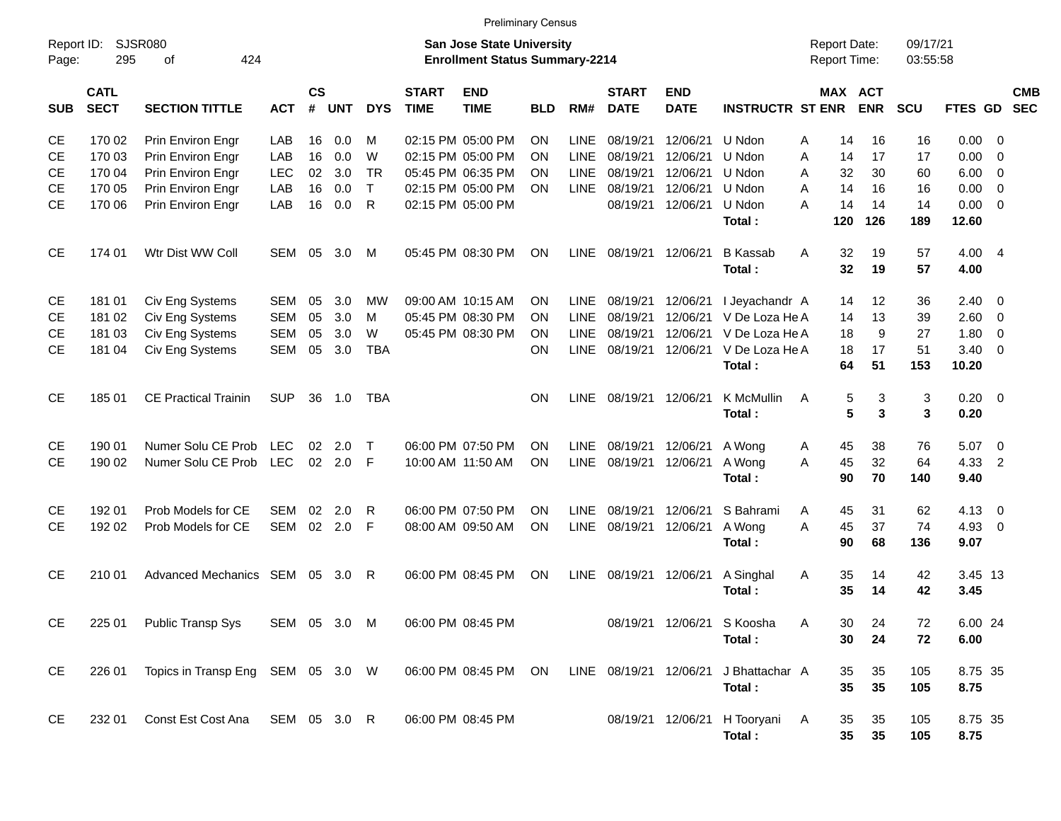Preliminary Census

Report ID: SJSR080
Page: 295 of 424

**San Jose State University**
**Enrollment Status Summary-2214**

Report Date: 09/17/21
Report Time: 03:55:58

| SUB | CATL SECT | SECTION TITTLE | ACT | CS # | UNT | DYS | START TIME | END TIME | BLD | RM# | START DATE | END DATE | INSTRUCTR | ST | MAX ENR | ACT ENR | SCU | FTES | GD | CMB SEC |
|---|---|---|---|---|---|---|---|---|---|---|---|---|---|---|---|---|---|---|---|---|
| CE | 170 02 | Prin Environ Engr | LAB | 16 | 0.0 | M | 02:15 PM | 05:00 PM | ON | LINE | 08/19/21 | 12/06/21 | U Ndon | A | 14 | 16 | 16 | 0.00 | 0 | |
| CE | 170 03 | Prin Environ Engr | LAB | 16 | 0.0 | W | 02:15 PM | 05:00 PM | ON | LINE | 08/19/21 | 12/06/21 | U Ndon | A | 14 | 17 | 17 | 0.00 | 0 | |
| CE | 170 04 | Prin Environ Engr | LEC | 02 | 3.0 | TR | 05:45 PM | 06:35 PM | ON | LINE | 08/19/21 | 12/06/21 | U Ndon | A | 32 | 30 | 60 | 6.00 | 0 | |
| CE | 170 05 | Prin Environ Engr | LAB | 16 | 0.0 | T | 02:15 PM | 05:00 PM | ON | LINE | 08/19/21 | 12/06/21 | U Ndon | A | 14 | 16 | 16 | 0.00 | 0 | |
| CE | 170 06 | Prin Environ Engr | LAB | 16 | 0.0 | R | 02:15 PM | 05:00 PM | | | 08/19/21 | 12/06/21 | U Ndon | A | 14 | 14 | 14 | 0.00 | 0 | |
| | | | | | | | | | | | | | **Total :** | | **120** | **126** | **189** | **12.60** | | |
| CE | 174 01 | Wtr Dist WW Coll | SEM | 05 | 3.0 | M | 05:45 PM | 08:30 PM | ON | LINE | 08/19/21 | 12/06/21 | B Kassab | A | 32 | 19 | 57 | 4.00 | 4 | |
| | | | | | | | | | | | | | **Total :** | | **32** | **19** | **57** | **4.00** | | |
| CE | 181 01 | Civ Eng Systems | SEM | 05 | 3.0 | MW | 09:00 AM | 10:15 AM | ON | LINE | 08/19/21 | 12/06/21 | I Jeyachandr | A | 14 | 12 | 36 | 2.40 | 0 | |
| CE | 181 02 | Civ Eng Systems | SEM | 05 | 3.0 | M | 05:45 PM | 08:30 PM | ON | LINE | 08/19/21 | 12/06/21 | V De Loza He | A | 14 | 13 | 39 | 2.60 | 0 | |
| CE | 181 03 | Civ Eng Systems | SEM | 05 | 3.0 | W | 05:45 PM | 08:30 PM | ON | LINE | 08/19/21 | 12/06/21 | V De Loza He | A | 18 | 9 | 27 | 1.80 | 0 | |
| CE | 181 04 | Civ Eng Systems | SEM | 05 | 3.0 | TBA | | | ON | LINE | 08/19/21 | 12/06/21 | V De Loza He | A | 18 | 17 | 51 | 3.40 | 0 | |
| | | | | | | | | | | | | | **Total :** | | **64** | **51** | **153** | **10.20** | | |
| CE | 185 01 | CE Practical Trainin | SUP | 36 | 1.0 | TBA | | | ON | LINE | 08/19/21 | 12/06/21 | K McMullin | A | 5 | 3 | 3 | 0.20 | 0 | |
| | | | | | | | | | | | | | **Total :** | | **5** | **3** | **3** | **0.20** | | |
| CE | 190 01 | Numer Solu CE Prob | LEC | 02 | 2.0 | T | 06:00 PM | 07:50 PM | ON | LINE | 08/19/21 | 12/06/21 | A Wong | A | 45 | 38 | 76 | 5.07 | 0 | |
| CE | 190 02 | Numer Solu CE Prob | LEC | 02 | 2.0 | F | 10:00 AM | 11:50 AM | ON | LINE | 08/19/21 | 12/06/21 | A Wong | A | 45 | 32 | 64 | 4.33 | 2 | |
| | | | | | | | | | | | | | **Total :** | | **90** | **70** | **140** | **9.40** | | |
| CE | 192 01 | Prob Models for CE | SEM | 02 | 2.0 | R | 06:00 PM | 07:50 PM | ON | LINE | 08/19/21 | 12/06/21 | S Bahrami | A | 45 | 31 | 62 | 4.13 | 0 | |
| CE | 192 02 | Prob Models for CE | SEM | 02 | 2.0 | F | 08:00 AM | 09:50 AM | ON | LINE | 08/19/21 | 12/06/21 | A Wong | A | 45 | 37 | 74 | 4.93 | 0 | |
| | | | | | | | | | | | | | **Total :** | | **90** | **68** | **136** | **9.07** | | |
| CE | 210 01 | Advanced Mechanics | SEM | 05 | 3.0 | R | 06:00 PM | 08:45 PM | ON | LINE | 08/19/21 | 12/06/21 | A Singhal | A | 35 | 14 | 42 | 3.45 | 13 | |
| | | | | | | | | | | | | | **Total :** | | **35** | **14** | **42** | **3.45** | | |
| CE | 225 01 | Public Transp Sys | SEM | 05 | 3.0 | M | 06:00 PM | 08:45 PM | | | 08/19/21 | 12/06/21 | S Koosha | A | 30 | 24 | 72 | 6.00 | 24 | |
| | | | | | | | | | | | | | **Total :** | | **30** | **24** | **72** | **6.00** | | |
| CE | 226 01 | Topics in Transp Eng | SEM | 05 | 3.0 | W | 06:00 PM | 08:45 PM | ON | LINE | 08/19/21 | 12/06/21 | J Bhattachar | A | 35 | 35 | 105 | 8.75 | 35 | |
| | | | | | | | | | | | | | **Total :** | | **35** | **35** | **105** | **8.75** | | |
| CE | 232 01 | Const Est Cost Ana | SEM | 05 | 3.0 | R | 06:00 PM | 08:45 PM | | | 08/19/21 | 12/06/21 | H Tooryani | A | 35 | 35 | 105 | 8.75 | 35 | |
| | | | | | | | | | | | | | **Total :** | | **35** | **35** | **105** | **8.75** | | |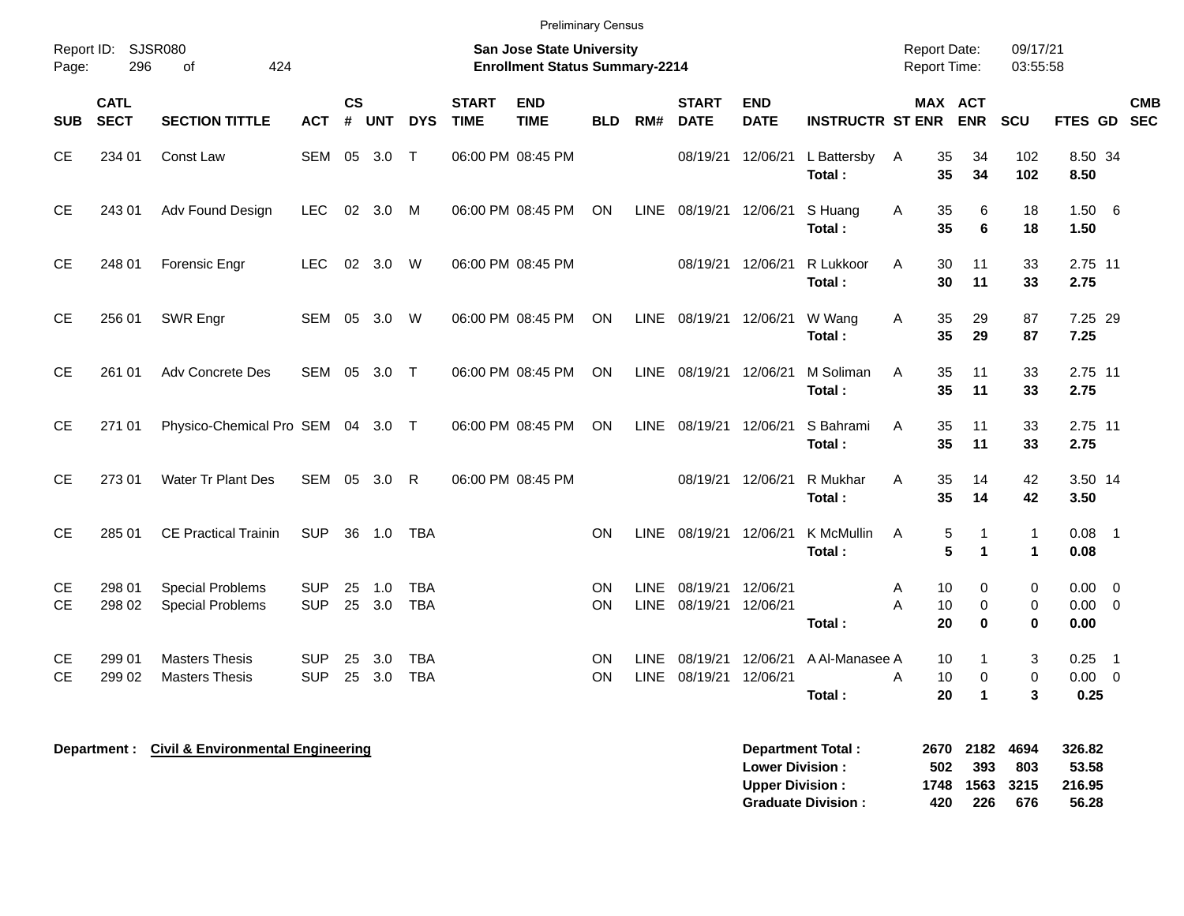Preliminary Census

Report ID: SJSR080

**San Jose State University**
**Enrollment Status Summary-2214**

Report Date: 09/17/21
Report Time: 03:55:58

| SUB | CATL SECT | SECTION TITTLE | ACT | CS # | UNT | DYS | START TIME | END TIME | BLD | RM# | START DATE | END DATE | INSTRUCTR | ST | MAX ENR | ACT ENR | SCU | FTES | GD | CMB SEC |
|---|---|---|---|---|---|---|---|---|---|---|---|---|---|---|---|---|---|---|---|---|
| CE | 234 01 | Const Law | SEM | 05 | 3.0 | T | 06:00 PM | 08:45 PM | | | 08/19/21 | 12/06/21 | L Battersby | A | 35 | 34 | 102 | 8.50 | 34 | |
| | | | | | | | | | | | | | **Total :** | | **35** | **34** | **102** | **8.50** | | |
| CE | 243 01 | Adv Found Design | LEC | 02 | 3.0 | M | 06:00 PM | 08:45 PM | ON | LINE | 08/19/21 | 12/06/21 | S Huang | A | 35 | 6 | 18 | 1.50 | 6 | |
| | | | | | | | | | | | | | **Total :** | | **35** | **6** | **18** | **1.50** | | |
| CE | 248 01 | Forensic Engr | LEC | 02 | 3.0 | W | 06:00 PM | 08:45 PM | | | 08/19/21 | 12/06/21 | R Lukkoor | A | 30 | 11 | 33 | 2.75 | 11 | |
| | | | | | | | | | | | | | **Total :** | | **30** | **11** | **33** | **2.75** | | |
| CE | 256 01 | SWR Engr | SEM | 05 | 3.0 | W | 06:00 PM | 08:45 PM | ON | LINE | 08/19/21 | 12/06/21 | W Wang | A | 35 | 29 | 87 | 7.25 | 29 | |
| | | | | | | | | | | | | | **Total :** | | **35** | **29** | **87** | **7.25** | | |
| CE | 261 01 | Adv Concrete Des | SEM | 05 | 3.0 | T | 06:00 PM | 08:45 PM | ON | LINE | 08/19/21 | 12/06/21 | M Soliman | A | 35 | 11 | 33 | 2.75 | 11 | |
| | | | | | | | | | | | | | **Total :** | | **35** | **11** | **33** | **2.75** | | |
| CE | 271 01 | Physico-Chemical Pro | SEM | 04 | 3.0 | T | 06:00 PM | 08:45 PM | ON | LINE | 08/19/21 | 12/06/21 | S Bahrami | A | 35 | 11 | 33 | 2.75 | 11 | |
| | | | | | | | | | | | | | **Total :** | | **35** | **11** | **33** | **2.75** | | |
| CE | 273 01 | Water Tr Plant Des | SEM | 05 | 3.0 | R | 06:00 PM | 08:45 PM | | | 08/19/21 | 12/06/21 | R Mukhar | A | 35 | 14 | 42 | 3.50 | 14 | |
| | | | | | | | | | | | | | **Total :** | | **35** | **14** | **42** | **3.50** | | |
| CE | 285 01 | CE Practical Trainin | SUP | 36 | 1.0 | TBA | | | ON | LINE | 08/19/21 | 12/06/21 | K McMullin | A | 5 | 1 | 1 | 0.08 | 1 | |
| | | | | | | | | | | | | | **Total :** | | **5** | **1** | **1** | **0.08** | | |
| CE | 298 01 | Special Problems | SUP | 25 | 1.0 | TBA | | | ON | LINE | 08/19/21 | 12/06/21 | | A | 10 | 0 | 0 | 0.00 | 0 | |
| CE | 298 02 | Special Problems | SUP | 25 | 3.0 | TBA | | | ON | LINE | 08/19/21 | 12/06/21 | | A | 10 | 0 | 0 | 0.00 | 0 | |
| | | | | | | | | | | | | | **Total :** | | **20** | **0** | **0** | **0.00** | | |
| CE | 299 01 | Masters Thesis | SUP | 25 | 3.0 | TBA | | | ON | LINE | 08/19/21 | 12/06/21 | A Al-Manasee | A | 10 | 1 | 3 | 0.25 | 1 | |
| CE | 299 02 | Masters Thesis | SUP | 25 | 3.0 | TBA | | | ON | LINE | 08/19/21 | 12/06/21 | | A | 10 | 0 | 0 | 0.00 | 0 | |
| | | | | | | | | | | | | | **Total :** | | **20** | **1** | **3** | **0.25** | | |

**Department :** **Civil & Environmental Engineering**

| | MAX ENR | ACT ENR | SCU | FTES |
|---|---|---|---|---|
| **Department Total :** | **2670** | **2182** | **4694** | **326.82** |
| **Lower Division :** | **502** | **393** | **803** | **53.58** |
| **Upper Division :** | **1748** | **1563** | **3215** | **216.95** |
| **Graduate Division :** | **420** | **226** | **676** | **56.28** |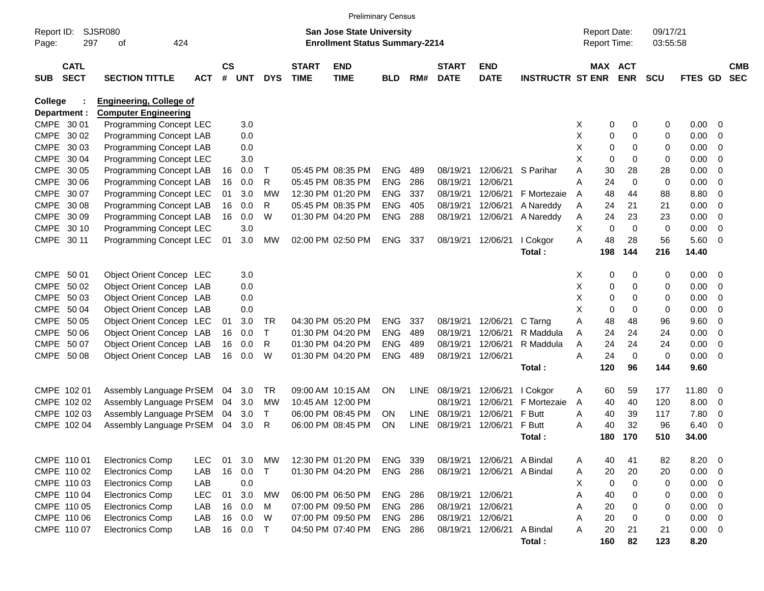Preliminary Census

Report ID: SJSR080
Page: 297 of 424

**San Jose State University**
**Enrollment Status Summary-2214**

Report Date: 09/17/21
Report Time: 03:55:58

**College : Engineering, College of**
**Department : Computer Engineering**

| SUB | CATL SECT | SECTION TITTLE | ACT | CS # | UNT | DYS | START TIME | END TIME | BLD | RM# | START DATE | END DATE | INSTRUCTR | ST | MAX ENR | ACT ENR | SCU | FTES | GD | CMB SEC |
|---|---|---|---|---|---|---|---|---|---|---|---|---|---|---|---|---|---|---|---|---|
| CMPE | 30 01 | Programming Concept | LEC | | 3.0 | | | | | | | | | X | 0 | 0 | 0 | 0.00 | 0 | |
| CMPE | 30 02 | Programming Concept | LAB | | 0.0 | | | | | | | | | X | 0 | 0 | 0 | 0.00 | 0 | |
| CMPE | 30 03 | Programming Concept | LAB | | 0.0 | | | | | | | | | X | 0 | 0 | 0 | 0.00 | 0 | |
| CMPE | 30 04 | Programming Concept | LEC | | 3.0 | | | | | | | | | X | 0 | 0 | 0 | 0.00 | 0 | |
| CMPE | 30 05 | Programming Concept | LAB | 16 | 0.0 | T | 05:45 PM | 08:35 PM | ENG | 489 | 08/19/21 | 12/06/21 | S Parihar | A | 30 | 28 | 28 | 0.00 | 0 | |
| CMPE | 30 06 | Programming Concept | LAB | 16 | 0.0 | R | 05:45 PM | 08:35 PM | ENG | 286 | 08/19/21 | 12/06/21 | | A | 24 | 0 | 0 | 0.00 | 0 | |
| CMPE | 30 07 | Programming Concept | LEC | 01 | 3.0 | MW | 12:30 PM | 01:20 PM | ENG | 337 | 08/19/21 | 12/06/21 | F Mortezaie | A | 48 | 44 | 88 | 8.80 | 0 | |
| CMPE | 30 08 | Programming Concept | LAB | 16 | 0.0 | R | 05:45 PM | 08:35 PM | ENG | 405 | 08/19/21 | 12/06/21 | A Nareddy | A | 24 | 21 | 21 | 0.00 | 0 | |
| CMPE | 30 09 | Programming Concept | LAB | 16 | 0.0 | W | 01:30 PM | 04:20 PM | ENG | 288 | 08/19/21 | 12/06/21 | A Nareddy | A | 24 | 23 | 23 | 0.00 | 0 | |
| CMPE | 30 10 | Programming Concept | LEC | | 3.0 | | | | | | | | | X | 0 | 0 | 0 | 0.00 | 0 | |
| CMPE | 30 11 | Programming Concept | LEC | 01 | 3.0 | MW | 02:00 PM | 02:50 PM | ENG | 337 | 08/19/21 | 12/06/21 | I Cokgor | A | 48 | 28 | 56 | 5.60 | 0 | |
| | | | | | | | | | | | | | **Total :** | | **198** | **144** | **216** | **14.40** | | |
| CMPE | 50 01 | Object Orient Concep | LEC | | 3.0 | | | | | | | | | X | 0 | 0 | 0 | 0.00 | 0 | |
| CMPE | 50 02 | Object Orient Concep | LAB | | 0.0 | | | | | | | | | X | 0 | 0 | 0 | 0.00 | 0 | |
| CMPE | 50 03 | Object Orient Concep | LAB | | 0.0 | | | | | | | | | X | 0 | 0 | 0 | 0.00 | 0 | |
| CMPE | 50 04 | Object Orient Concep | LAB | | 0.0 | | | | | | | | | X | 0 | 0 | 0 | 0.00 | 0 | |
| CMPE | 50 05 | Object Orient Concep | LEC | 01 | 3.0 | TR | 04:30 PM | 05:20 PM | ENG | 337 | 08/19/21 | 12/06/21 | C Tarng | A | 48 | 48 | 96 | 9.60 | 0 | |
| CMPE | 50 06 | Object Orient Concep | LAB | 16 | 0.0 | T | 01:30 PM | 04:20 PM | ENG | 489 | 08/19/21 | 12/06/21 | R Maddula | A | 24 | 24 | 24 | 0.00 | 0 | |
| CMPE | 50 07 | Object Orient Concep | LAB | 16 | 0.0 | R | 01:30 PM | 04:20 PM | ENG | 489 | 08/19/21 | 12/06/21 | R Maddula | A | 24 | 24 | 24 | 0.00 | 0 | |
| CMPE | 50 08 | Object Orient Concep | LAB | 16 | 0.0 | W | 01:30 PM | 04:20 PM | ENG | 489 | 08/19/21 | 12/06/21 | | A | 24 | 0 | 0 | 0.00 | 0 | |
| | | | | | | | | | | | | | **Total :** | | **120** | **96** | **144** | **9.60** | | |
| CMPE | 102 01 | Assembly Language Pr | SEM | 04 | 3.0 | TR | 09:00 AM | 10:15 AM | ON | LINE | 08/19/21 | 12/06/21 | I Cokgor | A | 60 | 59 | 177 | 11.80 | 0 | |
| CMPE | 102 02 | Assembly Language Pr | SEM | 04 | 3.0 | MW | 10:45 AM | 12:00 PM | | | 08/19/21 | 12/06/21 | F Mortezaie | A | 40 | 40 | 120 | 8.00 | 0 | |
| CMPE | 102 03 | Assembly Language Pr | SEM | 04 | 3.0 | T | 06:00 PM | 08:45 PM | ON | LINE | 08/19/21 | 12/06/21 | F Butt | A | 40 | 39 | 117 | 7.80 | 0 | |
| CMPE | 102 04 | Assembly Language Pr | SEM | 04 | 3.0 | R | 06:00 PM | 08:45 PM | ON | LINE | 08/19/21 | 12/06/21 | F Butt | A | 40 | 32 | 96 | 6.40 | 0 | |
| | | | | | | | | | | | | | **Total :** | | **180** | **170** | **510** | **34.00** | | |
| CMPE | 110 01 | Electronics Comp | LEC | 01 | 3.0 | MW | 12:30 PM | 01:20 PM | ENG | 339 | 08/19/21 | 12/06/21 | A Bindal | A | 40 | 41 | 82 | 8.20 | 0 | |
| CMPE | 110 02 | Electronics Comp | LAB | 16 | 0.0 | T | 01:30 PM | 04:20 PM | ENG | 286 | 08/19/21 | 12/06/21 | A Bindal | A | 20 | 20 | 20 | 0.00 | 0 | |
| CMPE | 110 03 | Electronics Comp | LAB | | 0.0 | | | | | | | | | X | 0 | 0 | 0 | 0.00 | 0 | |
| CMPE | 110 04 | Electronics Comp | LEC | 01 | 3.0 | MW | 06:00 PM | 06:50 PM | ENG | 286 | 08/19/21 | 12/06/21 | | A | 40 | 0 | 0 | 0.00 | 0 | |
| CMPE | 110 05 | Electronics Comp | LAB | 16 | 0.0 | M | 07:00 PM | 09:50 PM | ENG | 286 | 08/19/21 | 12/06/21 | | A | 20 | 0 | 0 | 0.00 | 0 | |
| CMPE | 110 06 | Electronics Comp | LAB | 16 | 0.0 | W | 07:00 PM | 09:50 PM | ENG | 286 | 08/19/21 | 12/06/21 | | A | 20 | 0 | 0 | 0.00 | 0 | |
| CMPE | 110 07 | Electronics Comp | LAB | 16 | 0.0 | T | 04:50 PM | 07:40 PM | ENG | 286 | 08/19/21 | 12/06/21 | A Bindal | A | 20 | 21 | 21 | 0.00 | 0 | |
| | | | | | | | | | | | | | **Total :** | | **160** | **82** | **123** | **8.20** | | |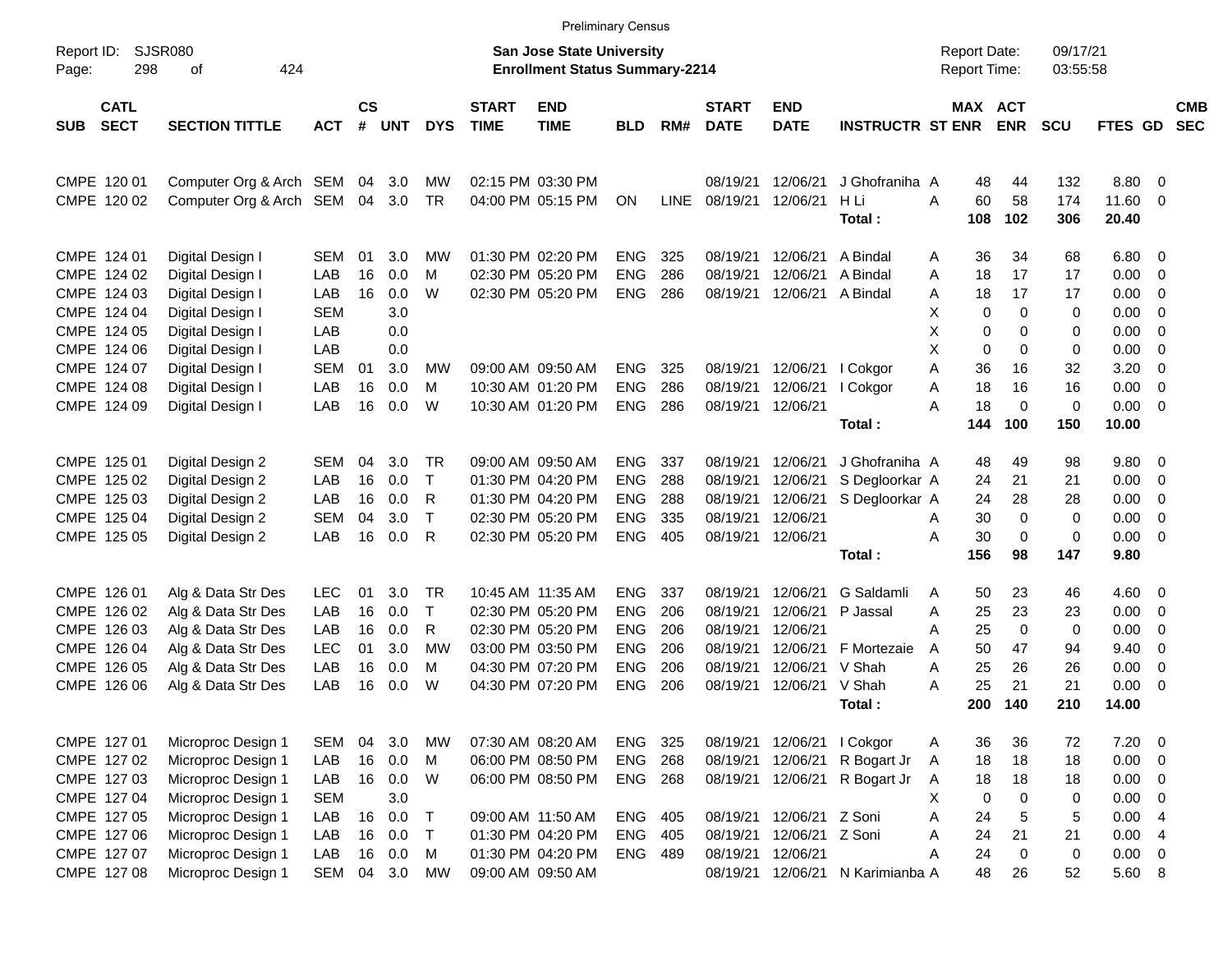Preliminary Census

Report ID: SJSR080
Page: 298 of 424

**San Jose State University**
**Enrollment Status Summary-2214**

Report Date: 09/17/21
Report Time: 03:55:58

| SUB | CATL SECT | SECTION TITTLE | ACT | CS # | UNT | DYS | START TIME | END TIME | BLD | RM# | START DATE | END DATE | INSTRUCTR | ST | MAX ENR | ACT ENR | SCU | FTES | GD | CMB SEC |
|---|---|---|---|---|---|---|---|---|---|---|---|---|---|---|---|---|---|---|---|---|
| CMPE | 120 01 | Computer Org & Arch | SEM | 04 | 3.0 | MW | 02:15 PM | 03:30 PM | | | 08/19/21 | 12/06/21 | J Ghofraniha | A | 48 | 44 | 132 | 8.80 | 0 | |
| CMPE | 120 02 | Computer Org & Arch | SEM | 04 | 3.0 | TR | 04:00 PM | 05:15 PM | ON | LINE | 08/19/21 | 12/06/21 | H Li | A | 60 | 58 | 174 | 11.60 | 0 | |
| | | | | | | | | | | | | | **Total :** | | **108** | **102** | **306** | **20.40** | | |
| CMPE | 124 01 | Digital Design I | SEM | 01 | 3.0 | MW | 01:30 PM | 02:20 PM | ENG | 325 | 08/19/21 | 12/06/21 | A Bindal | A | 36 | 34 | 68 | 6.80 | 0 | |
| CMPE | 124 02 | Digital Design I | LAB | 16 | 0.0 | M | 02:30 PM | 05:20 PM | ENG | 286 | 08/19/21 | 12/06/21 | A Bindal | A | 18 | 17 | 17 | 0.00 | 0 | |
| CMPE | 124 03 | Digital Design I | LAB | 16 | 0.0 | W | 02:30 PM | 05:20 PM | ENG | 286 | 08/19/21 | 12/06/21 | A Bindal | A | 18 | 17 | 17 | 0.00 | 0 | |
| CMPE | 124 04 | Digital Design I | SEM | | 3.0 | | | | | | | | | X | 0 | 0 | 0 | 0.00 | 0 | |
| CMPE | 124 05 | Digital Design I | LAB | | 0.0 | | | | | | | | | X | 0 | 0 | 0 | 0.00 | 0 | |
| CMPE | 124 06 | Digital Design I | LAB | | 0.0 | | | | | | | | | X | 0 | 0 | 0 | 0.00 | 0 | |
| CMPE | 124 07 | Digital Design I | SEM | 01 | 3.0 | MW | 09:00 AM | 09:50 AM | ENG | 325 | 08/19/21 | 12/06/21 | I Cokgor | A | 36 | 16 | 32 | 3.20 | 0 | |
| CMPE | 124 08 | Digital Design I | LAB | 16 | 0.0 | M | 10:30 AM | 01:20 PM | ENG | 286 | 08/19/21 | 12/06/21 | I Cokgor | A | 18 | 16 | 16 | 0.00 | 0 | |
| CMPE | 124 09 | Digital Design I | LAB | 16 | 0.0 | W | 10:30 AM | 01:20 PM | ENG | 286 | 08/19/21 | 12/06/21 | | A | 18 | 0 | 0 | 0.00 | 0 | |
| | | | | | | | | | | | | | **Total :** | | **144** | **100** | **150** | **10.00** | | |
| CMPE | 125 01 | Digital Design 2 | SEM | 04 | 3.0 | TR | 09:00 AM | 09:50 AM | ENG | 337 | 08/19/21 | 12/06/21 | J Ghofraniha | A | 48 | 49 | 98 | 9.80 | 0 | |
| CMPE | 125 02 | Digital Design 2 | LAB | 16 | 0.0 | T | 01:30 PM | 04:20 PM | ENG | 288 | 08/19/21 | 12/06/21 | S Degloorkar | A | 24 | 21 | 21 | 0.00 | 0 | |
| CMPE | 125 03 | Digital Design 2 | LAB | 16 | 0.0 | R | 01:30 PM | 04:20 PM | ENG | 288 | 08/19/21 | 12/06/21 | S Degloorkar | A | 24 | 28 | 28 | 0.00 | 0 | |
| CMPE | 125 04 | Digital Design 2 | SEM | 04 | 3.0 | T | 02:30 PM | 05:20 PM | ENG | 335 | 08/19/21 | 12/06/21 | | A | 30 | 0 | 0 | 0.00 | 0 | |
| CMPE | 125 05 | Digital Design 2 | LAB | 16 | 0.0 | R | 02:30 PM | 05:20 PM | ENG | 405 | 08/19/21 | 12/06/21 | | A | 30 | 0 | 0 | 0.00 | 0 | |
| | | | | | | | | | | | | | **Total :** | | **156** | **98** | **147** | **9.80** | | |
| CMPE | 126 01 | Alg & Data Str Des | LEC | 01 | 3.0 | TR | 10:45 AM | 11:35 AM | ENG | 337 | 08/19/21 | 12/06/21 | G Saldamli | A | 50 | 23 | 46 | 4.60 | 0 | |
| CMPE | 126 02 | Alg & Data Str Des | LAB | 16 | 0.0 | T | 02:30 PM | 05:20 PM | ENG | 206 | 08/19/21 | 12/06/21 | P Jassal | A | 25 | 23 | 23 | 0.00 | 0 | |
| CMPE | 126 03 | Alg & Data Str Des | LAB | 16 | 0.0 | R | 02:30 PM | 05:20 PM | ENG | 206 | 08/19/21 | 12/06/21 | | A | 25 | 0 | 0 | 0.00 | 0 | |
| CMPE | 126 04 | Alg & Data Str Des | LEC | 01 | 3.0 | MW | 03:00 PM | 03:50 PM | ENG | 206 | 08/19/21 | 12/06/21 | F Mortezaie | A | 50 | 47 | 94 | 9.40 | 0 | |
| CMPE | 126 05 | Alg & Data Str Des | LAB | 16 | 0.0 | M | 04:30 PM | 07:20 PM | ENG | 206 | 08/19/21 | 12/06/21 | V Shah | A | 25 | 26 | 26 | 0.00 | 0 | |
| CMPE | 126 06 | Alg & Data Str Des | LAB | 16 | 0.0 | W | 04:30 PM | 07:20 PM | ENG | 206 | 08/19/21 | 12/06/21 | V Shah | A | 25 | 21 | 21 | 0.00 | 0 | |
| | | | | | | | | | | | | | **Total :** | | **200** | **140** | **210** | **14.00** | | |
| CMPE | 127 01 | Microproc Design 1 | SEM | 04 | 3.0 | MW | 07:30 AM | 08:20 AM | ENG | 325 | 08/19/21 | 12/06/21 | I Cokgor | A | 36 | 36 | 72 | 7.20 | 0 | |
| CMPE | 127 02 | Microproc Design 1 | LAB | 16 | 0.0 | M | 06:00 PM | 08:50 PM | ENG | 268 | 08/19/21 | 12/06/21 | R Bogart Jr | A | 18 | 18 | 18 | 0.00 | 0 | |
| CMPE | 127 03 | Microproc Design 1 | LAB | 16 | 0.0 | W | 06:00 PM | 08:50 PM | ENG | 268 | 08/19/21 | 12/06/21 | R Bogart Jr | A | 18 | 18 | 18 | 0.00 | 0 | |
| CMPE | 127 04 | Microproc Design 1 | SEM | | 3.0 | | | | | | | | | X | 0 | 0 | 0 | 0.00 | 0 | |
| CMPE | 127 05 | Microproc Design 1 | LAB | 16 | 0.0 | T | 09:00 AM | 11:50 AM | ENG | 405 | 08/19/21 | 12/06/21 | Z Soni | A | 24 | 5 | 5 | 0.00 | 4 | |
| CMPE | 127 06 | Microproc Design 1 | LAB | 16 | 0.0 | T | 01:30 PM | 04:20 PM | ENG | 405 | 08/19/21 | 12/06/21 | Z Soni | A | 24 | 21 | 21 | 0.00 | 4 | |
| CMPE | 127 07 | Microproc Design 1 | LAB | 16 | 0.0 | M | 01:30 PM | 04:20 PM | ENG | 489 | 08/19/21 | 12/06/21 | | A | 24 | 0 | 0 | 0.00 | 0 | |
| CMPE | 127 08 | Microproc Design 1 | SEM | 04 | 3.0 | MW | 09:00 AM | 09:50 AM | | | 08/19/21 | 12/06/21 | N Karimianba | A | 48 | 26 | 52 | 5.60 | 8 | |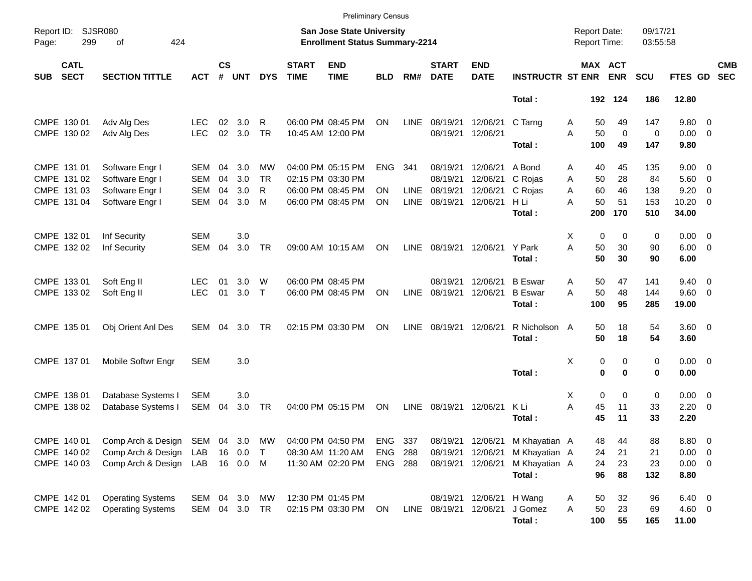Preliminary Census

Report ID: SJSR080

**San Jose State University**
**Enrollment Status Summary-2214**

Report Date: 09/17/21
Report Time: 03:55:58

| SUB | CATL SECT | SECTION TITTLE | ACT | CS # | UNT | DYS | START TIME | END TIME | BLD | RM# | START DATE | END DATE | INSTRUCTR | ST | MAX ENR | ACT ENR | SCU | FTES | GD | CMB SEC |
|---|---|---|---|---|---|---|---|---|---|---|---|---|---|---|---|---|---|---|---|---|
| | | | | | | | | | | | | | **Total :** | | **192** | **124** | **186** | **12.80** | | |
| CMPE | 130 01 | Adv Alg Des | LEC | 02 | 3.0 | R | 06:00 PM | 08:45 PM | ON | LINE | 08/19/21 | 12/06/21 | C Tarng | A | 50 | 49 | 147 | 9.80 | 0 | |
| CMPE | 130 02 | Adv Alg Des | LEC | 02 | 3.0 | TR | 10:45 AM | 12:00 PM | | | 08/19/21 | 12/06/21 | | A | 50 | 0 | 0 | 0.00 | 0 | |
| | | | | | | | | | | | | | **Total :** | | **100** | **49** | **147** | **9.80** | | |
| CMPE | 131 01 | Software Engr I | SEM | 04 | 3.0 | MW | 04:00 PM | 05:15 PM | ENG | 341 | 08/19/21 | 12/06/21 | A Bond | A | 40 | 45 | 135 | 9.00 | 0 | |
| CMPE | 131 02 | Software Engr I | SEM | 04 | 3.0 | TR | 02:15 PM | 03:30 PM | | | 08/19/21 | 12/06/21 | C Rojas | A | 50 | 28 | 84 | 5.60 | 0 | |
| CMPE | 131 03 | Software Engr I | SEM | 04 | 3.0 | R | 06:00 PM | 08:45 PM | ON | LINE | 08/19/21 | 12/06/21 | C Rojas | A | 60 | 46 | 138 | 9.20 | 0 | |
| CMPE | 131 04 | Software Engr I | SEM | 04 | 3.0 | M | 06:00 PM | 08:45 PM | ON | LINE | 08/19/21 | 12/06/21 | H Li | A | 50 | 51 | 153 | 10.20 | 0 | |
| | | | | | | | | | | | | | **Total :** | | **200** | **170** | **510** | **34.00** | | |
| CMPE | 132 01 | Inf Security | SEM | | 3.0 | | | | | | | | | X | 0 | 0 | 0 | 0.00 | 0 | |
| CMPE | 132 02 | Inf Security | SEM | 04 | 3.0 | TR | 09:00 AM | 10:15 AM | ON | LINE | 08/19/21 | 12/06/21 | Y Park | A | 50 | 30 | 90 | 6.00 | 0 | |
| | | | | | | | | | | | | | **Total :** | | **50** | **30** | **90** | **6.00** | | |
| CMPE | 133 01 | Soft Eng II | LEC | 01 | 3.0 | W | 06:00 PM | 08:45 PM | | | 08/19/21 | 12/06/21 | B Eswar | A | 50 | 47 | 141 | 9.40 | 0 | |
| CMPE | 133 02 | Soft Eng II | LEC | 01 | 3.0 | T | 06:00 PM | 08:45 PM | ON | LINE | 08/19/21 | 12/06/21 | B Eswar | A | 50 | 48 | 144 | 9.60 | 0 | |
| | | | | | | | | | | | | | **Total :** | | **100** | **95** | **285** | **19.00** | | |
| CMPE | 135 01 | Obj Orient Anl Des | SEM | 04 | 3.0 | TR | 02:15 PM | 03:30 PM | ON | LINE | 08/19/21 | 12/06/21 | R Nicholson | A | 50 | 18 | 54 | 3.60 | 0 | |
| | | | | | | | | | | | | | **Total :** | | **50** | **18** | **54** | **3.60** | | |
| CMPE | 137 01 | Mobile Softwr Engr | SEM | | 3.0 | | | | | | | | | X | 0 | 0 | 0 | 0.00 | 0 | |
| | | | | | | | | | | | | | **Total :** | | **0** | **0** | **0** | **0.00** | | |
| CMPE | 138 01 | Database Systems I | SEM | | 3.0 | | | | | | | | | X | 0 | 0 | 0 | 0.00 | 0 | |
| CMPE | 138 02 | Database Systems I | SEM | 04 | 3.0 | TR | 04:00 PM | 05:15 PM | ON | LINE | 08/19/21 | 12/06/21 | K Li | A | 45 | 11 | 33 | 2.20 | 0 | |
| | | | | | | | | | | | | | **Total :** | | **45** | **11** | **33** | **2.20** | | |
| CMPE | 140 01 | Comp Arch & Design | SEM | 04 | 3.0 | MW | 04:00 PM | 04:50 PM | ENG | 337 | 08/19/21 | 12/06/21 | M Khayatian | A | 48 | 44 | 88 | 8.80 | 0 | |
| CMPE | 140 02 | Comp Arch & Design | LAB | 16 | 0.0 | T | 08:30 AM | 11:20 AM | ENG | 288 | 08/19/21 | 12/06/21 | M Khayatian | A | 24 | 21 | 21 | 0.00 | 0 | |
| CMPE | 140 03 | Comp Arch & Design | LAB | 16 | 0.0 | M | 11:30 AM | 02:20 PM | ENG | 288 | 08/19/21 | 12/06/21 | M Khayatian | A | 24 | 23 | 23 | 0.00 | 0 | |
| | | | | | | | | | | | | | **Total :** | | **96** | **88** | **132** | **8.80** | | |
| CMPE | 142 01 | Operating Systems | SEM | 04 | 3.0 | MW | 12:30 PM | 01:45 PM | | | 08/19/21 | 12/06/21 | H Wang | A | 50 | 32 | 96 | 6.40 | 0 | |
| CMPE | 142 02 | Operating Systems | SEM | 04 | 3.0 | TR | 02:15 PM | 03:30 PM | ON | LINE | 08/19/21 | 12/06/21 | J Gomez | A | 50 | 23 | 69 | 4.60 | 0 | |
| | | | | | | | | | | | | | **Total :** | | **100** | **55** | **165** | **11.00** | | |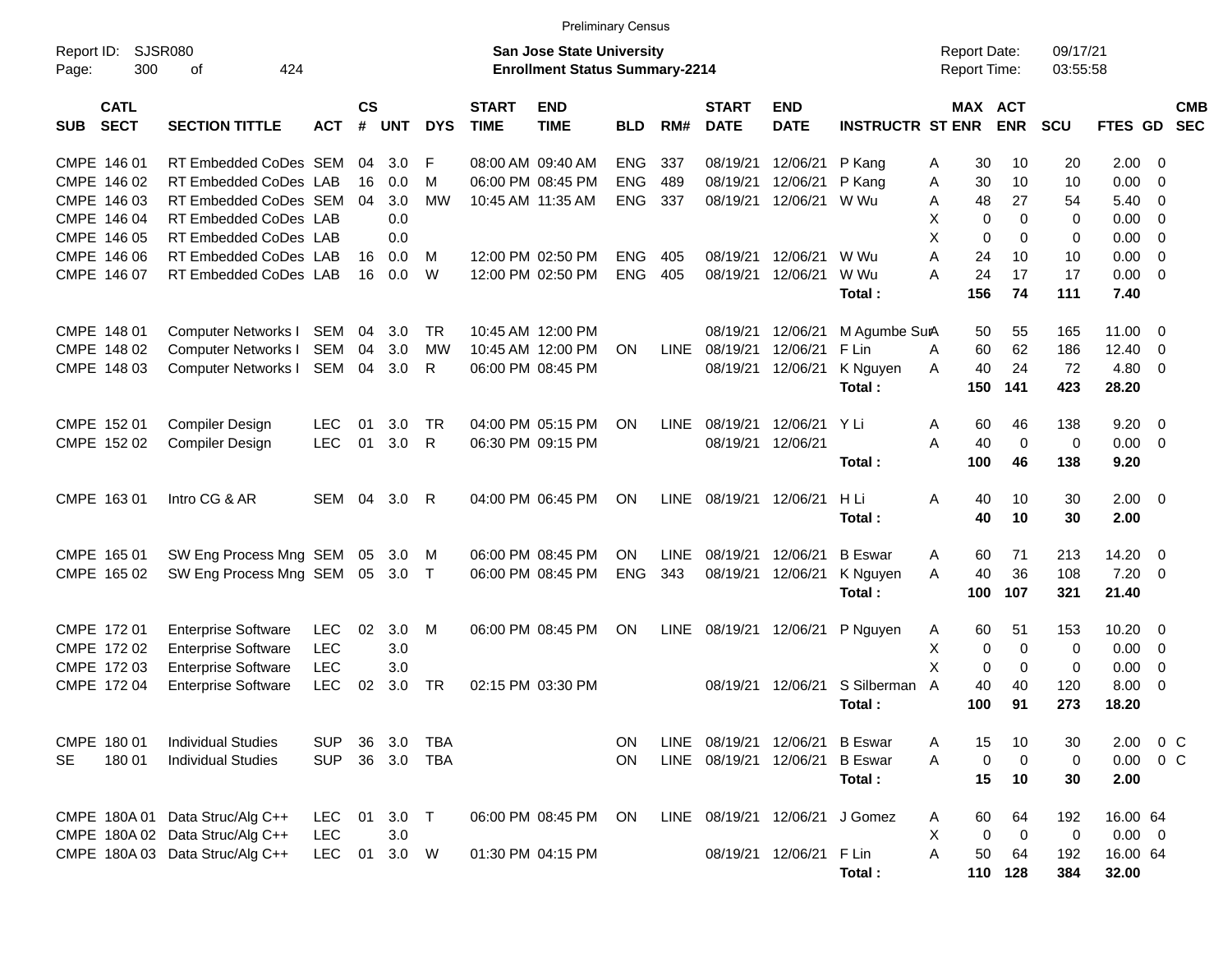Preliminary Census

Report ID: SJSR080
Page: 300 of 424

**San Jose State University**
**Enrollment Status Summary-2214**

Report Date: 09/17/21
Report Time: 03:55:58

| SUB | CATL SECT | SECTION TITTLE | ACT | CS # | UNT | DYS | START TIME | END TIME | BLD | RM# | START DATE | END DATE | INSTRUCTR | ST | MAX ENR | ACT ENR | SCU | FTES | GD | CMB SEC |
|---|---|---|---|---|---|---|---|---|---|---|---|---|---|---|---|---|---|---|---|---|
| CMPE | 146 01 | RT Embedded CoDes | SEM | 04 | 3.0 | F | 08:00 AM | 09:40 AM | ENG | 337 | 08/19/21 | 12/06/21 | P Kang | A | 30 | 10 | 20 | 2.00 | 0 | |
| CMPE | 146 02 | RT Embedded CoDes | LAB | 16 | 0.0 | M | 06:00 PM | 08:45 PM | ENG | 489 | 08/19/21 | 12/06/21 | P Kang | A | 30 | 10 | 10 | 0.00 | 0 | |
| CMPE | 146 03 | RT Embedded CoDes | SEM | 04 | 3.0 | MW | 10:45 AM | 11:35 AM | ENG | 337 | 08/19/21 | 12/06/21 | W Wu | A | 48 | 27 | 54 | 5.40 | 0 | |
| CMPE | 146 04 | RT Embedded CoDes | LAB | | 0.0 | | | | | | | | | X | 0 | 0 | 0 | 0.00 | 0 | |
| CMPE | 146 05 | RT Embedded CoDes | LAB | | 0.0 | | | | | | | | | X | 0 | 0 | 0 | 0.00 | 0 | |
| CMPE | 146 06 | RT Embedded CoDes | LAB | 16 | 0.0 | M | 12:00 PM | 02:50 PM | ENG | 405 | 08/19/21 | 12/06/21 | W Wu | A | 24 | 10 | 10 | 0.00 | 0 | |
| CMPE | 146 07 | RT Embedded CoDes | LAB | 16 | 0.0 | W | 12:00 PM | 02:50 PM | ENG | 405 | 08/19/21 | 12/06/21 | W Wu | A | 24 | 17 | 17 | 0.00 | 0 | |
| | | | | | | | | | | | | | **Total :** | | **156** | **74** | **111** | **7.40** | | |
| CMPE | 148 01 | Computer Networks I | SEM | 04 | 3.0 | TR | 10:45 AM | 12:00 PM | | | 08/19/21 | 12/06/21 | M Agumbe Sur | A | 50 | 55 | 165 | 11.00 | 0 | |
| CMPE | 148 02 | Computer Networks I | SEM | 04 | 3.0 | MW | 10:45 AM | 12:00 PM | ON | LINE | 08/19/21 | 12/06/21 | F Lin | A | 60 | 62 | 186 | 12.40 | 0 | |
| CMPE | 148 03 | Computer Networks I | SEM | 04 | 3.0 | R | 06:00 PM | 08:45 PM | | | 08/19/21 | 12/06/21 | K Nguyen | A | 40 | 24 | 72 | 4.80 | 0 | |
| | | | | | | | | | | | | | **Total :** | | **150** | **141** | **423** | **28.20** | | |
| CMPE | 152 01 | Compiler Design | LEC | 01 | 3.0 | TR | 04:00 PM | 05:15 PM | ON | LINE | 08/19/21 | 12/06/21 | Y Li | A | 60 | 46 | 138 | 9.20 | 0 | |
| CMPE | 152 02 | Compiler Design | LEC | 01 | 3.0 | R | 06:30 PM | 09:15 PM | | | 08/19/21 | 12/06/21 | | A | 40 | 0 | 0 | 0.00 | 0 | |
| | | | | | | | | | | | | | **Total :** | | **100** | **46** | **138** | **9.20** | | |
| CMPE | 163 01 | Intro CG & AR | SEM | 04 | 3.0 | R | 04:00 PM | 06:45 PM | ON | LINE | 08/19/21 | 12/06/21 | H Li | A | 40 | 10 | 30 | 2.00 | 0 | |
| | | | | | | | | | | | | | **Total :** | | **40** | **10** | **30** | **2.00** | | |
| CMPE | 165 01 | SW Eng Process Mng | SEM | 05 | 3.0 | M | 06:00 PM | 08:45 PM | ON | LINE | 08/19/21 | 12/06/21 | B Eswar | A | 60 | 71 | 213 | 14.20 | 0 | |
| CMPE | 165 02 | SW Eng Process Mng | SEM | 05 | 3.0 | T | 06:00 PM | 08:45 PM | ENG | 343 | 08/19/21 | 12/06/21 | K Nguyen | A | 40 | 36 | 108 | 7.20 | 0 | |
| | | | | | | | | | | | | | **Total :** | | **100** | **107** | **321** | **21.40** | | |
| CMPE | 172 01 | Enterprise Software | LEC | 02 | 3.0 | M | 06:00 PM | 08:45 PM | ON | LINE | 08/19/21 | 12/06/21 | P Nguyen | A | 60 | 51 | 153 | 10.20 | 0 | |
| CMPE | 172 02 | Enterprise Software | LEC | | 3.0 | | | | | | | | | X | 0 | 0 | 0 | 0.00 | 0 | |
| CMPE | 172 03 | Enterprise Software | LEC | | 3.0 | | | | | | | | | X | 0 | 0 | 0 | 0.00 | 0 | |
| CMPE | 172 04 | Enterprise Software | LEC | 02 | 3.0 | TR | 02:15 PM | 03:30 PM | | | 08/19/21 | 12/06/21 | S Silberman | A | 40 | 40 | 120 | 8.00 | 0 | |
| | | | | | | | | | | | | | **Total :** | | **100** | **91** | **273** | **18.20** | | |
| CMPE | 180 01 | Individual Studies | SUP | 36 | 3.0 | TBA | | | ON | LINE | 08/19/21 | 12/06/21 | B Eswar | A | 15 | 10 | 30 | 2.00 | 0 | C |
| SE | 180 01 | Individual Studies | SUP | 36 | 3.0 | TBA | | | ON | LINE | 08/19/21 | 12/06/21 | B Eswar | A | 0 | 0 | 0 | 0.00 | 0 | C |
| | | | | | | | | | | | | | **Total :** | | **15** | **10** | **30** | **2.00** | | |
| CMPE | 180A 01 | Data Struc/Alg C++ | LEC | 01 | 3.0 | T | 06:00 PM | 08:45 PM | ON | LINE | 08/19/21 | 12/06/21 | J Gomez | A | 60 | 64 | 192 | 16.00 | 64 | |
| CMPE | 180A 02 | Data Struc/Alg C++ | LEC | | 3.0 | | | | | | | | | X | 0 | 0 | 0 | 0.00 | 0 | |
| CMPE | 180A 03 | Data Struc/Alg C++ | LEC | 01 | 3.0 | W | 01:30 PM | 04:15 PM | | | 08/19/21 | 12/06/21 | F Lin | A | 50 | 64 | 192 | 16.00 | 64 | |
| | | | | | | | | | | | | | **Total :** | | **110** | **128** | **384** | **32.00** | | |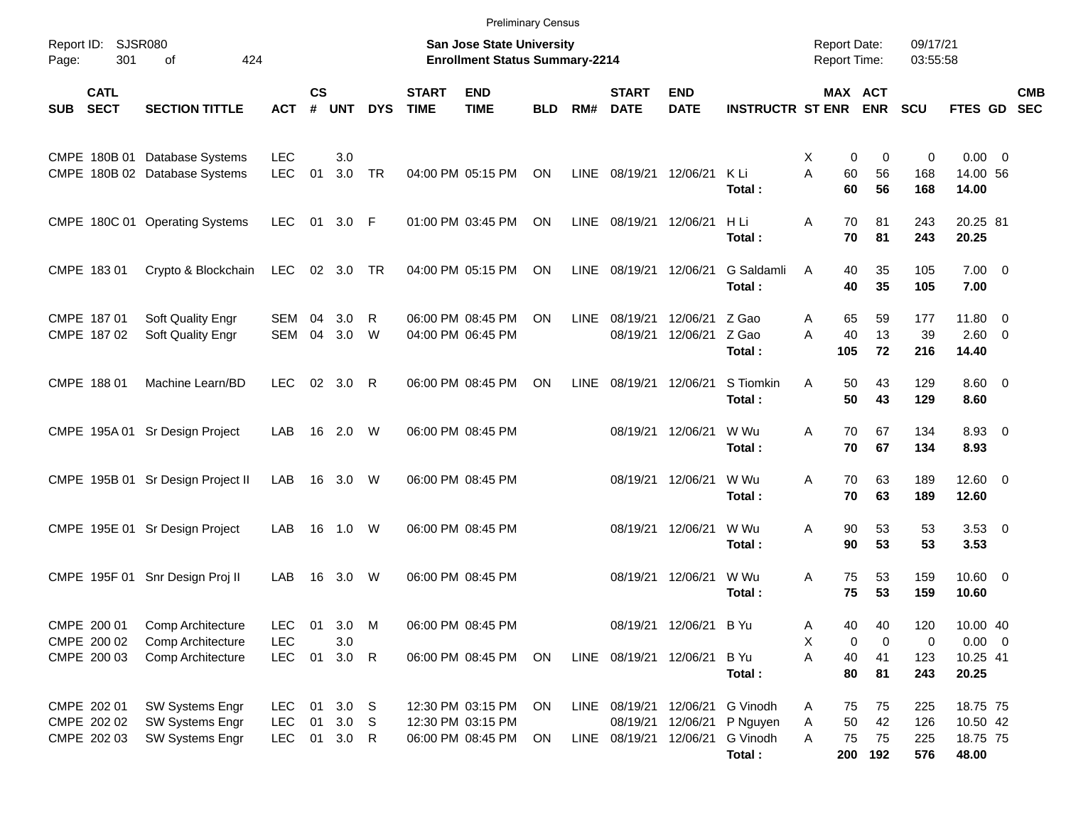Preliminary Census

Report ID: SJSR080
Page: 301 of 424

**San Jose State University**
**Enrollment Status Summary-2214**

Report Date: 09/17/21
Report Time: 03:55:58

| SUB | CATL SECT | SECTION TITTLE | ACT | CS # | UNT | DYS | START TIME | END TIME | BLD | RM# | START DATE | END DATE | INSTRUCTR | ST | MAX ENR | ACT ENR | SCU | FTES | GD | CMB SEC |
|---|---|---|---|---|---|---|---|---|---|---|---|---|---|---|---|---|---|---|---|---|
| CMPE | 180B 01 | Database Systems | LEC | | 3.0 | | | | | | | | | X | 0 | 0 | 0 | 0.00 | 0 | |
| CMPE | 180B 02 | Database Systems | LEC | 01 | 3.0 | TR | 04:00 PM | 05:15 PM | ON | LINE | 08/19/21 | 12/06/21 | K Li | A | 60 | 56 | 168 | 14.00 | 56 | |
| | | | | | | | | | | | | | **Total :** | | **60** | **56** | **168** | **14.00** | | |
| CMPE | 180C 01 | Operating Systems | LEC | 01 | 3.0 | F | 01:00 PM | 03:45 PM | ON | LINE | 08/19/21 | 12/06/21 | H Li | A | 70 | 81 | 243 | 20.25 | 81 | |
| | | | | | | | | | | | | | **Total :** | | **70** | **81** | **243** | **20.25** | | |
| CMPE | 183 01 | Crypto & Blockchain | LEC | 02 | 3.0 | TR | 04:00 PM | 05:15 PM | ON | LINE | 08/19/21 | 12/06/21 | G Saldamli | A | 40 | 35 | 105 | 7.00 | 0 | |
| | | | | | | | | | | | | | **Total :** | | **40** | **35** | **105** | **7.00** | | |
| CMPE | 187 01 | Soft Quality Engr | SEM | 04 | 3.0 | R | 06:00 PM | 08:45 PM | ON | LINE | 08/19/21 | 12/06/21 | Z Gao | A | 65 | 59 | 177 | 11.80 | 0 | |
| CMPE | 187 02 | Soft Quality Engr | SEM | 04 | 3.0 | W | 04:00 PM | 06:45 PM | | | 08/19/21 | 12/06/21 | Z Gao | A | 40 | 13 | 39 | 2.60 | 0 | |
| | | | | | | | | | | | | | **Total :** | | **105** | **72** | **216** | **14.40** | | |
| CMPE | 188 01 | Machine Learn/BD | LEC | 02 | 3.0 | R | 06:00 PM | 08:45 PM | ON | LINE | 08/19/21 | 12/06/21 | S Tiomkin | A | 50 | 43 | 129 | 8.60 | 0 | |
| | | | | | | | | | | | | | **Total :** | | **50** | **43** | **129** | **8.60** | | |
| CMPE | 195A 01 | Sr Design Project | LAB | 16 | 2.0 | W | 06:00 PM | 08:45 PM | | | 08/19/21 | 12/06/21 | W Wu | A | 70 | 67 | 134 | 8.93 | 0 | |
| | | | | | | | | | | | | | **Total :** | | **70** | **67** | **134** | **8.93** | | |
| CMPE | 195B 01 | Sr Design Project II | LAB | 16 | 3.0 | W | 06:00 PM | 08:45 PM | | | 08/19/21 | 12/06/21 | W Wu | A | 70 | 63 | 189 | 12.60 | 0 | |
| | | | | | | | | | | | | | **Total :** | | **70** | **63** | **189** | **12.60** | | |
| CMPE | 195E 01 | Sr Design Project | LAB | 16 | 1.0 | W | 06:00 PM | 08:45 PM | | | 08/19/21 | 12/06/21 | W Wu | A | 90 | 53 | 53 | 3.53 | 0 | |
| | | | | | | | | | | | | | **Total :** | | **90** | **53** | **53** | **3.53** | | |
| CMPE | 195F 01 | Snr Design Proj II | LAB | 16 | 3.0 | W | 06:00 PM | 08:45 PM | | | 08/19/21 | 12/06/21 | W Wu | A | 75 | 53 | 159 | 10.60 | 0 | |
| | | | | | | | | | | | | | **Total :** | | **75** | **53** | **159** | **10.60** | | |
| CMPE | 200 01 | Comp Architecture | LEC | 01 | 3.0 | M | 06:00 PM | 08:45 PM | | | 08/19/21 | 12/06/21 | B Yu | A | 40 | 40 | 120 | 10.00 | 40 | |
| CMPE | 200 02 | Comp Architecture | LEC | | 3.0 | | | | | | | | | X | 0 | 0 | 0 | 0.00 | 0 | |
| CMPE | 200 03 | Comp Architecture | LEC | 01 | 3.0 | R | 06:00 PM | 08:45 PM | ON | LINE | 08/19/21 | 12/06/21 | B Yu | A | 40 | 41 | 123 | 10.25 | 41 | |
| | | | | | | | | | | | | | **Total :** | | **80** | **81** | **243** | **20.25** | | |
| CMPE | 202 01 | SW Systems Engr | LEC | 01 | 3.0 | S | 12:30 PM | 03:15 PM | ON | LINE | 08/19/21 | 12/06/21 | G Vinodh | A | 75 | 75 | 225 | 18.75 | 75 | |
| CMPE | 202 02 | SW Systems Engr | LEC | 01 | 3.0 | S | 12:30 PM | 03:15 PM | | | 08/19/21 | 12/06/21 | P Nguyen | A | 50 | 42 | 126 | 10.50 | 42 | |
| CMPE | 202 03 | SW Systems Engr | LEC | 01 | 3.0 | R | 06:00 PM | 08:45 PM | ON | LINE | 08/19/21 | 12/06/21 | G Vinodh | A | 75 | 75 | 225 | 18.75 | 75 | |
| | | | | | | | | | | | | | **Total :** | | **200** | **192** | **576** | **48.00** | | |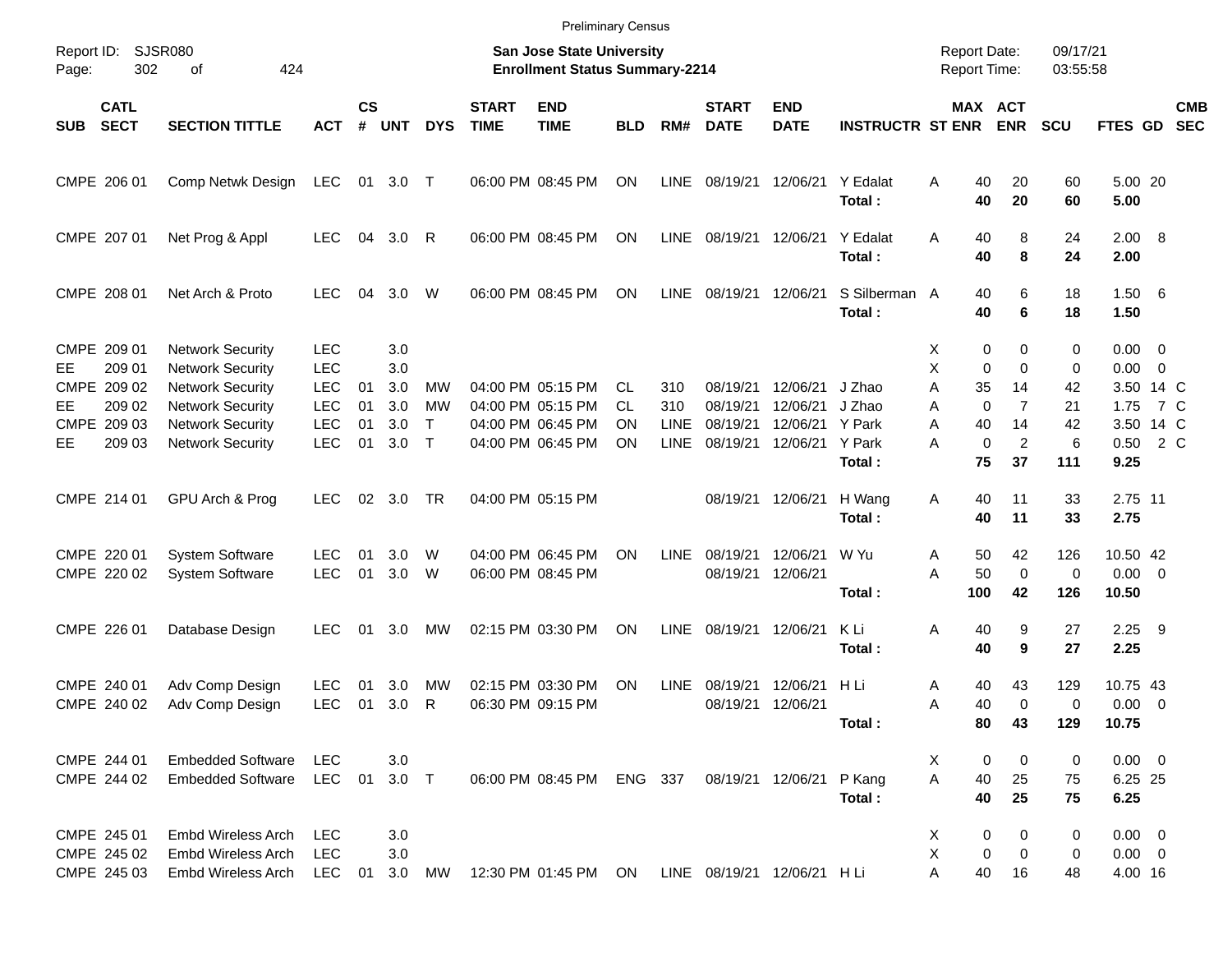Preliminary Census

Report ID: SJSR080
Page: 302 of 424

**San Jose State University**
**Enrollment Status Summary-2214**

Report Date: 09/17/21
Report Time: 03:55:58

| SUB | CATL SECT | SECTION TITTLE | ACT | CS # | UNT | DYS | START TIME | END TIME | BLD | RM# | START DATE | END DATE | INSTRUCTR | ST | MAX ENR | ACT ENR | SCU | FTES | GD | CMB SEC |
|---|---|---|---|---|---|---|---|---|---|---|---|---|---|---|---|---|---|---|---|---|
| CMPE | 206 01 | Comp Netwk Design | LEC | 01 | 3.0 | T | 06:00 PM | 08:45 PM | ON | LINE | 08/19/21 | 12/06/21 | Y Edalat | A | 40 | 20 | 60 | 5.00 | 20 | |
| | | | | | | | | | | | | | **Total :** | | **40** | **20** | **60** | **5.00** | | |
| CMPE | 207 01 | Net Prog & Appl | LEC | 04 | 3.0 | R | 06:00 PM | 08:45 PM | ON | LINE | 08/19/21 | 12/06/21 | Y Edalat | A | 40 | 8 | 24 | 2.00 | 8 | |
| | | | | | | | | | | | | | **Total :** | | **40** | **8** | **24** | **2.00** | | |
| CMPE | 208 01 | Net Arch & Proto | LEC | 04 | 3.0 | W | 06:00 PM | 08:45 PM | ON | LINE | 08/19/21 | 12/06/21 | S Silberman | A | 40 | 6 | 18 | 1.50 | 6 | |
| | | | | | | | | | | | | | **Total :** | | **40** | **6** | **18** | **1.50** | | |
| CMPE | 209 01 | Network Security | LEC | | 3.0 | | | | | | | | | X | 0 | 0 | 0 | 0.00 | 0 | |
| EE | 209 01 | Network Security | LEC | | 3.0 | | | | | | | | | X | 0 | 0 | 0 | 0.00 | 0 | |
| CMPE | 209 02 | Network Security | LEC | 01 | 3.0 | MW | 04:00 PM | 05:15 PM | CL | 310 | 08/19/21 | 12/06/21 | J Zhao | A | 35 | 14 | 42 | 3.50 | 14 | C |
| EE | 209 02 | Network Security | LEC | 01 | 3.0 | MW | 04:00 PM | 05:15 PM | CL | 310 | 08/19/21 | 12/06/21 | J Zhao | A | 0 | 7 | 21 | 1.75 | 7 | C |
| CMPE | 209 03 | Network Security | LEC | 01 | 3.0 | T | 04:00 PM | 06:45 PM | ON | LINE | 08/19/21 | 12/06/21 | Y Park | A | 40 | 14 | 42 | 3.50 | 14 | C |
| EE | 209 03 | Network Security | LEC | 01 | 3.0 | T | 04:00 PM | 06:45 PM | ON | LINE | 08/19/21 | 12/06/21 | Y Park | A | 0 | 2 | 6 | 0.50 | 2 | C |
| | | | | | | | | | | | | | **Total :** | | **75** | **37** | **111** | **9.25** | | |
| CMPE | 214 01 | GPU Arch & Prog | LEC | 02 | 3.0 | TR | 04:00 PM | 05:15 PM | | | 08/19/21 | 12/06/21 | H Wang | A | 40 | 11 | 33 | 2.75 | 11 | |
| | | | | | | | | | | | | | **Total :** | | **40** | **11** | **33** | **2.75** | | |
| CMPE | 220 01 | System Software | LEC | 01 | 3.0 | W | 04:00 PM | 06:45 PM | ON | LINE | 08/19/21 | 12/06/21 | W Yu | A | 50 | 42 | 126 | 10.50 | 42 | |
| CMPE | 220 02 | System Software | LEC | 01 | 3.0 | W | 06:00 PM | 08:45 PM | | | 08/19/21 | 12/06/21 | | A | 50 | 0 | 0 | 0.00 | 0 | |
| | | | | | | | | | | | | | **Total :** | | **100** | **42** | **126** | **10.50** | | |
| CMPE | 226 01 | Database Design | LEC | 01 | 3.0 | MW | 02:15 PM | 03:30 PM | ON | LINE | 08/19/21 | 12/06/21 | K Li | A | 40 | 9 | 27 | 2.25 | 9 | |
| | | | | | | | | | | | | | **Total :** | | **40** | **9** | **27** | **2.25** | | |
| CMPE | 240 01 | Adv Comp Design | LEC | 01 | 3.0 | MW | 02:15 PM | 03:30 PM | ON | LINE | 08/19/21 | 12/06/21 | H Li | A | 40 | 43 | 129 | 10.75 | 43 | |
| CMPE | 240 02 | Adv Comp Design | LEC | 01 | 3.0 | R | 06:30 PM | 09:15 PM | | | 08/19/21 | 12/06/21 | | A | 40 | 0 | 0 | 0.00 | 0 | |
| | | | | | | | | | | | | | **Total :** | | **80** | **43** | **129** | **10.75** | | |
| CMPE | 244 01 | Embedded Software | LEC | | 3.0 | | | | | | | | | X | 0 | 0 | 0 | 0.00 | 0 | |
| CMPE | 244 02 | Embedded Software | LEC | 01 | 3.0 | T | 06:00 PM | 08:45 PM | ENG | 337 | 08/19/21 | 12/06/21 | P Kang | A | 40 | 25 | 75 | 6.25 | 25 | |
| | | | | | | | | | | | | | **Total :** | | **40** | **25** | **75** | **6.25** | | |
| CMPE | 245 01 | Embd Wireless Arch | LEC | | 3.0 | | | | | | | | | X | 0 | 0 | 0 | 0.00 | 0 | |
| CMPE | 245 02 | Embd Wireless Arch | LEC | | 3.0 | | | | | | | | | X | 0 | 0 | 0 | 0.00 | 0 | |
| CMPE | 245 03 | Embd Wireless Arch | LEC | 01 | 3.0 | MW | 12:30 PM | 01:45 PM | ON | LINE | 08/19/21 | 12/06/21 | H Li | A | 40 | 16 | 48 | 4.00 | 16 | |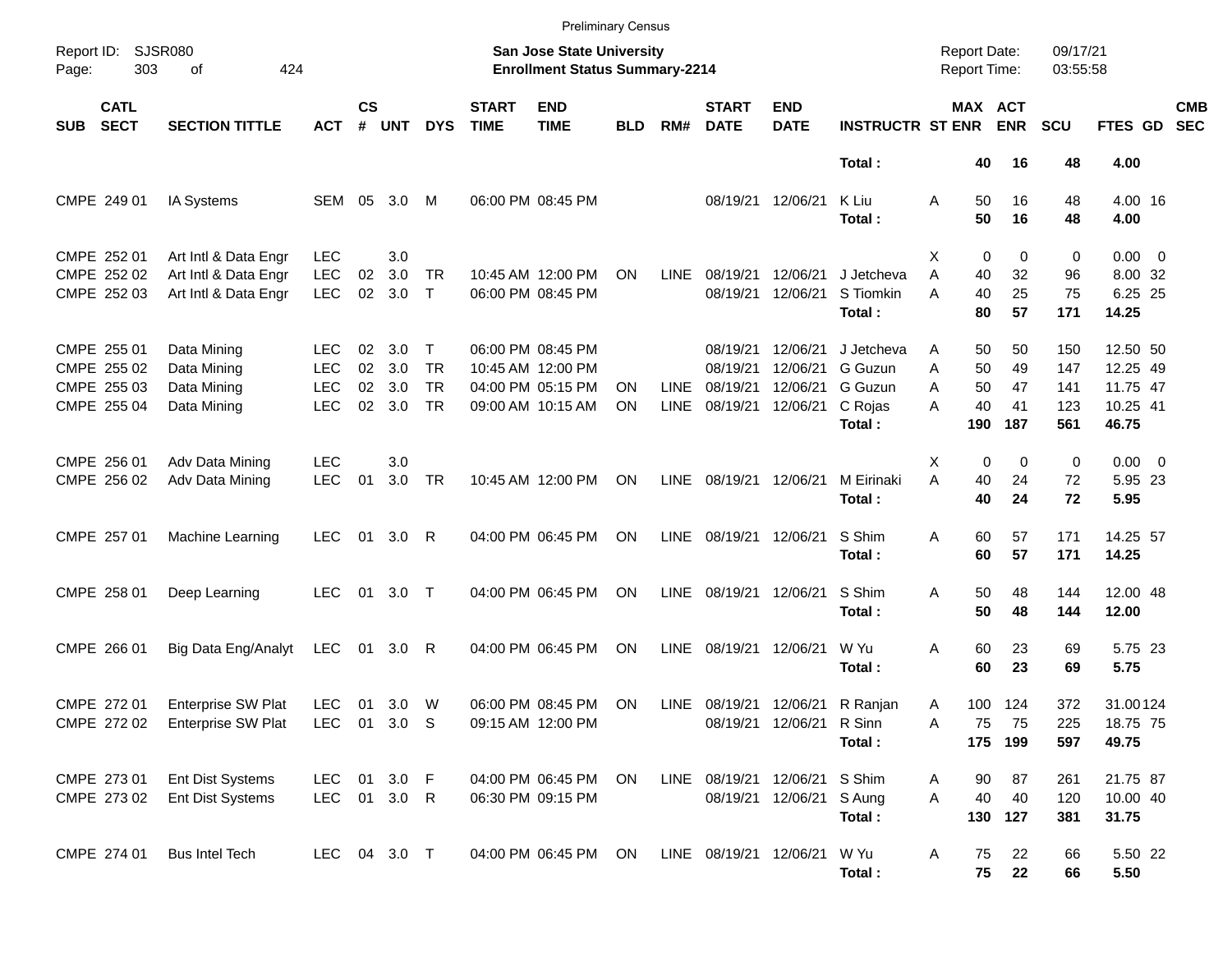Preliminary Census

Report ID: SJSR080

**San Jose State University**
**Enrollment Status Summary-2214**

Report Date: 09/17/21
Report Time: 03:55:58

| SUB | CATL SECT | SECTION TITTLE | ACT | CS # | UNT | DYS | START TIME | END TIME | BLD | RM# | START DATE | END DATE | INSTRUCTR | ST | MAX ENR | ACT ENR | SCU | FTES | GD | CMB SEC |
|---|---|---|---|---|---|---|---|---|---|---|---|---|---|---|---|---|---|---|---|---|
| | | | | | | | | | | | | | **Total :** | | **40** | **16** | **48** | **4.00** | | |
| CMPE | 249 01 | IA Systems | SEM | 05 | 3.0 | M | 06:00 PM | 08:45 PM | | | 08/19/21 | 12/06/21 | K Liu | A | 50 | 16 | 48 | 4.00 | 16 | |
| | | | | | | | | | | | | | **Total :** | | **50** | **16** | **48** | **4.00** | | |
| CMPE | 252 01 | Art Intl & Data Engr | LEC | | 3.0 | | | | | | | | | X | 0 | 0 | 0 | 0.00 | 0 | |
| CMPE | 252 02 | Art Intl & Data Engr | LEC | 02 | 3.0 | TR | 10:45 AM | 12:00 PM | ON | LINE | 08/19/21 | 12/06/21 | J Jetcheva | A | 40 | 32 | 96 | 8.00 | 32 | |
| CMPE | 252 03 | Art Intl & Data Engr | LEC | 02 | 3.0 | T | 06:00 PM | 08:45 PM | | | 08/19/21 | 12/06/21 | S Tiomkin | A | 40 | 25 | 75 | 6.25 | 25 | |
| | | | | | | | | | | | | | **Total :** | | **80** | **57** | **171** | **14.25** | | |
| CMPE | 255 01 | Data Mining | LEC | 02 | 3.0 | T | 06:00 PM | 08:45 PM | | | 08/19/21 | 12/06/21 | J Jetcheva | A | 50 | 50 | 150 | 12.50 | 50 | |
| CMPE | 255 02 | Data Mining | LEC | 02 | 3.0 | TR | 10:45 AM | 12:00 PM | | | 08/19/21 | 12/06/21 | G Guzun | A | 50 | 49 | 147 | 12.25 | 49 | |
| CMPE | 255 03 | Data Mining | LEC | 02 | 3.0 | TR | 04:00 PM | 05:15 PM | ON | LINE | 08/19/21 | 12/06/21 | G Guzun | A | 50 | 47 | 141 | 11.75 | 47 | |
| CMPE | 255 04 | Data Mining | LEC | 02 | 3.0 | TR | 09:00 AM | 10:15 AM | ON | LINE | 08/19/21 | 12/06/21 | C Rojas | A | 40 | 41 | 123 | 10.25 | 41 | |
| | | | | | | | | | | | | | **Total :** | | **190** | **187** | **561** | **46.75** | | |
| CMPE | 256 01 | Adv Data Mining | LEC | | 3.0 | | | | | | | | | X | 0 | 0 | 0 | 0.00 | 0 | |
| CMPE | 256 02 | Adv Data Mining | LEC | 01 | 3.0 | TR | 10:45 AM | 12:00 PM | ON | LINE | 08/19/21 | 12/06/21 | M Eirinaki | A | 40 | 24 | 72 | 5.95 | 23 | |
| | | | | | | | | | | | | | **Total :** | | **40** | **24** | **72** | **5.95** | | |
| CMPE | 257 01 | Machine Learning | LEC | 01 | 3.0 | R | 04:00 PM | 06:45 PM | ON | LINE | 08/19/21 | 12/06/21 | S Shim | A | 60 | 57 | 171 | 14.25 | 57 | |
| | | | | | | | | | | | | | **Total :** | | **60** | **57** | **171** | **14.25** | | |
| CMPE | 258 01 | Deep Learning | LEC | 01 | 3.0 | T | 04:00 PM | 06:45 PM | ON | LINE | 08/19/21 | 12/06/21 | S Shim | A | 50 | 48 | 144 | 12.00 | 48 | |
| | | | | | | | | | | | | | **Total :** | | **50** | **48** | **144** | **12.00** | | |
| CMPE | 266 01 | Big Data Eng/Analyt | LEC | 01 | 3.0 | R | 04:00 PM | 06:45 PM | ON | LINE | 08/19/21 | 12/06/21 | W Yu | A | 60 | 23 | 69 | 5.75 | 23 | |
| | | | | | | | | | | | | | **Total :** | | **60** | **23** | **69** | **5.75** | | |
| CMPE | 272 01 | Enterprise SW Plat | LEC | 01 | 3.0 | W | 06:00 PM | 08:45 PM | ON | LINE | 08/19/21 | 12/06/21 | R Ranjan | A | 100 | 124 | 372 | 31.00 | 124 | |
| CMPE | 272 02 | Enterprise SW Plat | LEC | 01 | 3.0 | S | 09:15 AM | 12:00 PM | | | 08/19/21 | 12/06/21 | R Sinn | A | 75 | 75 | 225 | 18.75 | 75 | |
| | | | | | | | | | | | | | **Total :** | | **175** | **199** | **597** | **49.75** | | |
| CMPE | 273 01 | Ent Dist Systems | LEC | 01 | 3.0 | F | 04:00 PM | 06:45 PM | ON | LINE | 08/19/21 | 12/06/21 | S Shim | A | 90 | 87 | 261 | 21.75 | 87 | |
| CMPE | 273 02 | Ent Dist Systems | LEC | 01 | 3.0 | R | 06:30 PM | 09:15 PM | | | 08/19/21 | 12/06/21 | S Aung | A | 40 | 40 | 120 | 10.00 | 40 | |
| | | | | | | | | | | | | | **Total :** | | **130** | **127** | **381** | **31.75** | | |
| CMPE | 274 01 | Bus Intel Tech | LEC | 04 | 3.0 | T | 04:00 PM | 06:45 PM | ON | LINE | 08/19/21 | 12/06/21 | W Yu | A | 75 | 22 | 66 | 5.50 | 22 | |
| | | | | | | | | | | | | | **Total :** | | **75** | **22** | **66** | **5.50** | | |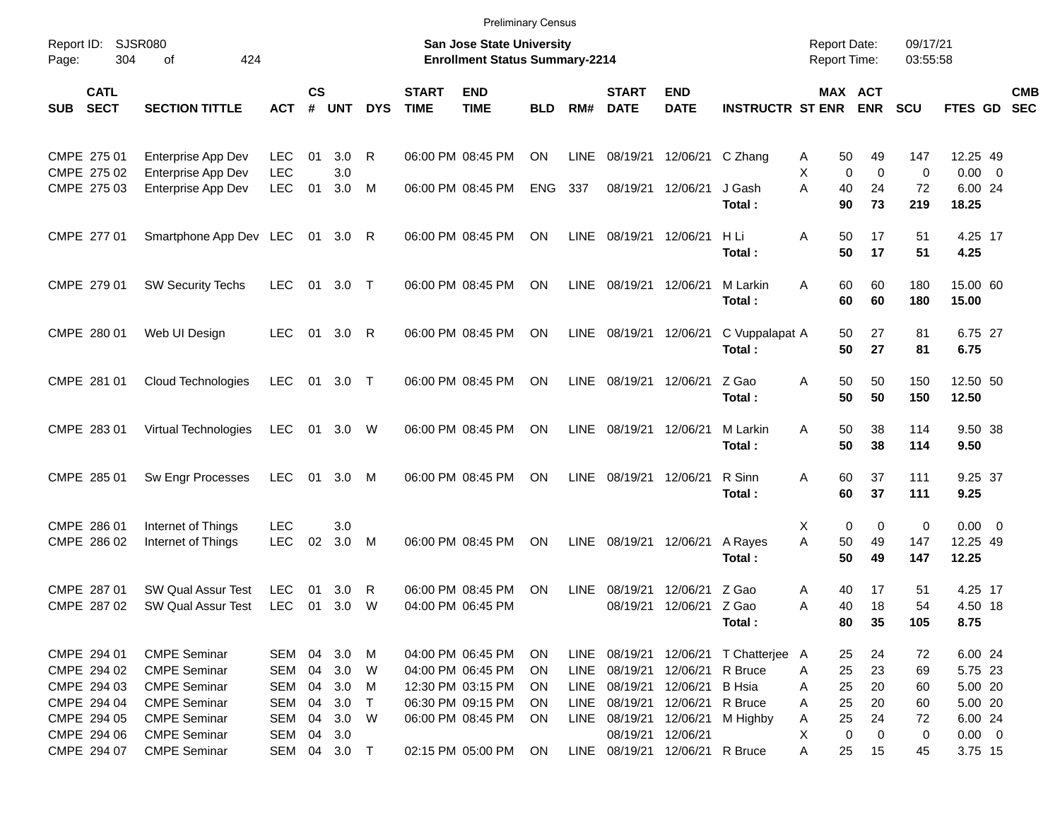Preliminary Census

Report ID: SJSR080

**San Jose State University**
**Enrollment Status Summary-2214**

Report Date: 09/17/21
Report Time: 03:55:58

| SUB | CATL SECT | SECTION TITTLE | ACT | CS # | UNT | DYS | START TIME | END TIME | BLD | RM# | START DATE | END DATE | INSTRUCTR | ST | MAX ENR | ACT ENR | SCU | FTES | GD | CMB SEC |
|---|---|---|---|---|---|---|---|---|---|---|---|---|---|---|---|---|---|---|---|---|
| CMPE | 275 01 | Enterprise App Dev | LEC | 01 | 3.0 | R | 06:00 PM | 08:45 PM | ON | LINE | 08/19/21 | 12/06/21 | C Zhang | A | 50 | 49 | 147 | 12.25 | 49 | |
| CMPE | 275 02 | Enterprise App Dev | LEC | | 3.0 | | | | | | | | | X | 0 | 0 | 0 | 0.00 | 0 | |
| CMPE | 275 03 | Enterprise App Dev | LEC | 01 | 3.0 | M | 06:00 PM | 08:45 PM | ENG | 337 | 08/19/21 | 12/06/21 | J Gash | A | 40 | 24 | 72 | 6.00 | 24 | |
| | | | | | | | | | | | | | **Total :** | | **90** | **73** | **219** | **18.25** | | |
| CMPE | 277 01 | Smartphone App Dev | LEC | 01 | 3.0 | R | 06:00 PM | 08:45 PM | ON | LINE | 08/19/21 | 12/06/21 | H Li | A | 50 | 17 | 51 | 4.25 | 17 | |
| | | | | | | | | | | | | | **Total :** | | **50** | **17** | **51** | **4.25** | | |
| CMPE | 279 01 | SW Security Techs | LEC | 01 | 3.0 | T | 06:00 PM | 08:45 PM | ON | LINE | 08/19/21 | 12/06/21 | M Larkin | A | 60 | 60 | 180 | 15.00 | 60 | |
| | | | | | | | | | | | | | **Total :** | | **60** | **60** | **180** | **15.00** | | |
| CMPE | 280 01 | Web UI Design | LEC | 01 | 3.0 | R | 06:00 PM | 08:45 PM | ON | LINE | 08/19/21 | 12/06/21 | C Vuppalapat | A | 50 | 27 | 81 | 6.75 | 27 | |
| | | | | | | | | | | | | | **Total :** | | **50** | **27** | **81** | **6.75** | | |
| CMPE | 281 01 | Cloud Technologies | LEC | 01 | 3.0 | T | 06:00 PM | 08:45 PM | ON | LINE | 08/19/21 | 12/06/21 | Z Gao | A | 50 | 50 | 150 | 12.50 | 50 | |
| | | | | | | | | | | | | | **Total :** | | **50** | **50** | **150** | **12.50** | | |
| CMPE | 283 01 | Virtual Technologies | LEC | 01 | 3.0 | W | 06:00 PM | 08:45 PM | ON | LINE | 08/19/21 | 12/06/21 | M Larkin | A | 50 | 38 | 114 | 9.50 | 38 | |
| | | | | | | | | | | | | | **Total :** | | **50** | **38** | **114** | **9.50** | | |
| CMPE | 285 01 | Sw Engr Processes | LEC | 01 | 3.0 | M | 06:00 PM | 08:45 PM | ON | LINE | 08/19/21 | 12/06/21 | R Sinn | A | 60 | 37 | 111 | 9.25 | 37 | |
| | | | | | | | | | | | | | **Total :** | | **60** | **37** | **111** | **9.25** | | |
| CMPE | 286 01 | Internet of Things | LEC | | 3.0 | | | | | | | | | X | 0 | 0 | 0 | 0.00 | 0 | |
| CMPE | 286 02 | Internet of Things | LEC | 02 | 3.0 | M | 06:00 PM | 08:45 PM | ON | LINE | 08/19/21 | 12/06/21 | A Rayes | A | 50 | 49 | 147 | 12.25 | 49 | |
| | | | | | | | | | | | | | **Total :** | | **50** | **49** | **147** | **12.25** | | |
| CMPE | 287 01 | SW Qual Assur Test | LEC | 01 | 3.0 | R | 06:00 PM | 08:45 PM | ON | LINE | 08/19/21 | 12/06/21 | Z Gao | A | 40 | 17 | 51 | 4.25 | 17 | |
| CMPE | 287 02 | SW Qual Assur Test | LEC | 01 | 3.0 | W | 04:00 PM | 06:45 PM | | | 08/19/21 | 12/06/21 | Z Gao | A | 40 | 18 | 54 | 4.50 | 18 | |
| | | | | | | | | | | | | | **Total :** | | **80** | **35** | **105** | **8.75** | | |
| CMPE | 294 01 | CMPE Seminar | SEM | 04 | 3.0 | M | 04:00 PM | 06:45 PM | ON | LINE | 08/19/21 | 12/06/21 | T Chatterjee | A | 25 | 24 | 72 | 6.00 | 24 | |
| CMPE | 294 02 | CMPE Seminar | SEM | 04 | 3.0 | W | 04:00 PM | 06:45 PM | ON | LINE | 08/19/21 | 12/06/21 | R Bruce | A | 25 | 23 | 69 | 5.75 | 23 | |
| CMPE | 294 03 | CMPE Seminar | SEM | 04 | 3.0 | M | 12:30 PM | 03:15 PM | ON | LINE | 08/19/21 | 12/06/21 | B Hsia | A | 25 | 20 | 60 | 5.00 | 20 | |
| CMPE | 294 04 | CMPE Seminar | SEM | 04 | 3.0 | T | 06:30 PM | 09:15 PM | ON | LINE | 08/19/21 | 12/06/21 | R Bruce | A | 25 | 20 | 60 | 5.00 | 20 | |
| CMPE | 294 05 | CMPE Seminar | SEM | 04 | 3.0 | W | 06:00 PM | 08:45 PM | ON | LINE | 08/19/21 | 12/06/21 | M Highby | A | 25 | 24 | 72 | 6.00 | 24 | |
| CMPE | 294 06 | CMPE Seminar | SEM | 04 | 3.0 | | | | | | 08/19/21 | 12/06/21 | | X | 0 | 0 | 0 | 0.00 | 0 | |
| CMPE | 294 07 | CMPE Seminar | SEM | 04 | 3.0 | T | 02:15 PM | 05:00 PM | ON | LINE | 08/19/21 | 12/06/21 | R Bruce | A | 25 | 15 | 45 | 3.75 | 15 | |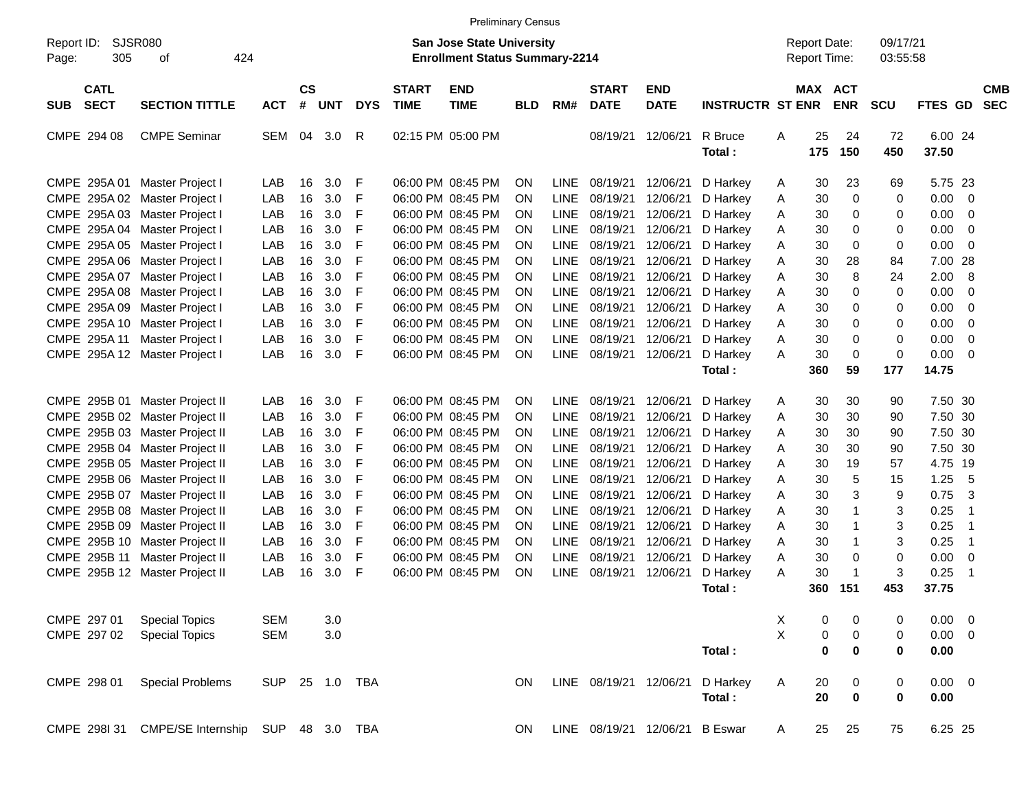Preliminary Census

Report ID: SJSR080
Page: 305 of 424

**San Jose State University**
**Enrollment Status Summary-2214**

Report Date: 09/17/21
Report Time: 03:55:58

| SUB | CATL SECT | SECTION TITTLE | ACT | CS # | UNT | DYS | START TIME | END TIME | BLD | RM# | START DATE | END DATE | INSTRUCTR | ST | MAX ENR | ACT ENR | SCU | FTES | GD | CMB SEC |
|---|---|---|---|---|---|---|---|---|---|---|---|---|---|---|---|---|---|---|---|---|
| CMPE | 294 08 | CMPE Seminar | SEM | 04 | 3.0 | R | 02:15 PM | 05:00 PM | | | 08/19/21 | 12/06/21 | R Bruce | A | 25 | 24 | 72 | 6.00 | 24 | |
| | | | | | | | | | | | | | **Total :** | | **175** | **150** | **450** | **37.50** | | |
| CMPE | 295A 01 | Master Project I | LAB | 16 | 3.0 | F | 06:00 PM | 08:45 PM | ON | LINE | 08/19/21 | 12/06/21 | D Harkey | A | 30 | 23 | 69 | 5.75 | 23 | |
| CMPE | 295A 02 | Master Project I | LAB | 16 | 3.0 | F | 06:00 PM | 08:45 PM | ON | LINE | 08/19/21 | 12/06/21 | D Harkey | A | 30 | 0 | 0 | 0.00 | 0 | |
| CMPE | 295A 03 | Master Project I | LAB | 16 | 3.0 | F | 06:00 PM | 08:45 PM | ON | LINE | 08/19/21 | 12/06/21 | D Harkey | A | 30 | 0 | 0 | 0.00 | 0 | |
| CMPE | 295A 04 | Master Project I | LAB | 16 | 3.0 | F | 06:00 PM | 08:45 PM | ON | LINE | 08/19/21 | 12/06/21 | D Harkey | A | 30 | 0 | 0 | 0.00 | 0 | |
| CMPE | 295A 05 | Master Project I | LAB | 16 | 3.0 | F | 06:00 PM | 08:45 PM | ON | LINE | 08/19/21 | 12/06/21 | D Harkey | A | 30 | 0 | 0 | 0.00 | 0 | |
| CMPE | 295A 06 | Master Project I | LAB | 16 | 3.0 | F | 06:00 PM | 08:45 PM | ON | LINE | 08/19/21 | 12/06/21 | D Harkey | A | 30 | 28 | 84 | 7.00 | 28 | |
| CMPE | 295A 07 | Master Project I | LAB | 16 | 3.0 | F | 06:00 PM | 08:45 PM | ON | LINE | 08/19/21 | 12/06/21 | D Harkey | A | 30 | 8 | 24 | 2.00 | 8 | |
| CMPE | 295A 08 | Master Project I | LAB | 16 | 3.0 | F | 06:00 PM | 08:45 PM | ON | LINE | 08/19/21 | 12/06/21 | D Harkey | A | 30 | 0 | 0 | 0.00 | 0 | |
| CMPE | 295A 09 | Master Project I | LAB | 16 | 3.0 | F | 06:00 PM | 08:45 PM | ON | LINE | 08/19/21 | 12/06/21 | D Harkey | A | 30 | 0 | 0 | 0.00 | 0 | |
| CMPE | 295A 10 | Master Project I | LAB | 16 | 3.0 | F | 06:00 PM | 08:45 PM | ON | LINE | 08/19/21 | 12/06/21 | D Harkey | A | 30 | 0 | 0 | 0.00 | 0 | |
| CMPE | 295A 11 | Master Project I | LAB | 16 | 3.0 | F | 06:00 PM | 08:45 PM | ON | LINE | 08/19/21 | 12/06/21 | D Harkey | A | 30 | 0 | 0 | 0.00 | 0 | |
| CMPE | 295A 12 | Master Project I | LAB | 16 | 3.0 | F | 06:00 PM | 08:45 PM | ON | LINE | 08/19/21 | 12/06/21 | D Harkey | A | 30 | 0 | 0 | 0.00 | 0 | |
| | | | | | | | | | | | | | **Total :** | | **360** | **59** | **177** | **14.75** | | |
| CMPE | 295B 01 | Master Project II | LAB | 16 | 3.0 | F | 06:00 PM | 08:45 PM | ON | LINE | 08/19/21 | 12/06/21 | D Harkey | A | 30 | 30 | 90 | 7.50 | 30 | |
| CMPE | 295B 02 | Master Project II | LAB | 16 | 3.0 | F | 06:00 PM | 08:45 PM | ON | LINE | 08/19/21 | 12/06/21 | D Harkey | A | 30 | 30 | 90 | 7.50 | 30 | |
| CMPE | 295B 03 | Master Project II | LAB | 16 | 3.0 | F | 06:00 PM | 08:45 PM | ON | LINE | 08/19/21 | 12/06/21 | D Harkey | A | 30 | 30 | 90 | 7.50 | 30 | |
| CMPE | 295B 04 | Master Project II | LAB | 16 | 3.0 | F | 06:00 PM | 08:45 PM | ON | LINE | 08/19/21 | 12/06/21 | D Harkey | A | 30 | 30 | 90 | 7.50 | 30 | |
| CMPE | 295B 05 | Master Project II | LAB | 16 | 3.0 | F | 06:00 PM | 08:45 PM | ON | LINE | 08/19/21 | 12/06/21 | D Harkey | A | 30 | 19 | 57 | 4.75 | 19 | |
| CMPE | 295B 06 | Master Project II | LAB | 16 | 3.0 | F | 06:00 PM | 08:45 PM | ON | LINE | 08/19/21 | 12/06/21 | D Harkey | A | 30 | 5 | 15 | 1.25 | 5 | |
| CMPE | 295B 07 | Master Project II | LAB | 16 | 3.0 | F | 06:00 PM | 08:45 PM | ON | LINE | 08/19/21 | 12/06/21 | D Harkey | A | 30 | 3 | 9 | 0.75 | 3 | |
| CMPE | 295B 08 | Master Project II | LAB | 16 | 3.0 | F | 06:00 PM | 08:45 PM | ON | LINE | 08/19/21 | 12/06/21 | D Harkey | A | 30 | 1 | 3 | 0.25 | 1 | |
| CMPE | 295B 09 | Master Project II | LAB | 16 | 3.0 | F | 06:00 PM | 08:45 PM | ON | LINE | 08/19/21 | 12/06/21 | D Harkey | A | 30 | 1 | 3 | 0.25 | 1 | |
| CMPE | 295B 10 | Master Project II | LAB | 16 | 3.0 | F | 06:00 PM | 08:45 PM | ON | LINE | 08/19/21 | 12/06/21 | D Harkey | A | 30 | 1 | 3 | 0.25 | 1 | |
| CMPE | 295B 11 | Master Project II | LAB | 16 | 3.0 | F | 06:00 PM | 08:45 PM | ON | LINE | 08/19/21 | 12/06/21 | D Harkey | A | 30 | 0 | 0 | 0.00 | 0 | |
| CMPE | 295B 12 | Master Project II | LAB | 16 | 3.0 | F | 06:00 PM | 08:45 PM | ON | LINE | 08/19/21 | 12/06/21 | D Harkey | A | 30 | 1 | 3 | 0.25 | 1 | |
| | | | | | | | | | | | | | **Total :** | | **360** | **151** | **453** | **37.75** | | |
| CMPE | 297 01 | Special Topics | SEM | | 3.0 | | | | | | | | | X | 0 | 0 | 0 | 0.00 | 0 | |
| CMPE | 297 02 | Special Topics | SEM | | 3.0 | | | | | | | | | X | 0 | 0 | 0 | 0.00 | 0 | |
| | | | | | | | | | | | | | **Total :** | | **0** | **0** | **0** | **0.00** | | |
| CMPE | 298 01 | Special Problems | SUP | 25 | 1.0 | TBA | | | ON | LINE | 08/19/21 | 12/06/21 | D Harkey | A | 20 | 0 | 0 | 0.00 | 0 | |
| | | | | | | | | | | | | | **Total :** | | **20** | **0** | **0** | **0.00** | | |
| CMPE | 298I 31 | CMPE/SE Internship | SUP | 48 | 3.0 | TBA | | | ON | LINE | 08/19/21 | 12/06/21 | B Eswar | A | 25 | 25 | 75 | 6.25 | 25 | |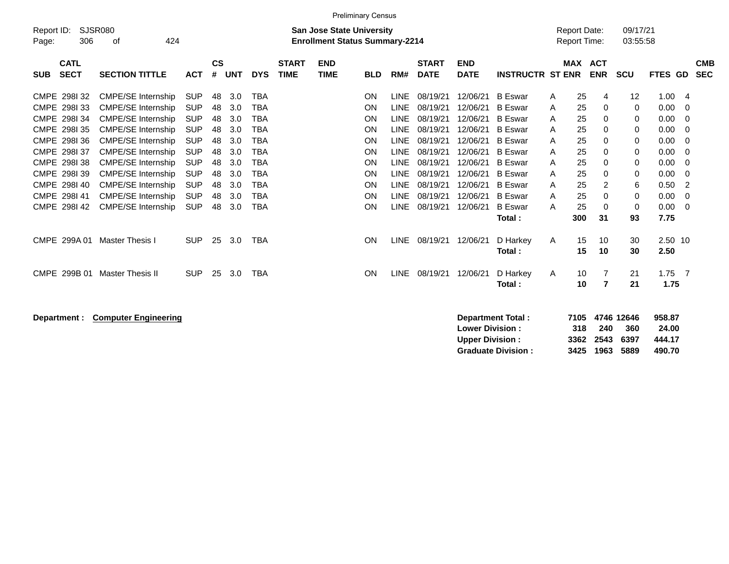Preliminary Census

Report ID: SJSR080

**San Jose State University**
**Enrollment Status Summary-2214**

Report Date: 09/17/21
Report Time: 03:55:58

| SUB | CATL SECT | SECTION TITTLE | ACT | CS # | UNT | DYS | START TIME | END TIME | BLD | RM# | START DATE | END DATE | INSTRUCTR | ST | MAX ENR | ACT ENR | SCU | FTES | GD | CMB SEC |
|---|---|---|---|---|---|---|---|---|---|---|---|---|---|---|---|---|---|---|---|---|
| CMPE | 298I 32 | CMPE/SE Internship | SUP | 48 | 3.0 | TBA | | | ON | LINE | 08/19/21 | 12/06/21 | B Eswar | A | 25 | 4 | 12 | 1.00 | 4 | |
| CMPE | 298I 33 | CMPE/SE Internship | SUP | 48 | 3.0 | TBA | | | ON | LINE | 08/19/21 | 12/06/21 | B Eswar | A | 25 | 0 | 0 | 0.00 | 0 | |
| CMPE | 298I 34 | CMPE/SE Internship | SUP | 48 | 3.0 | TBA | | | ON | LINE | 08/19/21 | 12/06/21 | B Eswar | A | 25 | 0 | 0 | 0.00 | 0 | |
| CMPE | 298I 35 | CMPE/SE Internship | SUP | 48 | 3.0 | TBA | | | ON | LINE | 08/19/21 | 12/06/21 | B Eswar | A | 25 | 0 | 0 | 0.00 | 0 | |
| CMPE | 298I 36 | CMPE/SE Internship | SUP | 48 | 3.0 | TBA | | | ON | LINE | 08/19/21 | 12/06/21 | B Eswar | A | 25 | 0 | 0 | 0.00 | 0 | |
| CMPE | 298I 37 | CMPE/SE Internship | SUP | 48 | 3.0 | TBA | | | ON | LINE | 08/19/21 | 12/06/21 | B Eswar | A | 25 | 0 | 0 | 0.00 | 0 | |
| CMPE | 298I 38 | CMPE/SE Internship | SUP | 48 | 3.0 | TBA | | | ON | LINE | 08/19/21 | 12/06/21 | B Eswar | A | 25 | 0 | 0 | 0.00 | 0 | |
| CMPE | 298I 39 | CMPE/SE Internship | SUP | 48 | 3.0 | TBA | | | ON | LINE | 08/19/21 | 12/06/21 | B Eswar | A | 25 | 0 | 0 | 0.00 | 0 | |
| CMPE | 298I 40 | CMPE/SE Internship | SUP | 48 | 3.0 | TBA | | | ON | LINE | 08/19/21 | 12/06/21 | B Eswar | A | 25 | 2 | 6 | 0.50 | 2 | |
| CMPE | 298I 41 | CMPE/SE Internship | SUP | 48 | 3.0 | TBA | | | ON | LINE | 08/19/21 | 12/06/21 | B Eswar | A | 25 | 0 | 0 | 0.00 | 0 | |
| CMPE | 298I 42 | CMPE/SE Internship | SUP | 48 | 3.0 | TBA | | | ON | LINE | 08/19/21 | 12/06/21 | B Eswar | A | 25 | 0 | 0 | 0.00 | 0 | |
| | | | | | | | | | | | | | **Total :** | | **300** | **31** | **93** | **7.75** | | |
| CMPE | 299A 01 | Master Thesis I | SUP | 25 | 3.0 | TBA | | | ON | LINE | 08/19/21 | 12/06/21 | D Harkey | A | 15 | 10 | 30 | 2.50 | 10 | |
| | | | | | | | | | | | | | **Total :** | | **15** | **10** | **30** | **2.50** | | |
| CMPE | 299B 01 | Master Thesis II | SUP | 25 | 3.0 | TBA | | | ON | LINE | 08/19/21 | 12/06/21 | D Harkey | A | 10 | 7 | 21 | 1.75 | 7 | |
| | | | | | | | | | | | | | **Total :** | | **10** | **7** | **21** | **1.75** | | |

**Department : Computer Engineering**

| | MAX ENR | ACT ENR | SCU | FTES |
|---|---|---|---|---|
| **Department Total :** | **7105** | **4746** | **12646** | **958.87** |
| **Lower Division :** | **318** | **240** | **360** | **24.00** |
| **Upper Division :** | **3362** | **2543** | **6397** | **444.17** |
| **Graduate Division :** | **3425** | **1963** | **5889** | **490.70** |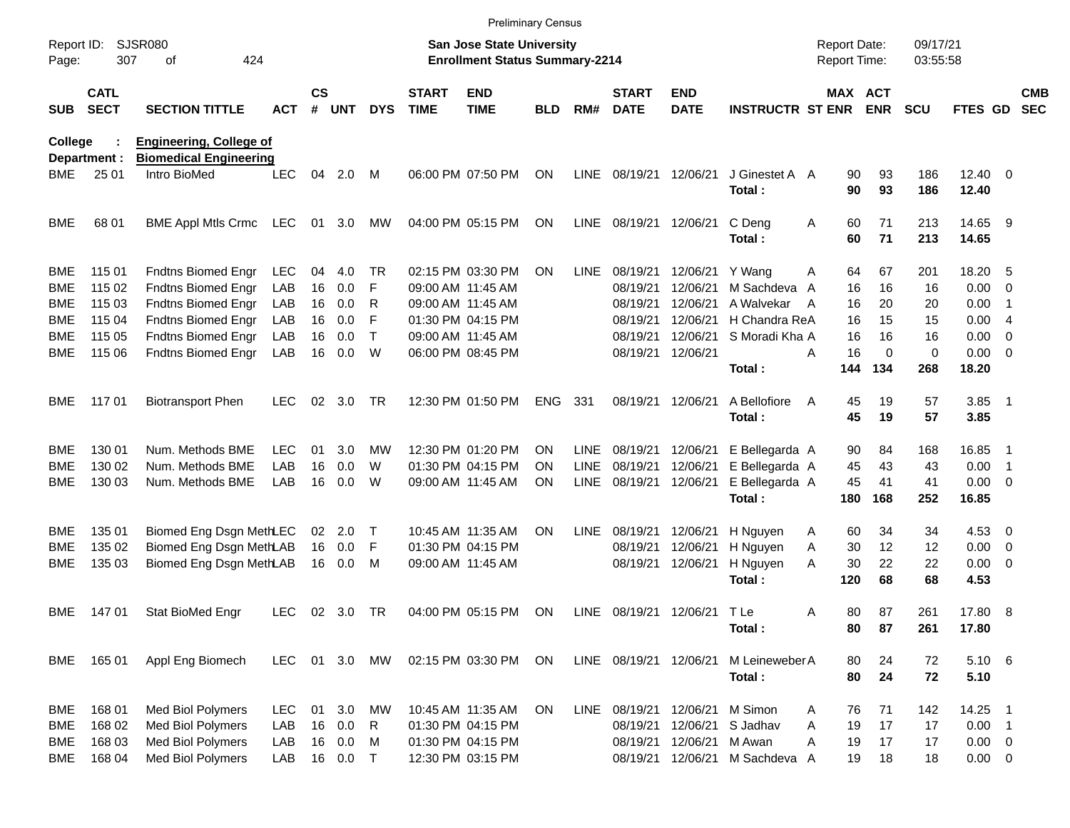Preliminary Census

Report ID: SJSR080
Page: 307 of 424

**San Jose State University**
**Enrollment Status Summary-2214**

Report Date: 09/17/21
Report Time: 03:55:58

**College : Engineering, College of**
**Department : Biomedical Engineering**

| SUB | CATL SECT | SECTION TITTLE | ACT | CS # | UNT | DYS | START TIME | END TIME | BLD | RM# | START DATE | END DATE | INSTRUCTR | ST | MAX ENR | ACT ENR | SCU | FTES | GD | CMB SEC |
|---|---|---|---|---|---|---|---|---|---|---|---|---|---|---|---|---|---|---|---|---|
| BME | 25 01 | Intro BioMed | LEC | 04 | 2.0 | M | 06:00 PM | 07:50 PM | ON | LINE | 08/19/21 | 12/06/21 | J Ginestet A | A | 90 | 93 | 186 | 12.40 | 0 | |
| | | | | | | | | | | | | | **Total :** | | **90** | **93** | **186** | **12.40** | | |
| BME | 68 01 | BME Appl Mtls Crmc | LEC | 01 | 3.0 | MW | 04:00 PM | 05:15 PM | ON | LINE | 08/19/21 | 12/06/21 | C Deng | A | 60 | 71 | 213 | 14.65 | 9 | |
| | | | | | | | | | | | | | **Total :** | | **60** | **71** | **213** | **14.65** | | |
| BME | 115 01 | Fndtns Biomed Engr | LEC | 04 | 4.0 | TR | 02:15 PM | 03:30 PM | ON | LINE | 08/19/21 | 12/06/21 | Y Wang | A | 64 | 67 | 201 | 18.20 | 5 | |
| BME | 115 02 | Fndtns Biomed Engr | LAB | 16 | 0.0 | F | 09:00 AM | 11:45 AM | | | 08/19/21 | 12/06/21 | M Sachdeva | A | 16 | 16 | 16 | 0.00 | 0 | |
| BME | 115 03 | Fndtns Biomed Engr | LAB | 16 | 0.0 | R | 09:00 AM | 11:45 AM | | | 08/19/21 | 12/06/21 | A Walvekar | A | 16 | 20 | 20 | 0.00 | 1 | |
| BME | 115 04 | Fndtns Biomed Engr | LAB | 16 | 0.0 | F | 01:30 PM | 04:15 PM | | | 08/19/21 | 12/06/21 | H Chandra Re | A | 16 | 15 | 15 | 0.00 | 4 | |
| BME | 115 05 | Fndtns Biomed Engr | LAB | 16 | 0.0 | T | 09:00 AM | 11:45 AM | | | 08/19/21 | 12/06/21 | S Moradi Kha | A | 16 | 16 | 16 | 0.00 | 0 | |
| BME | 115 06 | Fndtns Biomed Engr | LAB | 16 | 0.0 | W | 06:00 PM | 08:45 PM | | | 08/19/21 | 12/06/21 | | A | 16 | 0 | 0 | 0.00 | 0 | |
| | | | | | | | | | | | | | **Total :** | | **144** | **134** | **268** | **18.20** | | |
| BME | 117 01 | Biotransport Phen | LEC | 02 | 3.0 | TR | 12:30 PM | 01:50 PM | ENG | 331 | 08/19/21 | 12/06/21 | A Bellofiore | A | 45 | 19 | 57 | 3.85 | 1 | |
| | | | | | | | | | | | | | **Total :** | | **45** | **19** | **57** | **3.85** | | |
| BME | 130 01 | Num. Methods BME | LEC | 01 | 3.0 | MW | 12:30 PM | 01:20 PM | ON | LINE | 08/19/21 | 12/06/21 | E Bellegarda | A | 90 | 84 | 168 | 16.85 | 1 | |
| BME | 130 02 | Num. Methods BME | LAB | 16 | 0.0 | W | 01:30 PM | 04:15 PM | ON | LINE | 08/19/21 | 12/06/21 | E Bellegarda | A | 45 | 43 | 43 | 0.00 | 1 | |
| BME | 130 03 | Num. Methods BME | LAB | 16 | 0.0 | W | 09:00 AM | 11:45 AM | ON | LINE | 08/19/21 | 12/06/21 | E Bellegarda | A | 45 | 41 | 41 | 0.00 | 0 | |
| | | | | | | | | | | | | | **Total :** | | **180** | **168** | **252** | **16.85** | | |
| BME | 135 01 | Biomed Eng Dsgn Meth | LEC | 02 | 2.0 | T | 10:45 AM | 11:35 AM | ON | LINE | 08/19/21 | 12/06/21 | H Nguyen | A | 60 | 34 | 34 | 4.53 | 0 | |
| BME | 135 02 | Biomed Eng Dsgn Meth | LAB | 16 | 0.0 | F | 01:30 PM | 04:15 PM | | | 08/19/21 | 12/06/21 | H Nguyen | A | 30 | 12 | 12 | 0.00 | 0 | |
| BME | 135 03 | Biomed Eng Dsgn Meth | LAB | 16 | 0.0 | M | 09:00 AM | 11:45 AM | | | 08/19/21 | 12/06/21 | H Nguyen | A | 30 | 22 | 22 | 0.00 | 0 | |
| | | | | | | | | | | | | | **Total :** | | **120** | **68** | **68** | **4.53** | | |
| BME | 147 01 | Stat BioMed Engr | LEC | 02 | 3.0 | TR | 04:00 PM | 05:15 PM | ON | LINE | 08/19/21 | 12/06/21 | T Le | A | 80 | 87 | 261 | 17.80 | 8 | |
| | | | | | | | | | | | | | **Total :** | | **80** | **87** | **261** | **17.80** | | |
| BME | 165 01 | Appl Eng Biomech | LEC | 01 | 3.0 | MW | 02:15 PM | 03:30 PM | ON | LINE | 08/19/21 | 12/06/21 | M Leineweber | A | 80 | 24 | 72 | 5.10 | 6 | |
| | | | | | | | | | | | | | **Total :** | | **80** | **24** | **72** | **5.10** | | |
| BME | 168 01 | Med Biol Polymers | LEC | 01 | 3.0 | MW | 10:45 AM | 11:35 AM | ON | LINE | 08/19/21 | 12/06/21 | M Simon | A | 76 | 71 | 142 | 14.25 | 1 | |
| BME | 168 02 | Med Biol Polymers | LAB | 16 | 0.0 | R | 01:30 PM | 04:15 PM | | | 08/19/21 | 12/06/21 | S Jadhav | A | 19 | 17 | 17 | 0.00 | 1 | |
| BME | 168 03 | Med Biol Polymers | LAB | 16 | 0.0 | M | 01:30 PM | 04:15 PM | | | 08/19/21 | 12/06/21 | M Awan | A | 19 | 17 | 17 | 0.00 | 0 | |
| BME | 168 04 | Med Biol Polymers | LAB | 16 | 0.0 | T | 12:30 PM | 03:15 PM | | | 08/19/21 | 12/06/21 | M Sachdeva | A | 19 | 18 | 18 | 0.00 | 0 | |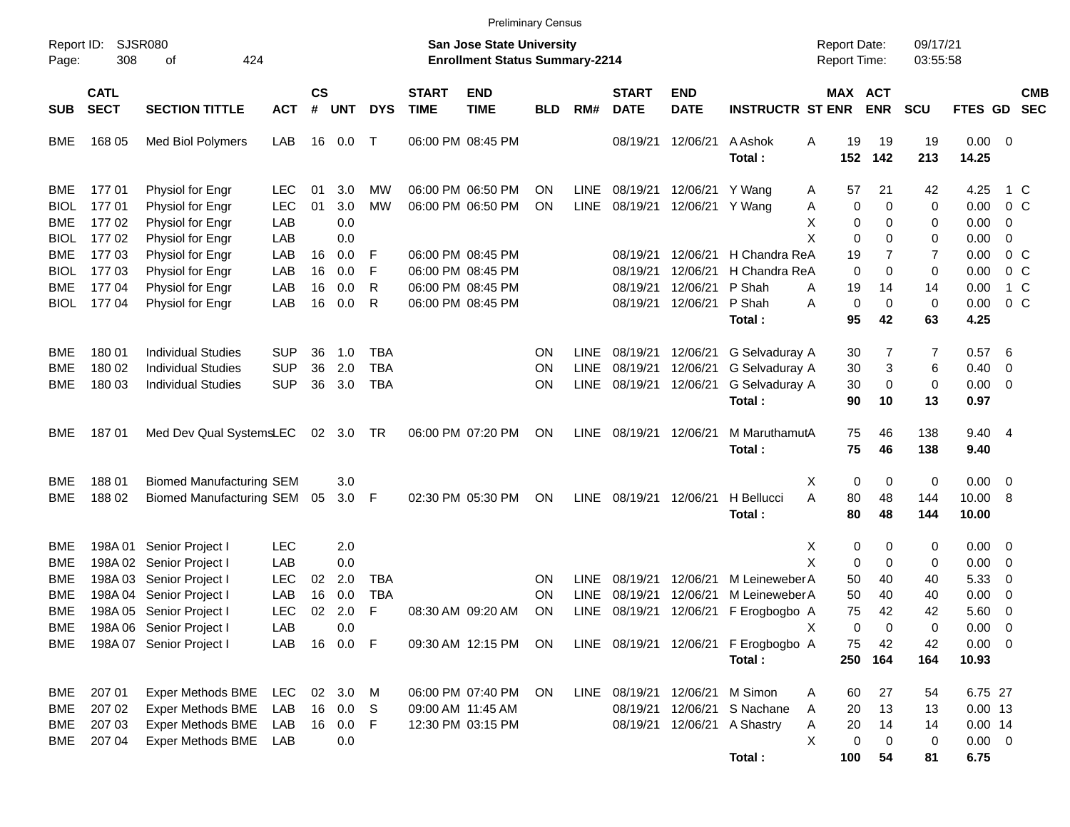Preliminary Census

Report ID: SJSR080
Page: 308 of 424

**San Jose State University**
**Enrollment Status Summary-2214**

Report Date: 09/17/21
Report Time: 03:55:58

| SUB | CATL SECT | SECTION TITTLE | ACT | CS # | UNT | DYS | START TIME | END TIME | BLD | RM# | START DATE | END DATE | INSTRUCTR | ST | MAX ENR | ACT ENR | SCU | FTES | GD | CMB SEC |
|---|---|---|---|---|---|---|---|---|---|---|---|---|---|---|---|---|---|---|---|---|
| BME | 168 05 | Med Biol Polymers | LAB | 16 | 0.0 | T | 06:00 PM | 08:45 PM | | | 08/19/21 | 12/06/21 | A Ashok | A | 19 | 19 | 19 | 0.00 | 0 | |
| | | | | | | | | | | | | | **Total :** | | **152** | **142** | **213** | **14.25** | | |
| BME | 177 01 | Physiol for Engr | LEC | 01 | 3.0 | MW | 06:00 PM | 06:50 PM | ON | LINE | 08/19/21 | 12/06/21 | Y Wang | A | 57 | 21 | 42 | 4.25 | 1 | C |
| BIOL | 177 01 | Physiol for Engr | LEC | 01 | 3.0 | MW | 06:00 PM | 06:50 PM | ON | LINE | 08/19/21 | 12/06/21 | Y Wang | A | 0 | 0 | 0 | 0.00 | 0 | C |
| BME | 177 02 | Physiol for Engr | LAB | | 0.0 | | | | | | | | | X | 0 | 0 | 0 | 0.00 | 0 | |
| BIOL | 177 02 | Physiol for Engr | LAB | | 0.0 | | | | | | | | | X | 0 | 0 | 0 | 0.00 | 0 | |
| BME | 177 03 | Physiol for Engr | LAB | 16 | 0.0 | F | 06:00 PM | 08:45 PM | | | 08/19/21 | 12/06/21 | H Chandra Re | A | 19 | 7 | 7 | 0.00 | 0 | C |
| BIOL | 177 03 | Physiol for Engr | LAB | 16 | 0.0 | F | 06:00 PM | 08:45 PM | | | 08/19/21 | 12/06/21 | H Chandra Re | A | 0 | 0 | 0 | 0.00 | 0 | C |
| BME | 177 04 | Physiol for Engr | LAB | 16 | 0.0 | R | 06:00 PM | 08:45 PM | | | 08/19/21 | 12/06/21 | P Shah | A | 19 | 14 | 14 | 0.00 | 1 | C |
| BIOL | 177 04 | Physiol for Engr | LAB | 16 | 0.0 | R | 06:00 PM | 08:45 PM | | | 08/19/21 | 12/06/21 | P Shah | A | 0 | 0 | 0 | 0.00 | 0 | C |
| | | | | | | | | | | | | | **Total :** | | **95** | **42** | **63** | **4.25** | | |
| BME | 180 01 | Individual Studies | SUP | 36 | 1.0 | TBA | | | ON | LINE | 08/19/21 | 12/06/21 | G Selvaduray | A | 30 | 7 | 7 | 0.57 | 6 | |
| BME | 180 02 | Individual Studies | SUP | 36 | 2.0 | TBA | | | ON | LINE | 08/19/21 | 12/06/21 | G Selvaduray | A | 30 | 3 | 6 | 0.40 | 0 | |
| BME | 180 03 | Individual Studies | SUP | 36 | 3.0 | TBA | | | ON | LINE | 08/19/21 | 12/06/21 | G Selvaduray | A | 30 | 0 | 0 | 0.00 | 0 | |
| | | | | | | | | | | | | | **Total :** | | **90** | **10** | **13** | **0.97** | | |
| BME | 187 01 | Med Dev Qual Systems | LEC | 02 | 3.0 | TR | 06:00 PM | 07:20 PM | ON | LINE | 08/19/21 | 12/06/21 | M Maruthamut | A | 75 | 46 | 138 | 9.40 | 4 | |
| | | | | | | | | | | | | | **Total :** | | **75** | **46** | **138** | **9.40** | | |
| BME | 188 01 | Biomed Manufacturing | SEM | | 3.0 | | | | | | | | | X | 0 | 0 | 0 | 0.00 | 0 | |
| BME | 188 02 | Biomed Manufacturing | SEM | 05 | 3.0 | F | 02:30 PM | 05:30 PM | ON | LINE | 08/19/21 | 12/06/21 | H Bellucci | A | 80 | 48 | 144 | 10.00 | 8 | |
| | | | | | | | | | | | | | **Total :** | | **80** | **48** | **144** | **10.00** | | |
| BME | 198A 01 | Senior Project I | LEC | | 2.0 | | | | | | | | | X | 0 | 0 | 0 | 0.00 | 0 | |
| BME | 198A 02 | Senior Project I | LAB | | 0.0 | | | | | | | | | X | 0 | 0 | 0 | 0.00 | 0 | |
| BME | 198A 03 | Senior Project I | LEC | 02 | 2.0 | TBA | | | ON | LINE | 08/19/21 | 12/06/21 | M Leineweber | A | 50 | 40 | 40 | 5.33 | 0 | |
| BME | 198A 04 | Senior Project I | LAB | 16 | 0.0 | TBA | | | ON | LINE | 08/19/21 | 12/06/21 | M Leineweber | A | 50 | 40 | 40 | 0.00 | 0 | |
| BME | 198A 05 | Senior Project I | LEC | 02 | 2.0 | F | 08:30 AM | 09:20 AM | ON | LINE | 08/19/21 | 12/06/21 | F Erogbogbo | A | 75 | 42 | 42 | 5.60 | 0 | |
| BME | 198A 06 | Senior Project I | LAB | | 0.0 | | | | | | | | | X | 0 | 0 | 0 | 0.00 | 0 | |
| BME | 198A 07 | Senior Project I | LAB | 16 | 0.0 | F | 09:30 AM | 12:15 PM | ON | LINE | 08/19/21 | 12/06/21 | F Erogbogbo | A | 75 | 42 | 42 | 0.00 | 0 | |
| | | | | | | | | | | | | | **Total :** | | **250** | **164** | **164** | **10.93** | | |
| BME | 207 01 | Exper Methods BME | LEC | 02 | 3.0 | M | 06:00 PM | 07:40 PM | ON | LINE | 08/19/21 | 12/06/21 | M Simon | A | 60 | 27 | 54 | 6.75 | 27 | |
| BME | 207 02 | Exper Methods BME | LAB | 16 | 0.0 | S | 09:00 AM | 11:45 AM | | | 08/19/21 | 12/06/21 | S Nachane | A | 20 | 13 | 13 | 0.00 | 13 | |
| BME | 207 03 | Exper Methods BME | LAB | 16 | 0.0 | F | 12:30 PM | 03:15 PM | | | 08/19/21 | 12/06/21 | A Shastry | A | 20 | 14 | 14 | 0.00 | 14 | |
| BME | 207 04 | Exper Methods BME | LAB | | 0.0 | | | | | | | | | X | 0 | 0 | 0 | 0.00 | 0 | |
| | | | | | | | | | | | | | **Total :** | | **100** | **54** | **81** | **6.75** | | |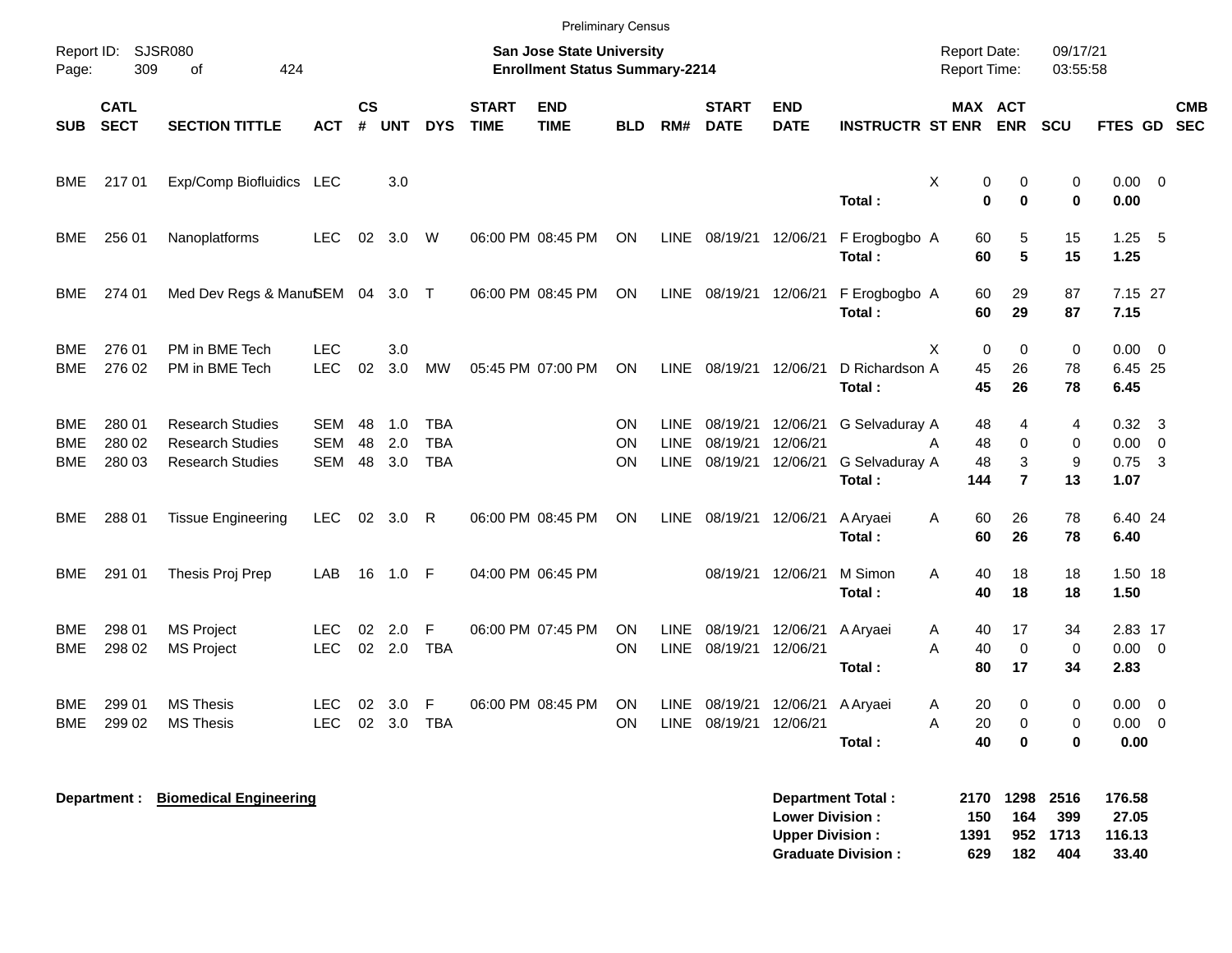Preliminary Census

Report ID: SJSR080

**San Jose State University**
**Enrollment Status Summary-2214**

Report Date: 09/17/21
Report Time: 03:55:58

| SUB | CATL SECT | SECTION TITTLE | ACT | CS # | UNT | DYS | START TIME | END TIME | BLD | RM# | START DATE | END DATE | INSTRUCTR | ST | MAX ENR | ACT ENR | SCU | FTES | GD | CMB SEC |
|---|---|---|---|---|---|---|---|---|---|---|---|---|---|---|---|---|---|---|---|---|
| BME | 217 01 | Exp/Comp Biofluidics | LEC | | 3.0 | | | | | | | | | X | 0 | 0 | 0 | 0.00 | 0 | |
| | | | | | | | | | | | | | **Total :** | | **0** | **0** | **0** | **0.00** | | |
| BME | 256 01 | Nanoplatforms | LEC | 02 | 3.0 | W | 06:00 PM | 08:45 PM | ON | LINE | 08/19/21 | 12/06/21 | F Erogbogbo | A | 60 | 5 | 15 | 1.25 | 5 | |
| | | | | | | | | | | | | | **Total :** | | **60** | **5** | **15** | **1.25** | | |
| BME | 274 01 | Med Dev Regs & Manuf | SEM | 04 | 3.0 | T | 06:00 PM | 08:45 PM | ON | LINE | 08/19/21 | 12/06/21 | F Erogbogbo | A | 60 | 29 | 87 | 7.15 | 27 | |
| | | | | | | | | | | | | | **Total :** | | **60** | **29** | **87** | **7.15** | | |
| BME | 276 01 | PM in BME Tech | LEC | | 3.0 | | | | | | | | | X | 0 | 0 | 0 | 0.00 | 0 | |
| BME | 276 02 | PM in BME Tech | LEC | 02 | 3.0 | MW | 05:45 PM | 07:00 PM | ON | LINE | 08/19/21 | 12/06/21 | D Richardson | A | 45 | 26 | 78 | 6.45 | 25 | |
| | | | | | | | | | | | | | **Total :** | | **45** | **26** | **78** | **6.45** | | |
| BME | 280 01 | Research Studies | SEM | 48 | 1.0 | TBA | | | ON | LINE | 08/19/21 | 12/06/21 | G Selvaduray | A | 48 | 4 | 4 | 0.32 | 3 | |
| BME | 280 02 | Research Studies | SEM | 48 | 2.0 | TBA | | | ON | LINE | 08/19/21 | 12/06/21 | | A | 48 | 0 | 0 | 0.00 | 0 | |
| BME | 280 03 | Research Studies | SEM | 48 | 3.0 | TBA | | | ON | LINE | 08/19/21 | 12/06/21 | G Selvaduray | A | 48 | 3 | 9 | 0.75 | 3 | |
| | | | | | | | | | | | | | **Total :** | | **144** | **7** | **13** | **1.07** | | |
| BME | 288 01 | Tissue Engineering | LEC | 02 | 3.0 | R | 06:00 PM | 08:45 PM | ON | LINE | 08/19/21 | 12/06/21 | A Aryaei | A | 60 | 26 | 78 | 6.40 | 24 | |
| | | | | | | | | | | | | | **Total :** | | **60** | **26** | **78** | **6.40** | | |
| BME | 291 01 | Thesis Proj Prep | LAB | 16 | 1.0 | F | 04:00 PM | 06:45 PM | | | 08/19/21 | 12/06/21 | M Simon | A | 40 | 18 | 18 | 1.50 | 18 | |
| | | | | | | | | | | | | | **Total :** | | **40** | **18** | **18** | **1.50** | | |
| BME | 298 01 | MS Project | LEC | 02 | 2.0 | F | 06:00 PM | 07:45 PM | ON | LINE | 08/19/21 | 12/06/21 | A Aryaei | A | 40 | 17 | 34 | 2.83 | 17 | |
| BME | 298 02 | MS Project | LEC | 02 | 2.0 | TBA | | | ON | LINE | 08/19/21 | 12/06/21 | | A | 40 | 0 | 0 | 0.00 | 0 | |
| | | | | | | | | | | | | | **Total :** | | **80** | **17** | **34** | **2.83** | | |
| BME | 299 01 | MS Thesis | LEC | 02 | 3.0 | F | 06:00 PM | 08:45 PM | ON | LINE | 08/19/21 | 12/06/21 | A Aryaei | A | 20 | 0 | 0 | 0.00 | 0 | |
| BME | 299 02 | MS Thesis | LEC | 02 | 3.0 | TBA | | | ON | LINE | 08/19/21 | 12/06/21 | | A | 20 | 0 | 0 | 0.00 | 0 | |
| | | | | | | | | | | | | | **Total :** | | **40** | **0** | **0** | **0.00** | | |

**Department : Biomedical Engineering**

| | MAX ENR | ACT ENR | SCU | FTES |
|---|---|---|---|---|
| **Department Total :** | **2170** | **1298** | **2516** | **176.58** |
| **Lower Division :** | **150** | **164** | **399** | **27.05** |
| **Upper Division :** | **1391** | **952** | **1713** | **116.13** |
| **Graduate Division :** | **629** | **182** | **404** | **33.40** |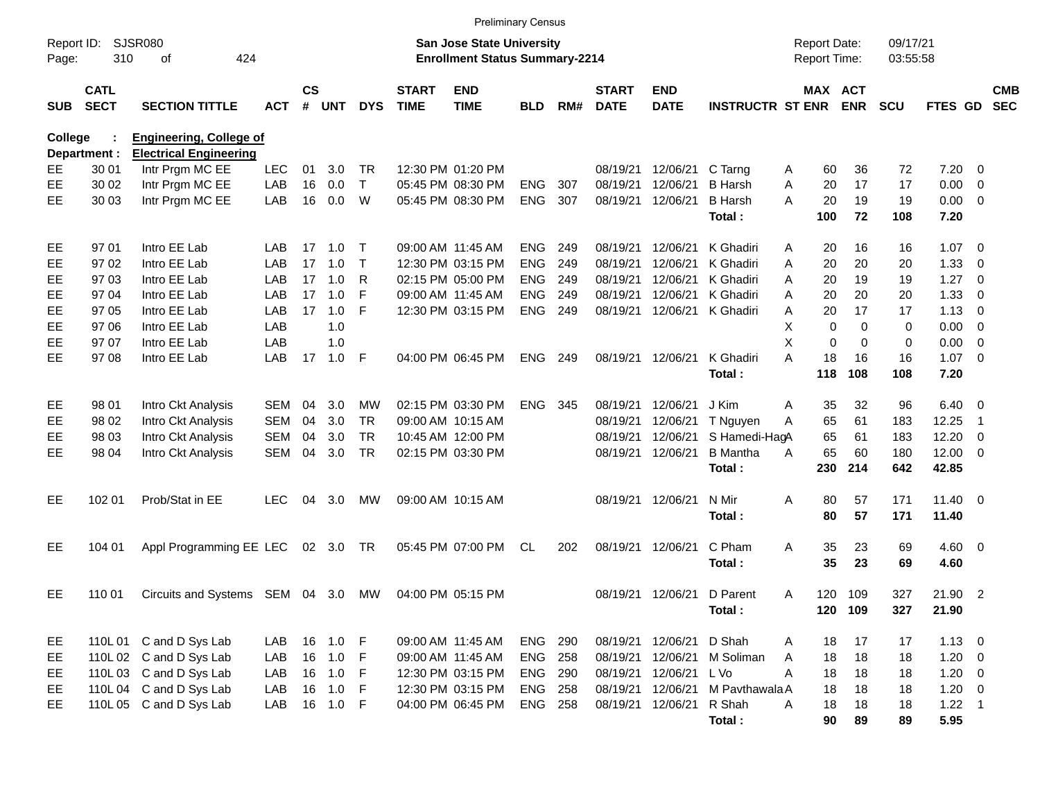Preliminary Census

Report ID: SJSR080
Page: 310 of 424

**San Jose State University**
**Enrollment Status Summary-2214**

Report Date: 09/17/21
Report Time: 03:55:58

**College : Engineering, College of**
**Department : Electrical Engineering**

| SUB | CATL SECT | SECTION TITTLE | ACT | CS # | UNT | DYS | START TIME | END TIME | BLD | RM# | START DATE | END DATE | INSTRUCTR | ST | MAX ENR | ACT ENR | SCU | FTES | GD | CMB SEC |
|---|---|---|---|---|---|---|---|---|---|---|---|---|---|---|---|---|---|---|---|---|
| EE | 30 01 | Intr Prgm MC EE | LEC | 01 | 3.0 | TR | 12:30 PM | 01:20 PM | | | 08/19/21 | 12/06/21 | C Tarng | A | 60 | 36 | 72 | 7.20 | 0 | |
| EE | 30 02 | Intr Prgm MC EE | LAB | 16 | 0.0 | T | 05:45 PM | 08:30 PM | ENG | 307 | 08/19/21 | 12/06/21 | B Harsh | A | 20 | 17 | 17 | 0.00 | 0 | |
| EE | 30 03 | Intr Prgm MC EE | LAB | 16 | 0.0 | W | 05:45 PM | 08:30 PM | ENG | 307 | 08/19/21 | 12/06/21 | B Harsh | A | 20 | 19 | 19 | 0.00 | 0 | |
| | | | | | | | | | | | | | **Total :** | | **100** | **72** | **108** | **7.20** | | |
| EE | 97 01 | Intro EE Lab | LAB | 17 | 1.0 | T | 09:00 AM | 11:45 AM | ENG | 249 | 08/19/21 | 12/06/21 | K Ghadiri | A | 20 | 16 | 16 | 1.07 | 0 | |
| EE | 97 02 | Intro EE Lab | LAB | 17 | 1.0 | T | 12:30 PM | 03:15 PM | ENG | 249 | 08/19/21 | 12/06/21 | K Ghadiri | A | 20 | 20 | 20 | 1.33 | 0 | |
| EE | 97 03 | Intro EE Lab | LAB | 17 | 1.0 | R | 02:15 PM | 05:00 PM | ENG | 249 | 08/19/21 | 12/06/21 | K Ghadiri | A | 20 | 19 | 19 | 1.27 | 0 | |
| EE | 97 04 | Intro EE Lab | LAB | 17 | 1.0 | F | 09:00 AM | 11:45 AM | ENG | 249 | 08/19/21 | 12/06/21 | K Ghadiri | A | 20 | 20 | 20 | 1.33 | 0 | |
| EE | 97 05 | Intro EE Lab | LAB | 17 | 1.0 | F | 12:30 PM | 03:15 PM | ENG | 249 | 08/19/21 | 12/06/21 | K Ghadiri | A | 20 | 17 | 17 | 1.13 | 0 | |
| EE | 97 06 | Intro EE Lab | LAB | | 1.0 | | | | | | | | | X | 0 | 0 | 0 | 0.00 | 0 | |
| EE | 97 07 | Intro EE Lab | LAB | | 1.0 | | | | | | | | | X | 0 | 0 | 0 | 0.00 | 0 | |
| EE | 97 08 | Intro EE Lab | LAB | 17 | 1.0 | F | 04:00 PM | 06:45 PM | ENG | 249 | 08/19/21 | 12/06/21 | K Ghadiri | A | 18 | 16 | 16 | 1.07 | 0 | |
| | | | | | | | | | | | | | **Total :** | | **118** | **108** | **108** | **7.20** | | |
| EE | 98 01 | Intro Ckt Analysis | SEM | 04 | 3.0 | MW | 02:15 PM | 03:30 PM | ENG | 345 | 08/19/21 | 12/06/21 | J Kim | A | 35 | 32 | 96 | 6.40 | 0 | |
| EE | 98 02 | Intro Ckt Analysis | SEM | 04 | 3.0 | TR | 09:00 AM | 10:15 AM | | | 08/19/21 | 12/06/21 | T Nguyen | A | 65 | 61 | 183 | 12.25 | 1 | |
| EE | 98 03 | Intro Ckt Analysis | SEM | 04 | 3.0 | TR | 10:45 AM | 12:00 PM | | | 08/19/21 | 12/06/21 | S Hamedi-Hag | A | 65 | 61 | 183 | 12.20 | 0 | |
| EE | 98 04 | Intro Ckt Analysis | SEM | 04 | 3.0 | TR | 02:15 PM | 03:30 PM | | | 08/19/21 | 12/06/21 | B Mantha | A | 65 | 60 | 180 | 12.00 | 0 | |
| | | | | | | | | | | | | | **Total :** | | **230** | **214** | **642** | **42.85** | | |
| EE | 102 01 | Prob/Stat in EE | LEC | 04 | 3.0 | MW | 09:00 AM | 10:15 AM | | | 08/19/21 | 12/06/21 | N Mir | A | 80 | 57 | 171 | 11.40 | 0 | |
| | | | | | | | | | | | | | **Total :** | | **80** | **57** | **171** | **11.40** | | |
| EE | 104 01 | Appl Programming EE | LEC | 02 | 3.0 | TR | 05:45 PM | 07:00 PM | CL | 202 | 08/19/21 | 12/06/21 | C Pham | A | 35 | 23 | 69 | 4.60 | 0 | |
| | | | | | | | | | | | | | **Total :** | | **35** | **23** | **69** | **4.60** | | |
| EE | 110 01 | Circuits and Systems | SEM | 04 | 3.0 | MW | 04:00 PM | 05:15 PM | | | 08/19/21 | 12/06/21 | D Parent | A | 120 | 109 | 327 | 21.90 | 2 | |
| | | | | | | | | | | | | | **Total :** | | **120** | **109** | **327** | **21.90** | | |
| EE | 110L 01 | C and D Sys Lab | LAB | 16 | 1.0 | F | 09:00 AM | 11:45 AM | ENG | 290 | 08/19/21 | 12/06/21 | D Shah | A | 18 | 17 | 17 | 1.13 | 0 | |
| EE | 110L 02 | C and D Sys Lab | LAB | 16 | 1.0 | F | 09:00 AM | 11:45 AM | ENG | 258 | 08/19/21 | 12/06/21 | M Soliman | A | 18 | 18 | 18 | 1.20 | 0 | |
| EE | 110L 03 | C and D Sys Lab | LAB | 16 | 1.0 | F | 12:30 PM | 03:15 PM | ENG | 290 | 08/19/21 | 12/06/21 | L Vo | A | 18 | 18 | 18 | 1.20 | 0 | |
| EE | 110L 04 | C and D Sys Lab | LAB | 16 | 1.0 | F | 12:30 PM | 03:15 PM | ENG | 258 | 08/19/21 | 12/06/21 | M Pavthawala | A | 18 | 18 | 18 | 1.20 | 0 | |
| EE | 110L 05 | C and D Sys Lab | LAB | 16 | 1.0 | F | 04:00 PM | 06:45 PM | ENG | 258 | 08/19/21 | 12/06/21 | R Shah | A | 18 | 18 | 18 | 1.22 | 1 | |
| | | | | | | | | | | | | | **Total :** | | **90** | **89** | **89** | **5.95** | | |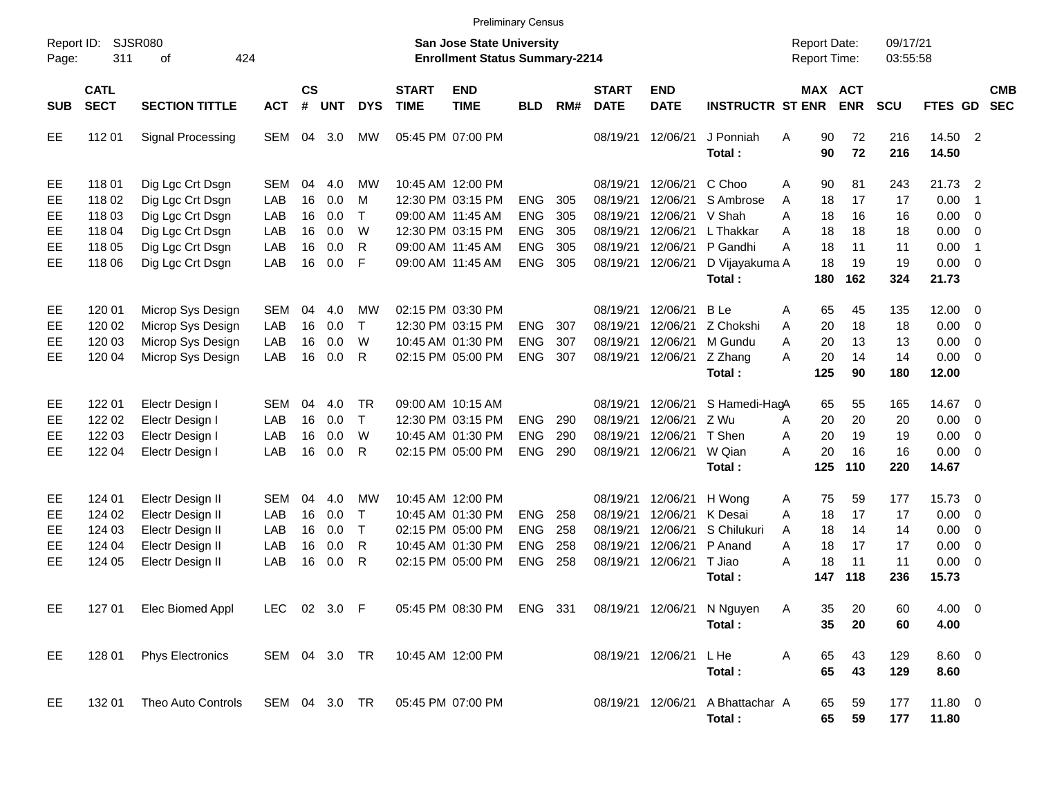Preliminary Census

Report ID: SJSR080

**San Jose State University**
**Enrollment Status Summary-2214**

Report Date: 09/17/21
Report Time: 03:55:58

| SUB | CATL SECT | SECTION TITTLE | ACT | CS # | UNT | DYS | START TIME | END TIME | BLD | RM# | START DATE | END DATE | INSTRUCTR | ST | MAX ENR | ACT ENR | SCU | FTES | GD | CMB SEC |
|---|---|---|---|---|---|---|---|---|---|---|---|---|---|---|---|---|---|---|---|---|
| EE | 112 01 | Signal Processing | SEM | 04 | 3.0 | MW | 05:45 PM | 07:00 PM | | | 08/19/21 | 12/06/21 | J Ponniah | A | 90 | 72 | 216 | 14.50 | 2 | |
| | | | | | | | | | | | | | **Total :** | | **90** | **72** | **216** | **14.50** | | |
| EE | 118 01 | Dig Lgc Crt Dsgn | SEM | 04 | 4.0 | MW | 10:45 AM | 12:00 PM | | | 08/19/21 | 12/06/21 | C Choo | A | 90 | 81 | 243 | 21.73 | 2 | |
| EE | 118 02 | Dig Lgc Crt Dsgn | LAB | 16 | 0.0 | M | 12:30 PM | 03:15 PM | ENG | 305 | 08/19/21 | 12/06/21 | S Ambrose | A | 18 | 17 | 17 | 0.00 | 1 | |
| EE | 118 03 | Dig Lgc Crt Dsgn | LAB | 16 | 0.0 | T | 09:00 AM | 11:45 AM | ENG | 305 | 08/19/21 | 12/06/21 | V Shah | A | 18 | 16 | 16 | 0.00 | 0 | |
| EE | 118 04 | Dig Lgc Crt Dsgn | LAB | 16 | 0.0 | W | 12:30 PM | 03:15 PM | ENG | 305 | 08/19/21 | 12/06/21 | L Thakkar | A | 18 | 18 | 18 | 0.00 | 0 | |
| EE | 118 05 | Dig Lgc Crt Dsgn | LAB | 16 | 0.0 | R | 09:00 AM | 11:45 AM | ENG | 305 | 08/19/21 | 12/06/21 | P Gandhi | A | 18 | 11 | 11 | 0.00 | 1 | |
| EE | 118 06 | Dig Lgc Crt Dsgn | LAB | 16 | 0.0 | F | 09:00 AM | 11:45 AM | ENG | 305 | 08/19/21 | 12/06/21 | D Vijayakuma | A | 18 | 19 | 19 | 0.00 | 0 | |
| | | | | | | | | | | | | | **Total :** | | **180** | **162** | **324** | **21.73** | | |
| EE | 120 01 | Microp Sys Design | SEM | 04 | 4.0 | MW | 02:15 PM | 03:30 PM | | | 08/19/21 | 12/06/21 | B Le | A | 65 | 45 | 135 | 12.00 | 0 | |
| EE | 120 02 | Microp Sys Design | LAB | 16 | 0.0 | T | 12:30 PM | 03:15 PM | ENG | 307 | 08/19/21 | 12/06/21 | Z Chokshi | A | 20 | 18 | 18 | 0.00 | 0 | |
| EE | 120 03 | Microp Sys Design | LAB | 16 | 0.0 | W | 10:45 AM | 01:30 PM | ENG | 307 | 08/19/21 | 12/06/21 | M Gundu | A | 20 | 13 | 13 | 0.00 | 0 | |
| EE | 120 04 | Microp Sys Design | LAB | 16 | 0.0 | R | 02:15 PM | 05:00 PM | ENG | 307 | 08/19/21 | 12/06/21 | Z Zhang | A | 20 | 14 | 14 | 0.00 | 0 | |
| | | | | | | | | | | | | | **Total :** | | **125** | **90** | **180** | **12.00** | | |
| EE | 122 01 | Electr Design I | SEM | 04 | 4.0 | TR | 09:00 AM | 10:15 AM | | | 08/19/21 | 12/06/21 | S Hamedi-Hag | A | 65 | 55 | 165 | 14.67 | 0 | |
| EE | 122 02 | Electr Design I | LAB | 16 | 0.0 | T | 12:30 PM | 03:15 PM | ENG | 290 | 08/19/21 | 12/06/21 | Z Wu | A | 20 | 20 | 20 | 0.00 | 0 | |
| EE | 122 03 | Electr Design I | LAB | 16 | 0.0 | W | 10:45 AM | 01:30 PM | ENG | 290 | 08/19/21 | 12/06/21 | T Shen | A | 20 | 19 | 19 | 0.00 | 0 | |
| EE | 122 04 | Electr Design I | LAB | 16 | 0.0 | R | 02:15 PM | 05:00 PM | ENG | 290 | 08/19/21 | 12/06/21 | W Qian | A | 20 | 16 | 16 | 0.00 | 0 | |
| | | | | | | | | | | | | | **Total :** | | **125** | **110** | **220** | **14.67** | | |
| EE | 124 01 | Electr Design II | SEM | 04 | 4.0 | MW | 10:45 AM | 12:00 PM | | | 08/19/21 | 12/06/21 | H Wong | A | 75 | 59 | 177 | 15.73 | 0 | |
| EE | 124 02 | Electr Design II | LAB | 16 | 0.0 | T | 10:45 AM | 01:30 PM | ENG | 258 | 08/19/21 | 12/06/21 | K Desai | A | 18 | 17 | 17 | 0.00 | 0 | |
| EE | 124 03 | Electr Design II | LAB | 16 | 0.0 | T | 02:15 PM | 05:00 PM | ENG | 258 | 08/19/21 | 12/06/21 | S Chilukuri | A | 18 | 14 | 14 | 0.00 | 0 | |
| EE | 124 04 | Electr Design II | LAB | 16 | 0.0 | R | 10:45 AM | 01:30 PM | ENG | 258 | 08/19/21 | 12/06/21 | P Anand | A | 18 | 17 | 17 | 0.00 | 0 | |
| EE | 124 05 | Electr Design II | LAB | 16 | 0.0 | R | 02:15 PM | 05:00 PM | ENG | 258 | 08/19/21 | 12/06/21 | T Jiao | A | 18 | 11 | 11 | 0.00 | 0 | |
| | | | | | | | | | | | | | **Total :** | | **147** | **118** | **236** | **15.73** | | |
| EE | 127 01 | Elec Biomed Appl | LEC | 02 | 3.0 | F | 05:45 PM | 08:30 PM | ENG | 331 | 08/19/21 | 12/06/21 | N Nguyen | A | 35 | 20 | 60 | 4.00 | 0 | |
| | | | | | | | | | | | | | **Total :** | | **35** | **20** | **60** | **4.00** | | |
| EE | 128 01 | Phys Electronics | SEM | 04 | 3.0 | TR | 10:45 AM | 12:00 PM | | | 08/19/21 | 12/06/21 | L He | A | 65 | 43 | 129 | 8.60 | 0 | |
| | | | | | | | | | | | | | **Total :** | | **65** | **43** | **129** | **8.60** | | |
| EE | 132 01 | Theo Auto Controls | SEM | 04 | 3.0 | TR | 05:45 PM | 07:00 PM | | | 08/19/21 | 12/06/21 | A Bhattachar | A | 65 | 59 | 177 | 11.80 | 0 | |
| | | | | | | | | | | | | | **Total :** | | **65** | **59** | **177** | **11.80** | | |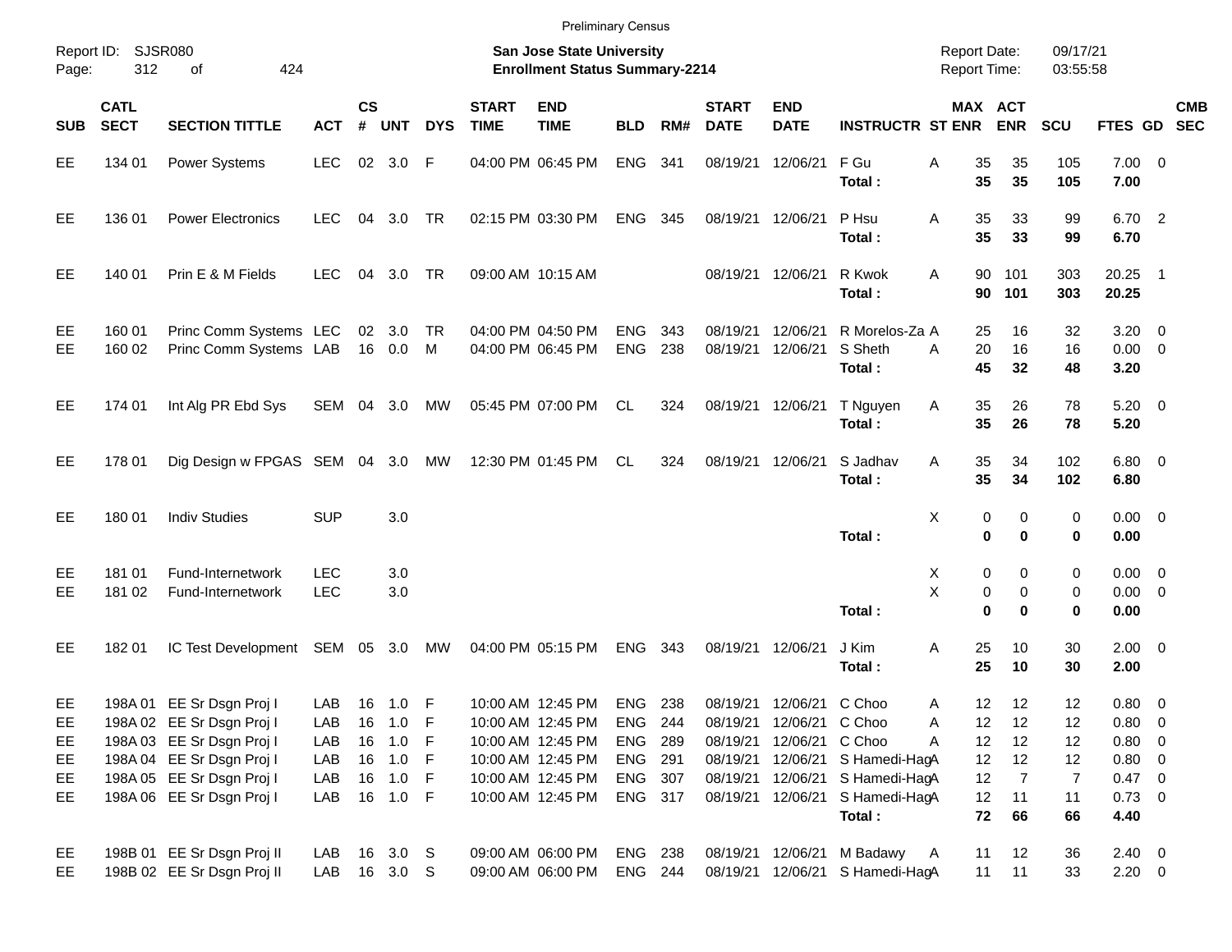Preliminary Census

Report ID: SJSR080
Page: 312 of 424

**San Jose State University**
**Enrollment Status Summary-2214**

Report Date: 09/17/21
Report Time: 03:55:58

| SUB | CATL SECT | SECTION TITTLE | ACT | CS # | UNT | DYS | START TIME | END TIME | BLD | RM# | START DATE | END DATE | INSTRUCTR | ST | MAX ENR | ACT ENR | SCU | FTES | GD | CMB SEC |
|---|---|---|---|---|---|---|---|---|---|---|---|---|---|---|---|---|---|---|---|---|
| EE | 134 01 | Power Systems | LEC | 02 | 3.0 | F | 04:00 PM | 06:45 PM | ENG | 341 | 08/19/21 | 12/06/21 | F Gu | A | 35 | 35 | 105 | 7.00 | 0 | |
| | | | | | | | | | | | | | **Total :** | | **35** | **35** | **105** | **7.00** | | |
| EE | 136 01 | Power Electronics | LEC | 04 | 3.0 | TR | 02:15 PM | 03:30 PM | ENG | 345 | 08/19/21 | 12/06/21 | P Hsu | A | 35 | 33 | 99 | 6.70 | 2 | |
| | | | | | | | | | | | | | **Total :** | | **35** | **33** | **99** | **6.70** | | |
| EE | 140 01 | Prin E & M Fields | LEC | 04 | 3.0 | TR | 09:00 AM | 10:15 AM | | | 08/19/21 | 12/06/21 | R Kwok | A | 90 | 101 | 303 | 20.25 | 1 | |
| | | | | | | | | | | | | | **Total :** | | **90** | **101** | **303** | **20.25** | | |
| EE | 160 01 | Princ Comm Systems | LEC | 02 | 3.0 | TR | 04:00 PM | 04:50 PM | ENG | 343 | 08/19/21 | 12/06/21 | R Morelos-Za | A | 25 | 16 | 32 | 3.20 | 0 | |
| EE | 160 02 | Princ Comm Systems | LAB | 16 | 0.0 | M | 04:00 PM | 06:45 PM | ENG | 238 | 08/19/21 | 12/06/21 | S Sheth | A | 20 | 16 | 16 | 0.00 | 0 | |
| | | | | | | | | | | | | | **Total :** | | **45** | **32** | **48** | **3.20** | | |
| EE | 174 01 | Int Alg PR Ebd Sys | SEM | 04 | 3.0 | MW | 05:45 PM | 07:00 PM | CL | 324 | 08/19/21 | 12/06/21 | T Nguyen | A | 35 | 26 | 78 | 5.20 | 0 | |
| | | | | | | | | | | | | | **Total :** | | **35** | **26** | **78** | **5.20** | | |
| EE | 178 01 | Dig Design w FPGAS | SEM | 04 | 3.0 | MW | 12:30 PM | 01:45 PM | CL | 324 | 08/19/21 | 12/06/21 | S Jadhav | A | 35 | 34 | 102 | 6.80 | 0 | |
| | | | | | | | | | | | | | **Total :** | | **35** | **34** | **102** | **6.80** | | |
| EE | 180 01 | Indiv Studies | SUP | | 3.0 | | | | | | | | | X | 0 | 0 | 0 | 0.00 | 0 | |
| | | | | | | | | | | | | | **Total :** | | **0** | **0** | **0** | **0.00** | | |
| EE | 181 01 | Fund-Internetwork | LEC | | 3.0 | | | | | | | | | X | 0 | 0 | 0 | 0.00 | 0 | |
| EE | 181 02 | Fund-Internetwork | LEC | | 3.0 | | | | | | | | | X | 0 | 0 | 0 | 0.00 | 0 | |
| | | | | | | | | | | | | | **Total :** | | **0** | **0** | **0** | **0.00** | | |
| EE | 182 01 | IC Test Development | SEM | 05 | 3.0 | MW | 04:00 PM | 05:15 PM | ENG | 343 | 08/19/21 | 12/06/21 | J Kim | A | 25 | 10 | 30 | 2.00 | 0 | |
| | | | | | | | | | | | | | **Total :** | | **25** | **10** | **30** | **2.00** | | |
| EE | 198A 01 | EE Sr Dsgn Proj I | LAB | 16 | 1.0 | F | 10:00 AM | 12:45 PM | ENG | 238 | 08/19/21 | 12/06/21 | C Choo | A | 12 | 12 | 12 | 0.80 | 0 | |
| EE | 198A 02 | EE Sr Dsgn Proj I | LAB | 16 | 1.0 | F | 10:00 AM | 12:45 PM | ENG | 244 | 08/19/21 | 12/06/21 | C Choo | A | 12 | 12 | 12 | 0.80 | 0 | |
| EE | 198A 03 | EE Sr Dsgn Proj I | LAB | 16 | 1.0 | F | 10:00 AM | 12:45 PM | ENG | 289 | 08/19/21 | 12/06/21 | C Choo | A | 12 | 12 | 12 | 0.80 | 0 | |
| EE | 198A 04 | EE Sr Dsgn Proj I | LAB | 16 | 1.0 | F | 10:00 AM | 12:45 PM | ENG | 291 | 08/19/21 | 12/06/21 | S Hamedi-Hag | A | 12 | 12 | 12 | 0.80 | 0 | |
| EE | 198A 05 | EE Sr Dsgn Proj I | LAB | 16 | 1.0 | F | 10:00 AM | 12:45 PM | ENG | 307 | 08/19/21 | 12/06/21 | S Hamedi-Hag | A | 12 | 7 | 7 | 0.47 | 0 | |
| EE | 198A 06 | EE Sr Dsgn Proj I | LAB | 16 | 1.0 | F | 10:00 AM | 12:45 PM | ENG | 317 | 08/19/21 | 12/06/21 | S Hamedi-Hag | A | 12 | 11 | 11 | 0.73 | 0 | |
| | | | | | | | | | | | | | **Total :** | | **72** | **66** | **66** | **4.40** | | |
| EE | 198B 01 | EE Sr Dsgn Proj II | LAB | 16 | 3.0 | S | 09:00 AM | 06:00 PM | ENG | 238 | 08/19/21 | 12/06/21 | M Badawy | A | 11 | 12 | 36 | 2.40 | 0 | |
| EE | 198B 02 | EE Sr Dsgn Proj II | LAB | 16 | 3.0 | S | 09:00 AM | 06:00 PM | ENG | 244 | 08/19/21 | 12/06/21 | S Hamedi-Hag | A | 11 | 11 | 33 | 2.20 | 0 | |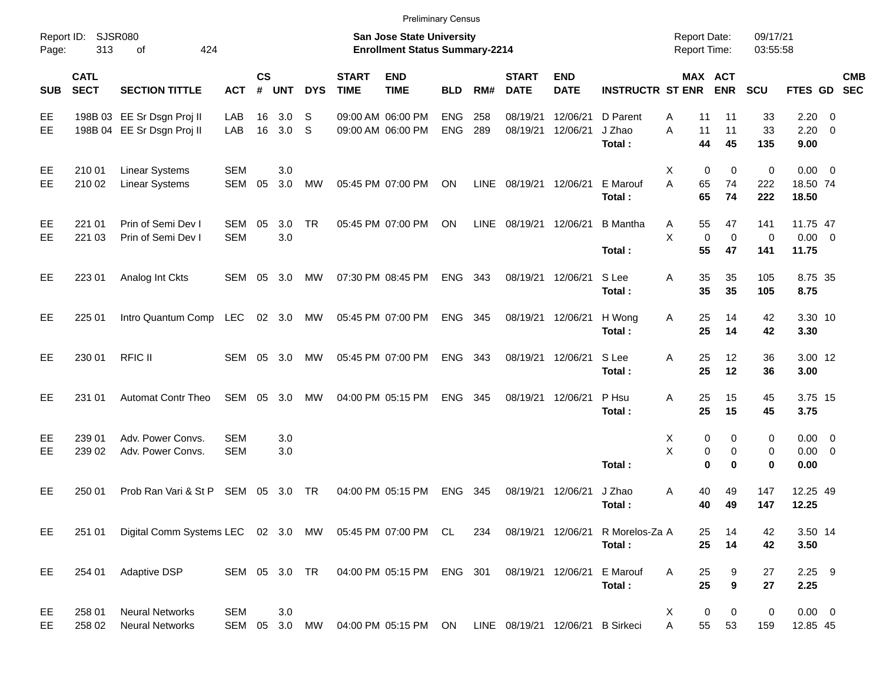Preliminary Census

Report ID: SJSR080

**San Jose State University**
**Enrollment Status Summary-2214**

Report Date: 09/17/21
Report Time: 03:55:58

| SUB | CATL SECT | SECTION TITTLE | ACT | CS # | UNT | DYS | START TIME | END TIME | BLD | RM# | START DATE | END DATE | INSTRUCTR | ST | MAX ENR | ACT ENR | SCU | FTES | GD | CMB SEC |
|---|---|---|---|---|---|---|---|---|---|---|---|---|---|---|---|---|---|---|---|---|
| EE | 198B 03 | EE Sr Dsgn Proj II | LAB | 16 | 3.0 | S | 09:00 AM | 06:00 PM | ENG | 258 | 08/19/21 | 12/06/21 | D Parent | A | 11 | 11 | 33 | 2.20 | 0 | |
| EE | 198B 04 | EE Sr Dsgn Proj II | LAB | 16 | 3.0 | S | 09:00 AM | 06:00 PM | ENG | 289 | 08/19/21 | 12/06/21 | J Zhao | A | 11 | 11 | 33 | 2.20 | 0 | |
| | | | | | | | | | | | | | **Total :** | | **44** | **45** | **135** | **9.00** | | |
| EE | 210 01 | Linear Systems | SEM | | 3.0 | | | | | | | | | X | 0 | 0 | 0 | 0.00 | 0 | |
| EE | 210 02 | Linear Systems | SEM | 05 | 3.0 | MW | 05:45 PM | 07:00 PM | ON | LINE | 08/19/21 | 12/06/21 | E Marouf | A | 65 | 74 | 222 | 18.50 | 74 | |
| | | | | | | | | | | | | | **Total :** | | **65** | **74** | **222** | **18.50** | | |
| EE | 221 01 | Prin of Semi Dev I | SEM | 05 | 3.0 | TR | 05:45 PM | 07:00 PM | ON | LINE | 08/19/21 | 12/06/21 | B Mantha | A | 55 | 47 | 141 | 11.75 | 47 | |
| EE | 221 03 | Prin of Semi Dev I | SEM | | 3.0 | | | | | | | | | X | 0 | 0 | 0 | 0.00 | 0 | |
| | | | | | | | | | | | | | **Total :** | | **55** | **47** | **141** | **11.75** | | |
| EE | 223 01 | Analog Int Ckts | SEM | 05 | 3.0 | MW | 07:30 PM | 08:45 PM | ENG | 343 | 08/19/21 | 12/06/21 | S Lee | A | 35 | 35 | 105 | 8.75 | 35 | |
| | | | | | | | | | | | | | **Total :** | | **35** | **35** | **105** | **8.75** | | |
| EE | 225 01 | Intro Quantum Comp | LEC | 02 | 3.0 | MW | 05:45 PM | 07:00 PM | ENG | 345 | 08/19/21 | 12/06/21 | H Wong | A | 25 | 14 | 42 | 3.30 | 10 | |
| | | | | | | | | | | | | | **Total :** | | **25** | **14** | **42** | **3.30** | | |
| EE | 230 01 | RFIC II | SEM | 05 | 3.0 | MW | 05:45 PM | 07:00 PM | ENG | 343 | 08/19/21 | 12/06/21 | S Lee | A | 25 | 12 | 36 | 3.00 | 12 | |
| | | | | | | | | | | | | | **Total :** | | **25** | **12** | **36** | **3.00** | | |
| EE | 231 01 | Automat Contr Theo | SEM | 05 | 3.0 | MW | 04:00 PM | 05:15 PM | ENG | 345 | 08/19/21 | 12/06/21 | P Hsu | A | 25 | 15 | 45 | 3.75 | 15 | |
| | | | | | | | | | | | | | **Total :** | | **25** | **15** | **45** | **3.75** | | |
| EE | 239 01 | Adv. Power Convs. | SEM | | 3.0 | | | | | | | | | X | 0 | 0 | 0 | 0.00 | 0 | |
| EE | 239 02 | Adv. Power Convs. | SEM | | 3.0 | | | | | | | | | X | 0 | 0 | 0 | 0.00 | 0 | |
| | | | | | | | | | | | | | **Total :** | | **0** | **0** | **0** | **0.00** | | |
| EE | 250 01 | Prob Ran Vari & St P | SEM | 05 | 3.0 | TR | 04:00 PM | 05:15 PM | ENG | 345 | 08/19/21 | 12/06/21 | J Zhao | A | 40 | 49 | 147 | 12.25 | 49 | |
| | | | | | | | | | | | | | **Total :** | | **40** | **49** | **147** | **12.25** | | |
| EE | 251 01 | Digital Comm Systems | LEC | 02 | 3.0 | MW | 05:45 PM | 07:00 PM | CL | 234 | 08/19/21 | 12/06/21 | R Morelos-Za | A | 25 | 14 | 42 | 3.50 | 14 | |
| | | | | | | | | | | | | | **Total :** | | **25** | **14** | **42** | **3.50** | | |
| EE | 254 01 | Adaptive DSP | SEM | 05 | 3.0 | TR | 04:00 PM | 05:15 PM | ENG | 301 | 08/19/21 | 12/06/21 | E Marouf | A | 25 | 9 | 27 | 2.25 | 9 | |
| | | | | | | | | | | | | | **Total :** | | **25** | **9** | **27** | **2.25** | | |
| EE | 258 01 | Neural Networks | SEM | | 3.0 | | | | | | | | | X | 0 | 0 | 0 | 0.00 | 0 | |
| EE | 258 02 | Neural Networks | SEM | 05 | 3.0 | MW | 04:00 PM | 05:15 PM | ON | LINE | 08/19/21 | 12/06/21 | B Sirkeci | A | 55 | 53 | 159 | 12.85 | 45 | |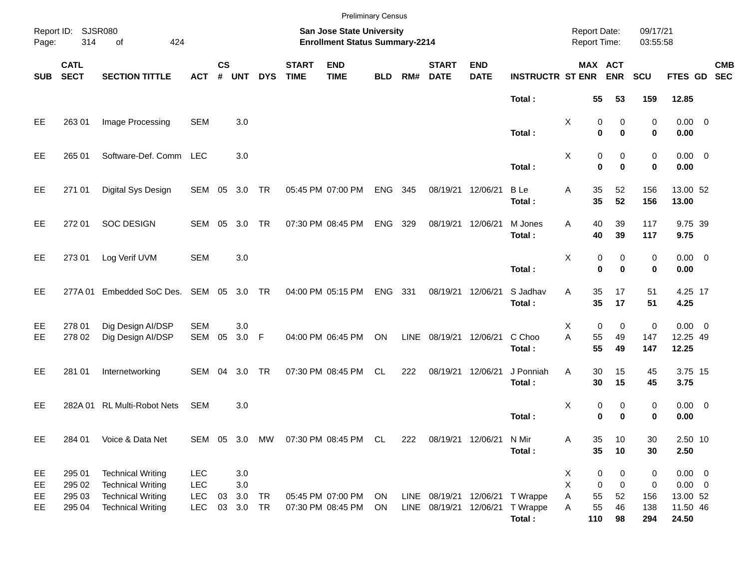Preliminary Census

Report ID: SJSR080
Page: 314 of 424

**San Jose State University**
**Enrollment Status Summary-2214**

Report Date: 09/17/21
Report Time: 03:55:58

| SUB | CATL SECT | SECTION TITTLE | ACT | CS # | UNT | DYS | START TIME | END TIME | BLD | RM# | START DATE | END DATE | INSTRUCTR | ST | MAX ENR | ACT ENR | SCU | FTES | GD | CMB SEC |
|---|---|---|---|---|---|---|---|---|---|---|---|---|---|---|---|---|---|---|---|---|
| | | | | | | | | | | | | | **Total :** | | **55** | **53** | **159** | **12.85** | | |
| EE | 263 01 | Image Processing | SEM | | 3.0 | | | | | | | | | X | 0 | 0 | 0 | 0.00 | 0 | |
| | | | | | | | | | | | | | **Total :** | | **0** | **0** | **0** | **0.00** | | |
| EE | 265 01 | Software-Def. Comm | LEC | | 3.0 | | | | | | | | | X | 0 | 0 | 0 | 0.00 | 0 | |
| | | | | | | | | | | | | | **Total :** | | **0** | **0** | **0** | **0.00** | | |
| EE | 271 01 | Digital Sys Design | SEM | 05 | 3.0 | TR | 05:45 PM | 07:00 PM | ENG | 345 | 08/19/21 | 12/06/21 | B Le | A | 35 | 52 | 156 | 13.00 | 52 | |
| | | | | | | | | | | | | | **Total :** | | **35** | **52** | **156** | **13.00** | | |
| EE | 272 01 | SOC DESIGN | SEM | 05 | 3.0 | TR | 07:30 PM | 08:45 PM | ENG | 329 | 08/19/21 | 12/06/21 | M Jones | A | 40 | 39 | 117 | 9.75 | 39 | |
| | | | | | | | | | | | | | **Total :** | | **40** | **39** | **117** | **9.75** | | |
| EE | 273 01 | Log Verif UVM | SEM | | 3.0 | | | | | | | | | X | 0 | 0 | 0 | 0.00 | 0 | |
| | | | | | | | | | | | | | **Total :** | | **0** | **0** | **0** | **0.00** | | |
| EE | 277A 01 | Embedded SoC Des. | SEM | 05 | 3.0 | TR | 04:00 PM | 05:15 PM | ENG | 331 | 08/19/21 | 12/06/21 | S Jadhav | A | 35 | 17 | 51 | 4.25 | 17 | |
| | | | | | | | | | | | | | **Total :** | | **35** | **17** | **51** | **4.25** | | |
| EE | 278 01 | Dig Design AI/DSP | SEM | | 3.0 | | | | | | | | | X | 0 | 0 | 0 | 0.00 | 0 | |
| EE | 278 02 | Dig Design AI/DSP | SEM | 05 | 3.0 | F | 04:00 PM | 06:45 PM | ON | LINE | 08/19/21 | 12/06/21 | C Choo | A | 55 | 49 | 147 | 12.25 | 49 | |
| | | | | | | | | | | | | | **Total :** | | **55** | **49** | **147** | **12.25** | | |
| EE | 281 01 | Internetworking | SEM | 04 | 3.0 | TR | 07:30 PM | 08:45 PM | CL | 222 | 08/19/21 | 12/06/21 | J Ponniah | A | 30 | 15 | 45 | 3.75 | 15 | |
| | | | | | | | | | | | | | **Total :** | | **30** | **15** | **45** | **3.75** | | |
| EE | 282A 01 | RL Multi-Robot Nets | SEM | | 3.0 | | | | | | | | | X | 0 | 0 | 0 | 0.00 | 0 | |
| | | | | | | | | | | | | | **Total :** | | **0** | **0** | **0** | **0.00** | | |
| EE | 284 01 | Voice & Data Net | SEM | 05 | 3.0 | MW | 07:30 PM | 08:45 PM | CL | 222 | 08/19/21 | 12/06/21 | N Mir | A | 35 | 10 | 30 | 2.50 | 10 | |
| | | | | | | | | | | | | | **Total :** | | **35** | **10** | **30** | **2.50** | | |
| EE | 295 01 | Technical Writing | LEC | | 3.0 | | | | | | | | | X | 0 | 0 | 0 | 0.00 | 0 | |
| EE | 295 02 | Technical Writing | LEC | | 3.0 | | | | | | | | | X | 0 | 0 | 0 | 0.00 | 0 | |
| EE | 295 03 | Technical Writing | LEC | 03 | 3.0 | TR | 05:45 PM | 07:00 PM | ON | LINE | 08/19/21 | 12/06/21 | T Wrappe | A | 55 | 52 | 156 | 13.00 | 52 | |
| EE | 295 04 | Technical Writing | LEC | 03 | 3.0 | TR | 07:30 PM | 08:45 PM | ON | LINE | 08/19/21 | 12/06/21 | T Wrappe | A | 55 | 46 | 138 | 11.50 | 46 | |
| | | | | | | | | | | | | | **Total :** | | **110** | **98** | **294** | **24.50** | | |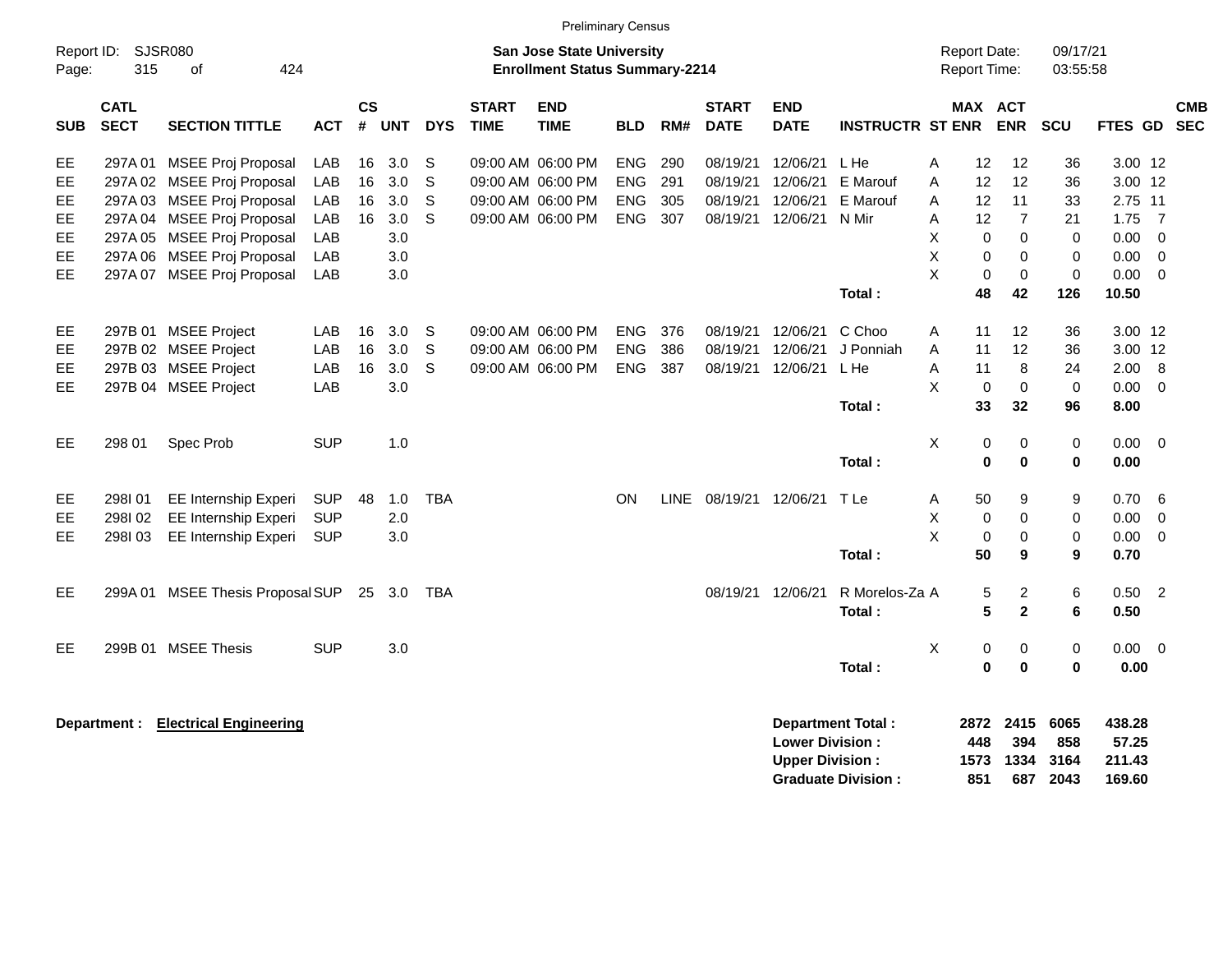Preliminary Census

Report ID: SJSR080

**San Jose State University**
**Enrollment Status Summary-2214**

Report Date: 09/17/21
Report Time: 03:55:58

| SUB | CATL SECT | SECTION TITTLE | ACT | CS # | UNT | DYS | START TIME | END TIME | BLD | RM# | START DATE | END DATE | INSTRUCTR | ST | MAX ENR | ACT ENR | SCU | FTES | GD | CMB SEC |
|---|---|---|---|---|---|---|---|---|---|---|---|---|---|---|---|---|---|---|---|---|
| EE | 297A 01 | MSEE Proj Proposal | LAB | 16 | 3.0 | S | 09:00 AM | 06:00 PM | ENG | 290 | 08/19/21 | 12/06/21 | L He | A | 12 | 12 | 36 | 3.00 | 12 | |
| EE | 297A 02 | MSEE Proj Proposal | LAB | 16 | 3.0 | S | 09:00 AM | 06:00 PM | ENG | 291 | 08/19/21 | 12/06/21 | E Marouf | A | 12 | 12 | 36 | 3.00 | 12 | |
| EE | 297A 03 | MSEE Proj Proposal | LAB | 16 | 3.0 | S | 09:00 AM | 06:00 PM | ENG | 305 | 08/19/21 | 12/06/21 | E Marouf | A | 12 | 11 | 33 | 2.75 | 11 | |
| EE | 297A 04 | MSEE Proj Proposal | LAB | 16 | 3.0 | S | 09:00 AM | 06:00 PM | ENG | 307 | 08/19/21 | 12/06/21 | N Mir | A | 12 | 7 | 21 | 1.75 | 7 | |
| EE | 297A 05 | MSEE Proj Proposal | LAB | | 3.0 | | | | | | | | | X | 0 | 0 | 0 | 0.00 | 0 | |
| EE | 297A 06 | MSEE Proj Proposal | LAB | | 3.0 | | | | | | | | | X | 0 | 0 | 0 | 0.00 | 0 | |
| EE | 297A 07 | MSEE Proj Proposal | LAB | | 3.0 | | | | | | | | | X | 0 | 0 | 0 | 0.00 | 0 | |
| | | | | | | | | | | | | | **Total :** | | **48** | **42** | **126** | **10.50** | | |
| EE | 297B 01 | MSEE Project | LAB | 16 | 3.0 | S | 09:00 AM | 06:00 PM | ENG | 376 | 08/19/21 | 12/06/21 | C Choo | A | 11 | 12 | 36 | 3.00 | 12 | |
| EE | 297B 02 | MSEE Project | LAB | 16 | 3.0 | S | 09:00 AM | 06:00 PM | ENG | 386 | 08/19/21 | 12/06/21 | J Ponniah | A | 11 | 12 | 36 | 3.00 | 12 | |
| EE | 297B 03 | MSEE Project | LAB | 16 | 3.0 | S | 09:00 AM | 06:00 PM | ENG | 387 | 08/19/21 | 12/06/21 | L He | A | 11 | 8 | 24 | 2.00 | 8 | |
| EE | 297B 04 | MSEE Project | LAB | | 3.0 | | | | | | | | | X | 0 | 0 | 0 | 0.00 | 0 | |
| | | | | | | | | | | | | | **Total :** | | **33** | **32** | **96** | **8.00** | | |
| EE | 298 01 | Spec Prob | SUP | | 1.0 | | | | | | | | | X | 0 | 0 | 0 | 0.00 | 0 | |
| | | | | | | | | | | | | | **Total :** | | **0** | **0** | **0** | **0.00** | | |
| EE | 298I 01 | EE Internship Experi | SUP | 48 | 1.0 | TBA | | | ON | LINE | 08/19/21 | 12/06/21 | T Le | A | 50 | 9 | 9 | 0.70 | 6 | |
| EE | 298I 02 | EE Internship Experi | SUP | | 2.0 | | | | | | | | | X | 0 | 0 | 0 | 0.00 | 0 | |
| EE | 298I 03 | EE Internship Experi | SUP | | 3.0 | | | | | | | | | X | 0 | 0 | 0 | 0.00 | 0 | |
| | | | | | | | | | | | | | **Total :** | | **50** | **9** | **9** | **0.70** | | |
| EE | 299A 01 | MSEE Thesis Proposal | SUP | 25 | 3.0 | TBA | | | | | 08/19/21 | 12/06/21 | R Morelos-Za | A | 5 | 2 | 6 | 0.50 | 2 | |
| | | | | | | | | | | | | | **Total :** | | **5** | **2** | **6** | **0.50** | | |
| EE | 299B 01 | MSEE Thesis | SUP | | 3.0 | | | | | | | | | X | 0 | 0 | 0 | 0.00 | 0 | |
| | | | | | | | | | | | | | **Total :** | | **0** | **0** | **0** | **0.00** | | |

**Department :** **Electrical Engineering**

| | MAX ENR | ACT ENR | SCU | FTES |
|---|---|---|---|---|
| **Department Total :** | **2872** | **2415** | **6065** | **438.28** |
| **Lower Division :** | **448** | **394** | **858** | **57.25** |
| **Upper Division :** | **1573** | **1334** | **3164** | **211.43** |
| **Graduate Division :** | **851** | **687** | **2043** | **169.60** |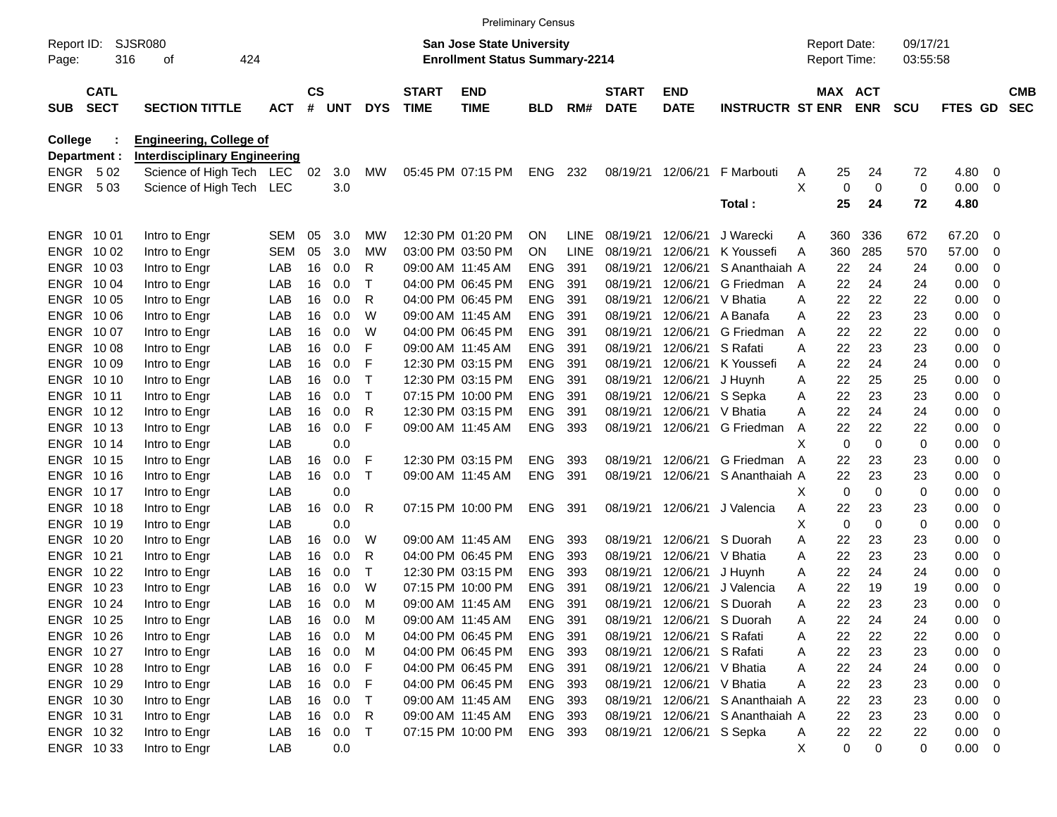Preliminary Census

Report ID: SJSR080
Page: 316 of 424

**San Jose State University**
**Enrollment Status Summary-2214**

Report Date: 09/17/21
Report Time: 03:55:58

**College : Engineering, College of**
**Department : Interdisciplinary Engineering**

| SUB | CATL SECT | SECTION TITTLE | ACT | CS # | UNT | DYS | START TIME | END TIME | BLD | RM# | START DATE | END DATE | INSTRUCTR | ST | MAX ENR | ACT ENR | SCU | FTES | GD | CMB SEC |
|---|---|---|---|---|---|---|---|---|---|---|---|---|---|---|---|---|---|---|---|---|
| ENGR | 5 02 | Science of High Tech | LEC | 02 | 3.0 | MW | 05:45 PM | 07:15 PM | ENG | 232 | 08/19/21 | 12/06/21 | F Marbouti | A | 25 | 24 | 72 | 4.80 | 0 | |
| ENGR | 5 03 | Science of High Tech | LEC | | 3.0 | | | | | | | | | X | 0 | 0 | 0 | 0.00 | 0 | |
| | | | | | | | | | | | | | **Total :** | | **25** | **24** | **72** | **4.80** | | |
| ENGR | 10 01 | Intro to Engr | SEM | 05 | 3.0 | MW | 12:30 PM | 01:20 PM | ON | LINE | 08/19/21 | 12/06/21 | J Warecki | A | 360 | 336 | 672 | 67.20 | 0 | |
| ENGR | 10 02 | Intro to Engr | SEM | 05 | 3.0 | MW | 03:00 PM | 03:50 PM | ON | LINE | 08/19/21 | 12/06/21 | K Youssefi | A | 360 | 285 | 570 | 57.00 | 0 | |
| ENGR | 10 03 | Intro to Engr | LAB | 16 | 0.0 | R | 09:00 AM | 11:45 AM | ENG | 391 | 08/19/21 | 12/06/21 | S Ananthaiah | A | 22 | 24 | 24 | 0.00 | 0 | |
| ENGR | 10 04 | Intro to Engr | LAB | 16 | 0.0 | T | 04:00 PM | 06:45 PM | ENG | 391 | 08/19/21 | 12/06/21 | G Friedman | A | 22 | 24 | 24 | 0.00 | 0 | |
| ENGR | 10 05 | Intro to Engr | LAB | 16 | 0.0 | R | 04:00 PM | 06:45 PM | ENG | 391 | 08/19/21 | 12/06/21 | V Bhatia | A | 22 | 22 | 22 | 0.00 | 0 | |
| ENGR | 10 06 | Intro to Engr | LAB | 16 | 0.0 | W | 09:00 AM | 11:45 AM | ENG | 391 | 08/19/21 | 12/06/21 | A Banafa | A | 22 | 23 | 23 | 0.00 | 0 | |
| ENGR | 10 07 | Intro to Engr | LAB | 16 | 0.0 | W | 04:00 PM | 06:45 PM | ENG | 391 | 08/19/21 | 12/06/21 | G Friedman | A | 22 | 22 | 22 | 0.00 | 0 | |
| ENGR | 10 08 | Intro to Engr | LAB | 16 | 0.0 | F | 09:00 AM | 11:45 AM | ENG | 391 | 08/19/21 | 12/06/21 | S Rafati | A | 22 | 23 | 23 | 0.00 | 0 | |
| ENGR | 10 09 | Intro to Engr | LAB | 16 | 0.0 | F | 12:30 PM | 03:15 PM | ENG | 391 | 08/19/21 | 12/06/21 | K Youssefi | A | 22 | 24 | 24 | 0.00 | 0 | |
| ENGR | 10 10 | Intro to Engr | LAB | 16 | 0.0 | T | 12:30 PM | 03:15 PM | ENG | 391 | 08/19/21 | 12/06/21 | J Huynh | A | 22 | 25 | 25 | 0.00 | 0 | |
| ENGR | 10 11 | Intro to Engr | LAB | 16 | 0.0 | T | 07:15 PM | 10:00 PM | ENG | 391 | 08/19/21 | 12/06/21 | S Sepka | A | 22 | 23 | 23 | 0.00 | 0 | |
| ENGR | 10 12 | Intro to Engr | LAB | 16 | 0.0 | R | 12:30 PM | 03:15 PM | ENG | 391 | 08/19/21 | 12/06/21 | V Bhatia | A | 22 | 24 | 24 | 0.00 | 0 | |
| ENGR | 10 13 | Intro to Engr | LAB | 16 | 0.0 | F | 09:00 AM | 11:45 AM | ENG | 393 | 08/19/21 | 12/06/21 | G Friedman | A | 22 | 22 | 22 | 0.00 | 0 | |
| ENGR | 10 14 | Intro to Engr | LAB | | 0.0 | | | | | | | | | X | 0 | 0 | 0 | 0.00 | 0 | |
| ENGR | 10 15 | Intro to Engr | LAB | 16 | 0.0 | F | 12:30 PM | 03:15 PM | ENG | 393 | 08/19/21 | 12/06/21 | G Friedman | A | 22 | 23 | 23 | 0.00 | 0 | |
| ENGR | 10 16 | Intro to Engr | LAB | 16 | 0.0 | T | 09:00 AM | 11:45 AM | ENG | 391 | 08/19/21 | 12/06/21 | S Ananthaiah | A | 22 | 23 | 23 | 0.00 | 0 | |
| ENGR | 10 17 | Intro to Engr | LAB | | 0.0 | | | | | | | | | X | 0 | 0 | 0 | 0.00 | 0 | |
| ENGR | 10 18 | Intro to Engr | LAB | 16 | 0.0 | R | 07:15 PM | 10:00 PM | ENG | 391 | 08/19/21 | 12/06/21 | J Valencia | A | 22 | 23 | 23 | 0.00 | 0 | |
| ENGR | 10 19 | Intro to Engr | LAB | | 0.0 | | | | | | | | | X | 0 | 0 | 0 | 0.00 | 0 | |
| ENGR | 10 20 | Intro to Engr | LAB | 16 | 0.0 | W | 09:00 AM | 11:45 AM | ENG | 393 | 08/19/21 | 12/06/21 | S Duorah | A | 22 | 23 | 23 | 0.00 | 0 | |
| ENGR | 10 21 | Intro to Engr | LAB | 16 | 0.0 | R | 04:00 PM | 06:45 PM | ENG | 393 | 08/19/21 | 12/06/21 | V Bhatia | A | 22 | 23 | 23 | 0.00 | 0 | |
| ENGR | 10 22 | Intro to Engr | LAB | 16 | 0.0 | T | 12:30 PM | 03:15 PM | ENG | 393 | 08/19/21 | 12/06/21 | J Huynh | A | 22 | 24 | 24 | 0.00 | 0 | |
| ENGR | 10 23 | Intro to Engr | LAB | 16 | 0.0 | W | 07:15 PM | 10:00 PM | ENG | 391 | 08/19/21 | 12/06/21 | J Valencia | A | 22 | 19 | 19 | 0.00 | 0 | |
| ENGR | 10 24 | Intro to Engr | LAB | 16 | 0.0 | M | 09:00 AM | 11:45 AM | ENG | 391 | 08/19/21 | 12/06/21 | S Duorah | A | 22 | 23 | 23 | 0.00 | 0 | |
| ENGR | 10 25 | Intro to Engr | LAB | 16 | 0.0 | M | 09:00 AM | 11:45 AM | ENG | 391 | 08/19/21 | 12/06/21 | S Duorah | A | 22 | 24 | 24 | 0.00 | 0 | |
| ENGR | 10 26 | Intro to Engr | LAB | 16 | 0.0 | M | 04:00 PM | 06:45 PM | ENG | 391 | 08/19/21 | 12/06/21 | S Rafati | A | 22 | 22 | 22 | 0.00 | 0 | |
| ENGR | 10 27 | Intro to Engr | LAB | 16 | 0.0 | M | 04:00 PM | 06:45 PM | ENG | 393 | 08/19/21 | 12/06/21 | S Rafati | A | 22 | 23 | 23 | 0.00 | 0 | |
| ENGR | 10 28 | Intro to Engr | LAB | 16 | 0.0 | F | 04:00 PM | 06:45 PM | ENG | 391 | 08/19/21 | 12/06/21 | V Bhatia | A | 22 | 24 | 24 | 0.00 | 0 | |
| ENGR | 10 29 | Intro to Engr | LAB | 16 | 0.0 | F | 04:00 PM | 06:45 PM | ENG | 393 | 08/19/21 | 12/06/21 | V Bhatia | A | 22 | 23 | 23 | 0.00 | 0 | |
| ENGR | 10 30 | Intro to Engr | LAB | 16 | 0.0 | T | 09:00 AM | 11:45 AM | ENG | 393 | 08/19/21 | 12/06/21 | S Ananthaiah | A | 22 | 23 | 23 | 0.00 | 0 | |
| ENGR | 10 31 | Intro to Engr | LAB | 16 | 0.0 | R | 09:00 AM | 11:45 AM | ENG | 393 | 08/19/21 | 12/06/21 | S Ananthaiah | A | 22 | 23 | 23 | 0.00 | 0 | |
| ENGR | 10 32 | Intro to Engr | LAB | 16 | 0.0 | T | 07:15 PM | 10:00 PM | ENG | 393 | 08/19/21 | 12/06/21 | S Sepka | A | 22 | 22 | 22 | 0.00 | 0 | |
| ENGR | 10 33 | Intro to Engr | LAB | | 0.0 | | | | | | | | | X | 0 | 0 | 0 | 0.00 | 0 | |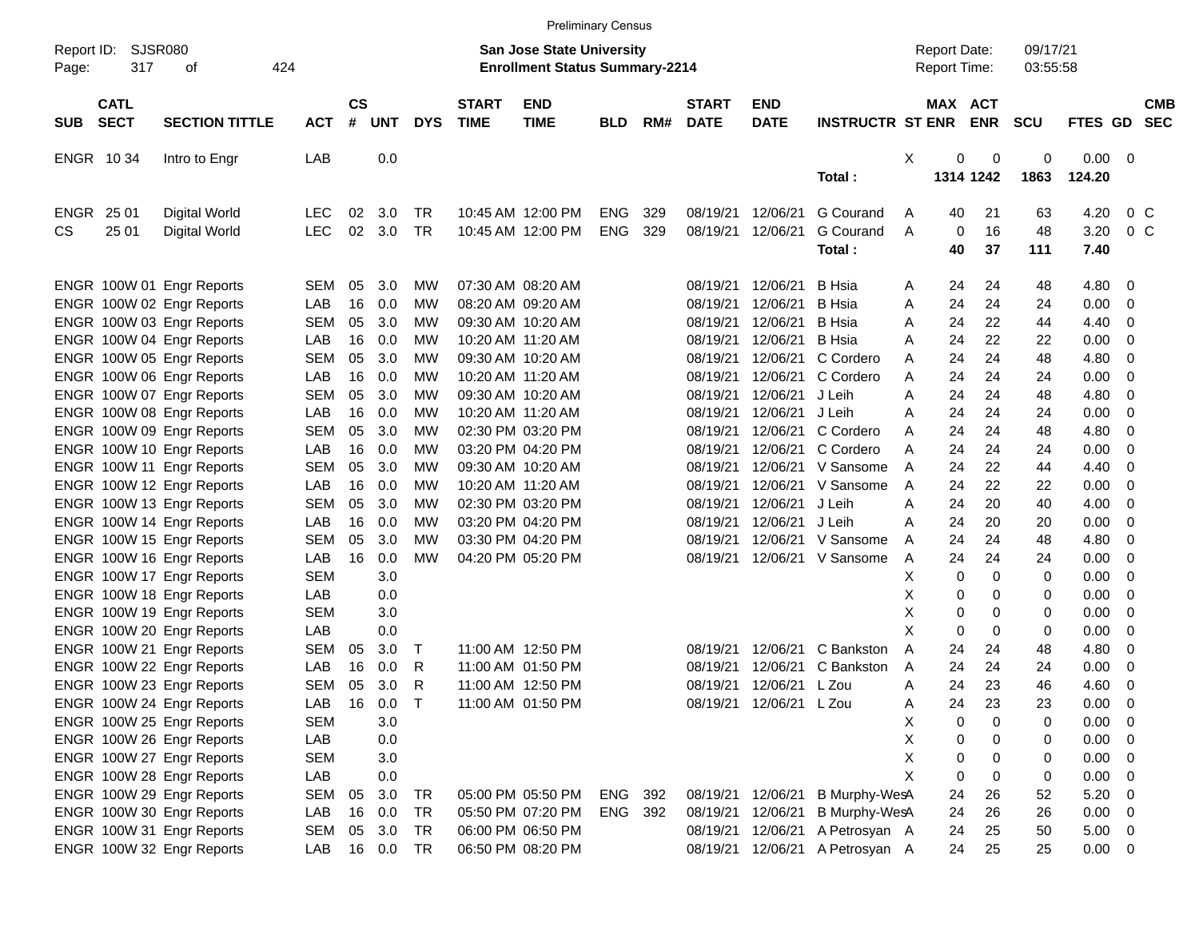Preliminary Census

Report ID: SJSR080
Page: 317 of 424

**San Jose State University**
**Enrollment Status Summary-2214**

Report Date: 09/17/21
Report Time: 03:55:58

| SUB | CATL SECT | SECTION TITTLE | ACT | CS # | UNT | DYS | START TIME | END TIME | BLD | RM# | START DATE | END DATE | INSTRUCTR | ST | MAX ENR | ACT ENR | SCU | FTES | GD | CMB SEC |
|---|---|---|---|---|---|---|---|---|---|---|---|---|---|---|---|---|---|---|---|---|
| ENGR | 10 34 | Intro to Engr | LAB | | 0.0 | | | | | | | | | X | 0 | 0 | 0 | 0.00 | 0 | |
| | | | | | | | | | | | | | Total : | | 1314 | 1242 | 1863 | 124.20 | | |
| ENGR | 25 01 | Digital World | LEC | 02 | 3.0 | TR | 10:45 AM | 12:00 PM | ENG | 329 | 08/19/21 | 12/06/21 | G Courand | A | 40 | 21 | 63 | 4.20 | 0 | C |
| CS | 25 01 | Digital World | LEC | 02 | 3.0 | TR | 10:45 AM | 12:00 PM | ENG | 329 | 08/19/21 | 12/06/21 | G Courand | A | 0 | 16 | 48 | 3.20 | 0 | C |
| | | | | | | | | | | | | | Total : | | 40 | 37 | 111 | 7.40 | | |
| ENGR | 100W 01 | Engr Reports | SEM | 05 | 3.0 | MW | 07:30 AM | 08:20 AM | | | 08/19/21 | 12/06/21 | B Hsia | A | 24 | 24 | 48 | 4.80 | 0 | |
| ENGR | 100W 02 | Engr Reports | LAB | 16 | 0.0 | MW | 08:20 AM | 09:20 AM | | | 08/19/21 | 12/06/21 | B Hsia | A | 24 | 24 | 24 | 0.00 | 0 | |
| ENGR | 100W 03 | Engr Reports | SEM | 05 | 3.0 | MW | 09:30 AM | 10:20 AM | | | 08/19/21 | 12/06/21 | B Hsia | A | 24 | 22 | 44 | 4.40 | 0 | |
| ENGR | 100W 04 | Engr Reports | LAB | 16 | 0.0 | MW | 10:20 AM | 11:20 AM | | | 08/19/21 | 12/06/21 | B Hsia | A | 24 | 22 | 22 | 0.00 | 0 | |
| ENGR | 100W 05 | Engr Reports | SEM | 05 | 3.0 | MW | 09:30 AM | 10:20 AM | | | 08/19/21 | 12/06/21 | C Cordero | A | 24 | 24 | 48 | 4.80 | 0 | |
| ENGR | 100W 06 | Engr Reports | LAB | 16 | 0.0 | MW | 10:20 AM | 11:20 AM | | | 08/19/21 | 12/06/21 | C Cordero | A | 24 | 24 | 24 | 0.00 | 0 | |
| ENGR | 100W 07 | Engr Reports | SEM | 05 | 3.0 | MW | 09:30 AM | 10:20 AM | | | 08/19/21 | 12/06/21 | J Leih | A | 24 | 24 | 48 | 4.80 | 0 | |
| ENGR | 100W 08 | Engr Reports | LAB | 16 | 0.0 | MW | 10:20 AM | 11:20 AM | | | 08/19/21 | 12/06/21 | J Leih | A | 24 | 24 | 24 | 0.00 | 0 | |
| ENGR | 100W 09 | Engr Reports | SEM | 05 | 3.0 | MW | 02:30 PM | 03:20 PM | | | 08/19/21 | 12/06/21 | C Cordero | A | 24 | 24 | 48 | 4.80 | 0 | |
| ENGR | 100W 10 | Engr Reports | LAB | 16 | 0.0 | MW | 03:20 PM | 04:20 PM | | | 08/19/21 | 12/06/21 | C Cordero | A | 24 | 24 | 24 | 0.00 | 0 | |
| ENGR | 100W 11 | Engr Reports | SEM | 05 | 3.0 | MW | 09:30 AM | 10:20 AM | | | 08/19/21 | 12/06/21 | V Sansome | A | 24 | 22 | 44 | 4.40 | 0 | |
| ENGR | 100W 12 | Engr Reports | LAB | 16 | 0.0 | MW | 10:20 AM | 11:20 AM | | | 08/19/21 | 12/06/21 | V Sansome | A | 24 | 22 | 22 | 0.00 | 0 | |
| ENGR | 100W 13 | Engr Reports | SEM | 05 | 3.0 | MW | 02:30 PM | 03:20 PM | | | 08/19/21 | 12/06/21 | J Leih | A | 24 | 20 | 40 | 4.00 | 0 | |
| ENGR | 100W 14 | Engr Reports | LAB | 16 | 0.0 | MW | 03:20 PM | 04:20 PM | | | 08/19/21 | 12/06/21 | J Leih | A | 24 | 20 | 20 | 0.00 | 0 | |
| ENGR | 100W 15 | Engr Reports | SEM | 05 | 3.0 | MW | 03:30 PM | 04:20 PM | | | 08/19/21 | 12/06/21 | V Sansome | A | 24 | 24 | 48 | 4.80 | 0 | |
| ENGR | 100W 16 | Engr Reports | LAB | 16 | 0.0 | MW | 04:20 PM | 05:20 PM | | | 08/19/21 | 12/06/21 | V Sansome | A | 24 | 24 | 24 | 0.00 | 0 | |
| ENGR | 100W 17 | Engr Reports | SEM | | 3.0 | | | | | | | | | X | 0 | 0 | 0 | 0.00 | 0 | |
| ENGR | 100W 18 | Engr Reports | LAB | | 0.0 | | | | | | | | | X | 0 | 0 | 0 | 0.00 | 0 | |
| ENGR | 100W 19 | Engr Reports | SEM | | 3.0 | | | | | | | | | X | 0 | 0 | 0 | 0.00 | 0 | |
| ENGR | 100W 20 | Engr Reports | LAB | | 0.0 | | | | | | | | | X | 0 | 0 | 0 | 0.00 | 0 | |
| ENGR | 100W 21 | Engr Reports | SEM | 05 | 3.0 | T | 11:00 AM | 12:50 PM | | | 08/19/21 | 12/06/21 | C Bankston | A | 24 | 24 | 48 | 4.80 | 0 | |
| ENGR | 100W 22 | Engr Reports | LAB | 16 | 0.0 | R | 11:00 AM | 01:50 PM | | | 08/19/21 | 12/06/21 | C Bankston | A | 24 | 24 | 24 | 0.00 | 0 | |
| ENGR | 100W 23 | Engr Reports | SEM | 05 | 3.0 | R | 11:00 AM | 12:50 PM | | | 08/19/21 | 12/06/21 | L Zou | A | 24 | 23 | 46 | 4.60 | 0 | |
| ENGR | 100W 24 | Engr Reports | LAB | 16 | 0.0 | T | 11:00 AM | 01:50 PM | | | 08/19/21 | 12/06/21 | L Zou | A | 24 | 23 | 23 | 0.00 | 0 | |
| ENGR | 100W 25 | Engr Reports | SEM | | 3.0 | | | | | | | | | X | 0 | 0 | 0 | 0.00 | 0 | |
| ENGR | 100W 26 | Engr Reports | LAB | | 0.0 | | | | | | | | | X | 0 | 0 | 0 | 0.00 | 0 | |
| ENGR | 100W 27 | Engr Reports | SEM | | 3.0 | | | | | | | | | X | 0 | 0 | 0 | 0.00 | 0 | |
| ENGR | 100W 28 | Engr Reports | LAB | | 0.0 | | | | | | | | | X | 0 | 0 | 0 | 0.00 | 0 | |
| ENGR | 100W 29 | Engr Reports | SEM | 05 | 3.0 | TR | 05:00 PM | 05:50 PM | ENG | 392 | 08/19/21 | 12/06/21 | B Murphy-Wes | A | 24 | 26 | 52 | 5.20 | 0 | |
| ENGR | 100W 30 | Engr Reports | LAB | 16 | 0.0 | TR | 05:50 PM | 07:20 PM | ENG | 392 | 08/19/21 | 12/06/21 | B Murphy-Wes | A | 24 | 26 | 26 | 0.00 | 0 | |
| ENGR | 100W 31 | Engr Reports | SEM | 05 | 3.0 | TR | 06:00 PM | 06:50 PM | | | 08/19/21 | 12/06/21 | A Petrosyan | A | 24 | 25 | 50 | 5.00 | 0 | |
| ENGR | 100W 32 | Engr Reports | LAB | 16 | 0.0 | TR | 06:50 PM | 08:20 PM | | | 08/19/21 | 12/06/21 | A Petrosyan | A | 24 | 25 | 25 | 0.00 | 0 | |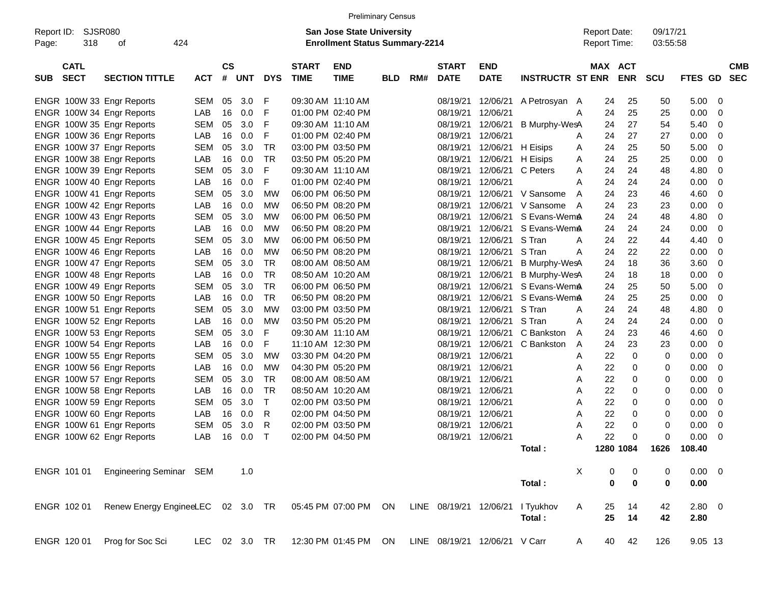Preliminary Census

Report ID: SJSR080 | **San Jose State University** | Report Date: 09/17/21
Page: 318 of 424 | **Enrollment Status Summary-2214** | Report Time: 03:55:58

| SUB | CATL SECT | SECTION TITTLE | ACT | CS # | UNT | DYS | START TIME | END TIME | BLD | RM# | START DATE | END DATE | INSTRUCTR | ST | MAX ENR | ACT ENR | SCU | FTES | GD | CMB SEC |
|---|---|---|---|---|---|---|---|---|---|---|---|---|---|---|---|---|---|---|---|---|
| ENGR | 100W 33 | Engr Reports | SEM | 05 | 3.0 | F | 09:30 AM | 11:10 AM | | | 08/19/21 | 12/06/21 | A Petrosyan | A | 24 | 25 | 50 | 5.00 | 0 | |
| ENGR | 100W 34 | Engr Reports | LAB | 16 | 0.0 | F | 01:00 PM | 02:40 PM | | | 08/19/21 | 12/06/21 | | A | 24 | 25 | 25 | 0.00 | 0 | |
| ENGR | 100W 35 | Engr Reports | SEM | 05 | 3.0 | F | 09:30 AM | 11:10 AM | | | 08/19/21 | 12/06/21 | B Murphy-Wes | A | 24 | 27 | 54 | 5.40 | 0 | |
| ENGR | 100W 36 | Engr Reports | LAB | 16 | 0.0 | F | 01:00 PM | 02:40 PM | | | 08/19/21 | 12/06/21 | | A | 24 | 27 | 27 | 0.00 | 0 | |
| ENGR | 100W 37 | Engr Reports | SEM | 05 | 3.0 | TR | 03:00 PM | 03:50 PM | | | 08/19/21 | 12/06/21 | H Eisips | A | 24 | 25 | 50 | 5.00 | 0 | |
| ENGR | 100W 38 | Engr Reports | LAB | 16 | 0.0 | TR | 03:50 PM | 05:20 PM | | | 08/19/21 | 12/06/21 | H Eisips | A | 24 | 25 | 25 | 0.00 | 0 | |
| ENGR | 100W 39 | Engr Reports | SEM | 05 | 3.0 | F | 09:30 AM | 11:10 AM | | | 08/19/21 | 12/06/21 | C Peters | A | 24 | 24 | 48 | 4.80 | 0 | |
| ENGR | 100W 40 | Engr Reports | LAB | 16 | 0.0 | F | 01:00 PM | 02:40 PM | | | 08/19/21 | 12/06/21 | | A | 24 | 24 | 24 | 0.00 | 0 | |
| ENGR | 100W 41 | Engr Reports | SEM | 05 | 3.0 | MW | 06:00 PM | 06:50 PM | | | 08/19/21 | 12/06/21 | V Sansome | A | 24 | 23 | 46 | 4.60 | 0 | |
| ENGR | 100W 42 | Engr Reports | LAB | 16 | 0.0 | MW | 06:50 PM | 08:20 PM | | | 08/19/21 | 12/06/21 | V Sansome | A | 24 | 23 | 23 | 0.00 | 0 | |
| ENGR | 100W 43 | Engr Reports | SEM | 05 | 3.0 | MW | 06:00 PM | 06:50 PM | | | 08/19/21 | 12/06/21 | S Evans-Wem | A | 24 | 24 | 48 | 4.80 | 0 | |
| ENGR | 100W 44 | Engr Reports | LAB | 16 | 0.0 | MW | 06:50 PM | 08:20 PM | | | 08/19/21 | 12/06/21 | S Evans-Wem | A | 24 | 24 | 24 | 0.00 | 0 | |
| ENGR | 100W 45 | Engr Reports | SEM | 05 | 3.0 | MW | 06:00 PM | 06:50 PM | | | 08/19/21 | 12/06/21 | S Tran | A | 24 | 22 | 44 | 4.40 | 0 | |
| ENGR | 100W 46 | Engr Reports | LAB | 16 | 0.0 | MW | 06:50 PM | 08:20 PM | | | 08/19/21 | 12/06/21 | S Tran | A | 24 | 22 | 22 | 0.00 | 0 | |
| ENGR | 100W 47 | Engr Reports | SEM | 05 | 3.0 | TR | 08:00 AM | 08:50 AM | | | 08/19/21 | 12/06/21 | B Murphy-Wes | A | 24 | 18 | 36 | 3.60 | 0 | |
| ENGR | 100W 48 | Engr Reports | LAB | 16 | 0.0 | TR | 08:50 AM | 10:20 AM | | | 08/19/21 | 12/06/21 | B Murphy-Wes | A | 24 | 18 | 18 | 0.00 | 0 | |
| ENGR | 100W 49 | Engr Reports | SEM | 05 | 3.0 | TR | 06:00 PM | 06:50 PM | | | 08/19/21 | 12/06/21 | S Evans-Wem | A | 24 | 25 | 50 | 5.00 | 0 | |
| ENGR | 100W 50 | Engr Reports | LAB | 16 | 0.0 | TR | 06:50 PM | 08:20 PM | | | 08/19/21 | 12/06/21 | S Evans-Wem | A | 24 | 25 | 25 | 0.00 | 0 | |
| ENGR | 100W 51 | Engr Reports | SEM | 05 | 3.0 | MW | 03:00 PM | 03:50 PM | | | 08/19/21 | 12/06/21 | S Tran | A | 24 | 24 | 48 | 4.80 | 0 | |
| ENGR | 100W 52 | Engr Reports | LAB | 16 | 0.0 | MW | 03:50 PM | 05:20 PM | | | 08/19/21 | 12/06/21 | S Tran | A | 24 | 24 | 24 | 0.00 | 0 | |
| ENGR | 100W 53 | Engr Reports | SEM | 05 | 3.0 | F | 09:30 AM | 11:10 AM | | | 08/19/21 | 12/06/21 | C Bankston | A | 24 | 23 | 46 | 4.60 | 0 | |
| ENGR | 100W 54 | Engr Reports | LAB | 16 | 0.0 | F | 11:10 AM | 12:30 PM | | | 08/19/21 | 12/06/21 | C Bankston | A | 24 | 23 | 23 | 0.00 | 0 | |
| ENGR | 100W 55 | Engr Reports | SEM | 05 | 3.0 | MW | 03:30 PM | 04:20 PM | | | 08/19/21 | 12/06/21 | | A | 22 | 0 | 0 | 0.00 | 0 | |
| ENGR | 100W 56 | Engr Reports | LAB | 16 | 0.0 | MW | 04:30 PM | 05:20 PM | | | 08/19/21 | 12/06/21 | | A | 22 | 0 | 0 | 0.00 | 0 | |
| ENGR | 100W 57 | Engr Reports | SEM | 05 | 3.0 | TR | 08:00 AM | 08:50 AM | | | 08/19/21 | 12/06/21 | | A | 22 | 0 | 0 | 0.00 | 0 | |
| ENGR | 100W 58 | Engr Reports | LAB | 16 | 0.0 | TR | 08:50 AM | 10:20 AM | | | 08/19/21 | 12/06/21 | | A | 22 | 0 | 0 | 0.00 | 0 | |
| ENGR | 100W 59 | Engr Reports | SEM | 05 | 3.0 | T | 02:00 PM | 03:50 PM | | | 08/19/21 | 12/06/21 | | A | 22 | 0 | 0 | 0.00 | 0 | |
| ENGR | 100W 60 | Engr Reports | LAB | 16 | 0.0 | R | 02:00 PM | 04:50 PM | | | 08/19/21 | 12/06/21 | | A | 22 | 0 | 0 | 0.00 | 0 | |
| ENGR | 100W 61 | Engr Reports | SEM | 05 | 3.0 | R | 02:00 PM | 03:50 PM | | | 08/19/21 | 12/06/21 | | A | 22 | 0 | 0 | 0.00 | 0 | |
| ENGR | 100W 62 | Engr Reports | LAB | 16 | 0.0 | T | 02:00 PM | 04:50 PM | | | 08/19/21 | 12/06/21 | | A | 22 | 0 | 0 | 0.00 | 0 | |
| | | | | | | | | | | | | | **Total :** | | **1280** | **1084** | **1626** | **108.40** | | |
| ENGR | 101 01 | Engineering Seminar | SEM | | 1.0 | | | | | | | | | X | 0 | 0 | 0 | 0.00 | 0 | |
| | | | | | | | | | | | | | **Total :** | | **0** | **0** | **0** | **0.00** | | |
| ENGR | 102 01 | Renew Energy Enginee | LEC | 02 | 3.0 | TR | 05:45 PM | 07:00 PM | ON | LINE | 08/19/21 | 12/06/21 | I Tyukhov | A | 25 | 14 | 42 | 2.80 | 0 | |
| | | | | | | | | | | | | | **Total :** | | **25** | **14** | **42** | **2.80** | | |
| ENGR | 120 01 | Prog for Soc Sci | LEC | 02 | 3.0 | TR | 12:30 PM | 01:45 PM | ON | LINE | 08/19/21 | 12/06/21 | V Carr | A | 40 | 42 | 126 | 9.05 | 13 | |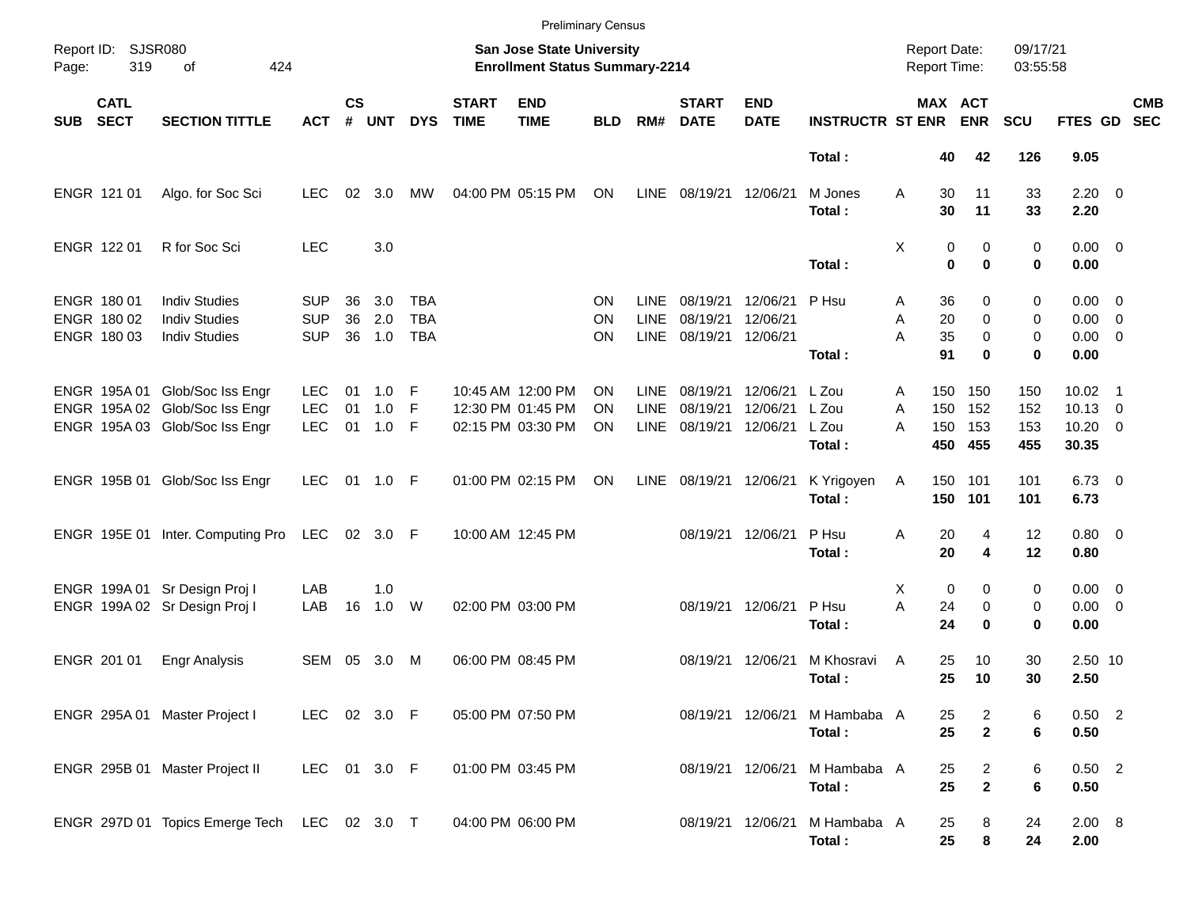Preliminary Census

Report ID: SJSR080

**San Jose State University**
**Enrollment Status Summary-2214**

Report Date: 09/17/21
Report Time: 03:55:58

| SUB | CATL SECT | SECTION TITTLE | ACT | CS # | UNT | DYS | START TIME | END TIME | BLD | RM# | START DATE | END DATE | INSTRUCTR | ST | MAX ENR | ACT ENR | SCU | FTES | GD | CMB SEC |
|---|---|---|---|---|---|---|---|---|---|---|---|---|---|---|---|---|---|---|---|---|
| | | | | | | | | | | | | | **Total :** | | **40** | **42** | **126** | **9.05** | | |
| ENGR | 121 01 | Algo. for Soc Sci | LEC | 02 | 3.0 | MW | 04:00 PM | 05:15 PM | ON | LINE | 08/19/21 | 12/06/21 | M Jones | A | 30 | 11 | 33 | 2.20 | 0 | |
| | | | | | | | | | | | | | **Total :** | | **30** | **11** | **33** | **2.20** | | |
| ENGR | 122 01 | R for Soc Sci | LEC | | 3.0 | | | | | | | | | X | 0 | 0 | 0 | 0.00 | 0 | |
| | | | | | | | | | | | | | **Total :** | | **0** | **0** | **0** | **0.00** | | |
| ENGR | 180 01 | Indiv Studies | SUP | 36 | 3.0 | TBA | | | ON | LINE | 08/19/21 | 12/06/21 | P Hsu | A | 36 | 0 | 0 | 0.00 | 0 | |
| ENGR | 180 02 | Indiv Studies | SUP | 36 | 2.0 | TBA | | | ON | LINE | 08/19/21 | 12/06/21 | | A | 20 | 0 | 0 | 0.00 | 0 | |
| ENGR | 180 03 | Indiv Studies | SUP | 36 | 1.0 | TBA | | | ON | LINE | 08/19/21 | 12/06/21 | | A | 35 | 0 | 0 | 0.00 | 0 | |
| | | | | | | | | | | | | | **Total :** | | **91** | **0** | **0** | **0.00** | | |
| ENGR | 195A 01 | Glob/Soc Iss Engr | LEC | 01 | 1.0 | F | 10:45 AM | 12:00 PM | ON | LINE | 08/19/21 | 12/06/21 | L Zou | A | 150 | 150 | 150 | 10.02 | 1 | |
| ENGR | 195A 02 | Glob/Soc Iss Engr | LEC | 01 | 1.0 | F | 12:30 PM | 01:45 PM | ON | LINE | 08/19/21 | 12/06/21 | L Zou | A | 150 | 152 | 152 | 10.13 | 0 | |
| ENGR | 195A 03 | Glob/Soc Iss Engr | LEC | 01 | 1.0 | F | 02:15 PM | 03:30 PM | ON | LINE | 08/19/21 | 12/06/21 | L Zou | A | 150 | 153 | 153 | 10.20 | 0 | |
| | | | | | | | | | | | | | **Total :** | | **450** | **455** | **455** | **30.35** | | |
| ENGR | 195B 01 | Glob/Soc Iss Engr | LEC | 01 | 1.0 | F | 01:00 PM | 02:15 PM | ON | LINE | 08/19/21 | 12/06/21 | K Yrigoyen | A | 150 | 101 | 101 | 6.73 | 0 | |
| | | | | | | | | | | | | | **Total :** | | **150** | **101** | **101** | **6.73** | | |
| ENGR | 195E 01 | Inter. Computing Pro | LEC | 02 | 3.0 | F | 10:00 AM | 12:45 PM | | | 08/19/21 | 12/06/21 | P Hsu | A | 20 | 4 | 12 | 0.80 | 0 | |
| | | | | | | | | | | | | | **Total :** | | **20** | **4** | **12** | **0.80** | | |
| ENGR | 199A 01 | Sr Design Proj I | LAB | | 1.0 | | | | | | | | | X | 0 | 0 | 0 | 0.00 | 0 | |
| ENGR | 199A 02 | Sr Design Proj I | LAB | 16 | 1.0 | W | 02:00 PM | 03:00 PM | | | 08/19/21 | 12/06/21 | P Hsu | A | 24 | 0 | 0 | 0.00 | 0 | |
| | | | | | | | | | | | | | **Total :** | | **24** | **0** | **0** | **0.00** | | |
| ENGR | 201 01 | Engr Analysis | SEM | 05 | 3.0 | M | 06:00 PM | 08:45 PM | | | 08/19/21 | 12/06/21 | M Khosravi | A | 25 | 10 | 30 | 2.50 | 10 | |
| | | | | | | | | | | | | | **Total :** | | **25** | **10** | **30** | **2.50** | | |
| ENGR | 295A 01 | Master Project I | LEC | 02 | 3.0 | F | 05:00 PM | 07:50 PM | | | 08/19/21 | 12/06/21 | M Hambaba | A | 25 | 2 | 6 | 0.50 | 2 | |
| | | | | | | | | | | | | | **Total :** | | **25** | **2** | **6** | **0.50** | | |
| ENGR | 295B 01 | Master Project II | LEC | 01 | 3.0 | F | 01:00 PM | 03:45 PM | | | 08/19/21 | 12/06/21 | M Hambaba | A | 25 | 2 | 6 | 0.50 | 2 | |
| | | | | | | | | | | | | | **Total :** | | **25** | **2** | **6** | **0.50** | | |
| ENGR | 297D 01 | Topics Emerge Tech | LEC | 02 | 3.0 | T | 04:00 PM | 06:00 PM | | | 08/19/21 | 12/06/21 | M Hambaba | A | 25 | 8 | 24 | 2.00 | 8 | |
| | | | | | | | | | | | | | **Total :** | | **25** | **8** | **24** | **2.00** | | |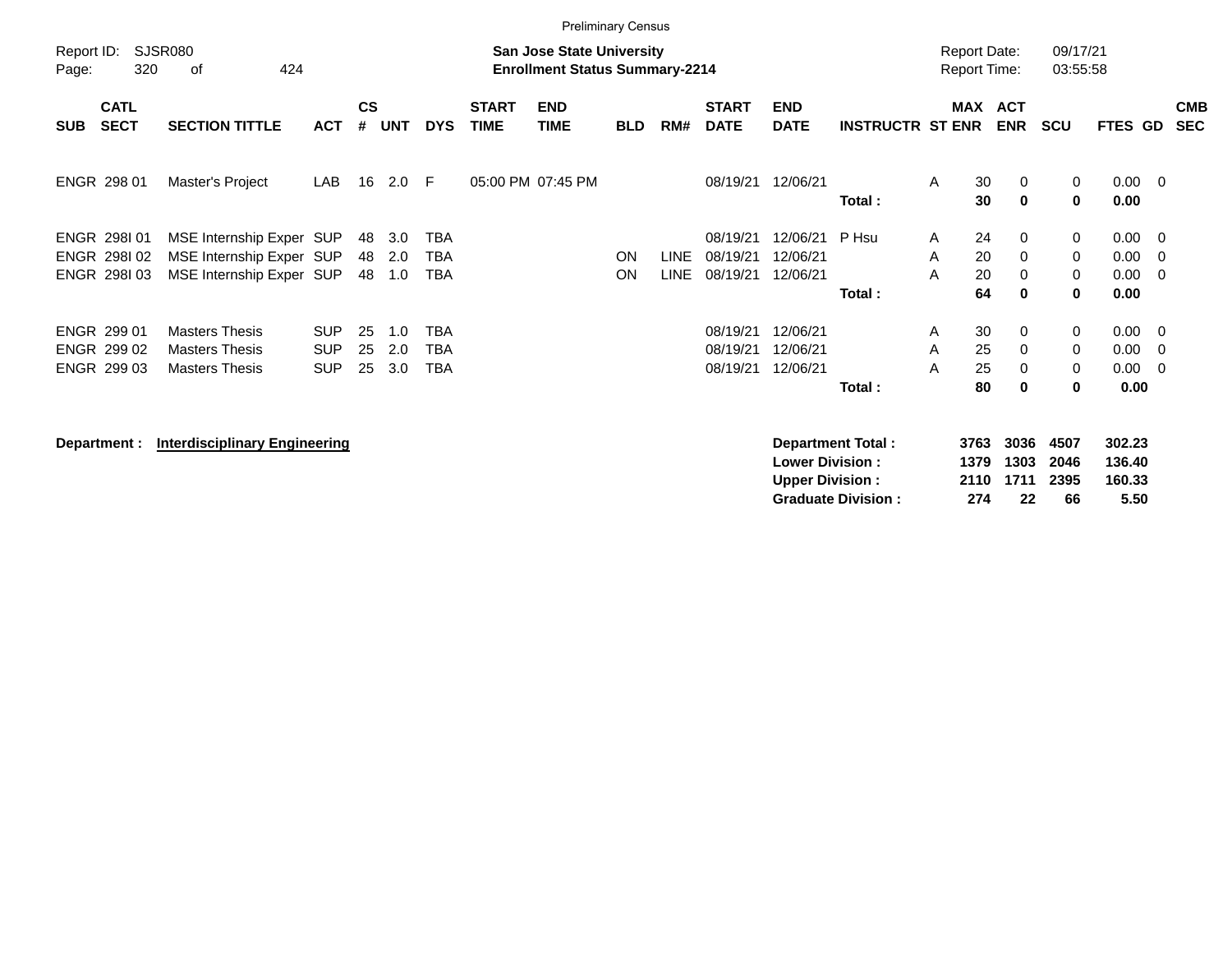Preliminary Census

Report ID: SJSR080

**San Jose State University**
**Enrollment Status Summary-2214**

Report Date: 09/17/21
Report Time: 03:55:58

| SUB | CATL SECT | SECTION TITTLE | ACT | CS # | UNT | DYS | START TIME | END TIME | BLD | RM# | START DATE | END DATE | INSTRUCTR | ST | MAX ENR | ACT ENR | SCU | FTES | GD | CMB SEC |
|---|---|---|---|---|---|---|---|---|---|---|---|---|---|---|---|---|---|---|---|---|
| ENGR | 298 01 | Master's Project | LAB | 16 | 2.0 | F | 05:00 PM | 07:45 PM | | | 08/19/21 | 12/06/21 | | A | 30 | 0 | 0 | 0.00 | 0 | |
| | | | | | | | | | | | | | **Total :** | | **30** | **0** | **0** | **0.00** | | |
| ENGR | 298I 01 | MSE Internship Exper | SUP | 48 | 3.0 | TBA | | | | | 08/19/21 | 12/06/21 | P Hsu | A | 24 | 0 | 0 | 0.00 | 0 | |
| ENGR | 298I 02 | MSE Internship Exper | SUP | 48 | 2.0 | TBA | | | ON | LINE | 08/19/21 | 12/06/21 | | A | 20 | 0 | 0 | 0.00 | 0 | |
| ENGR | 298I 03 | MSE Internship Exper | SUP | 48 | 1.0 | TBA | | | ON | LINE | 08/19/21 | 12/06/21 | | A | 20 | 0 | 0 | 0.00 | 0 | |
| | | | | | | | | | | | | | **Total :** | | **64** | **0** | **0** | **0.00** | | |
| ENGR | 299 01 | Masters Thesis | SUP | 25 | 1.0 | TBA | | | | | 08/19/21 | 12/06/21 | | A | 30 | 0 | 0 | 0.00 | 0 | |
| ENGR | 299 02 | Masters Thesis | SUP | 25 | 2.0 | TBA | | | | | 08/19/21 | 12/06/21 | | A | 25 | 0 | 0 | 0.00 | 0 | |
| ENGR | 299 03 | Masters Thesis | SUP | 25 | 3.0 | TBA | | | | | 08/19/21 | 12/06/21 | | A | 25 | 0 | 0 | 0.00 | 0 | |
| | | | | | | | | | | | | | **Total :** | | **80** | **0** | **0** | **0.00** | | |

**Department : Interdisciplinary Engineering**

| | MAX ENR | ACT ENR | SCU | FTES |
|---|---|---|---|---|
| **Department Total :** | **3763** | **3036** | **4507** | **302.23** |
| **Lower Division :** | **1379** | **1303** | **2046** | **136.40** |
| **Upper Division :** | **2110** | **1711** | **2395** | **160.33** |
| **Graduate Division :** | **274** | **22** | **66** | **5.50** |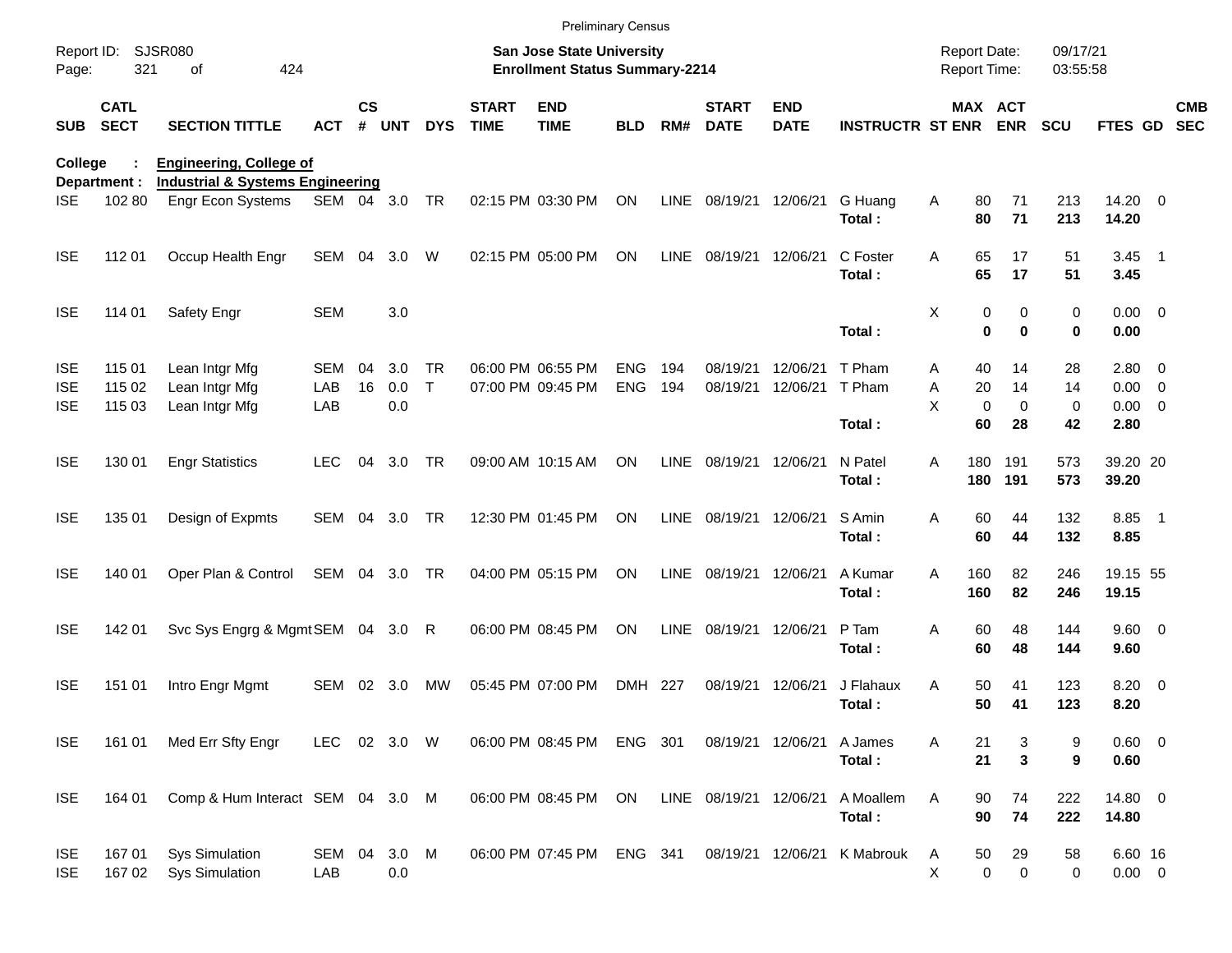Preliminary Census

Report ID: SJSR080
Page: 321 of 424

**San Jose State University**
**Enrollment Status Summary-2214**

Report Date: 09/17/21
Report Time: 03:55:58

**College : Engineering, College of**
**Department : Industrial & Systems Engineering**

| SUB | CATL SECT | SECTION TITTLE | ACT | CS # | UNT | DYS | START TIME | END TIME | BLD | RM# | START DATE | END DATE | INSTRUCTR | ST | MAX ENR | ACT ENR | SCU | FTES | GD | CMB SEC |
|---|---|---|---|---|---|---|---|---|---|---|---|---|---|---|---|---|---|---|---|---|
| ISE | 102 80 | Engr Econ Systems | SEM | 04 | 3.0 | TR | 02:15 PM | 03:30 PM | ON | LINE | 08/19/21 | 12/06/21 | G Huang | A | 80 | 71 | 213 | 14.20 | 0 | |
| | | | | | | | | | | | | | **Total :** | | **80** | **71** | **213** | **14.20** | | |
| ISE | 112 01 | Occup Health Engr | SEM | 04 | 3.0 | W | 02:15 PM | 05:00 PM | ON | LINE | 08/19/21 | 12/06/21 | C Foster | A | 65 | 17 | 51 | 3.45 | 1 | |
| | | | | | | | | | | | | | **Total :** | | **65** | **17** | **51** | **3.45** | | |
| ISE | 114 01 | Safety Engr | SEM | | 3.0 | | | | | | | | | X | 0 | 0 | 0 | 0.00 | 0 | |
| | | | | | | | | | | | | | **Total :** | | **0** | **0** | **0** | **0.00** | | |
| ISE | 115 01 | Lean Intgr Mfg | SEM | 04 | 3.0 | TR | 06:00 PM | 06:55 PM | ENG | 194 | 08/19/21 | 12/06/21 | T Pham | A | 40 | 14 | 28 | 2.80 | 0 | |
| ISE | 115 02 | Lean Intgr Mfg | LAB | 16 | 0.0 | T | 07:00 PM | 09:45 PM | ENG | 194 | 08/19/21 | 12/06/21 | T Pham | A | 20 | 14 | 14 | 0.00 | 0 | |
| ISE | 115 03 | Lean Intgr Mfg | LAB | | 0.0 | | | | | | | | | X | 0 | 0 | 0 | 0.00 | 0 | |
| | | | | | | | | | | | | | **Total :** | | **60** | **28** | **42** | **2.80** | | |
| ISE | 130 01 | Engr Statistics | LEC | 04 | 3.0 | TR | 09:00 AM | 10:15 AM | ON | LINE | 08/19/21 | 12/06/21 | N Patel | A | 180 | 191 | 573 | 39.20 | 20 | |
| | | | | | | | | | | | | | **Total :** | | **180** | **191** | **573** | **39.20** | | |
| ISE | 135 01 | Design of Expmts | SEM | 04 | 3.0 | TR | 12:30 PM | 01:45 PM | ON | LINE | 08/19/21 | 12/06/21 | S Amin | A | 60 | 44 | 132 | 8.85 | 1 | |
| | | | | | | | | | | | | | **Total :** | | **60** | **44** | **132** | **8.85** | | |
| ISE | 140 01 | Oper Plan & Control | SEM | 04 | 3.0 | TR | 04:00 PM | 05:15 PM | ON | LINE | 08/19/21 | 12/06/21 | A Kumar | A | 160 | 82 | 246 | 19.15 | 55 | |
| | | | | | | | | | | | | | **Total :** | | **160** | **82** | **246** | **19.15** | | |
| ISE | 142 01 | Svc Sys Engrg & Mgmt | SEM | 04 | 3.0 | R | 06:00 PM | 08:45 PM | ON | LINE | 08/19/21 | 12/06/21 | P Tam | A | 60 | 48 | 144 | 9.60 | 0 | |
| | | | | | | | | | | | | | **Total :** | | **60** | **48** | **144** | **9.60** | | |
| ISE | 151 01 | Intro Engr Mgmt | SEM | 02 | 3.0 | MW | 05:45 PM | 07:00 PM | DMH | 227 | 08/19/21 | 12/06/21 | J Flahaux | A | 50 | 41 | 123 | 8.20 | 0 | |
| | | | | | | | | | | | | | **Total :** | | **50** | **41** | **123** | **8.20** | | |
| ISE | 161 01 | Med Err Sfty Engr | LEC | 02 | 3.0 | W | 06:00 PM | 08:45 PM | ENG | 301 | 08/19/21 | 12/06/21 | A James | A | 21 | 3 | 9 | 0.60 | 0 | |
| | | | | | | | | | | | | | **Total :** | | **21** | **3** | **9** | **0.60** | | |
| ISE | 164 01 | Comp & Hum Interact | SEM | 04 | 3.0 | M | 06:00 PM | 08:45 PM | ON | LINE | 08/19/21 | 12/06/21 | A Moallem | A | 90 | 74 | 222 | 14.80 | 0 | |
| | | | | | | | | | | | | | **Total :** | | **90** | **74** | **222** | **14.80** | | |
| ISE | 167 01 | Sys Simulation | SEM | 04 | 3.0 | M | 06:00 PM | 07:45 PM | ENG | 341 | 08/19/21 | 12/06/21 | K Mabrouk | A | 50 | 29 | 58 | 6.60 | 16 | |
| ISE | 167 02 | Sys Simulation | LAB | | 0.0 | | | | | | | | | X | 0 | 0 | 0 | 0.00 | 0 | |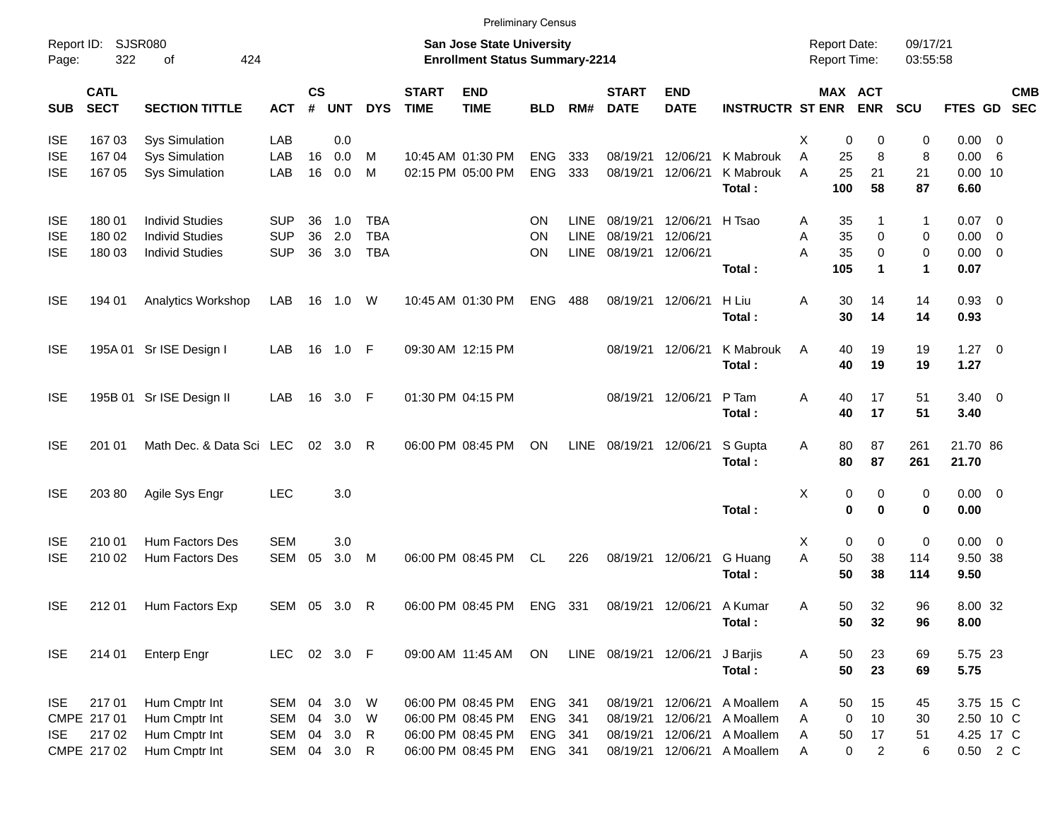Preliminary Census

Report ID: SJSR080
Page: 322 of 424

**San Jose State University**
**Enrollment Status Summary-2214**

Report Date: 09/17/21
Report Time: 03:55:58

| SUB | CATL SECT | SECTION TITTLE | ACT | CS # | UNT | DYS | START TIME | END TIME | BLD | RM# | START DATE | END DATE | INSTRUCTR | ST | MAX ENR | ACT ENR | SCU | FTES | GD | CMB SEC |
|---|---|---|---|---|---|---|---|---|---|---|---|---|---|---|---|---|---|---|---|---|
| ISE | 167 03 | Sys Simulation | LAB | | 0.0 | | | | | | | | | X | 0 | 0 | 0 | 0.00 | 0 | |
| ISE | 167 04 | Sys Simulation | LAB | 16 | 0.0 | M | 10:45 AM | 01:30 PM | ENG | 333 | 08/19/21 | 12/06/21 | K Mabrouk | A | 25 | 8 | 8 | 0.00 | 6 | |
| ISE | 167 05 | Sys Simulation | LAB | 16 | 0.0 | M | 02:15 PM | 05:00 PM | ENG | 333 | 08/19/21 | 12/06/21 | K Mabrouk | A | 25 | 21 | 21 | 0.00 | 10 | |
| | | | | | | | | | | | | | **Total :** | | **100** | **58** | **87** | **6.60** | | |
| ISE | 180 01 | Individ Studies | SUP | 36 | 1.0 | TBA | | | ON | LINE | 08/19/21 | 12/06/21 | H Tsao | A | 35 | 1 | 1 | 0.07 | 0 | |
| ISE | 180 02 | Individ Studies | SUP | 36 | 2.0 | TBA | | | ON | LINE | 08/19/21 | 12/06/21 | | A | 35 | 0 | 0 | 0.00 | 0 | |
| ISE | 180 03 | Individ Studies | SUP | 36 | 3.0 | TBA | | | ON | LINE | 08/19/21 | 12/06/21 | | A | 35 | 0 | 0 | 0.00 | 0 | |
| | | | | | | | | | | | | | **Total :** | | **105** | **1** | **1** | **0.07** | | |
| ISE | 194 01 | Analytics Workshop | LAB | 16 | 1.0 | W | 10:45 AM | 01:30 PM | ENG | 488 | 08/19/21 | 12/06/21 | H Liu | A | 30 | 14 | 14 | 0.93 | 0 | |
| | | | | | | | | | | | | | **Total :** | | **30** | **14** | **14** | **0.93** | | |
| ISE | 195A 01 | Sr ISE Design I | LAB | 16 | 1.0 | F | 09:30 AM | 12:15 PM | | | 08/19/21 | 12/06/21 | K Mabrouk | A | 40 | 19 | 19 | 1.27 | 0 | |
| | | | | | | | | | | | | | **Total :** | | **40** | **19** | **19** | **1.27** | | |
| ISE | 195B 01 | Sr ISE Design II | LAB | 16 | 3.0 | F | 01:30 PM | 04:15 PM | | | 08/19/21 | 12/06/21 | P Tam | A | 40 | 17 | 51 | 3.40 | 0 | |
| | | | | | | | | | | | | | **Total :** | | **40** | **17** | **51** | **3.40** | | |
| ISE | 201 01 | Math Dec. & Data Sci | LEC | 02 | 3.0 | R | 06:00 PM | 08:45 PM | ON | LINE | 08/19/21 | 12/06/21 | S Gupta | A | 80 | 87 | 261 | 21.70 | 86 | |
| | | | | | | | | | | | | | **Total :** | | **80** | **87** | **261** | **21.70** | | |
| ISE | 203 80 | Agile Sys Engr | LEC | | 3.0 | | | | | | | | | X | 0 | 0 | 0 | 0.00 | 0 | |
| | | | | | | | | | | | | | **Total :** | | **0** | **0** | **0** | **0.00** | | |
| ISE | 210 01 | Hum Factors Des | SEM | | 3.0 | | | | | | | | | X | 0 | 0 | 0 | 0.00 | 0 | |
| ISE | 210 02 | Hum Factors Des | SEM | 05 | 3.0 | M | 06:00 PM | 08:45 PM | CL | 226 | 08/19/21 | 12/06/21 | G Huang | A | 50 | 38 | 114 | 9.50 | 38 | |
| | | | | | | | | | | | | | **Total :** | | **50** | **38** | **114** | **9.50** | | |
| ISE | 212 01 | Hum Factors Exp | SEM | 05 | 3.0 | R | 06:00 PM | 08:45 PM | ENG | 331 | 08/19/21 | 12/06/21 | A Kumar | A | 50 | 32 | 96 | 8.00 | 32 | |
| | | | | | | | | | | | | | **Total :** | | **50** | **32** | **96** | **8.00** | | |
| ISE | 214 01 | Enterp Engr | LEC | 02 | 3.0 | F | 09:00 AM | 11:45 AM | ON | LINE | 08/19/21 | 12/06/21 | J Barjis | A | 50 | 23 | 69 | 5.75 | 23 | |
| | | | | | | | | | | | | | **Total :** | | **50** | **23** | **69** | **5.75** | | |
| ISE | 217 01 | Hum Cmptr Int | SEM | 04 | 3.0 | W | 06:00 PM | 08:45 PM | ENG | 341 | 08/19/21 | 12/06/21 | A Moallem | A | 50 | 15 | 45 | 3.75 | 15 | C |
| CMPE | 217 01 | Hum Cmptr Int | SEM | 04 | 3.0 | W | 06:00 PM | 08:45 PM | ENG | 341 | 08/19/21 | 12/06/21 | A Moallem | A | 0 | 10 | 30 | 2.50 | 10 | C |
| ISE | 217 02 | Hum Cmptr Int | SEM | 04 | 3.0 | R | 06:00 PM | 08:45 PM | ENG | 341 | 08/19/21 | 12/06/21 | A Moallem | A | 50 | 17 | 51 | 4.25 | 17 | C |
| CMPE | 217 02 | Hum Cmptr Int | SEM | 04 | 3.0 | R | 06:00 PM | 08:45 PM | ENG | 341 | 08/19/21 | 12/06/21 | A Moallem | A | 0 | 2 | 6 | 0.50 | 2 | C |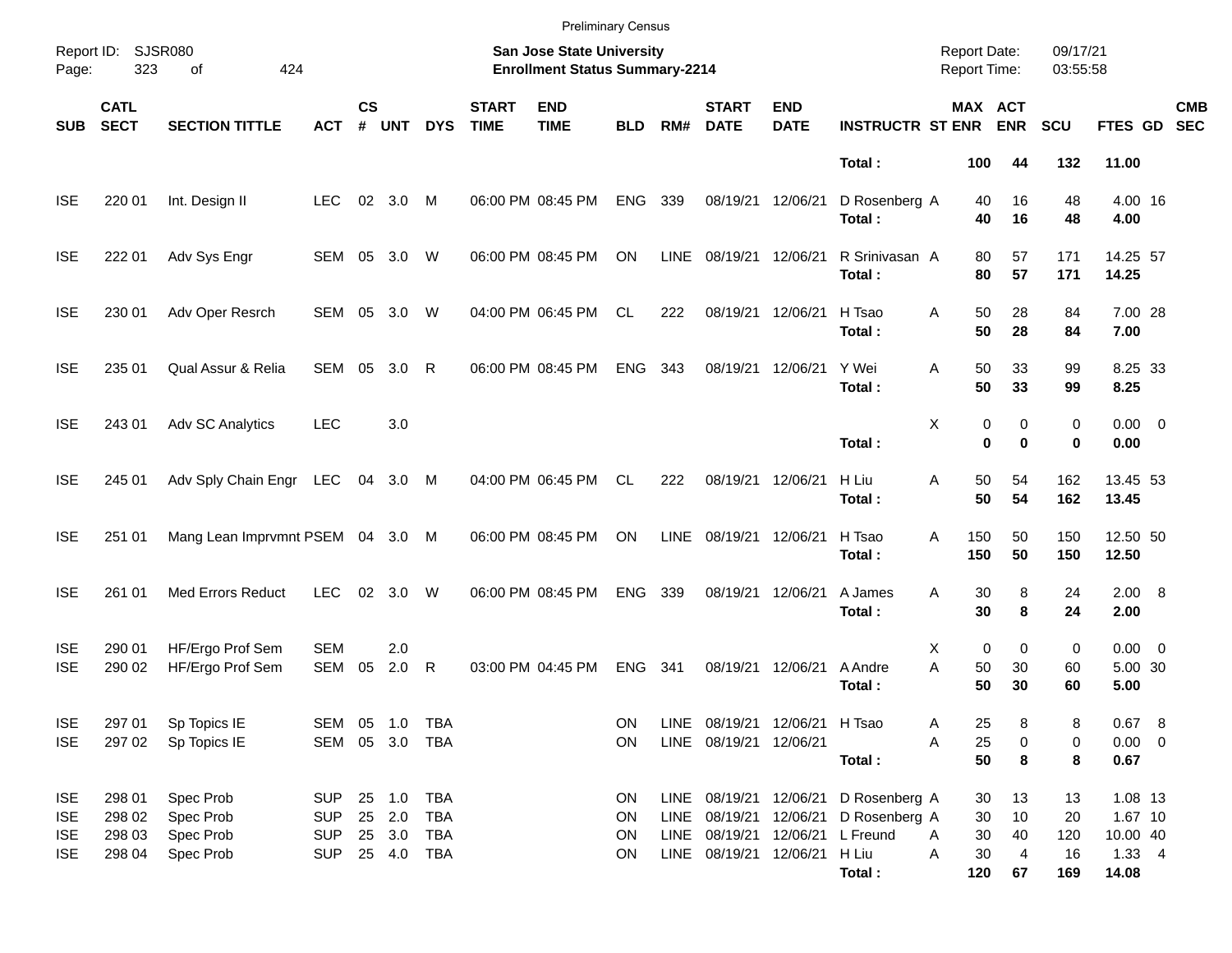Preliminary Census

Report ID: SJSR080
Page: 323 of 424

**San Jose State University**
**Enrollment Status Summary-2214**

Report Date: 09/17/21
Report Time: 03:55:58

| SUB | CATL SECT | SECTION TITTLE | ACT | CS # | UNT | DYS | START TIME | END TIME | BLD | RM# | START DATE | END DATE | INSTRUCTR | ST | MAX ENR | ACT ENR | SCU | FTES | GD | CMB SEC |
|---|---|---|---|---|---|---|---|---|---|---|---|---|---|---|---|---|---|---|---|---|
| | | | | | | | | | | | | | **Total :** | | **100** | **44** | **132** | **11.00** | | |
| ISE | 220 01 | Int. Design II | LEC | 02 | 3.0 | M | 06:00 PM | 08:45 PM | ENG | 339 | 08/19/21 | 12/06/21 | D Rosenberg | A | 40 | 16 | 48 | 4.00 | 16 | |
| | | | | | | | | | | | | | **Total :** | | **40** | **16** | **48** | **4.00** | | |
| ISE | 222 01 | Adv Sys Engr | SEM | 05 | 3.0 | W | 06:00 PM | 08:45 PM | ON | LINE | 08/19/21 | 12/06/21 | R Srinivasan | A | 80 | 57 | 171 | 14.25 | 57 | |
| | | | | | | | | | | | | | **Total :** | | **80** | **57** | **171** | **14.25** | | |
| ISE | 230 01 | Adv Oper Resrch | SEM | 05 | 3.0 | W | 04:00 PM | 06:45 PM | CL | 222 | 08/19/21 | 12/06/21 | H Tsao | A | 50 | 28 | 84 | 7.00 | 28 | |
| | | | | | | | | | | | | | **Total :** | | **50** | **28** | **84** | **7.00** | | |
| ISE | 235 01 | Qual Assur & Relia | SEM | 05 | 3.0 | R | 06:00 PM | 08:45 PM | ENG | 343 | 08/19/21 | 12/06/21 | Y Wei | A | 50 | 33 | 99 | 8.25 | 33 | |
| | | | | | | | | | | | | | **Total :** | | **50** | **33** | **99** | **8.25** | | |
| ISE | 243 01 | Adv SC Analytics | LEC | | 3.0 | | | | | | | | | X | 0 | 0 | 0 | 0.00 | 0 | |
| | | | | | | | | | | | | | **Total :** | | **0** | **0** | **0** | **0.00** | | |
| ISE | 245 01 | Adv Sply Chain Engr | LEC | 04 | 3.0 | M | 04:00 PM | 06:45 PM | CL | 222 | 08/19/21 | 12/06/21 | H Liu | A | 50 | 54 | 162 | 13.45 | 53 | |
| | | | | | | | | | | | | | **Total :** | | **50** | **54** | **162** | **13.45** | | |
| ISE | 251 01 | Mang Lean Imprvmnt P | SEM | 04 | 3.0 | M | 06:00 PM | 08:45 PM | ON | LINE | 08/19/21 | 12/06/21 | H Tsao | A | 150 | 50 | 150 | 12.50 | 50 | |
| | | | | | | | | | | | | | **Total :** | | **150** | **50** | **150** | **12.50** | | |
| ISE | 261 01 | Med Errors Reduct | LEC | 02 | 3.0 | W | 06:00 PM | 08:45 PM | ENG | 339 | 08/19/21 | 12/06/21 | A James | A | 30 | 8 | 24 | 2.00 | 8 | |
| | | | | | | | | | | | | | **Total :** | | **30** | **8** | **24** | **2.00** | | |
| ISE | 290 01 | HF/Ergo Prof Sem | SEM | | 2.0 | | | | | | | | | X | 0 | 0 | 0 | 0.00 | 0 | |
| ISE | 290 02 | HF/Ergo Prof Sem | SEM | 05 | 2.0 | R | 03:00 PM | 04:45 PM | ENG | 341 | 08/19/21 | 12/06/21 | A Andre | A | 50 | 30 | 60 | 5.00 | 30 | |
| | | | | | | | | | | | | | **Total :** | | **50** | **30** | **60** | **5.00** | | |
| ISE | 297 01 | Sp Topics IE | SEM | 05 | 1.0 | TBA | | | ON | LINE | 08/19/21 | 12/06/21 | H Tsao | A | 25 | 8 | 8 | 0.67 | 8 | |
| ISE | 297 02 | Sp Topics IE | SEM | 05 | 3.0 | TBA | | | ON | LINE | 08/19/21 | 12/06/21 | | A | 25 | 0 | 0 | 0.00 | 0 | |
| | | | | | | | | | | | | | **Total :** | | **50** | **8** | **8** | **0.67** | | |
| ISE | 298 01 | Spec Prob | SUP | 25 | 1.0 | TBA | | | ON | LINE | 08/19/21 | 12/06/21 | D Rosenberg | A | 30 | 13 | 13 | 1.08 | 13 | |
| ISE | 298 02 | Spec Prob | SUP | 25 | 2.0 | TBA | | | ON | LINE | 08/19/21 | 12/06/21 | D Rosenberg | A | 30 | 10 | 20 | 1.67 | 10 | |
| ISE | 298 03 | Spec Prob | SUP | 25 | 3.0 | TBA | | | ON | LINE | 08/19/21 | 12/06/21 | L Freund | A | 30 | 40 | 120 | 10.00 | 40 | |
| ISE | 298 04 | Spec Prob | SUP | 25 | 4.0 | TBA | | | ON | LINE | 08/19/21 | 12/06/21 | H Liu | A | 30 | 4 | 16 | 1.33 | 4 | |
| | | | | | | | | | | | | | **Total :** | | **120** | **67** | **169** | **14.08** | | |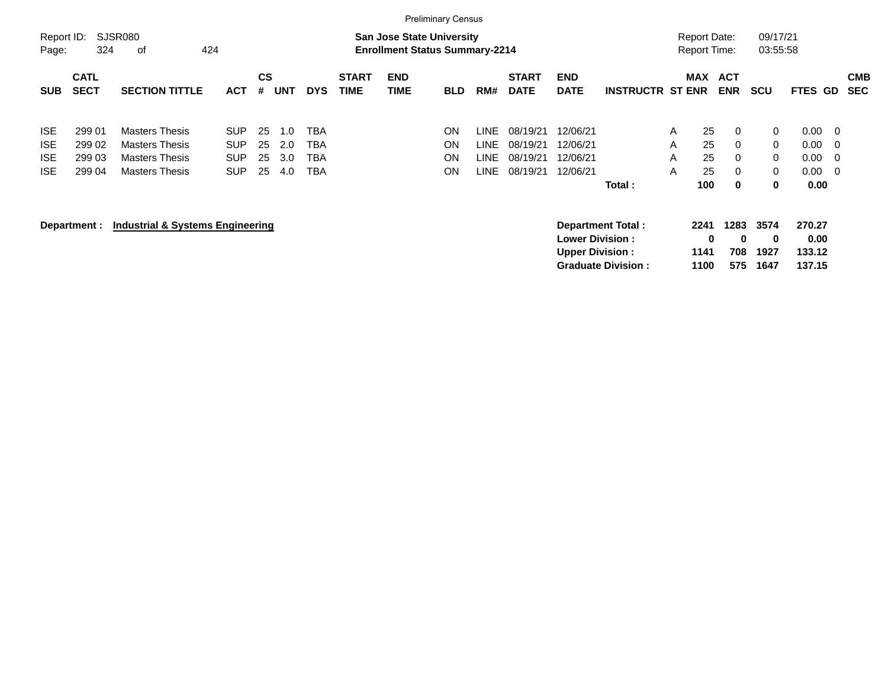Preliminary Census

Report ID: SJSR080
Page: 324 of 424

**San Jose State University**
**Enrollment Status Summary-2214**

Report Date: 09/17/21
Report Time: 03:55:58

| SUB | CATL SECT | SECTION TITTLE | ACT | CS # | UNT | DYS | START TIME | END TIME | BLD | RM# | START DATE | END DATE | INSTRUCTR | ST | MAX ENR | ACT ENR | SCU | FTES | GD | CMB SEC |
|---|---|---|---|---|---|---|---|---|---|---|---|---|---|---|---|---|---|---|---|---|
| ISE | 299 01 | Masters Thesis | SUP | 25 | 1.0 | TBA | | | ON | LINE | 08/19/21 | 12/06/21 | | A | 25 | 0 | 0 | 0.00 | 0 | |
| ISE | 299 02 | Masters Thesis | SUP | 25 | 2.0 | TBA | | | ON | LINE | 08/19/21 | 12/06/21 | | A | 25 | 0 | 0 | 0.00 | 0 | |
| ISE | 299 03 | Masters Thesis | SUP | 25 | 3.0 | TBA | | | ON | LINE | 08/19/21 | 12/06/21 | | A | 25 | 0 | 0 | 0.00 | 0 | |
| ISE | 299 04 | Masters Thesis | SUP | 25 | 4.0 | TBA | | | ON | LINE | 08/19/21 | 12/06/21 | | A | 25 | 0 | 0 | 0.00 | 0 | |
| | | | | | | | | | | | | | **Total :** | | **100** | **0** | **0** | **0.00** | | |

**Department : Industrial & Systems Engineering**

| | MAX ENR | ACT ENR | SCU | FTES |
|---|---|---|---|---|
| **Department Total :** | **2241** | **1283** | **3574** | **270.27** |
| **Lower Division :** | **0** | **0** | **0** | **0.00** |
| **Upper Division :** | **1141** | **708** | **1927** | **133.12** |
| **Graduate Division :** | **1100** | **575** | **1647** | **137.15** |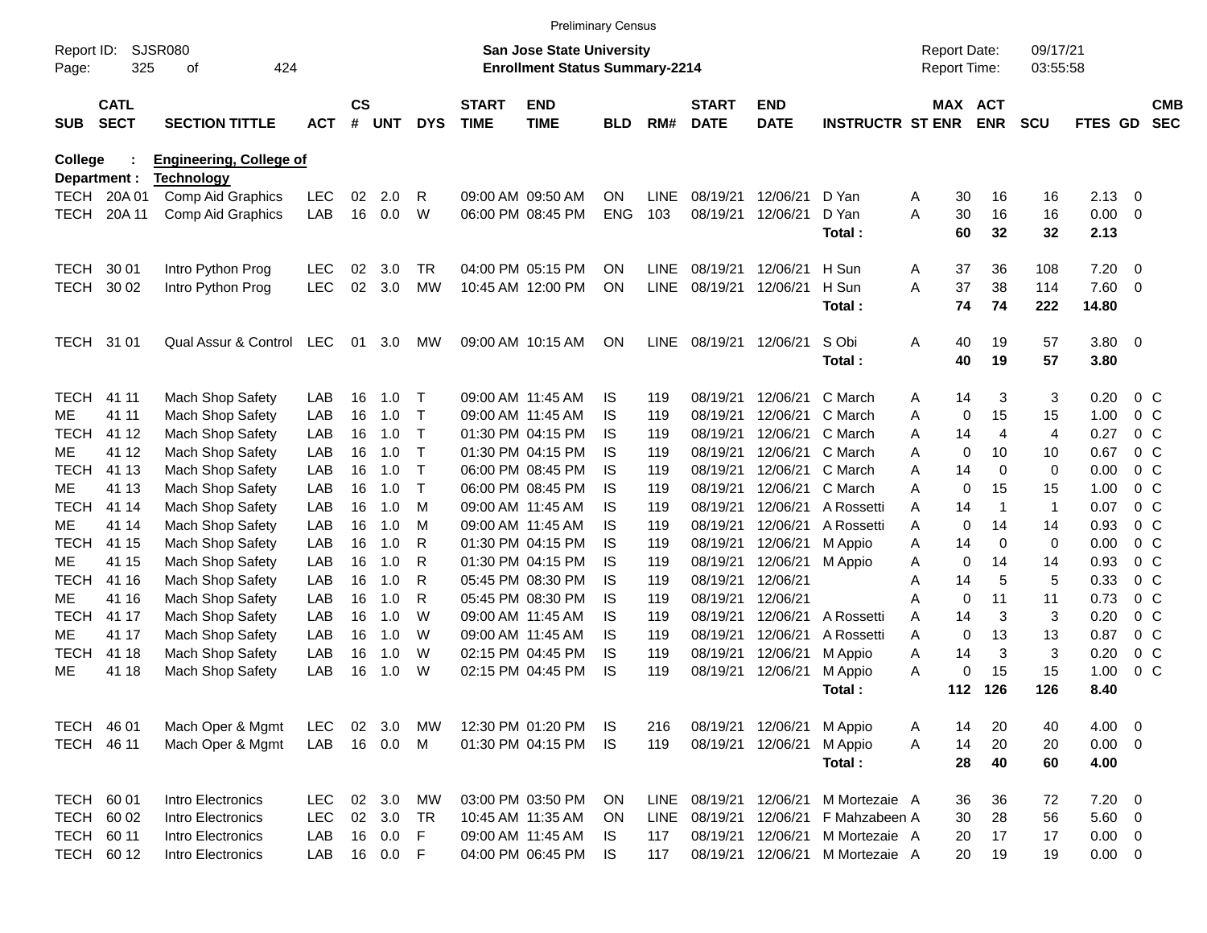Preliminary Census

Report ID: SJSR080
Page: 325 of 424

**San Jose State University**
**Enrollment Status Summary-2214**

Report Date: 09/17/21
Report Time: 03:55:58

College : **Engineering, College of**
Department : **Technology**

| SUB | CATL SECT | SECTION TITTLE | ACT | CS # | UNT | DYS | START TIME | END TIME | BLD | RM# | START DATE | END DATE | INSTRUCTR | ST | MAX ENR | ACT ENR | SCU | FTES | GD | CMB SEC |
|---|---|---|---|---|---|---|---|---|---|---|---|---|---|---|---|---|---|---|---|---|
| TECH | 20A 01 | Comp Aid Graphics | LEC | 02 | 2.0 | R | 09:00 AM | 09:50 AM | ON | LINE | 08/19/21 | 12/06/21 | D Yan | A | 30 | 16 | 16 | 2.13 | 0 | |
| TECH | 20A 11 | Comp Aid Graphics | LAB | 16 | 0.0 | W | 06:00 PM | 08:45 PM | ENG | 103 | 08/19/21 | 12/06/21 | D Yan | A | 30 | 16 | 16 | 0.00 | 0 | |
| | | | | | | | | | | | | | **Total :** | | **60** | **32** | **32** | **2.13** | | |
| TECH | 30 01 | Intro Python Prog | LEC | 02 | 3.0 | TR | 04:00 PM | 05:15 PM | ON | LINE | 08/19/21 | 12/06/21 | H Sun | A | 37 | 36 | 108 | 7.20 | 0 | |
| TECH | 30 02 | Intro Python Prog | LEC | 02 | 3.0 | MW | 10:45 AM | 12:00 PM | ON | LINE | 08/19/21 | 12/06/21 | H Sun | A | 37 | 38 | 114 | 7.60 | 0 | |
| | | | | | | | | | | | | | **Total :** | | **74** | **74** | **222** | **14.80** | | |
| TECH | 31 01 | Qual Assur & Control | LEC | 01 | 3.0 | MW | 09:00 AM | 10:15 AM | ON | LINE | 08/19/21 | 12/06/21 | S Obi | A | 40 | 19 | 57 | 3.80 | 0 | |
| | | | | | | | | | | | | | **Total :** | | **40** | **19** | **57** | **3.80** | | |
| TECH | 41 11 | Mach Shop Safety | LAB | 16 | 1.0 | T | 09:00 AM | 11:45 AM | IS | 119 | 08/19/21 | 12/06/21 | C March | A | 14 | 3 | 3 | 0.20 | 0 | C |
| ME | 41 11 | Mach Shop Safety | LAB | 16 | 1.0 | T | 09:00 AM | 11:45 AM | IS | 119 | 08/19/21 | 12/06/21 | C March | A | 0 | 15 | 15 | 1.00 | 0 | C |
| TECH | 41 12 | Mach Shop Safety | LAB | 16 | 1.0 | T | 01:30 PM | 04:15 PM | IS | 119 | 08/19/21 | 12/06/21 | C March | A | 14 | 4 | 4 | 0.27 | 0 | C |
| ME | 41 12 | Mach Shop Safety | LAB | 16 | 1.0 | T | 01:30 PM | 04:15 PM | IS | 119 | 08/19/21 | 12/06/21 | C March | A | 0 | 10 | 10 | 0.67 | 0 | C |
| TECH | 41 13 | Mach Shop Safety | LAB | 16 | 1.0 | T | 06:00 PM | 08:45 PM | IS | 119 | 08/19/21 | 12/06/21 | C March | A | 14 | 0 | 0 | 0.00 | 0 | C |
| ME | 41 13 | Mach Shop Safety | LAB | 16 | 1.0 | T | 06:00 PM | 08:45 PM | IS | 119 | 08/19/21 | 12/06/21 | C March | A | 0 | 15 | 15 | 1.00 | 0 | C |
| TECH | 41 14 | Mach Shop Safety | LAB | 16 | 1.0 | M | 09:00 AM | 11:45 AM | IS | 119 | 08/19/21 | 12/06/21 | A Rossetti | A | 14 | 1 | 1 | 0.07 | 0 | C |
| ME | 41 14 | Mach Shop Safety | LAB | 16 | 1.0 | M | 09:00 AM | 11:45 AM | IS | 119 | 08/19/21 | 12/06/21 | A Rossetti | A | 0 | 14 | 14 | 0.93 | 0 | C |
| TECH | 41 15 | Mach Shop Safety | LAB | 16 | 1.0 | R | 01:30 PM | 04:15 PM | IS | 119 | 08/19/21 | 12/06/21 | M Appio | A | 14 | 0 | 0 | 0.00 | 0 | C |
| ME | 41 15 | Mach Shop Safety | LAB | 16 | 1.0 | R | 01:30 PM | 04:15 PM | IS | 119 | 08/19/21 | 12/06/21 | M Appio | A | 0 | 14 | 14 | 0.93 | 0 | C |
| TECH | 41 16 | Mach Shop Safety | LAB | 16 | 1.0 | R | 05:45 PM | 08:30 PM | IS | 119 | 08/19/21 | 12/06/21 | | A | 14 | 5 | 5 | 0.33 | 0 | C |
| ME | 41 16 | Mach Shop Safety | LAB | 16 | 1.0 | R | 05:45 PM | 08:30 PM | IS | 119 | 08/19/21 | 12/06/21 | | A | 0 | 11 | 11 | 0.73 | 0 | C |
| TECH | 41 17 | Mach Shop Safety | LAB | 16 | 1.0 | W | 09:00 AM | 11:45 AM | IS | 119 | 08/19/21 | 12/06/21 | A Rossetti | A | 14 | 3 | 3 | 0.20 | 0 | C |
| ME | 41 17 | Mach Shop Safety | LAB | 16 | 1.0 | W | 09:00 AM | 11:45 AM | IS | 119 | 08/19/21 | 12/06/21 | A Rossetti | A | 0 | 13 | 13 | 0.87 | 0 | C |
| TECH | 41 18 | Mach Shop Safety | LAB | 16 | 1.0 | W | 02:15 PM | 04:45 PM | IS | 119 | 08/19/21 | 12/06/21 | M Appio | A | 14 | 3 | 3 | 0.20 | 0 | C |
| ME | 41 18 | Mach Shop Safety | LAB | 16 | 1.0 | W | 02:15 PM | 04:45 PM | IS | 119 | 08/19/21 | 12/06/21 | M Appio | A | 0 | 15 | 15 | 1.00 | 0 | C |
| | | | | | | | | | | | | | **Total :** | | **112** | **126** | **126** | **8.40** | | |
| TECH | 46 01 | Mach Oper & Mgmt | LEC | 02 | 3.0 | MW | 12:30 PM | 01:20 PM | IS | 216 | 08/19/21 | 12/06/21 | M Appio | A | 14 | 20 | 40 | 4.00 | 0 | |
| TECH | 46 11 | Mach Oper & Mgmt | LAB | 16 | 0.0 | M | 01:30 PM | 04:15 PM | IS | 119 | 08/19/21 | 12/06/21 | M Appio | A | 14 | 20 | 20 | 0.00 | 0 | |
| | | | | | | | | | | | | | **Total :** | | **28** | **40** | **60** | **4.00** | | |
| TECH | 60 01 | Intro Electronics | LEC | 02 | 3.0 | MW | 03:00 PM | 03:50 PM | ON | LINE | 08/19/21 | 12/06/21 | M Mortezaie | A | 36 | 36 | 72 | 7.20 | 0 | |
| TECH | 60 02 | Intro Electronics | LEC | 02 | 3.0 | TR | 10:45 AM | 11:35 AM | ON | LINE | 08/19/21 | 12/06/21 | F Mahzabeen | A | 30 | 28 | 56 | 5.60 | 0 | |
| TECH | 60 11 | Intro Electronics | LAB | 16 | 0.0 | F | 09:00 AM | 11:45 AM | IS | 117 | 08/19/21 | 12/06/21 | M Mortezaie | A | 20 | 17 | 17 | 0.00 | 0 | |
| TECH | 60 12 | Intro Electronics | LAB | 16 | 0.0 | F | 04:00 PM | 06:45 PM | IS | 117 | 08/19/21 | 12/06/21 | M Mortezaie | A | 20 | 19 | 19 | 0.00 | 0 | |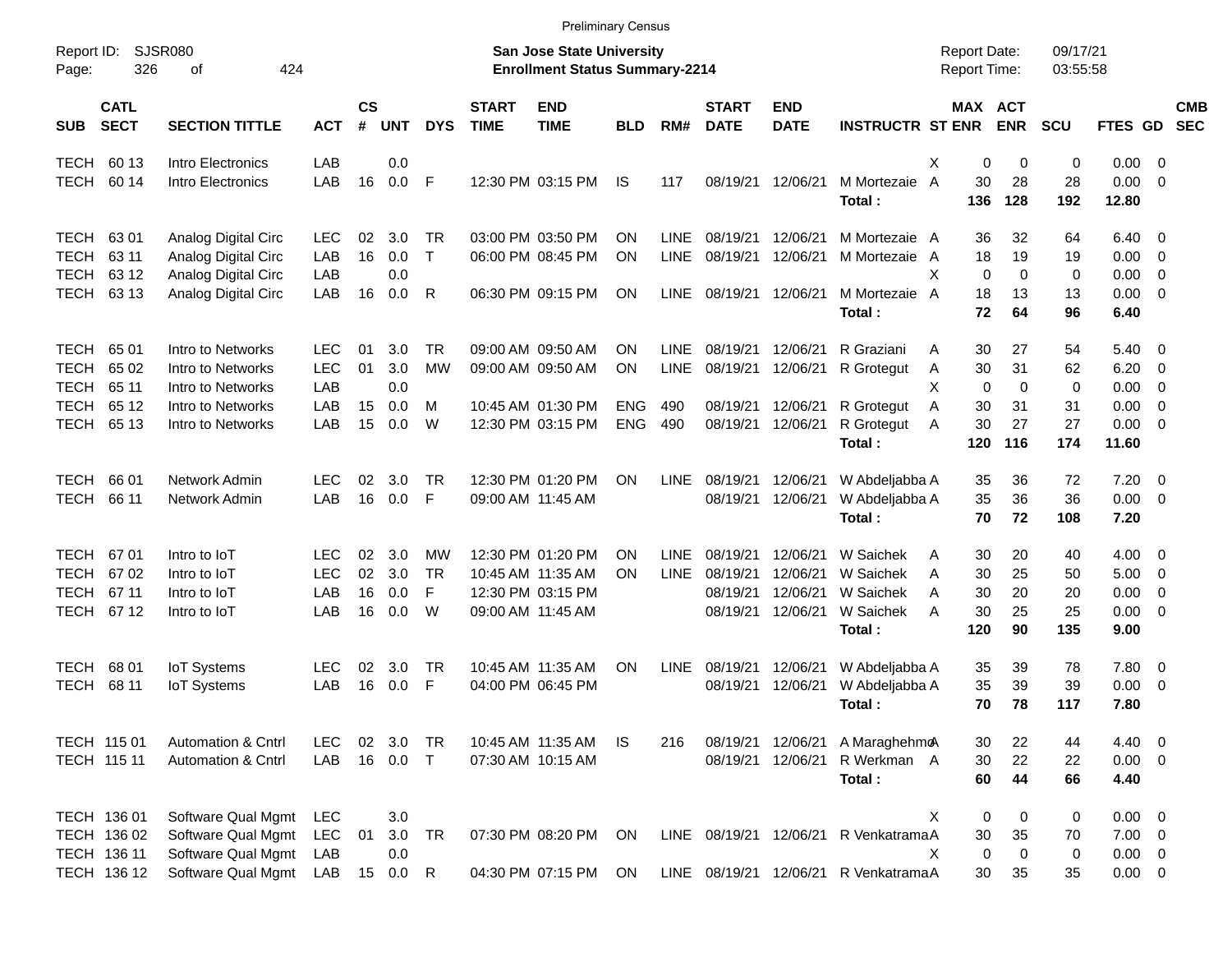Preliminary Census

Report ID: SJSR080

**San Jose State University**
**Enrollment Status Summary-2214**

Report Date: 09/17/21
Report Time: 03:55:58

| SUB | CATL SECT | SECTION TITTLE | ACT | CS # | UNT | DYS | START TIME | END TIME | BLD | RM# | START DATE | END DATE | INSTRUCTR | ST | MAX ENR | ACT ENR | SCU | FTES | GD | CMB SEC |
|---|---|---|---|---|---|---|---|---|---|---|---|---|---|---|---|---|---|---|---|---|
| TECH | 60 13 | Intro Electronics | LAB | | 0.0 | | | | | | | | | X | 0 | 0 | 0 | 0.00 | 0 | |
| TECH | 60 14 | Intro Electronics | LAB | 16 | 0.0 | F | 12:30 PM | 03:15 PM | IS | 117 | 08/19/21 | 12/06/21 | M Mortezaie | A | 30 | 28 | 28 | 0.00 | 0 | |
| | | | | | | | | | | | | | **Total :** | | **136** | **128** | **192** | **12.80** | | |
| TECH | 63 01 | Analog Digital Circ | LEC | 02 | 3.0 | TR | 03:00 PM | 03:50 PM | ON | LINE | 08/19/21 | 12/06/21 | M Mortezaie | A | 36 | 32 | 64 | 6.40 | 0 | |
| TECH | 63 11 | Analog Digital Circ | LAB | 16 | 0.0 | T | 06:00 PM | 08:45 PM | ON | LINE | 08/19/21 | 12/06/21 | M Mortezaie | A | 18 | 19 | 19 | 0.00 | 0 | |
| TECH | 63 12 | Analog Digital Circ | LAB | | 0.0 | | | | | | | | | X | 0 | 0 | 0 | 0.00 | 0 | |
| TECH | 63 13 | Analog Digital Circ | LAB | 16 | 0.0 | R | 06:30 PM | 09:15 PM | ON | LINE | 08/19/21 | 12/06/21 | M Mortezaie | A | 18 | 13 | 13 | 0.00 | 0 | |
| | | | | | | | | | | | | | **Total :** | | **72** | **64** | **96** | **6.40** | | |
| TECH | 65 01 | Intro to Networks | LEC | 01 | 3.0 | TR | 09:00 AM | 09:50 AM | ON | LINE | 08/19/21 | 12/06/21 | R Graziani | A | 30 | 27 | 54 | 5.40 | 0 | |
| TECH | 65 02 | Intro to Networks | LEC | 01 | 3.0 | MW | 09:00 AM | 09:50 AM | ON | LINE | 08/19/21 | 12/06/21 | R Grotegut | A | 30 | 31 | 62 | 6.20 | 0 | |
| TECH | 65 11 | Intro to Networks | LAB | | 0.0 | | | | | | | | | X | 0 | 0 | 0 | 0.00 | 0 | |
| TECH | 65 12 | Intro to Networks | LAB | 15 | 0.0 | M | 10:45 AM | 01:30 PM | ENG | 490 | 08/19/21 | 12/06/21 | R Grotegut | A | 30 | 31 | 31 | 0.00 | 0 | |
| TECH | 65 13 | Intro to Networks | LAB | 15 | 0.0 | W | 12:30 PM | 03:15 PM | ENG | 490 | 08/19/21 | 12/06/21 | R Grotegut | A | 30 | 27 | 27 | 0.00 | 0 | |
| | | | | | | | | | | | | | **Total :** | | **120** | **116** | **174** | **11.60** | | |
| TECH | 66 01 | Network Admin | LEC | 02 | 3.0 | TR | 12:30 PM | 01:20 PM | ON | LINE | 08/19/21 | 12/06/21 | W Abdeljabba | A | 35 | 36 | 72 | 7.20 | 0 | |
| TECH | 66 11 | Network Admin | LAB | 16 | 0.0 | F | 09:00 AM | 11:45 AM | | | 08/19/21 | 12/06/21 | W Abdeljabba | A | 35 | 36 | 36 | 0.00 | 0 | |
| | | | | | | | | | | | | | **Total :** | | **70** | **72** | **108** | **7.20** | | |
| TECH | 67 01 | Intro to IoT | LEC | 02 | 3.0 | MW | 12:30 PM | 01:20 PM | ON | LINE | 08/19/21 | 12/06/21 | W Saichek | A | 30 | 20 | 40 | 4.00 | 0 | |
| TECH | 67 02 | Intro to IoT | LEC | 02 | 3.0 | TR | 10:45 AM | 11:35 AM | ON | LINE | 08/19/21 | 12/06/21 | W Saichek | A | 30 | 25 | 50 | 5.00 | 0 | |
| TECH | 67 11 | Intro to IoT | LAB | 16 | 0.0 | F | 12:30 PM | 03:15 PM | | | 08/19/21 | 12/06/21 | W Saichek | A | 30 | 20 | 20 | 0.00 | 0 | |
| TECH | 67 12 | Intro to IoT | LAB | 16 | 0.0 | W | 09:00 AM | 11:45 AM | | | 08/19/21 | 12/06/21 | W Saichek | A | 30 | 25 | 25 | 0.00 | 0 | |
| | | | | | | | | | | | | | **Total :** | | **120** | **90** | **135** | **9.00** | | |
| TECH | 68 01 | IoT Systems | LEC | 02 | 3.0 | TR | 10:45 AM | 11:35 AM | ON | LINE | 08/19/21 | 12/06/21 | W Abdeljabba | A | 35 | 39 | 78 | 7.80 | 0 | |
| TECH | 68 11 | IoT Systems | LAB | 16 | 0.0 | F | 04:00 PM | 06:45 PM | | | 08/19/21 | 12/06/21 | W Abdeljabba | A | 35 | 39 | 39 | 0.00 | 0 | |
| | | | | | | | | | | | | | **Total :** | | **70** | **78** | **117** | **7.80** | | |
| TECH | 115 01 | Automation & Cntrl | LEC | 02 | 3.0 | TR | 10:45 AM | 11:35 AM | IS | 216 | 08/19/21 | 12/06/21 | A Maraghehmo | A | 30 | 22 | 44 | 4.40 | 0 | |
| TECH | 115 11 | Automation & Cntrl | LAB | 16 | 0.0 | T | 07:30 AM | 10:15 AM | | | 08/19/21 | 12/06/21 | R Werkman | A | 30 | 22 | 22 | 0.00 | 0 | |
| | | | | | | | | | | | | | **Total :** | | **60** | **44** | **66** | **4.40** | | |
| TECH | 136 01 | Software Qual Mgmt | LEC | | 3.0 | | | | | | | | | X | 0 | 0 | 0 | 0.00 | 0 | |
| TECH | 136 02 | Software Qual Mgmt | LEC | 01 | 3.0 | TR | 07:30 PM | 08:20 PM | ON | LINE | 08/19/21 | 12/06/21 | R Venkatrama | A | 30 | 35 | 70 | 7.00 | 0 | |
| TECH | 136 11 | Software Qual Mgmt | LAB | | 0.0 | | | | | | | | | X | 0 | 0 | 0 | 0.00 | 0 | |
| TECH | 136 12 | Software Qual Mgmt | LAB | 15 | 0.0 | R | 04:30 PM | 07:15 PM | ON | LINE | 08/19/21 | 12/06/21 | R Venkatrama | A | 30 | 35 | 35 | 0.00 | 0 | |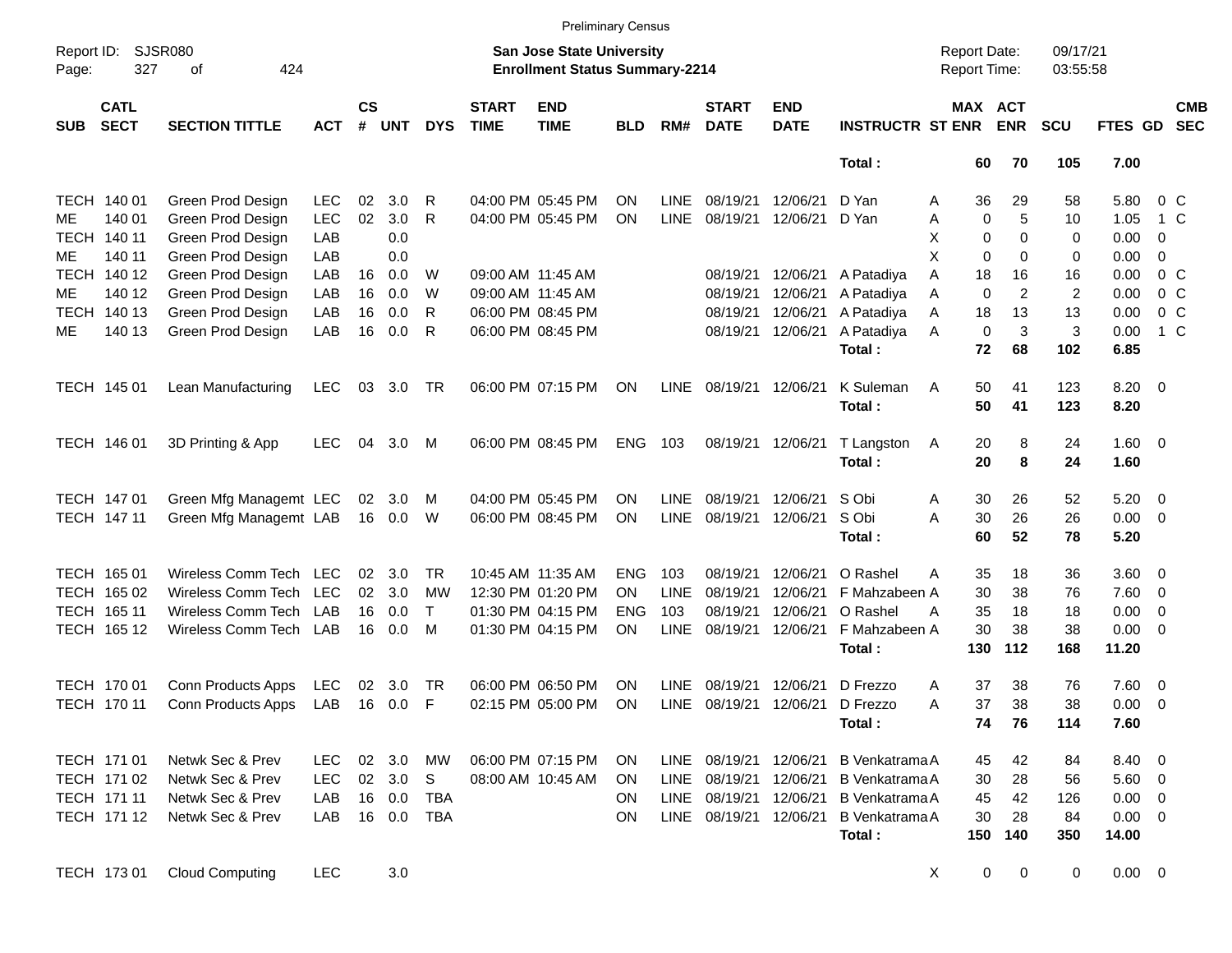Preliminary Census

Report ID: SJSR080
Page: 327 of 424

**San Jose State University**
**Enrollment Status Summary-2214**

Report Date: 09/17/21
Report Time: 03:55:58

| SUB | CATL SECT | SECTION TITTLE | ACT | CS # | UNT | DYS | START TIME | END TIME | BLD | RM# | START DATE | END DATE | INSTRUCTR | ST | MAX ENR | ACT ENR | SCU | FTES | GD | CMB SEC |
|---|---|---|---|---|---|---|---|---|---|---|---|---|---|---|---|---|---|---|---|---|
| | | | | | | | | | | | | | Total : | | 60 | 70 | 105 | 7.00 | | |
| TECH | 140 01 | Green Prod Design | LEC | 02 | 3.0 | R | 04:00 PM | 05:45 PM | ON | LINE | 08/19/21 | 12/06/21 | D Yan | A | 36 | 29 | 58 | 5.80 | 0 | C |
| ME | 140 01 | Green Prod Design | LEC | 02 | 3.0 | R | 04:00 PM | 05:45 PM | ON | LINE | 08/19/21 | 12/06/21 | D Yan | A | 0 | 5 | 10 | 1.05 | 1 | C |
| TECH | 140 11 | Green Prod Design | LAB | | 0.0 | | | | | | | | | X | 0 | 0 | 0 | 0.00 | 0 | |
| ME | 140 11 | Green Prod Design | LAB | | 0.0 | | | | | | | | | X | 0 | 0 | 0 | 0.00 | 0 | |
| TECH | 140 12 | Green Prod Design | LAB | 16 | 0.0 | W | 09:00 AM | 11:45 AM | | | 08/19/21 | 12/06/21 | A Patadiya | A | 18 | 16 | 16 | 0.00 | 0 | C |
| ME | 140 12 | Green Prod Design | LAB | 16 | 0.0 | W | 09:00 AM | 11:45 AM | | | 08/19/21 | 12/06/21 | A Patadiya | A | 0 | 2 | 2 | 0.00 | 0 | C |
| TECH | 140 13 | Green Prod Design | LAB | 16 | 0.0 | R | 06:00 PM | 08:45 PM | | | 08/19/21 | 12/06/21 | A Patadiya | A | 18 | 13 | 13 | 0.00 | 0 | C |
| ME | 140 13 | Green Prod Design | LAB | 16 | 0.0 | R | 06:00 PM | 08:45 PM | | | 08/19/21 | 12/06/21 | A Patadiya | A | 0 | 3 | 3 | 0.00 | 1 | C |
| | | | | | | | | | | | | | Total : | | 72 | 68 | 102 | 6.85 | | |
| TECH | 145 01 | Lean Manufacturing | LEC | 03 | 3.0 | TR | 06:00 PM | 07:15 PM | ON | LINE | 08/19/21 | 12/06/21 | K Suleman | A | 50 | 41 | 123 | 8.20 | 0 | |
| | | | | | | | | | | | | | Total : | | 50 | 41 | 123 | 8.20 | | |
| TECH | 146 01 | 3D Printing & App | LEC | 04 | 3.0 | M | 06:00 PM | 08:45 PM | ENG | 103 | 08/19/21 | 12/06/21 | T Langston | A | 20 | 8 | 24 | 1.60 | 0 | |
| | | | | | | | | | | | | | Total : | | 20 | 8 | 24 | 1.60 | | |
| TECH | 147 01 | Green Mfg Managemt | LEC | 02 | 3.0 | M | 04:00 PM | 05:45 PM | ON | LINE | 08/19/21 | 12/06/21 | S Obi | A | 30 | 26 | 52 | 5.20 | 0 | |
| TECH | 147 11 | Green Mfg Managemt | LAB | 16 | 0.0 | W | 06:00 PM | 08:45 PM | ON | LINE | 08/19/21 | 12/06/21 | S Obi | A | 30 | 26 | 26 | 0.00 | 0 | |
| | | | | | | | | | | | | | Total : | | 60 | 52 | 78 | 5.20 | | |
| TECH | 165 01 | Wireless Comm Tech | LEC | 02 | 3.0 | TR | 10:45 AM | 11:35 AM | ENG | 103 | 08/19/21 | 12/06/21 | O Rashel | A | 35 | 18 | 36 | 3.60 | 0 | |
| TECH | 165 02 | Wireless Comm Tech | LEC | 02 | 3.0 | MW | 12:30 PM | 01:20 PM | ON | LINE | 08/19/21 | 12/06/21 | F Mahzabeen | A | 30 | 38 | 76 | 7.60 | 0 | |
| TECH | 165 11 | Wireless Comm Tech | LAB | 16 | 0.0 | T | 01:30 PM | 04:15 PM | ENG | 103 | 08/19/21 | 12/06/21 | O Rashel | A | 35 | 18 | 18 | 0.00 | 0 | |
| TECH | 165 12 | Wireless Comm Tech | LAB | 16 | 0.0 | M | 01:30 PM | 04:15 PM | ON | LINE | 08/19/21 | 12/06/21 | F Mahzabeen | A | 30 | 38 | 38 | 0.00 | 0 | |
| | | | | | | | | | | | | | Total : | | 130 | 112 | 168 | 11.20 | | |
| TECH | 170 01 | Conn Products Apps | LEC | 02 | 3.0 | TR | 06:00 PM | 06:50 PM | ON | LINE | 08/19/21 | 12/06/21 | D Frezzo | A | 37 | 38 | 76 | 7.60 | 0 | |
| TECH | 170 11 | Conn Products Apps | LAB | 16 | 0.0 | F | 02:15 PM | 05:00 PM | ON | LINE | 08/19/21 | 12/06/21 | D Frezzo | A | 37 | 38 | 38 | 0.00 | 0 | |
| | | | | | | | | | | | | | Total : | | 74 | 76 | 114 | 7.60 | | |
| TECH | 171 01 | Netwk Sec & Prev | LEC | 02 | 3.0 | MW | 06:00 PM | 07:15 PM | ON | LINE | 08/19/21 | 12/06/21 | B Venkatrama | A | 45 | 42 | 84 | 8.40 | 0 | |
| TECH | 171 02 | Netwk Sec & Prev | LEC | 02 | 3.0 | S | 08:00 AM | 10:45 AM | ON | LINE | 08/19/21 | 12/06/21 | B Venkatrama | A | 30 | 28 | 56 | 5.60 | 0 | |
| TECH | 171 11 | Netwk Sec & Prev | LAB | 16 | 0.0 | TBA | | | ON | LINE | 08/19/21 | 12/06/21 | B Venkatrama | A | 45 | 42 | 126 | 0.00 | 0 | |
| TECH | 171 12 | Netwk Sec & Prev | LAB | 16 | 0.0 | TBA | | | ON | LINE | 08/19/21 | 12/06/21 | B Venkatrama | A | 30 | 28 | 84 | 0.00 | 0 | |
| | | | | | | | | | | | | | Total : | | 150 | 140 | 350 | 14.00 | | |
| TECH | 173 01 | Cloud Computing | LEC | | 3.0 | | | | | | | | | X | 0 | 0 | 0 | 0.00 | 0 | |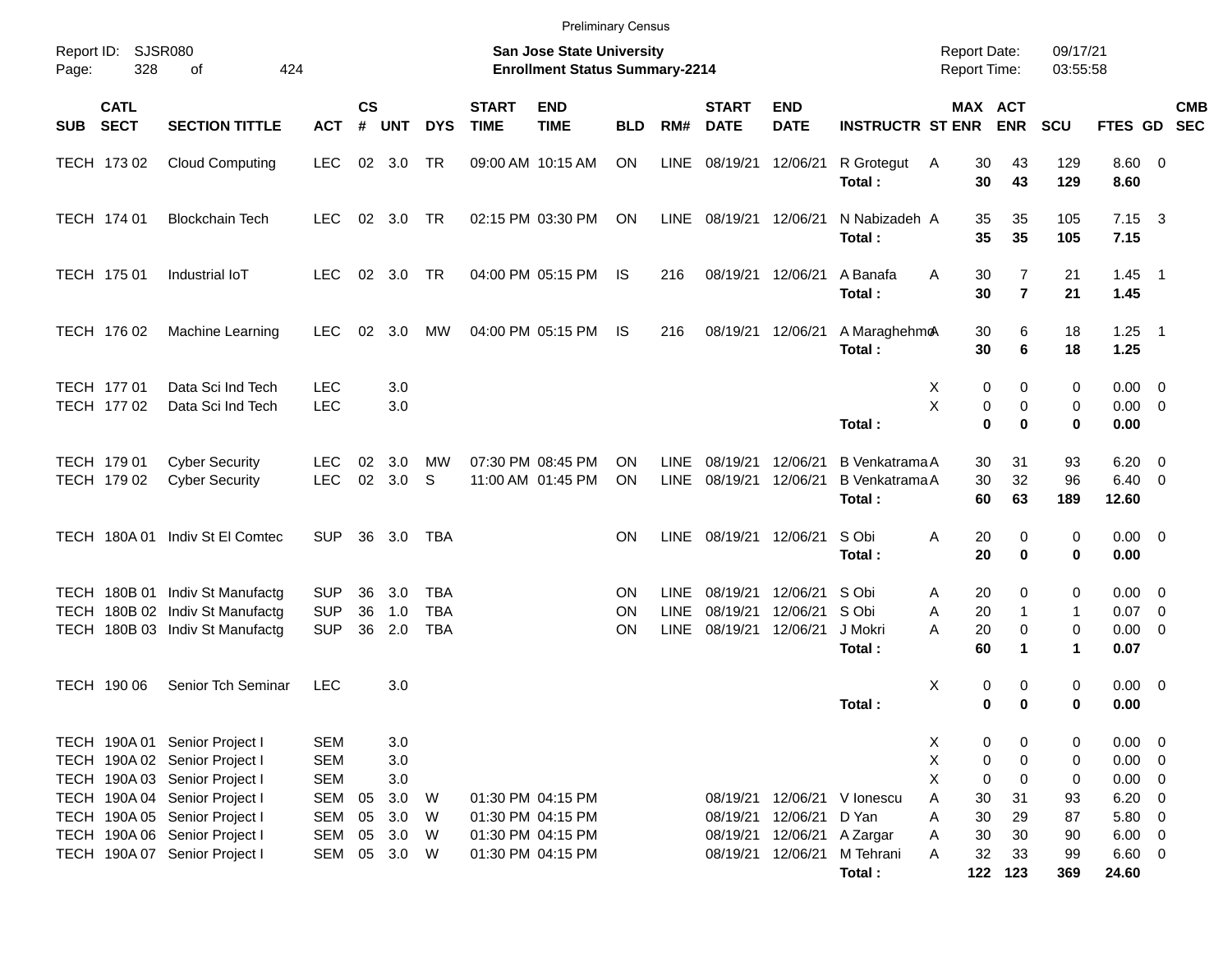Preliminary Census

Report ID: SJSR080

**San Jose State University**
**Enrollment Status Summary-2214**

Report Date: 09/17/21
Report Time: 03:55:58

| SUB | CATL SECT | SECTION TITTLE | ACT | CS # | UNT | DYS | START TIME | END TIME | BLD | RM# | START DATE | END DATE | INSTRUCTR | ST | MAX ENR | ACT ENR | SCU | FTES | GD | CMB SEC |
|---|---|---|---|---|---|---|---|---|---|---|---|---|---|---|---|---|---|---|---|---|
| TECH | 173 02 | Cloud Computing | LEC | 02 | 3.0 | TR | 09:00 AM | 10:15 AM | ON | LINE | 08/19/21 | 12/06/21 | R Grotegut | A | 30 | 43 | 129 | 8.60 | 0 | |
| | | | | | | | | | | | | | **Total :** | | **30** | **43** | **129** | **8.60** | | |
| TECH | 174 01 | Blockchain Tech | LEC | 02 | 3.0 | TR | 02:15 PM | 03:30 PM | ON | LINE | 08/19/21 | 12/06/21 | N Nabizadeh | A | 35 | 35 | 105 | 7.15 | 3 | |
| | | | | | | | | | | | | | **Total :** | | **35** | **35** | **105** | **7.15** | | |
| TECH | 175 01 | Industrial IoT | LEC | 02 | 3.0 | TR | 04:00 PM | 05:15 PM | IS | 216 | 08/19/21 | 12/06/21 | A Banafa | A | 30 | 7 | 21 | 1.45 | 1 | |
| | | | | | | | | | | | | | **Total :** | | **30** | **7** | **21** | **1.45** | | |
| TECH | 176 02 | Machine Learning | LEC | 02 | 3.0 | MW | 04:00 PM | 05:15 PM | IS | 216 | 08/19/21 | 12/06/21 | A Maraghehmo | A | 30 | 6 | 18 | 1.25 | 1 | |
| | | | | | | | | | | | | | **Total :** | | **30** | **6** | **18** | **1.25** | | |
| TECH | 177 01 | Data Sci Ind Tech | LEC | | 3.0 | | | | | | | | | X | 0 | 0 | 0 | 0.00 | 0 | |
| TECH | 177 02 | Data Sci Ind Tech | LEC | | 3.0 | | | | | | | | | X | 0 | 0 | 0 | 0.00 | 0 | |
| | | | | | | | | | | | | | **Total :** | | **0** | **0** | **0** | **0.00** | | |
| TECH | 179 01 | Cyber Security | LEC | 02 | 3.0 | MW | 07:30 PM | 08:45 PM | ON | LINE | 08/19/21 | 12/06/21 | B Venkatrama | A | 30 | 31 | 93 | 6.20 | 0 | |
| TECH | 179 02 | Cyber Security | LEC | 02 | 3.0 | S | 11:00 AM | 01:45 PM | ON | LINE | 08/19/21 | 12/06/21 | B Venkatrama | A | 30 | 32 | 96 | 6.40 | 0 | |
| | | | | | | | | | | | | | **Total :** | | **60** | **63** | **189** | **12.60** | | |
| TECH | 180A 01 | Indiv St El Comtec | SUP | 36 | 3.0 | TBA | | | ON | LINE | 08/19/21 | 12/06/21 | S Obi | A | 20 | 0 | 0 | 0.00 | 0 | |
| | | | | | | | | | | | | | **Total :** | | **20** | **0** | **0** | **0.00** | | |
| TECH | 180B 01 | Indiv St Manufactg | SUP | 36 | 3.0 | TBA | | | ON | LINE | 08/19/21 | 12/06/21 | S Obi | A | 20 | 0 | 0 | 0.00 | 0 | |
| TECH | 180B 02 | Indiv St Manufactg | SUP | 36 | 1.0 | TBA | | | ON | LINE | 08/19/21 | 12/06/21 | S Obi | A | 20 | 1 | 1 | 0.07 | 0 | |
| TECH | 180B 03 | Indiv St Manufactg | SUP | 36 | 2.0 | TBA | | | ON | LINE | 08/19/21 | 12/06/21 | J Mokri | A | 20 | 0 | 0 | 0.00 | 0 | |
| | | | | | | | | | | | | | **Total :** | | **60** | **1** | **1** | **0.07** | | |
| TECH | 190 06 | Senior Tch Seminar | LEC | | 3.0 | | | | | | | | | X | 0 | 0 | 0 | 0.00 | 0 | |
| | | | | | | | | | | | | | **Total :** | | **0** | **0** | **0** | **0.00** | | |
| TECH | 190A 01 | Senior Project I | SEM | | 3.0 | | | | | | | | | X | 0 | 0 | 0 | 0.00 | 0 | |
| TECH | 190A 02 | Senior Project I | SEM | | 3.0 | | | | | | | | | X | 0 | 0 | 0 | 0.00 | 0 | |
| TECH | 190A 03 | Senior Project I | SEM | | 3.0 | | | | | | | | | X | 0 | 0 | 0 | 0.00 | 0 | |
| TECH | 190A 04 | Senior Project I | SEM | 05 | 3.0 | W | 01:30 PM | 04:15 PM | | | 08/19/21 | 12/06/21 | V Ionescu | A | 30 | 31 | 93 | 6.20 | 0 | |
| TECH | 190A 05 | Senior Project I | SEM | 05 | 3.0 | W | 01:30 PM | 04:15 PM | | | 08/19/21 | 12/06/21 | D Yan | A | 30 | 29 | 87 | 5.80 | 0 | |
| TECH | 190A 06 | Senior Project I | SEM | 05 | 3.0 | W | 01:30 PM | 04:15 PM | | | 08/19/21 | 12/06/21 | A Zargar | A | 30 | 30 | 90 | 6.00 | 0 | |
| TECH | 190A 07 | Senior Project I | SEM | 05 | 3.0 | W | 01:30 PM | 04:15 PM | | | 08/19/21 | 12/06/21 | M Tehrani | A | 32 | 33 | 99 | 6.60 | 0 | |
| | | | | | | | | | | | | | **Total :** | | **122** | **123** | **369** | **24.60** | | |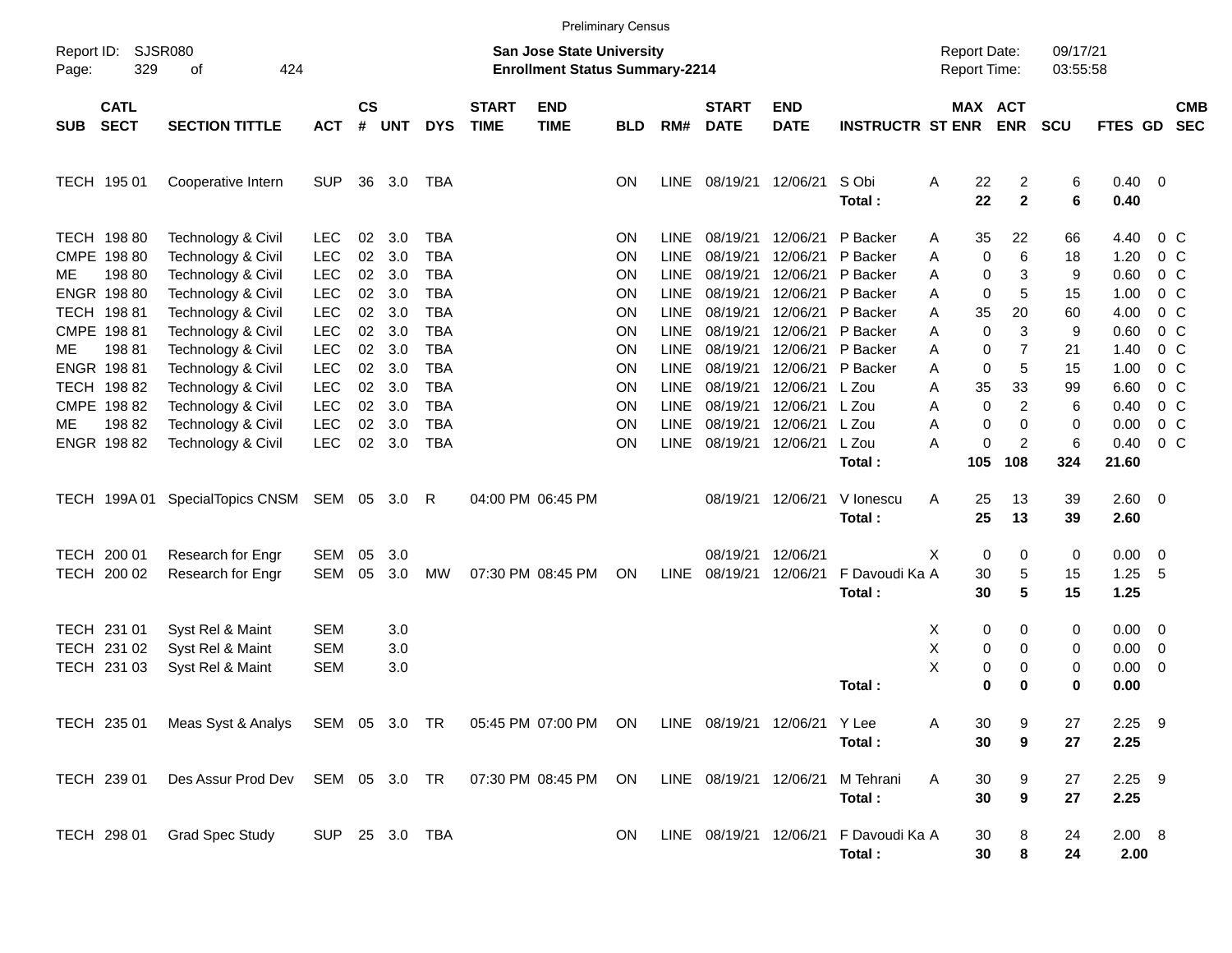Preliminary Census

Report ID: SJSR080
Page: 329 of 424

**San Jose State University**
**Enrollment Status Summary-2214**

Report Date: 09/17/21
Report Time: 03:55:58

| SUB | CATL SECT | SECTION TITTLE | ACT | CS # | UNT | DYS | START TIME | END TIME | BLD | RM# | START DATE | END DATE | INSTRUCTR | ST | MAX ENR | ACT ENR | SCU | FTES | GD | CMB SEC |
|---|---|---|---|---|---|---|---|---|---|---|---|---|---|---|---|---|---|---|---|---|
| TECH | 195 01 | Cooperative Intern | SUP | 36 | 3.0 | TBA | | | ON | LINE | 08/19/21 | 12/06/21 | S Obi | A | 22 | 2 | 6 | 0.40 | 0 | |
| | | | | | | | | | | | | | **Total :** | | **22** | **2** | **6** | **0.40** | | |
| TECH | 198 80 | Technology & Civil | LEC | 02 | 3.0 | TBA | | | ON | LINE | 08/19/21 | 12/06/21 | P Backer | A | 35 | 22 | 66 | 4.40 | 0 | C |
| CMPE | 198 80 | Technology & Civil | LEC | 02 | 3.0 | TBA | | | ON | LINE | 08/19/21 | 12/06/21 | P Backer | A | 0 | 6 | 18 | 1.20 | 0 | C |
| ME | 198 80 | Technology & Civil | LEC | 02 | 3.0 | TBA | | | ON | LINE | 08/19/21 | 12/06/21 | P Backer | A | 0 | 3 | 9 | 0.60 | 0 | C |
| ENGR | 198 80 | Technology & Civil | LEC | 02 | 3.0 | TBA | | | ON | LINE | 08/19/21 | 12/06/21 | P Backer | A | 0 | 5 | 15 | 1.00 | 0 | C |
| TECH | 198 81 | Technology & Civil | LEC | 02 | 3.0 | TBA | | | ON | LINE | 08/19/21 | 12/06/21 | P Backer | A | 35 | 20 | 60 | 4.00 | 0 | C |
| CMPE | 198 81 | Technology & Civil | LEC | 02 | 3.0 | TBA | | | ON | LINE | 08/19/21 | 12/06/21 | P Backer | A | 0 | 3 | 9 | 0.60 | 0 | C |
| ME | 198 81 | Technology & Civil | LEC | 02 | 3.0 | TBA | | | ON | LINE | 08/19/21 | 12/06/21 | P Backer | A | 0 | 7 | 21 | 1.40 | 0 | C |
| ENGR | 198 81 | Technology & Civil | LEC | 02 | 3.0 | TBA | | | ON | LINE | 08/19/21 | 12/06/21 | P Backer | A | 0 | 5 | 15 | 1.00 | 0 | C |
| TECH | 198 82 | Technology & Civil | LEC | 02 | 3.0 | TBA | | | ON | LINE | 08/19/21 | 12/06/21 | L Zou | A | 35 | 33 | 99 | 6.60 | 0 | C |
| CMPE | 198 82 | Technology & Civil | LEC | 02 | 3.0 | TBA | | | ON | LINE | 08/19/21 | 12/06/21 | L Zou | A | 0 | 2 | 6 | 0.40 | 0 | C |
| ME | 198 82 | Technology & Civil | LEC | 02 | 3.0 | TBA | | | ON | LINE | 08/19/21 | 12/06/21 | L Zou | A | 0 | 0 | 0 | 0.00 | 0 | C |
| ENGR | 198 82 | Technology & Civil | LEC | 02 | 3.0 | TBA | | | ON | LINE | 08/19/21 | 12/06/21 | L Zou | A | 0 | 2 | 6 | 0.40 | 0 | C |
| | | | | | | | | | | | | | **Total :** | | **105** | **108** | **324** | **21.60** | | |
| TECH | 199A 01 | SpecialTopics CNSM | SEM | 05 | 3.0 | R | 04:00 PM | 06:45 PM | | | 08/19/21 | 12/06/21 | V Ionescu | A | 25 | 13 | 39 | 2.60 | 0 | |
| | | | | | | | | | | | | | **Total :** | | **25** | **13** | **39** | **2.60** | | |
| TECH | 200 01 | Research for Engr | SEM | 05 | 3.0 | | | | | | 08/19/21 | 12/06/21 | | X | 0 | 0 | 0 | 0.00 | 0 | |
| TECH | 200 02 | Research for Engr | SEM | 05 | 3.0 | MW | 07:30 PM | 08:45 PM | ON | LINE | 08/19/21 | 12/06/21 | F Davoudi Ka | A | 30 | 5 | 15 | 1.25 | 5 | |
| | | | | | | | | | | | | | **Total :** | | **30** | **5** | **15** | **1.25** | | |
| TECH | 231 01 | Syst Rel & Maint | SEM | | 3.0 | | | | | | | | | X | 0 | 0 | 0 | 0.00 | 0 | |
| TECH | 231 02 | Syst Rel & Maint | SEM | | 3.0 | | | | | | | | | X | 0 | 0 | 0 | 0.00 | 0 | |
| TECH | 231 03 | Syst Rel & Maint | SEM | | 3.0 | | | | | | | | | X | 0 | 0 | 0 | 0.00 | 0 | |
| | | | | | | | | | | | | | **Total :** | | **0** | **0** | **0** | **0.00** | | |
| TECH | 235 01 | Meas Syst & Analys | SEM | 05 | 3.0 | TR | 05:45 PM | 07:00 PM | ON | LINE | 08/19/21 | 12/06/21 | Y Lee | A | 30 | 9 | 27 | 2.25 | 9 | |
| | | | | | | | | | | | | | **Total :** | | **30** | **9** | **27** | **2.25** | | |
| TECH | 239 01 | Des Assur Prod Dev | SEM | 05 | 3.0 | TR | 07:30 PM | 08:45 PM | ON | LINE | 08/19/21 | 12/06/21 | M Tehrani | A | 30 | 9 | 27 | 2.25 | 9 | |
| | | | | | | | | | | | | | **Total :** | | **30** | **9** | **27** | **2.25** | | |
| TECH | 298 01 | Grad Spec Study | SUP | 25 | 3.0 | TBA | | | ON | LINE | 08/19/21 | 12/06/21 | F Davoudi Ka | A | 30 | 8 | 24 | 2.00 | 8 | |
| | | | | | | | | | | | | | **Total :** | | **30** | **8** | **24** | **2.00** | | |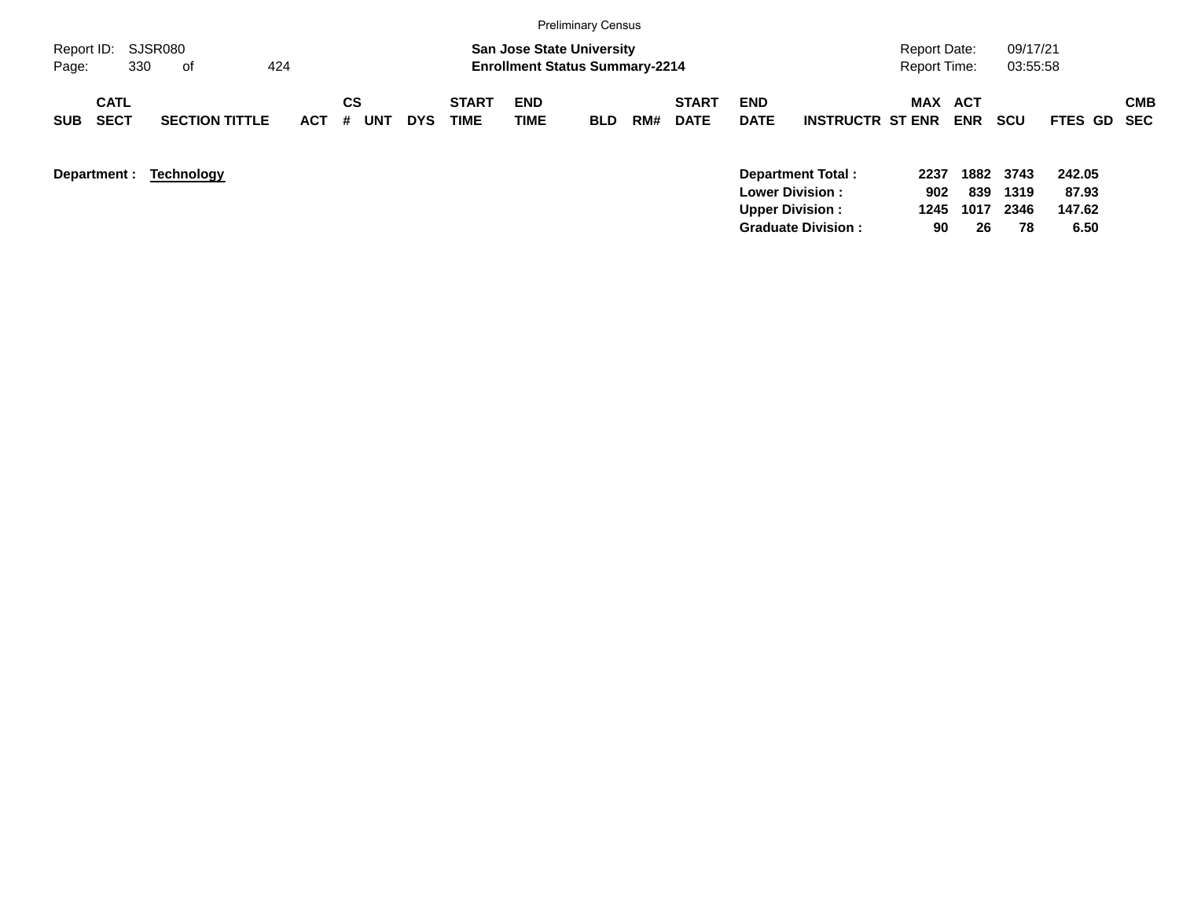Preliminary Census

Report ID: SJSR080

**San Jose State University**
**Enrollment Status Summary-2214**

Report Date: 09/17/21
Report Time: 03:55:58

| SUB | CATL SECT | SECTION TITTLE | ACT | CS # | UNT | DYS | START TIME | END TIME | BLD | RM# | START DATE | END DATE | INSTRUCTR | MAX ST ENR | ACT ENR | SCU | FTES | GD | CMB SEC |
|---|---|---|---|---|---|---|---|---|---|---|---|---|---|---|---|---|---|---|---|

**Department : Technology**

| | MAX ST ENR | ACT ENR | SCU | FTES |
|---|---|---|---|---|
| **Department Total :** | **2237** | **1882** | **3743** | **242.05** |
| **Lower Division :** | **902** | **839** | **1319** | **87.93** |
| **Upper Division :** | **1245** | **1017** | **2346** | **147.62** |
| **Graduate Division :** | **90** | **26** | **78** | **6.50** |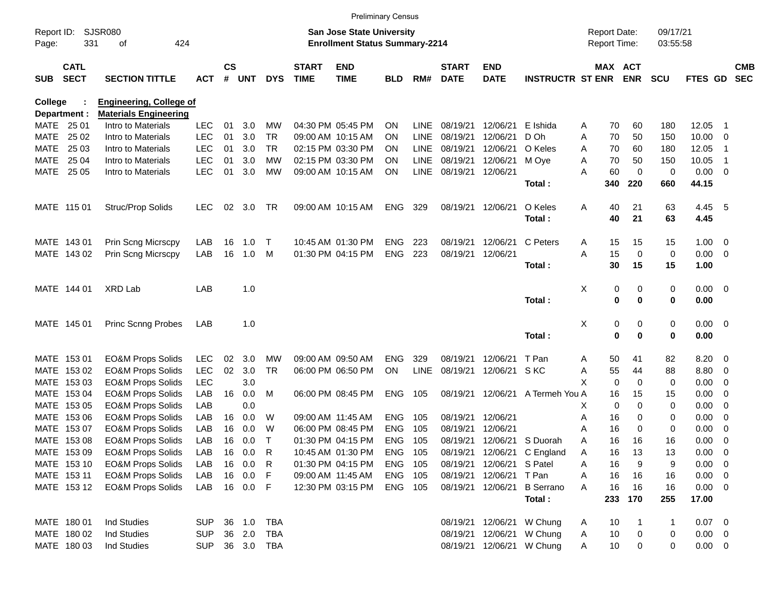Preliminary Census

Report ID: SJSR080
Page: 331 of 424

**San Jose State University**
**Enrollment Status Summary-2214**

Report Date: 09/17/21
Report Time: 03:55:58

**College : Engineering, College of**
**Department : Materials Engineering**

| SUB | CATL SECT | SECTION TITTLE | ACT | CS # | UNT | DYS | START TIME | END TIME | BLD | RM# | START DATE | END DATE | INSTRUCTR | ST | MAX ENR | ACT ENR | SCU | FTES | GD | CMB SEC |
|---|---|---|---|---|---|---|---|---|---|---|---|---|---|---|---|---|---|---|---|---|
| MATE | 25 01 | Intro to Materials | LEC | 01 | 3.0 | MW | 04:30 PM | 05:45 PM | ON | LINE | 08/19/21 | 12/06/21 | E Ishida | A | 70 | 60 | 180 | 12.05 | 1 | |
| MATE | 25 02 | Intro to Materials | LEC | 01 | 3.0 | TR | 09:00 AM | 10:15 AM | ON | LINE | 08/19/21 | 12/06/21 | D Oh | A | 70 | 50 | 150 | 10.00 | 0 | |
| MATE | 25 03 | Intro to Materials | LEC | 01 | 3.0 | TR | 02:15 PM | 03:30 PM | ON | LINE | 08/19/21 | 12/06/21 | O Keles | A | 70 | 60 | 180 | 12.05 | 1 | |
| MATE | 25 04 | Intro to Materials | LEC | 01 | 3.0 | MW | 02:15 PM | 03:30 PM | ON | LINE | 08/19/21 | 12/06/21 | M Oye | A | 70 | 50 | 150 | 10.05 | 1 | |
| MATE | 25 05 | Intro to Materials | LEC | 01 | 3.0 | MW | 09:00 AM | 10:15 AM | ON | LINE | 08/19/21 | 12/06/21 | | A | 60 | 0 | 0 | 0.00 | 0 | |
| | | | | | | | | | | | | | **Total :** | | **340** | **220** | **660** | **44.15** | | |
| MATE | 115 01 | Struc/Prop Solids | LEC | 02 | 3.0 | TR | 09:00 AM | 10:15 AM | ENG | 329 | 08/19/21 | 12/06/21 | O Keles | A | 40 | 21 | 63 | 4.45 | 5 | |
| | | | | | | | | | | | | | **Total :** | | **40** | **21** | **63** | **4.45** | | |
| MATE | 143 01 | Prin Scng Micrscpy | LAB | 16 | 1.0 | T | 10:45 AM | 01:30 PM | ENG | 223 | 08/19/21 | 12/06/21 | C Peters | A | 15 | 15 | 15 | 1.00 | 0 | |
| MATE | 143 02 | Prin Scng Micrscpy | LAB | 16 | 1.0 | M | 01:30 PM | 04:15 PM | ENG | 223 | 08/19/21 | 12/06/21 | | A | 15 | 0 | 0 | 0.00 | 0 | |
| | | | | | | | | | | | | | **Total :** | | **30** | **15** | **15** | **1.00** | | |
| MATE | 144 01 | XRD Lab | LAB | | 1.0 | | | | | | | | | X | 0 | 0 | 0 | 0.00 | 0 | |
| | | | | | | | | | | | | | **Total :** | | **0** | **0** | **0** | **0.00** | | |
| MATE | 145 01 | Princ Scnng Probes | LAB | | 1.0 | | | | | | | | | X | 0 | 0 | 0 | 0.00 | 0 | |
| | | | | | | | | | | | | | **Total :** | | **0** | **0** | **0** | **0.00** | | |
| MATE | 153 01 | EO&M Props Solids | LEC | 02 | 3.0 | MW | 09:00 AM | 09:50 AM | ENG | 329 | 08/19/21 | 12/06/21 | T Pan | A | 50 | 41 | 82 | 8.20 | 0 | |
| MATE | 153 02 | EO&M Props Solids | LEC | 02 | 3.0 | TR | 06:00 PM | 06:50 PM | ON | LINE | 08/19/21 | 12/06/21 | S KC | A | 55 | 44 | 88 | 8.80 | 0 | |
| MATE | 153 03 | EO&M Props Solids | LEC | | 3.0 | | | | | | | | | X | 0 | 0 | 0 | 0.00 | 0 | |
| MATE | 153 04 | EO&M Props Solids | LAB | 16 | 0.0 | M | 06:00 PM | 08:45 PM | ENG | 105 | 08/19/21 | 12/06/21 | A Termeh You | A | 16 | 15 | 15 | 0.00 | 0 | |
| MATE | 153 05 | EO&M Props Solids | LAB | | 0.0 | | | | | | | | | X | 0 | 0 | 0 | 0.00 | 0 | |
| MATE | 153 06 | EO&M Props Solids | LAB | 16 | 0.0 | W | 09:00 AM | 11:45 AM | ENG | 105 | 08/19/21 | 12/06/21 | | A | 16 | 0 | 0 | 0.00 | 0 | |
| MATE | 153 07 | EO&M Props Solids | LAB | 16 | 0.0 | W | 06:00 PM | 08:45 PM | ENG | 105 | 08/19/21 | 12/06/21 | | A | 16 | 0 | 0 | 0.00 | 0 | |
| MATE | 153 08 | EO&M Props Solids | LAB | 16 | 0.0 | T | 01:30 PM | 04:15 PM | ENG | 105 | 08/19/21 | 12/06/21 | S Duorah | A | 16 | 16 | 16 | 0.00 | 0 | |
| MATE | 153 09 | EO&M Props Solids | LAB | 16 | 0.0 | R | 10:45 AM | 01:30 PM | ENG | 105 | 08/19/21 | 12/06/21 | C England | A | 16 | 13 | 13 | 0.00 | 0 | |
| MATE | 153 10 | EO&M Props Solids | LAB | 16 | 0.0 | R | 01:30 PM | 04:15 PM | ENG | 105 | 08/19/21 | 12/06/21 | S Patel | A | 16 | 9 | 9 | 0.00 | 0 | |
| MATE | 153 11 | EO&M Props Solids | LAB | 16 | 0.0 | F | 09:00 AM | 11:45 AM | ENG | 105 | 08/19/21 | 12/06/21 | T Pan | A | 16 | 16 | 16 | 0.00 | 0 | |
| MATE | 153 12 | EO&M Props Solids | LAB | 16 | 0.0 | F | 12:30 PM | 03:15 PM | ENG | 105 | 08/19/21 | 12/06/21 | B Serrano | A | 16 | 16 | 16 | 0.00 | 0 | |
| | | | | | | | | | | | | | **Total :** | | **233** | **170** | **255** | **17.00** | | |
| MATE | 180 01 | Ind Studies | SUP | 36 | 1.0 | TBA | | | | | 08/19/21 | 12/06/21 | W Chung | A | 10 | 1 | 1 | 0.07 | 0 | |
| MATE | 180 02 | Ind Studies | SUP | 36 | 2.0 | TBA | | | | | 08/19/21 | 12/06/21 | W Chung | A | 10 | 0 | 0 | 0.00 | 0 | |
| MATE | 180 03 | Ind Studies | SUP | 36 | 3.0 | TBA | | | | | 08/19/21 | 12/06/21 | W Chung | A | 10 | 0 | 0 | 0.00 | 0 | |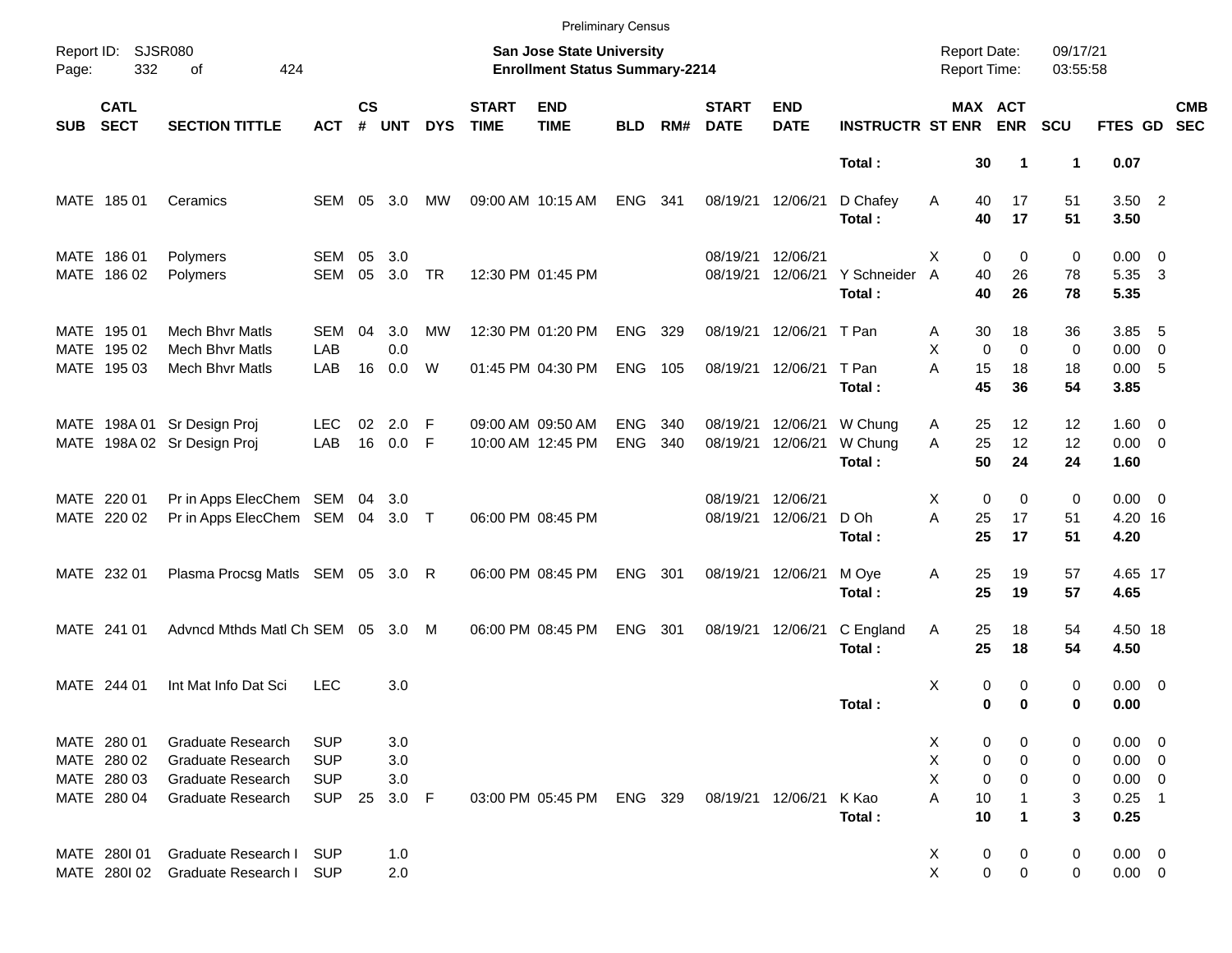Preliminary Census

Report ID: SJSR080  
Page: 332 of 424

**San Jose State University**  
**Enrollment Status Summary-2214**

Report Date: 09/17/21  
Report Time: 03:55:58

| SUB | CATL SECT | SECTION TITTLE | ACT | CS # | UNT | DYS | START TIME | END TIME | BLD | RM# | START DATE | END DATE | INSTRUCTR | ST | MAX ENR | ACT ENR | SCU | FTES | GD | CMB SEC |
|---|---|---|---|---|---|---|---|---|---|---|---|---|---|---|---|---|---|---|---|---|
| | | | | | | | | | | | | | **Total :** | | **30** | **1** | **1** | **0.07** | | |
| MATE | 185 01 | Ceramics | SEM | 05 | 3.0 | MW | 09:00 AM | 10:15 AM | ENG | 341 | 08/19/21 | 12/06/21 | D Chafey | A | 40 | 17 | 51 | 3.50 | 2 | |
| | | | | | | | | | | | | | **Total :** | | **40** | **17** | **51** | **3.50** | | |
| MATE | 186 01 | Polymers | SEM | 05 | 3.0 | | | | | | 08/19/21 | 12/06/21 | | X | 0 | 0 | 0 | 0.00 | 0 | |
| MATE | 186 02 | Polymers | SEM | 05 | 3.0 | TR | 12:30 PM | 01:45 PM | | | 08/19/21 | 12/06/21 | Y Schneider | A | 40 | 26 | 78 | 5.35 | 3 | |
| | | | | | | | | | | | | | **Total :** | | **40** | **26** | **78** | **5.35** | | |
| MATE | 195 01 | Mech Bhvr Matls | SEM | 04 | 3.0 | MW | 12:30 PM | 01:20 PM | ENG | 329 | 08/19/21 | 12/06/21 | T Pan | A | 30 | 18 | 36 | 3.85 | 5 | |
| MATE | 195 02 | Mech Bhvr Matls | LAB | | 0.0 | | | | | | | | | X | 0 | 0 | 0 | 0.00 | 0 | |
| MATE | 195 03 | Mech Bhvr Matls | LAB | 16 | 0.0 | W | 01:45 PM | 04:30 PM | ENG | 105 | 08/19/21 | 12/06/21 | T Pan | A | 15 | 18 | 18 | 0.00 | 5 | |
| | | | | | | | | | | | | | **Total :** | | **45** | **36** | **54** | **3.85** | | |
| MATE | 198A 01 | Sr Design Proj | LEC | 02 | 2.0 | F | 09:00 AM | 09:50 AM | ENG | 340 | 08/19/21 | 12/06/21 | W Chung | A | 25 | 12 | 12 | 1.60 | 0 | |
| MATE | 198A 02 | Sr Design Proj | LAB | 16 | 0.0 | F | 10:00 AM | 12:45 PM | ENG | 340 | 08/19/21 | 12/06/21 | W Chung | A | 25 | 12 | 12 | 0.00 | 0 | |
| | | | | | | | | | | | | | **Total :** | | **50** | **24** | **24** | **1.60** | | |
| MATE | 220 01 | Pr in Apps ElecChem | SEM | 04 | 3.0 | | | | | | 08/19/21 | 12/06/21 | | X | 0 | 0 | 0 | 0.00 | 0 | |
| MATE | 220 02 | Pr in Apps ElecChem | SEM | 04 | 3.0 | T | 06:00 PM | 08:45 PM | | | 08/19/21 | 12/06/21 | D Oh | A | 25 | 17 | 51 | 4.20 | 16 | |
| | | | | | | | | | | | | | **Total :** | | **25** | **17** | **51** | **4.20** | | |
| MATE | 232 01 | Plasma Procsg Matls | SEM | 05 | 3.0 | R | 06:00 PM | 08:45 PM | ENG | 301 | 08/19/21 | 12/06/21 | M Oye | A | 25 | 19 | 57 | 4.65 | 17 | |
| | | | | | | | | | | | | | **Total :** | | **25** | **19** | **57** | **4.65** | | |
| MATE | 241 01 | Advncd Mthds Matl Ch | SEM | 05 | 3.0 | M | 06:00 PM | 08:45 PM | ENG | 301 | 08/19/21 | 12/06/21 | C England | A | 25 | 18 | 54 | 4.50 | 18 | |
| | | | | | | | | | | | | | **Total :** | | **25** | **18** | **54** | **4.50** | | |
| MATE | 244 01 | Int Mat Info Dat Sci | LEC | | 3.0 | | | | | | | | | X | 0 | 0 | 0 | 0.00 | 0 | |
| | | | | | | | | | | | | | **Total :** | | **0** | **0** | **0** | **0.00** | | |
| MATE | 280 01 | Graduate Research | SUP | | 3.0 | | | | | | | | | X | 0 | 0 | 0 | 0.00 | 0 | |
| MATE | 280 02 | Graduate Research | SUP | | 3.0 | | | | | | | | | X | 0 | 0 | 0 | 0.00 | 0 | |
| MATE | 280 03 | Graduate Research | SUP | | 3.0 | | | | | | | | | X | 0 | 0 | 0 | 0.00 | 0 | |
| MATE | 280 04 | Graduate Research | SUP | 25 | 3.0 | F | 03:00 PM | 05:45 PM | ENG | 329 | 08/19/21 | 12/06/21 | K Kao | A | 10 | 1 | 3 | 0.25 | 1 | |
| | | | | | | | | | | | | | **Total :** | | **10** | **1** | **3** | **0.25** | | |
| MATE | 280I 01 | Graduate Research I | SUP | | 1.0 | | | | | | | | | X | 0 | 0 | 0 | 0.00 | 0 | |
| MATE | 280I 02 | Graduate Research I | SUP | | 2.0 | | | | | | | | | X | 0 | 0 | 0 | 0.00 | 0 | |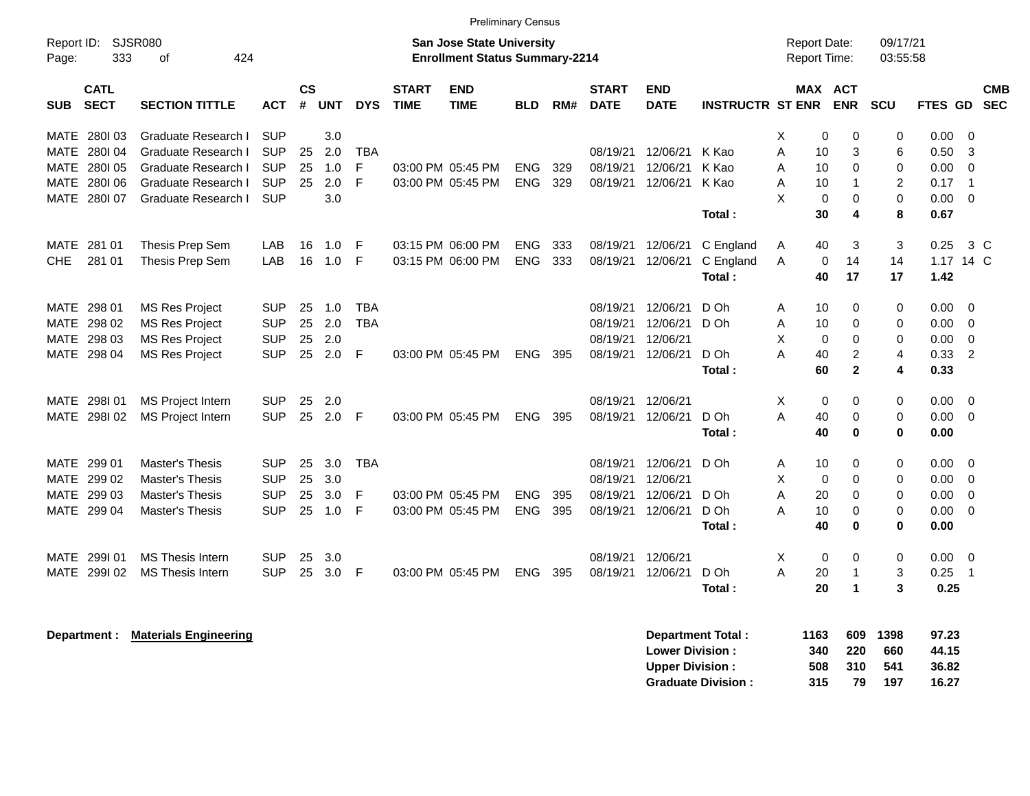Preliminary Census

Report ID: SJSR080 | **San Jose State University** | Report Date: 09/17/21
**Enrollment Status Summary-2214** | Report Time: 03:55:58

| SUB | CATL SECT | SECTION TITTLE | ACT | CS # | UNT | DYS | START TIME | END TIME | BLD | RM# | START DATE | END DATE | INSTRUCTR | ST | MAX ENR | ACT ENR | SCU | FTES | GD | CMB SEC |
|---|---|---|---|---|---|---|---|---|---|---|---|---|---|---|---|---|---|---|---|---|
| MATE | 280I 03 | Graduate Research I | SUP | | 3.0 | | | | | | | | | X | 0 | 0 | 0 | 0.00 | 0 | |
| MATE | 280I 04 | Graduate Research I | SUP | 25 | 2.0 | TBA | | | | | 08/19/21 | 12/06/21 | K Kao | A | 10 | 3 | 6 | 0.50 | 3 | |
| MATE | 280I 05 | Graduate Research I | SUP | 25 | 1.0 | F | 03:00 PM | 05:45 PM | ENG | 329 | 08/19/21 | 12/06/21 | K Kao | A | 10 | 0 | 0 | 0.00 | 0 | |
| MATE | 280I 06 | Graduate Research I | SUP | 25 | 2.0 | F | 03:00 PM | 05:45 PM | ENG | 329 | 08/19/21 | 12/06/21 | K Kao | A | 10 | 1 | 2 | 0.17 | 1 | |
| MATE | 280I 07 | Graduate Research I | SUP | | 3.0 | | | | | | | | | X | 0 | 0 | 0 | 0.00 | 0 | |
| | | | | | | | | | | | | | **Total :** | | **30** | **4** | **8** | **0.67** | | |
| MATE | 281 01 | Thesis Prep Sem | LAB | 16 | 1.0 | F | 03:15 PM | 06:00 PM | ENG | 333 | 08/19/21 | 12/06/21 | C England | A | 40 | 3 | 3 | 0.25 | 3 | C |
| CHE | 281 01 | Thesis Prep Sem | LAB | 16 | 1.0 | F | 03:15 PM | 06:00 PM | ENG | 333 | 08/19/21 | 12/06/21 | C England | A | 0 | 14 | 14 | 1.17 | 14 | C |
| | | | | | | | | | | | | | **Total :** | | **40** | **17** | **17** | **1.42** | | |
| MATE | 298 01 | MS Res Project | SUP | 25 | 1.0 | TBA | | | | | 08/19/21 | 12/06/21 | D Oh | A | 10 | 0 | 0 | 0.00 | 0 | |
| MATE | 298 02 | MS Res Project | SUP | 25 | 2.0 | TBA | | | | | 08/19/21 | 12/06/21 | D Oh | A | 10 | 0 | 0 | 0.00 | 0 | |
| MATE | 298 03 | MS Res Project | SUP | 25 | 2.0 | | | | | | 08/19/21 | 12/06/21 | | X | 0 | 0 | 0 | 0.00 | 0 | |
| MATE | 298 04 | MS Res Project | SUP | 25 | 2.0 | F | 03:00 PM | 05:45 PM | ENG | 395 | 08/19/21 | 12/06/21 | D Oh | A | 40 | 2 | 4 | 0.33 | 2 | |
| | | | | | | | | | | | | | **Total :** | | **60** | **2** | **4** | **0.33** | | |
| MATE | 298I 01 | MS Project Intern | SUP | 25 | 2.0 | | | | | | 08/19/21 | 12/06/21 | | X | 0 | 0 | 0 | 0.00 | 0 | |
| MATE | 298I 02 | MS Project Intern | SUP | 25 | 2.0 | F | 03:00 PM | 05:45 PM | ENG | 395 | 08/19/21 | 12/06/21 | D Oh | A | 40 | 0 | 0 | 0.00 | 0 | |
| | | | | | | | | | | | | | **Total :** | | **40** | **0** | **0** | **0.00** | | |
| MATE | 299 01 | Master's Thesis | SUP | 25 | 3.0 | TBA | | | | | 08/19/21 | 12/06/21 | D Oh | A | 10 | 0 | 0 | 0.00 | 0 | |
| MATE | 299 02 | Master's Thesis | SUP | 25 | 3.0 | | | | | | 08/19/21 | 12/06/21 | | X | 0 | 0 | 0 | 0.00 | 0 | |
| MATE | 299 03 | Master's Thesis | SUP | 25 | 3.0 | F | 03:00 PM | 05:45 PM | ENG | 395 | 08/19/21 | 12/06/21 | D Oh | A | 20 | 0 | 0 | 0.00 | 0 | |
| MATE | 299 04 | Master's Thesis | SUP | 25 | 1.0 | F | 03:00 PM | 05:45 PM | ENG | 395 | 08/19/21 | 12/06/21 | D Oh | A | 10 | 0 | 0 | 0.00 | 0 | |
| | | | | | | | | | | | | | **Total :** | | **40** | **0** | **0** | **0.00** | | |
| MATE | 299I 01 | MS Thesis Intern | SUP | 25 | 3.0 | | | | | | 08/19/21 | 12/06/21 | | X | 0 | 0 | 0 | 0.00 | 0 | |
| MATE | 299I 02 | MS Thesis Intern | SUP | 25 | 3.0 | F | 03:00 PM | 05:45 PM | ENG | 395 | 08/19/21 | 12/06/21 | D Oh | A | 20 | 1 | 3 | 0.25 | 1 | |
| | | | | | | | | | | | | | **Total :** | | **20** | **1** | **3** | **0.25** | | |

**Department :** **Materials Engineering**

| | MAX ENR | ACT ENR | SCU | FTES |
|---|---|---|---|---|
| **Department Total :** | **1163** | **609** | **1398** | **97.23** |
| **Lower Division :** | **340** | **220** | **660** | **44.15** |
| **Upper Division :** | **508** | **310** | **541** | **36.82** |
| **Graduate Division :** | **315** | **79** | **197** | **16.27** |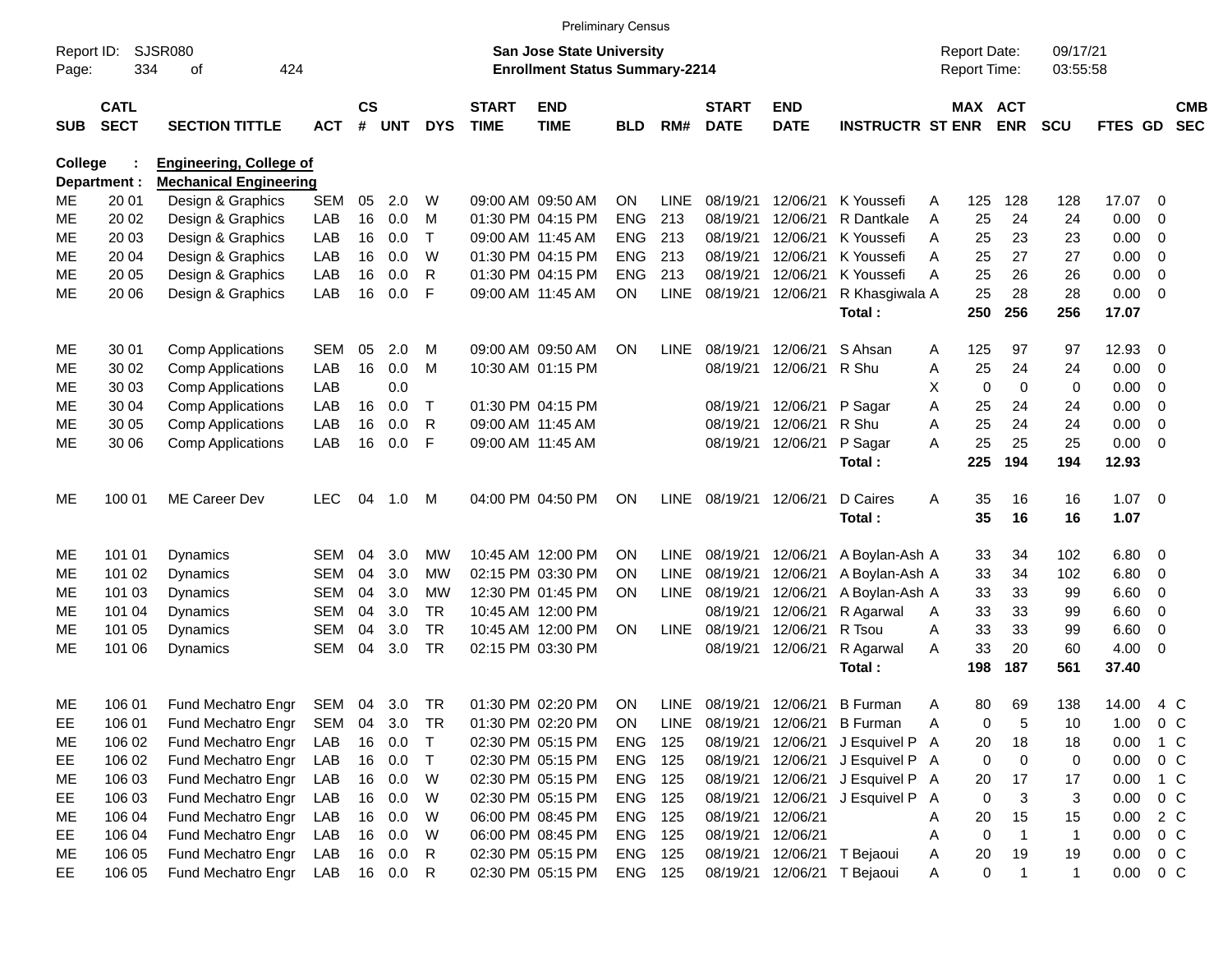Preliminary Census

Report ID: SJSR080
Page: 334 of 424

**San Jose State University**
**Enrollment Status Summary-2214**

Report Date: 09/17/21
Report Time: 03:55:58

**College : Engineering, College of**
**Department : Mechanical Engineering**

| SUB | CATL SECT | SECTION TITTLE | ACT | CS # | UNT | DYS | START TIME | END TIME | BLD | RM# | START DATE | END DATE | INSTRUCTR | ST | MAX ENR | ACT ENR | SCU | FTES | GD | CMB SEC |
|---|---|---|---|---|---|---|---|---|---|---|---|---|---|---|---|---|---|---|---|---|
| ME | 20 01 | Design & Graphics | SEM | 05 | 2.0 | W | 09:00 AM | 09:50 AM | ON | LINE | 08/19/21 | 12/06/21 | K Youssefi | A | 125 | 128 | 128 | 17.07 | 0 | |
| ME | 20 02 | Design & Graphics | LAB | 16 | 0.0 | M | 01:30 PM | 04:15 PM | ENG | 213 | 08/19/21 | 12/06/21 | R Dantkale | A | 25 | 24 | 24 | 0.00 | 0 | |
| ME | 20 03 | Design & Graphics | LAB | 16 | 0.0 | T | 09:00 AM | 11:45 AM | ENG | 213 | 08/19/21 | 12/06/21 | K Youssefi | A | 25 | 23 | 23 | 0.00 | 0 | |
| ME | 20 04 | Design & Graphics | LAB | 16 | 0.0 | W | 01:30 PM | 04:15 PM | ENG | 213 | 08/19/21 | 12/06/21 | K Youssefi | A | 25 | 27 | 27 | 0.00 | 0 | |
| ME | 20 05 | Design & Graphics | LAB | 16 | 0.0 | R | 01:30 PM | 04:15 PM | ENG | 213 | 08/19/21 | 12/06/21 | K Youssefi | A | 25 | 26 | 26 | 0.00 | 0 | |
| ME | 20 06 | Design & Graphics | LAB | 16 | 0.0 | F | 09:00 AM | 11:45 AM | ON | LINE | 08/19/21 | 12/06/21 | R Khasgiwala | A | 25 | 28 | 28 | 0.00 | 0 | |
| | | | | | | | | | | | | | **Total :** | | **250** | **256** | **256** | **17.07** | | |
| ME | 30 01 | Comp Applications | SEM | 05 | 2.0 | M | 09:00 AM | 09:50 AM | ON | LINE | 08/19/21 | 12/06/21 | S Ahsan | A | 125 | 97 | 97 | 12.93 | 0 | |
| ME | 30 02 | Comp Applications | LAB | 16 | 0.0 | M | 10:30 AM | 01:15 PM | | | 08/19/21 | 12/06/21 | R Shu | A | 25 | 24 | 24 | 0.00 | 0 | |
| ME | 30 03 | Comp Applications | LAB | | 0.0 | | | | | | | | | X | 0 | 0 | 0 | 0.00 | 0 | |
| ME | 30 04 | Comp Applications | LAB | 16 | 0.0 | T | 01:30 PM | 04:15 PM | | | 08/19/21 | 12/06/21 | P Sagar | A | 25 | 24 | 24 | 0.00 | 0 | |
| ME | 30 05 | Comp Applications | LAB | 16 | 0.0 | R | 09:00 AM | 11:45 AM | | | 08/19/21 | 12/06/21 | R Shu | A | 25 | 24 | 24 | 0.00 | 0 | |
| ME | 30 06 | Comp Applications | LAB | 16 | 0.0 | F | 09:00 AM | 11:45 AM | | | 08/19/21 | 12/06/21 | P Sagar | A | 25 | 25 | 25 | 0.00 | 0 | |
| | | | | | | | | | | | | | **Total :** | | **225** | **194** | **194** | **12.93** | | |
| ME | 100 01 | ME Career Dev | LEC | 04 | 1.0 | M | 04:00 PM | 04:50 PM | ON | LINE | 08/19/21 | 12/06/21 | D Caires | A | 35 | 16 | 16 | 1.07 | 0 | |
| | | | | | | | | | | | | | **Total :** | | **35** | **16** | **16** | **1.07** | | |
| ME | 101 01 | Dynamics | SEM | 04 | 3.0 | MW | 10:45 AM | 12:00 PM | ON | LINE | 08/19/21 | 12/06/21 | A Boylan-Ash | A | 33 | 34 | 102 | 6.80 | 0 | |
| ME | 101 02 | Dynamics | SEM | 04 | 3.0 | MW | 02:15 PM | 03:30 PM | ON | LINE | 08/19/21 | 12/06/21 | A Boylan-Ash | A | 33 | 34 | 102 | 6.80 | 0 | |
| ME | 101 03 | Dynamics | SEM | 04 | 3.0 | MW | 12:30 PM | 01:45 PM | ON | LINE | 08/19/21 | 12/06/21 | A Boylan-Ash | A | 33 | 33 | 99 | 6.60 | 0 | |
| ME | 101 04 | Dynamics | SEM | 04 | 3.0 | TR | 10:45 AM | 12:00 PM | | | 08/19/21 | 12/06/21 | R Agarwal | A | 33 | 33 | 99 | 6.60 | 0 | |
| ME | 101 05 | Dynamics | SEM | 04 | 3.0 | TR | 10:45 AM | 12:00 PM | ON | LINE | 08/19/21 | 12/06/21 | R Tsou | A | 33 | 33 | 99 | 6.60 | 0 | |
| ME | 101 06 | Dynamics | SEM | 04 | 3.0 | TR | 02:15 PM | 03:30 PM | | | 08/19/21 | 12/06/21 | R Agarwal | A | 33 | 20 | 60 | 4.00 | 0 | |
| | | | | | | | | | | | | | **Total :** | | **198** | **187** | **561** | **37.40** | | |
| ME | 106 01 | Fund Mechatro Engr | SEM | 04 | 3.0 | TR | 01:30 PM | 02:20 PM | ON | LINE | 08/19/21 | 12/06/21 | B Furman | A | 80 | 69 | 138 | 14.00 | 4 | C |
| EE | 106 01 | Fund Mechatro Engr | SEM | 04 | 3.0 | TR | 01:30 PM | 02:20 PM | ON | LINE | 08/19/21 | 12/06/21 | B Furman | A | 0 | 5 | 10 | 1.00 | 0 | C |
| ME | 106 02 | Fund Mechatro Engr | LAB | 16 | 0.0 | T | 02:30 PM | 05:15 PM | ENG | 125 | 08/19/21 | 12/06/21 | J Esquivel P | A | 20 | 18 | 18 | 0.00 | 1 | C |
| EE | 106 02 | Fund Mechatro Engr | LAB | 16 | 0.0 | T | 02:30 PM | 05:15 PM | ENG | 125 | 08/19/21 | 12/06/21 | J Esquivel P | A | 0 | 0 | 0 | 0.00 | 0 | C |
| ME | 106 03 | Fund Mechatro Engr | LAB | 16 | 0.0 | W | 02:30 PM | 05:15 PM | ENG | 125 | 08/19/21 | 12/06/21 | J Esquivel P | A | 20 | 17 | 17 | 0.00 | 1 | C |
| EE | 106 03 | Fund Mechatro Engr | LAB | 16 | 0.0 | W | 02:30 PM | 05:15 PM | ENG | 125 | 08/19/21 | 12/06/21 | J Esquivel P | A | 0 | 3 | 3 | 0.00 | 0 | C |
| ME | 106 04 | Fund Mechatro Engr | LAB | 16 | 0.0 | W | 06:00 PM | 08:45 PM | ENG | 125 | 08/19/21 | 12/06/21 | | A | 20 | 15 | 15 | 0.00 | 2 | C |
| EE | 106 04 | Fund Mechatro Engr | LAB | 16 | 0.0 | W | 06:00 PM | 08:45 PM | ENG | 125 | 08/19/21 | 12/06/21 | | A | 0 | 1 | 1 | 0.00 | 0 | C |
| ME | 106 05 | Fund Mechatro Engr | LAB | 16 | 0.0 | R | 02:30 PM | 05:15 PM | ENG | 125 | 08/19/21 | 12/06/21 | T Bejaoui | A | 20 | 19 | 19 | 0.00 | 0 | C |
| EE | 106 05 | Fund Mechatro Engr | LAB | 16 | 0.0 | R | 02:30 PM | 05:15 PM | ENG | 125 | 08/19/21 | 12/06/21 | T Bejaoui | A | 0 | 1 | 1 | 0.00 | 0 | C |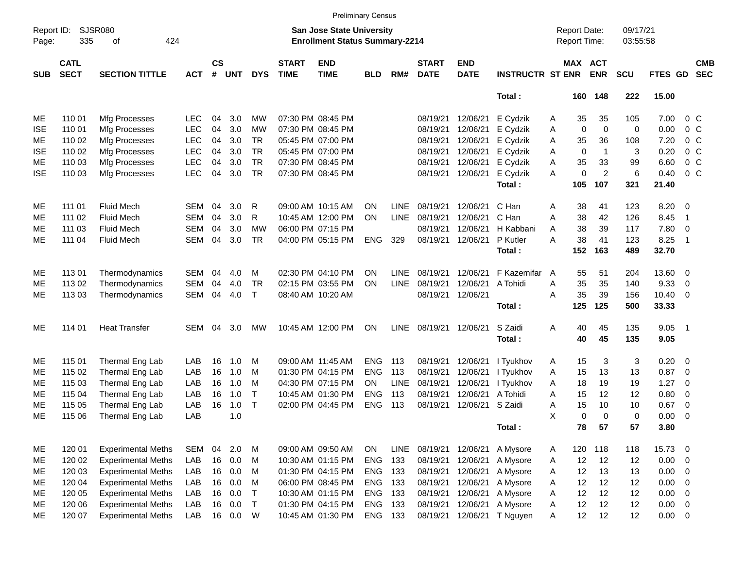Preliminary Census

Report ID: SJSR080
Page: 335 of 424

**San Jose State University**
**Enrollment Status Summary-2214**

Report Date: 09/17/21
Report Time: 03:55:58

| SUB | CATL SECT | SECTION TITTLE | ACT | CS # | UNT | DYS | START TIME | END TIME | BLD | RM# | START DATE | END DATE | INSTRUCTR | ST | MAX ENR | ACT ENR | SCU | FTES | GD | CMB SEC |
|---|---|---|---|---|---|---|---|---|---|---|---|---|---|---|---|---|---|---|---|---|
| | | | | | | | | | | | | | **Total :** | | **160** | **148** | **222** | **15.00** | | |
| ME | 110 01 | Mfg Processes | LEC | 04 | 3.0 | MW | 07:30 PM | 08:45 PM | | | 08/19/21 | 12/06/21 | E Cydzik | A | 35 | 35 | 105 | 7.00 | 0 | C |
| ISE | 110 01 | Mfg Processes | LEC | 04 | 3.0 | MW | 07:30 PM | 08:45 PM | | | 08/19/21 | 12/06/21 | E Cydzik | A | 0 | 0 | 0 | 0.00 | 0 | C |
| ME | 110 02 | Mfg Processes | LEC | 04 | 3.0 | TR | 05:45 PM | 07:00 PM | | | 08/19/21 | 12/06/21 | E Cydzik | A | 35 | 36 | 108 | 7.20 | 0 | C |
| ISE | 110 02 | Mfg Processes | LEC | 04 | 3.0 | TR | 05:45 PM | 07:00 PM | | | 08/19/21 | 12/06/21 | E Cydzik | A | 0 | 1 | 3 | 0.20 | 0 | C |
| ME | 110 03 | Mfg Processes | LEC | 04 | 3.0 | TR | 07:30 PM | 08:45 PM | | | 08/19/21 | 12/06/21 | E Cydzik | A | 35 | 33 | 99 | 6.60 | 0 | C |
| ISE | 110 03 | Mfg Processes | LEC | 04 | 3.0 | TR | 07:30 PM | 08:45 PM | | | 08/19/21 | 12/06/21 | E Cydzik | A | 0 | 2 | 6 | 0.40 | 0 | C |
| | | | | | | | | | | | | | **Total :** | | **105** | **107** | **321** | **21.40** | | |
| ME | 111 01 | Fluid Mech | SEM | 04 | 3.0 | R | 09:00 AM | 10:15 AM | ON | LINE | 08/19/21 | 12/06/21 | C Han | A | 38 | 41 | 123 | 8.20 | 0 | |
| ME | 111 02 | Fluid Mech | SEM | 04 | 3.0 | R | 10:45 AM | 12:00 PM | ON | LINE | 08/19/21 | 12/06/21 | C Han | A | 38 | 42 | 126 | 8.45 | 1 | |
| ME | 111 03 | Fluid Mech | SEM | 04 | 3.0 | MW | 06:00 PM | 07:15 PM | | | 08/19/21 | 12/06/21 | H Kabbani | A | 38 | 39 | 117 | 7.80 | 0 | |
| ME | 111 04 | Fluid Mech | SEM | 04 | 3.0 | TR | 04:00 PM | 05:15 PM | ENG | 329 | 08/19/21 | 12/06/21 | P Kutler | A | 38 | 41 | 123 | 8.25 | 1 | |
| | | | | | | | | | | | | | **Total :** | | **152** | **163** | **489** | **32.70** | | |
| ME | 113 01 | Thermodynamics | SEM | 04 | 4.0 | M | 02:30 PM | 04:10 PM | ON | LINE | 08/19/21 | 12/06/21 | F Kazemifar | A | 55 | 51 | 204 | 13.60 | 0 | |
| ME | 113 02 | Thermodynamics | SEM | 04 | 4.0 | TR | 02:15 PM | 03:55 PM | ON | LINE | 08/19/21 | 12/06/21 | A Tohidi | A | 35 | 35 | 140 | 9.33 | 0 | |
| ME | 113 03 | Thermodynamics | SEM | 04 | 4.0 | T | 08:40 AM | 10:20 AM | | | 08/19/21 | 12/06/21 | | A | 35 | 39 | 156 | 10.40 | 0 | |
| | | | | | | | | | | | | | **Total :** | | **125** | **125** | **500** | **33.33** | | |
| ME | 114 01 | Heat Transfer | SEM | 04 | 3.0 | MW | 10:45 AM | 12:00 PM | ON | LINE | 08/19/21 | 12/06/21 | S Zaidi | A | 40 | 45 | 135 | 9.05 | 1 | |
| | | | | | | | | | | | | | **Total :** | | **40** | **45** | **135** | **9.05** | | |
| ME | 115 01 | Thermal Eng Lab | LAB | 16 | 1.0 | M | 09:00 AM | 11:45 AM | ENG | 113 | 08/19/21 | 12/06/21 | I Tyukhov | A | 15 | 3 | 3 | 0.20 | 0 | |
| ME | 115 02 | Thermal Eng Lab | LAB | 16 | 1.0 | M | 01:30 PM | 04:15 PM | ENG | 113 | 08/19/21 | 12/06/21 | I Tyukhov | A | 15 | 13 | 13 | 0.87 | 0 | |
| ME | 115 03 | Thermal Eng Lab | LAB | 16 | 1.0 | M | 04:30 PM | 07:15 PM | ON | LINE | 08/19/21 | 12/06/21 | I Tyukhov | A | 18 | 19 | 19 | 1.27 | 0 | |
| ME | 115 04 | Thermal Eng Lab | LAB | 16 | 1.0 | T | 10:45 AM | 01:30 PM | ENG | 113 | 08/19/21 | 12/06/21 | A Tohidi | A | 15 | 12 | 12 | 0.80 | 0 | |
| ME | 115 05 | Thermal Eng Lab | LAB | 16 | 1.0 | T | 02:00 PM | 04:45 PM | ENG | 113 | 08/19/21 | 12/06/21 | S Zaidi | A | 15 | 10 | 10 | 0.67 | 0 | |
| ME | 115 06 | Thermal Eng Lab | LAB | | 1.0 | | | | | | | | | X | 0 | 0 | 0 | 0.00 | 0 | |
| | | | | | | | | | | | | | **Total :** | | **78** | **57** | **57** | **3.80** | | |
| ME | 120 01 | Experimental Meths | SEM | 04 | 2.0 | M | 09:00 AM | 09:50 AM | ON | LINE | 08/19/21 | 12/06/21 | A Mysore | A | 120 | 118 | 118 | 15.73 | 0 | |
| ME | 120 02 | Experimental Meths | LAB | 16 | 0.0 | M | 10:30 AM | 01:15 PM | ENG | 133 | 08/19/21 | 12/06/21 | A Mysore | A | 12 | 12 | 12 | 0.00 | 0 | |
| ME | 120 03 | Experimental Meths | LAB | 16 | 0.0 | M | 01:30 PM | 04:15 PM | ENG | 133 | 08/19/21 | 12/06/21 | A Mysore | A | 12 | 13 | 13 | 0.00 | 0 | |
| ME | 120 04 | Experimental Meths | LAB | 16 | 0.0 | M | 06:00 PM | 08:45 PM | ENG | 133 | 08/19/21 | 12/06/21 | A Mysore | A | 12 | 12 | 12 | 0.00 | 0 | |
| ME | 120 05 | Experimental Meths | LAB | 16 | 0.0 | T | 10:30 AM | 01:15 PM | ENG | 133 | 08/19/21 | 12/06/21 | A Mysore | A | 12 | 12 | 12 | 0.00 | 0 | |
| ME | 120 06 | Experimental Meths | LAB | 16 | 0.0 | T | 01:30 PM | 04:15 PM | ENG | 133 | 08/19/21 | 12/06/21 | A Mysore | A | 12 | 12 | 12 | 0.00 | 0 | |
| ME | 120 07 | Experimental Meths | LAB | 16 | 0.0 | W | 10:45 AM | 01:30 PM | ENG | 133 | 08/19/21 | 12/06/21 | T Nguyen | A | 12 | 12 | 12 | 0.00 | 0 | |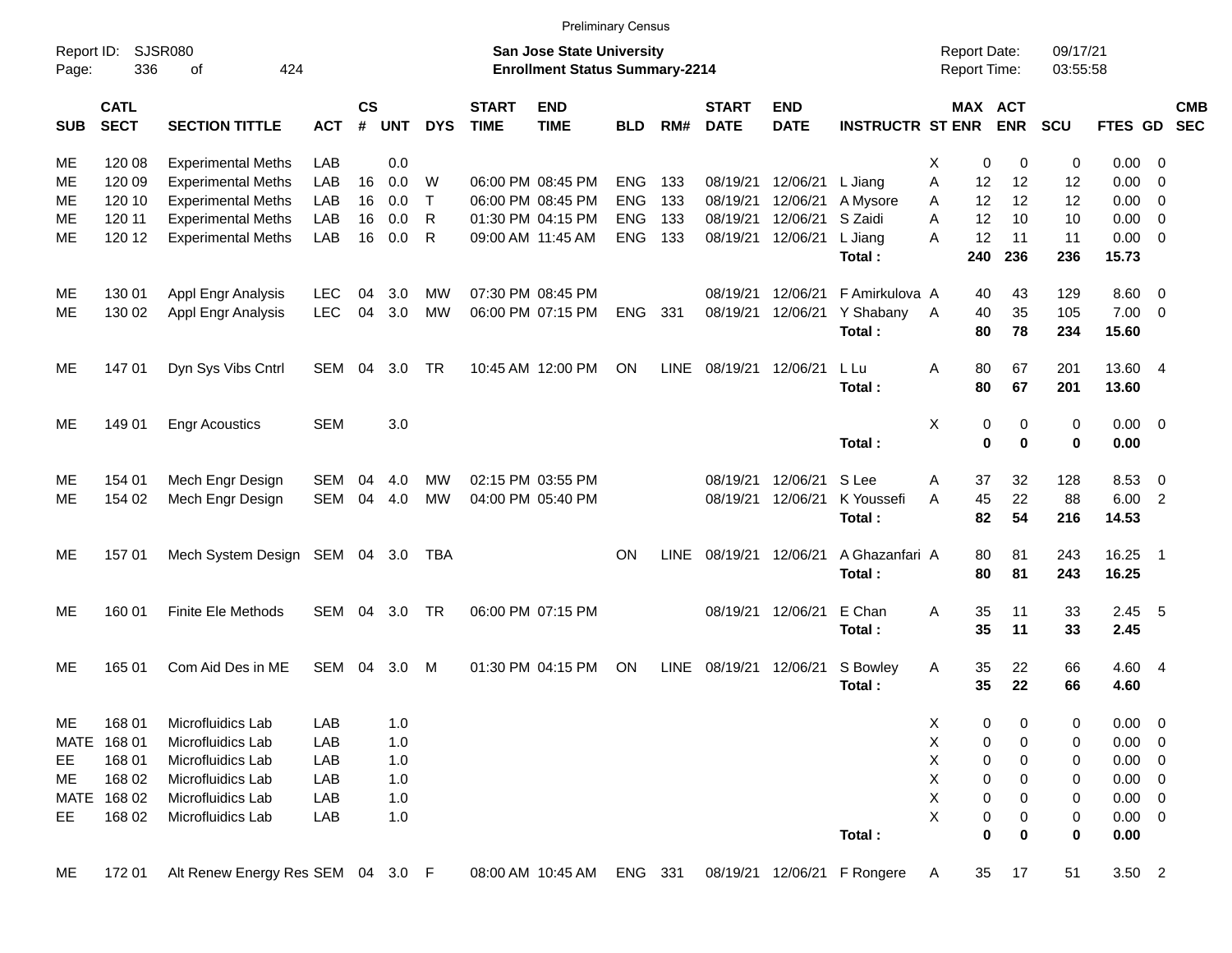Preliminary Census

Report ID: SJSR080
Page: 336 of 424

**San Jose State University**
**Enrollment Status Summary-2214**

Report Date: 09/17/21
Report Time: 03:55:58

| SUB | CATL SECT | SECTION TITTLE | ACT | CS # | UNT | DYS | START TIME | END TIME | BLD | RM# | START DATE | END DATE | INSTRUCTR | ST | MAX ENR | ACT ENR | SCU | FTES | GD | CMB SEC |
|---|---|---|---|---|---|---|---|---|---|---|---|---|---|---|---|---|---|---|---|---|
| ME | 120 08 | Experimental Meths | LAB | | 0.0 | | | | | | | | | X | 0 | 0 | 0 | 0.00 | 0 | |
| ME | 120 09 | Experimental Meths | LAB | 16 | 0.0 | W | 06:00 PM | 08:45 PM | ENG | 133 | 08/19/21 | 12/06/21 | L Jiang | A | 12 | 12 | 12 | 0.00 | 0 | |
| ME | 120 10 | Experimental Meths | LAB | 16 | 0.0 | T | 06:00 PM | 08:45 PM | ENG | 133 | 08/19/21 | 12/06/21 | A Mysore | A | 12 | 12 | 12 | 0.00 | 0 | |
| ME | 120 11 | Experimental Meths | LAB | 16 | 0.0 | R | 01:30 PM | 04:15 PM | ENG | 133 | 08/19/21 | 12/06/21 | S Zaidi | A | 12 | 10 | 10 | 0.00 | 0 | |
| ME | 120 12 | Experimental Meths | LAB | 16 | 0.0 | R | 09:00 AM | 11:45 AM | ENG | 133 | 08/19/21 | 12/06/21 | L Jiang | A | 12 | 11 | 11 | 0.00 | 0 | |
| | | | | | | | | | | | | | **Total :** | | **240** | **236** | **236** | **15.73** | | |
| ME | 130 01 | Appl Engr Analysis | LEC | 04 | 3.0 | MW | 07:30 PM | 08:45 PM | | | 08/19/21 | 12/06/21 | F Amirkulova | A | 40 | 43 | 129 | 8.60 | 0 | |
| ME | 130 02 | Appl Engr Analysis | LEC | 04 | 3.0 | MW | 06:00 PM | 07:15 PM | ENG | 331 | 08/19/21 | 12/06/21 | Y Shabany | A | 40 | 35 | 105 | 7.00 | 0 | |
| | | | | | | | | | | | | | **Total :** | | **80** | **78** | **234** | **15.60** | | |
| ME | 147 01 | Dyn Sys Vibs Cntrl | SEM | 04 | 3.0 | TR | 10:45 AM | 12:00 PM | ON | LINE | 08/19/21 | 12/06/21 | L Lu | A | 80 | 67 | 201 | 13.60 | 4 | |
| | | | | | | | | | | | | | **Total :** | | **80** | **67** | **201** | **13.60** | | |
| ME | 149 01 | Engr Acoustics | SEM | | 3.0 | | | | | | | | | X | 0 | 0 | 0 | 0.00 | 0 | |
| | | | | | | | | | | | | | **Total :** | | **0** | **0** | **0** | **0.00** | | |
| ME | 154 01 | Mech Engr Design | SEM | 04 | 4.0 | MW | 02:15 PM | 03:55 PM | | | 08/19/21 | 12/06/21 | S Lee | A | 37 | 32 | 128 | 8.53 | 0 | |
| ME | 154 02 | Mech Engr Design | SEM | 04 | 4.0 | MW | 04:00 PM | 05:40 PM | | | 08/19/21 | 12/06/21 | K Youssefi | A | 45 | 22 | 88 | 6.00 | 2 | |
| | | | | | | | | | | | | | **Total :** | | **82** | **54** | **216** | **14.53** | | |
| ME | 157 01 | Mech System Design | SEM | 04 | 3.0 | TBA | | | ON | LINE | 08/19/21 | 12/06/21 | A Ghazanfari | A | 80 | 81 | 243 | 16.25 | 1 | |
| | | | | | | | | | | | | | **Total :** | | **80** | **81** | **243** | **16.25** | | |
| ME | 160 01 | Finite Ele Methods | SEM | 04 | 3.0 | TR | 06:00 PM | 07:15 PM | | | 08/19/21 | 12/06/21 | E Chan | A | 35 | 11 | 33 | 2.45 | 5 | |
| | | | | | | | | | | | | | **Total :** | | **35** | **11** | **33** | **2.45** | | |
| ME | 165 01 | Com Aid Des in ME | SEM | 04 | 3.0 | M | 01:30 PM | 04:15 PM | ON | LINE | 08/19/21 | 12/06/21 | S Bowley | A | 35 | 22 | 66 | 4.60 | 4 | |
| | | | | | | | | | | | | | **Total :** | | **35** | **22** | **66** | **4.60** | | |
| ME | 168 01 | Microfluidics Lab | LAB | | 1.0 | | | | | | | | | X | 0 | 0 | 0 | 0.00 | 0 | |
| MATE | 168 01 | Microfluidics Lab | LAB | | 1.0 | | | | | | | | | X | 0 | 0 | 0 | 0.00 | 0 | |
| EE | 168 01 | Microfluidics Lab | LAB | | 1.0 | | | | | | | | | X | 0 | 0 | 0 | 0.00 | 0 | |
| ME | 168 02 | Microfluidics Lab | LAB | | 1.0 | | | | | | | | | X | 0 | 0 | 0 | 0.00 | 0 | |
| MATE | 168 02 | Microfluidics Lab | LAB | | 1.0 | | | | | | | | | X | 0 | 0 | 0 | 0.00 | 0 | |
| EE | 168 02 | Microfluidics Lab | LAB | | 1.0 | | | | | | | | | X | 0 | 0 | 0 | 0.00 | 0 | |
| | | | | | | | | | | | | | **Total :** | | **0** | **0** | **0** | **0.00** | | |
| ME | 172 01 | Alt Renew Energy Res | SEM | 04 | 3.0 | F | 08:00 AM | 10:45 AM | ENG | 331 | 08/19/21 | 12/06/21 | F Rongere | A | 35 | 17 | 51 | 3.50 | 2 | |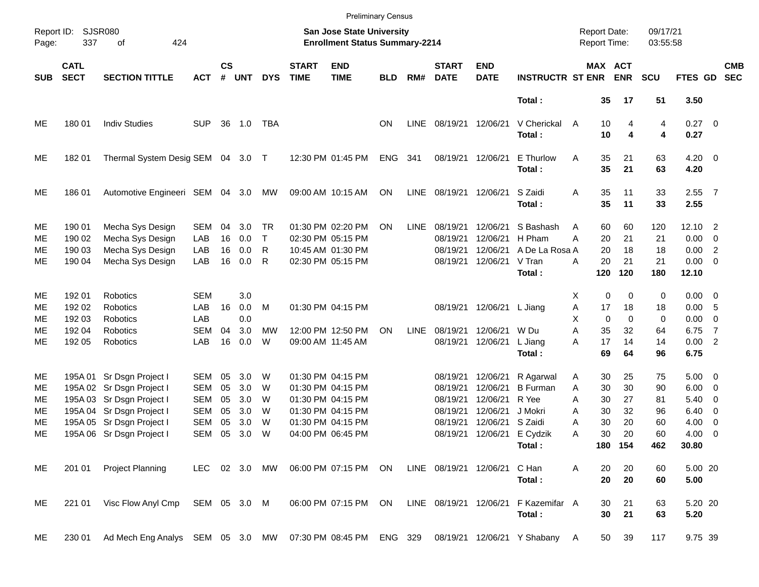Preliminary Census

Report ID: SJSR080
Page: 337 of 424

**San Jose State University**
**Enrollment Status Summary-2214**

Report Date: 09/17/21
Report Time: 03:55:58

| SUB | CATL SECT | SECTION TITTLE | ACT | CS # | UNT | DYS | START TIME | END TIME | BLD | RM# | START DATE | END DATE | INSTRUCTR | ST | MAX ENR | ACT ENR | SCU | FTES | GD | CMB SEC |
|---|---|---|---|---|---|---|---|---|---|---|---|---|---|---|---|---|---|---|---|---|
| | | | | | | | | | | | | | **Total :** | | **35** | **17** | **51** | **3.50** | | |
| ME | 180 01 | Indiv Studies | SUP | 36 | 1.0 | TBA | | | ON | LINE | 08/19/21 | 12/06/21 | V Cherickal | A | 10 | 4 | 4 | 0.27 | 0 | |
| | | | | | | | | | | | | | **Total :** | | **10** | **4** | **4** | **0.27** | | |
| ME | 182 01 | Thermal System Desig | SEM | 04 | 3.0 | T | 12:30 PM | 01:45 PM | ENG | 341 | 08/19/21 | 12/06/21 | E Thurlow | A | 35 | 21 | 63 | 4.20 | 0 | |
| | | | | | | | | | | | | | **Total :** | | **35** | **21** | **63** | **4.20** | | |
| ME | 186 01 | Automotive Engineeri | SEM | 04 | 3.0 | MW | 09:00 AM | 10:15 AM | ON | LINE | 08/19/21 | 12/06/21 | S Zaidi | A | 35 | 11 | 33 | 2.55 | 7 | |
| | | | | | | | | | | | | | **Total :** | | **35** | **11** | **33** | **2.55** | | |
| ME | 190 01 | Mecha Sys Design | SEM | 04 | 3.0 | TR | 01:30 PM | 02:20 PM | ON | LINE | 08/19/21 | 12/06/21 | S Bashash | A | 60 | 60 | 120 | 12.10 | 2 | |
| ME | 190 02 | Mecha Sys Design | LAB | 16 | 0.0 | T | 02:30 PM | 05:15 PM | | | 08/19/21 | 12/06/21 | H Pham | A | 20 | 21 | 21 | 0.00 | 0 | |
| ME | 190 03 | Mecha Sys Design | LAB | 16 | 0.0 | R | 10:45 AM | 01:30 PM | | | 08/19/21 | 12/06/21 | A De La Rosa | A | 20 | 18 | 18 | 0.00 | 2 | |
| ME | 190 04 | Mecha Sys Design | LAB | 16 | 0.0 | R | 02:30 PM | 05:15 PM | | | 08/19/21 | 12/06/21 | V Tran | A | 20 | 21 | 21 | 0.00 | 0 | |
| | | | | | | | | | | | | | **Total :** | | **120** | **120** | **180** | **12.10** | | |
| ME | 192 01 | Robotics | SEM | | 3.0 | | | | | | | | | X | 0 | 0 | 0 | 0.00 | 0 | |
| ME | 192 02 | Robotics | LAB | 16 | 0.0 | M | 01:30 PM | 04:15 PM | | | 08/19/21 | 12/06/21 | L Jiang | A | 17 | 18 | 18 | 0.00 | 5 | |
| ME | 192 03 | Robotics | LAB | | 0.0 | | | | | | | | | X | 0 | 0 | 0 | 0.00 | 0 | |
| ME | 192 04 | Robotics | SEM | 04 | 3.0 | MW | 12:00 PM | 12:50 PM | ON | LINE | 08/19/21 | 12/06/21 | W Du | A | 35 | 32 | 64 | 6.75 | 7 | |
| ME | 192 05 | Robotics | LAB | 16 | 0.0 | W | 09:00 AM | 11:45 AM | | | 08/19/21 | 12/06/21 | L Jiang | A | 17 | 14 | 14 | 0.00 | 2 | |
| | | | | | | | | | | | | | **Total :** | | **69** | **64** | **96** | **6.75** | | |
| ME | 195A 01 | Sr Dsgn Project I | SEM | 05 | 3.0 | W | 01:30 PM | 04:15 PM | | | 08/19/21 | 12/06/21 | R Agarwal | A | 30 | 25 | 75 | 5.00 | 0 | |
| ME | 195A 02 | Sr Dsgn Project I | SEM | 05 | 3.0 | W | 01:30 PM | 04:15 PM | | | 08/19/21 | 12/06/21 | B Furman | A | 30 | 30 | 90 | 6.00 | 0 | |
| ME | 195A 03 | Sr Dsgn Project I | SEM | 05 | 3.0 | W | 01:30 PM | 04:15 PM | | | 08/19/21 | 12/06/21 | R Yee | A | 30 | 27 | 81 | 5.40 | 0 | |
| ME | 195A 04 | Sr Dsgn Project I | SEM | 05 | 3.0 | W | 01:30 PM | 04:15 PM | | | 08/19/21 | 12/06/21 | J Mokri | A | 30 | 32 | 96 | 6.40 | 0 | |
| ME | 195A 05 | Sr Dsgn Project I | SEM | 05 | 3.0 | W | 01:30 PM | 04:15 PM | | | 08/19/21 | 12/06/21 | S Zaidi | A | 30 | 20 | 60 | 4.00 | 0 | |
| ME | 195A 06 | Sr Dsgn Project I | SEM | 05 | 3.0 | W | 04:00 PM | 06:45 PM | | | 08/19/21 | 12/06/21 | E Cydzik | A | 30 | 20 | 60 | 4.00 | 0 | |
| | | | | | | | | | | | | | **Total :** | | **180** | **154** | **462** | **30.80** | | |
| ME | 201 01 | Project Planning | LEC | 02 | 3.0 | MW | 06:00 PM | 07:15 PM | ON | LINE | 08/19/21 | 12/06/21 | C Han | A | 20 | 20 | 60 | 5.00 | 20 | |
| | | | | | | | | | | | | | **Total :** | | **20** | **20** | **60** | **5.00** | | |
| ME | 221 01 | Visc Flow Anyl Cmp | SEM | 05 | 3.0 | M | 06:00 PM | 07:15 PM | ON | LINE | 08/19/21 | 12/06/21 | F Kazemifar | A | 30 | 21 | 63 | 5.20 | 20 | |
| | | | | | | | | | | | | | **Total :** | | **30** | **21** | **63** | **5.20** | | |
| ME | 230 01 | Ad Mech Eng Analys | SEM | 05 | 3.0 | MW | 07:30 PM | 08:45 PM | ENG | 329 | 08/19/21 | 12/06/21 | Y Shabany | A | 50 | 39 | 117 | 9.75 | 39 | |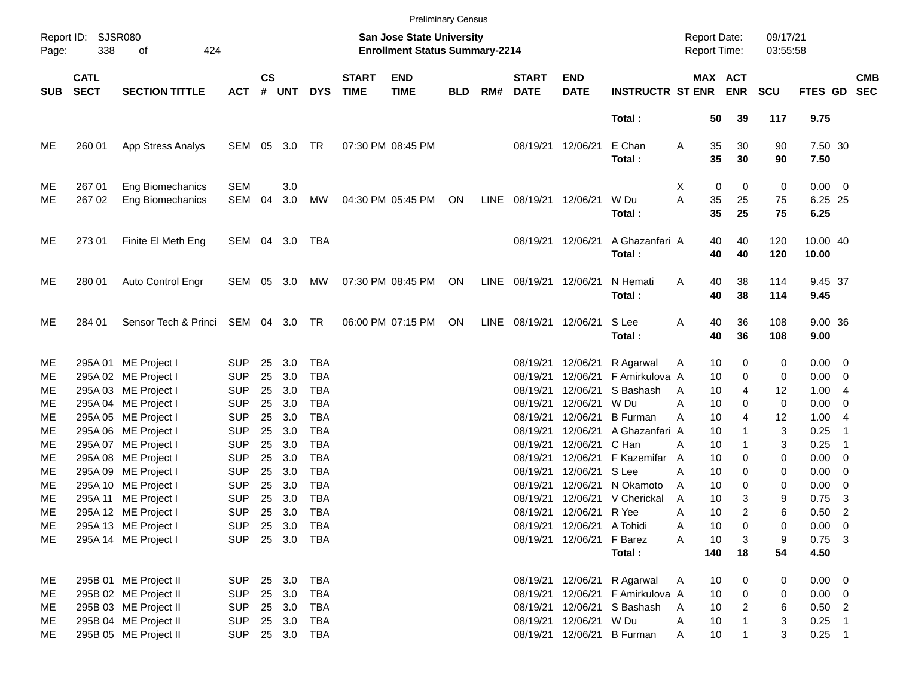Preliminary Census

Report ID: SJSR080
Page: 338 of 424

**San Jose State University**
**Enrollment Status Summary-2214**

Report Date: 09/17/21
Report Time: 03:55:58

| SUB | CATL SECT | SECTION TITTLE | ACT | CS # | UNT | DYS | START TIME | END TIME | BLD | RM# | START DATE | END DATE | INSTRUCTR | ST | MAX ENR | ACT ENR | SCU | FTES | GD | CMB SEC |
|---|---|---|---|---|---|---|---|---|---|---|---|---|---|---|---|---|---|---|---|---|
| | | | | | | | | | | | | | **Total :** | | **50** | **39** | **117** | **9.75** | | |
| ME | 260 01 | App Stress Analys | SEM | 05 | 3.0 | TR | 07:30 PM | 08:45 PM | | | 08/19/21 | 12/06/21 | E Chan | A | 35 | 30 | 90 | 7.50 | 30 | |
| | | | | | | | | | | | | | **Total :** | | **35** | **30** | **90** | **7.50** | | |
| ME | 267 01 | Eng Biomechanics | SEM | | 3.0 | | | | | | | | | X | 0 | 0 | 0 | 0.00 | 0 | |
| ME | 267 02 | Eng Biomechanics | SEM | 04 | 3.0 | MW | 04:30 PM | 05:45 PM | ON | LINE | 08/19/21 | 12/06/21 | W Du | A | 35 | 25 | 75 | 6.25 | 25 | |
| | | | | | | | | | | | | | **Total :** | | **35** | **25** | **75** | **6.25** | | |
| ME | 273 01 | Finite El Meth Eng | SEM | 04 | 3.0 | TBA | | | | | 08/19/21 | 12/06/21 | A Ghazanfari | A | 40 | 40 | 120 | 10.00 | 40 | |
| | | | | | | | | | | | | | **Total :** | | **40** | **40** | **120** | **10.00** | | |
| ME | 280 01 | Auto Control Engr | SEM | 05 | 3.0 | MW | 07:30 PM | 08:45 PM | ON | LINE | 08/19/21 | 12/06/21 | N Hemati | A | 40 | 38 | 114 | 9.45 | 37 | |
| | | | | | | | | | | | | | **Total :** | | **40** | **38** | **114** | **9.45** | | |
| ME | 284 01 | Sensor Tech & Princi | SEM | 04 | 3.0 | TR | 06:00 PM | 07:15 PM | ON | LINE | 08/19/21 | 12/06/21 | S Lee | A | 40 | 36 | 108 | 9.00 | 36 | |
| | | | | | | | | | | | | | **Total :** | | **40** | **36** | **108** | **9.00** | | |
| ME | 295A 01 | ME Project I | SUP | 25 | 3.0 | TBA | | | | | 08/19/21 | 12/06/21 | R Agarwal | A | 10 | 0 | 0 | 0.00 | 0 | |
| ME | 295A 02 | ME Project I | SUP | 25 | 3.0 | TBA | | | | | 08/19/21 | 12/06/21 | F Amirkulova | A | 10 | 0 | 0 | 0.00 | 0 | |
| ME | 295A 03 | ME Project I | SUP | 25 | 3.0 | TBA | | | | | 08/19/21 | 12/06/21 | S Bashash | A | 10 | 4 | 12 | 1.00 | 4 | |
| ME | 295A 04 | ME Project I | SUP | 25 | 3.0 | TBA | | | | | 08/19/21 | 12/06/21 | W Du | A | 10 | 0 | 0 | 0.00 | 0 | |
| ME | 295A 05 | ME Project I | SUP | 25 | 3.0 | TBA | | | | | 08/19/21 | 12/06/21 | B Furman | A | 10 | 4 | 12 | 1.00 | 4 | |
| ME | 295A 06 | ME Project I | SUP | 25 | 3.0 | TBA | | | | | 08/19/21 | 12/06/21 | A Ghazanfari | A | 10 | 1 | 3 | 0.25 | 1 | |
| ME | 295A 07 | ME Project I | SUP | 25 | 3.0 | TBA | | | | | 08/19/21 | 12/06/21 | C Han | A | 10 | 1 | 3 | 0.25 | 1 | |
| ME | 295A 08 | ME Project I | SUP | 25 | 3.0 | TBA | | | | | 08/19/21 | 12/06/21 | F Kazemifar | A | 10 | 0 | 0 | 0.00 | 0 | |
| ME | 295A 09 | ME Project I | SUP | 25 | 3.0 | TBA | | | | | 08/19/21 | 12/06/21 | S Lee | A | 10 | 0 | 0 | 0.00 | 0 | |
| ME | 295A 10 | ME Project I | SUP | 25 | 3.0 | TBA | | | | | 08/19/21 | 12/06/21 | N Okamoto | A | 10 | 0 | 0 | 0.00 | 0 | |
| ME | 295A 11 | ME Project I | SUP | 25 | 3.0 | TBA | | | | | 08/19/21 | 12/06/21 | V Cherickal | A | 10 | 3 | 9 | 0.75 | 3 | |
| ME | 295A 12 | ME Project I | SUP | 25 | 3.0 | TBA | | | | | 08/19/21 | 12/06/21 | R Yee | A | 10 | 2 | 6 | 0.50 | 2 | |
| ME | 295A 13 | ME Project I | SUP | 25 | 3.0 | TBA | | | | | 08/19/21 | 12/06/21 | A Tohidi | A | 10 | 0 | 0 | 0.00 | 0 | |
| ME | 295A 14 | ME Project I | SUP | 25 | 3.0 | TBA | | | | | 08/19/21 | 12/06/21 | F Barez | A | 10 | 3 | 9 | 0.75 | 3 | |
| | | | | | | | | | | | | | **Total :** | | **140** | **18** | **54** | **4.50** | | |
| ME | 295B 01 | ME Project II | SUP | 25 | 3.0 | TBA | | | | | 08/19/21 | 12/06/21 | R Agarwal | A | 10 | 0 | 0 | 0.00 | 0 | |
| ME | 295B 02 | ME Project II | SUP | 25 | 3.0 | TBA | | | | | 08/19/21 | 12/06/21 | F Amirkulova | A | 10 | 0 | 0 | 0.00 | 0 | |
| ME | 295B 03 | ME Project II | SUP | 25 | 3.0 | TBA | | | | | 08/19/21 | 12/06/21 | S Bashash | A | 10 | 2 | 6 | 0.50 | 2 | |
| ME | 295B 04 | ME Project II | SUP | 25 | 3.0 | TBA | | | | | 08/19/21 | 12/06/21 | W Du | A | 10 | 1 | 3 | 0.25 | 1 | |
| ME | 295B 05 | ME Project II | SUP | 25 | 3.0 | TBA | | | | | 08/19/21 | 12/06/21 | B Furman | A | 10 | 1 | 3 | 0.25 | 1 | |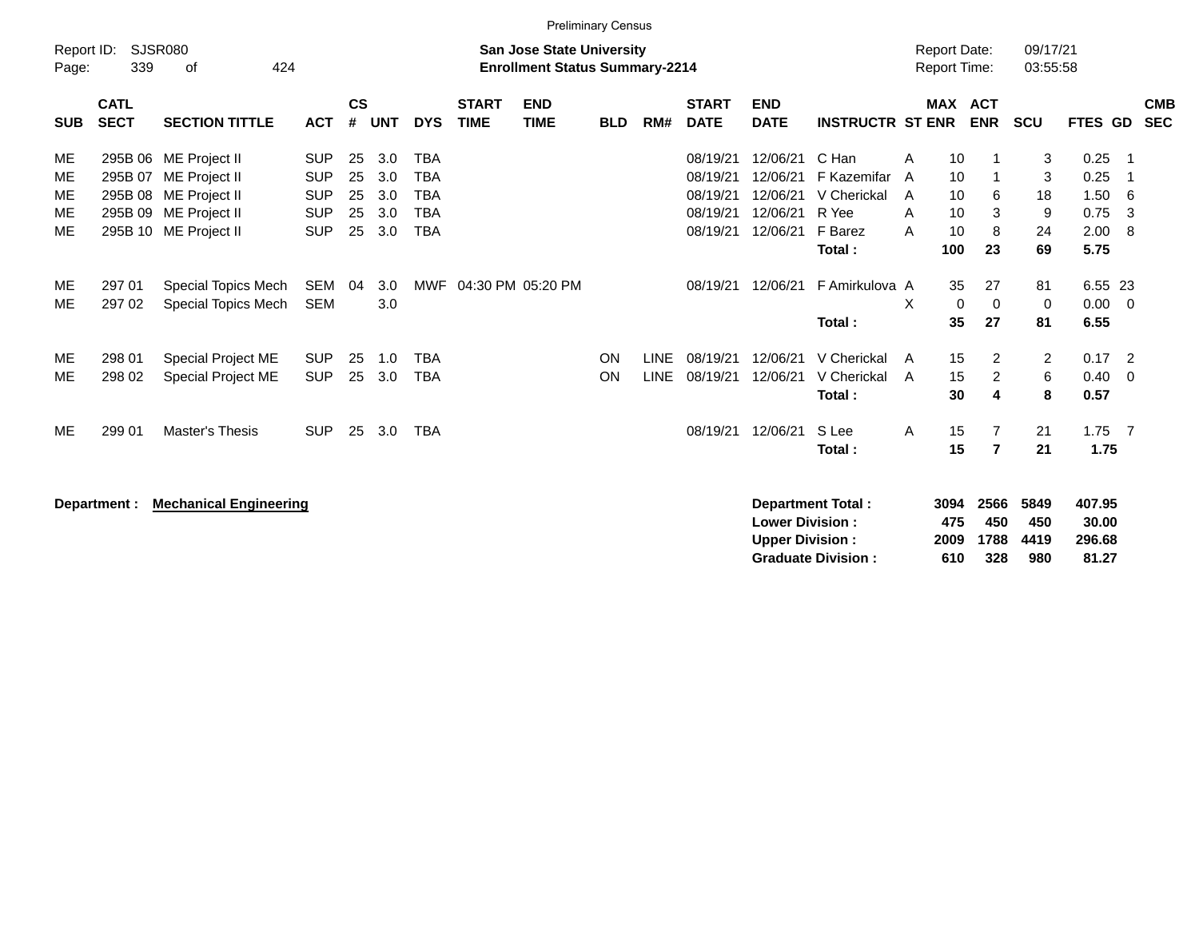Preliminary Census

Report ID: SJSR080

**San Jose State University**
**Enrollment Status Summary-2214**

Report Date: 09/17/21
Report Time: 03:55:58

| SUB | CATL SECT | SECTION TITTLE | ACT | CS # | UNT | DYS | START TIME | END TIME | BLD | RM# | START DATE | END DATE | INSTRUCTR | ST | MAX ENR | ACT ENR | SCU | FTES | GD | CMB SEC |
|---|---|---|---|---|---|---|---|---|---|---|---|---|---|---|---|---|---|---|---|---|
| ME | 295B 06 | ME Project II | SUP | 25 | 3.0 | TBA | | | | | 08/19/21 | 12/06/21 | C Han | A | 10 | 1 | 3 | 0.25 | 1 | |
| ME | 295B 07 | ME Project II | SUP | 25 | 3.0 | TBA | | | | | 08/19/21 | 12/06/21 | F Kazemifar | A | 10 | 1 | 3 | 0.25 | 1 | |
| ME | 295B 08 | ME Project II | SUP | 25 | 3.0 | TBA | | | | | 08/19/21 | 12/06/21 | V Cherickal | A | 10 | 6 | 18 | 1.50 | 6 | |
| ME | 295B 09 | ME Project II | SUP | 25 | 3.0 | TBA | | | | | 08/19/21 | 12/06/21 | R Yee | A | 10 | 3 | 9 | 0.75 | 3 | |
| ME | 295B 10 | ME Project II | SUP | 25 | 3.0 | TBA | | | | | 08/19/21 | 12/06/21 | F Barez | A | 10 | 8 | 24 | 2.00 | 8 | |
| | | | | | | | | | | | | | **Total :** | | **100** | **23** | **69** | **5.75** | | |
| ME | 297 01 | Special Topics Mech | SEM | 04 | 3.0 | MWF | 04:30 PM | 05:20 PM | | | 08/19/21 | 12/06/21 | F Amirkulova | A | 35 | 27 | 81 | 6.55 | 23 | |
| ME | 297 02 | Special Topics Mech | SEM | | 3.0 | | | | | | | | | X | 0 | 0 | 0 | 0.00 | 0 | |
| | | | | | | | | | | | | | **Total :** | | **35** | **27** | **81** | **6.55** | | |
| ME | 298 01 | Special Project ME | SUP | 25 | 1.0 | TBA | | | ON | LINE | 08/19/21 | 12/06/21 | V Cherickal | A | 15 | 2 | 2 | 0.17 | 2 | |
| ME | 298 02 | Special Project ME | SUP | 25 | 3.0 | TBA | | | ON | LINE | 08/19/21 | 12/06/21 | V Cherickal | A | 15 | 2 | 6 | 0.40 | 0 | |
| | | | | | | | | | | | | | **Total :** | | **30** | **4** | **8** | **0.57** | | |
| ME | 299 01 | Master's Thesis | SUP | 25 | 3.0 | TBA | | | | | 08/19/21 | 12/06/21 | S Lee | A | 15 | 7 | 21 | 1.75 | 7 | |
| | | | | | | | | | | | | | **Total :** | | **15** | **7** | **21** | **1.75** | | |

**Department : Mechanical Engineering**

| | MAX ENR | ACT ENR | SCU | FTES |
|---|---|---|---|---|
| **Department Total :** | **3094** | **2566** | **5849** | **407.95** |
| **Lower Division :** | **475** | **450** | **450** | **30.00** |
| **Upper Division :** | **2009** | **1788** | **4419** | **296.68** |
| **Graduate Division :** | **610** | **328** | **980** | **81.27** |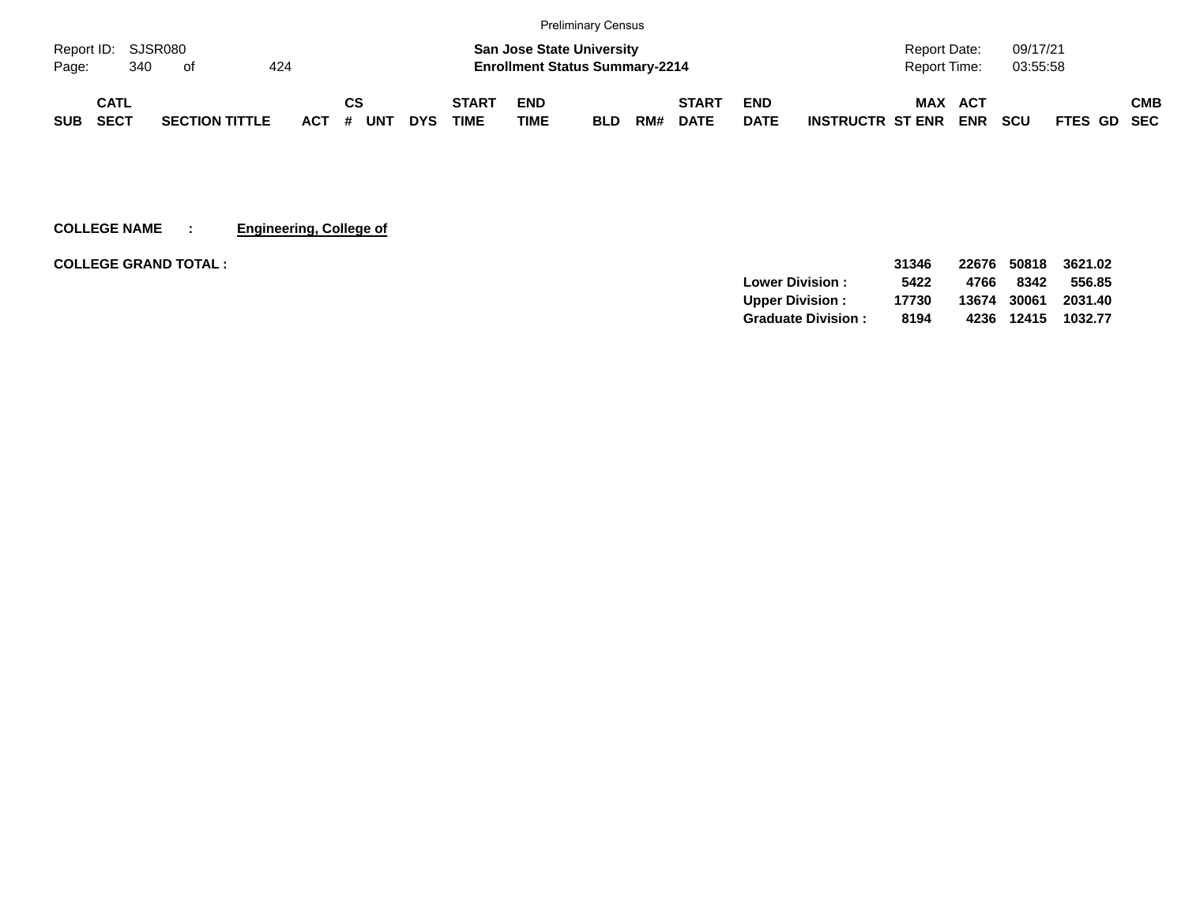Preliminary Census

Report ID: SJSR080 | **San Jose State University** | Report Date: 09/17/21
Page: 340 of 424 | **Enrollment Status Summary-2214** | Report Time: 03:55:58

| SUB | CATL SECT | SECTION TITTLE | ACT | CS # | UNT | DYS | START TIME | END TIME | BLD | RM# | START DATE | END DATE | INSTRUCTR | MAX ST ENR | ACT ENR | SCU | FTES | GD | CMB SEC |
|---|---|---|---|---|---|---|---|---|---|---|---|---|---|---|---|---|---|---|---|

**COLLEGE NAME : Engineering, College of**

| | | MAX ST ENR | ACT ENR | SCU | FTES |
|---|---|---|---|---|---|
| **COLLEGE GRAND TOTAL :** | | **31346** | **22676** | **50818** | **3621.02** |
| | **Lower Division :** | **5422** | **4766** | **8342** | **556.85** |
| | **Upper Division :** | **17730** | **13674** | **30061** | **2031.40** |
| | **Graduate Division :** | **8194** | **4236** | **12415** | **1032.77** |